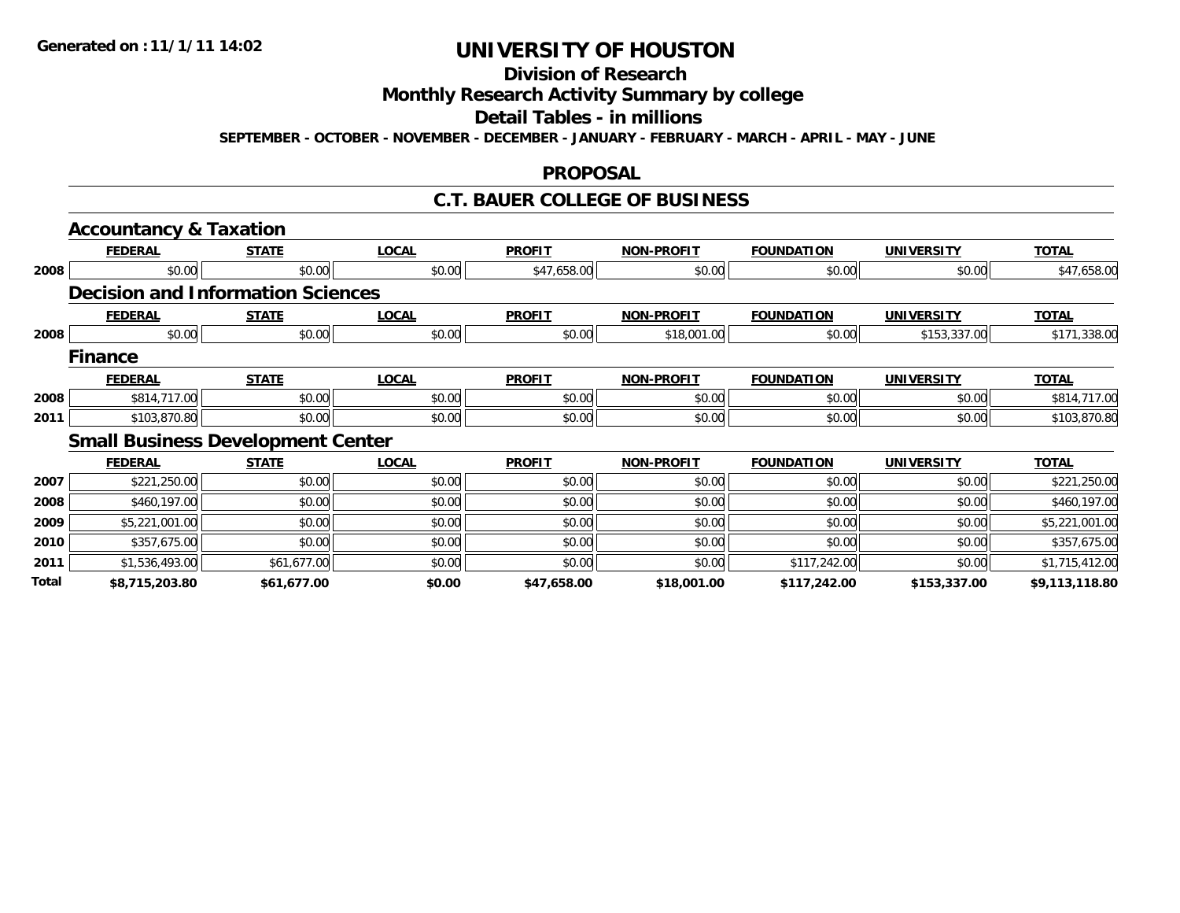Generated on :11/1/11 14:02

# UNIVERSITY OF HOUSTON

## Division of Research

## Monthly Research Activity Summary by college

## Detail Tables - in millions

SEPTEMBER - OCTOBER - NOVEMBER - DECEMBER - JANUARY - FEBRUARY - MARCH - APRIL - MAY - JUNE

## PROPOSAL

## C.T. BAUER COLLEGE OF BUSINESS

### Accountancy & Taxation

| | FEDERAL | STATE | LOCAL | PROFIT | NON-PROFIT | FOUNDATION | UNIVERSITY | TOTAL |
|---|---|---|---|---|---|---|---|---|
| 2008 | $0.00 | $0.00 | $0.00 | $47,658.00 | $0.00 | $0.00 | $0.00 | $47,658.00 |

### Decision and Information Sciences

| | FEDERAL | STATE | LOCAL | PROFIT | NON-PROFIT | FOUNDATION | UNIVERSITY | TOTAL |
|---|---|---|---|---|---|---|---|---|
| 2008 | $0.00 | $0.00 | $0.00 | $0.00 | $18,001.00 | $0.00 | $153,337.00 | $171,338.00 |

### Finance

| | FEDERAL | STATE | LOCAL | PROFIT | NON-PROFIT | FOUNDATION | UNIVERSITY | TOTAL |
|---|---|---|---|---|---|---|---|---|
| 2008 | $814,717.00 | $0.00 | $0.00 | $0.00 | $0.00 | $0.00 | $0.00 | $814,717.00 |
| 2011 | $103,870.80 | $0.00 | $0.00 | $0.00 | $0.00 | $0.00 | $0.00 | $103,870.80 |

### Small Business Development Center

| | FEDERAL | STATE | LOCAL | PROFIT | NON-PROFIT | FOUNDATION | UNIVERSITY | TOTAL |
|---|---|---|---|---|---|---|---|---|
| 2007 | $221,250.00 | $0.00 | $0.00 | $0.00 | $0.00 | $0.00 | $0.00 | $221,250.00 |
| 2008 | $460,197.00 | $0.00 | $0.00 | $0.00 | $0.00 | $0.00 | $0.00 | $460,197.00 |
| 2009 | $5,221,001.00 | $0.00 | $0.00 | $0.00 | $0.00 | $0.00 | $0.00 | $5,221,001.00 |
| 2010 | $357,675.00 | $0.00 | $0.00 | $0.00 | $0.00 | $0.00 | $0.00 | $357,675.00 |
| 2011 | $1,536,493.00 | $61,677.00 | $0.00 | $0.00 | $0.00 | $117,242.00 | $0.00 | $1,715,412.00 |
| **Total** | **$8,715,203.80** | **$61,677.00** | **$0.00** | **$47,658.00** | **$18,001.00** | **$117,242.00** | **$153,337.00** | **$9,113,118.80** |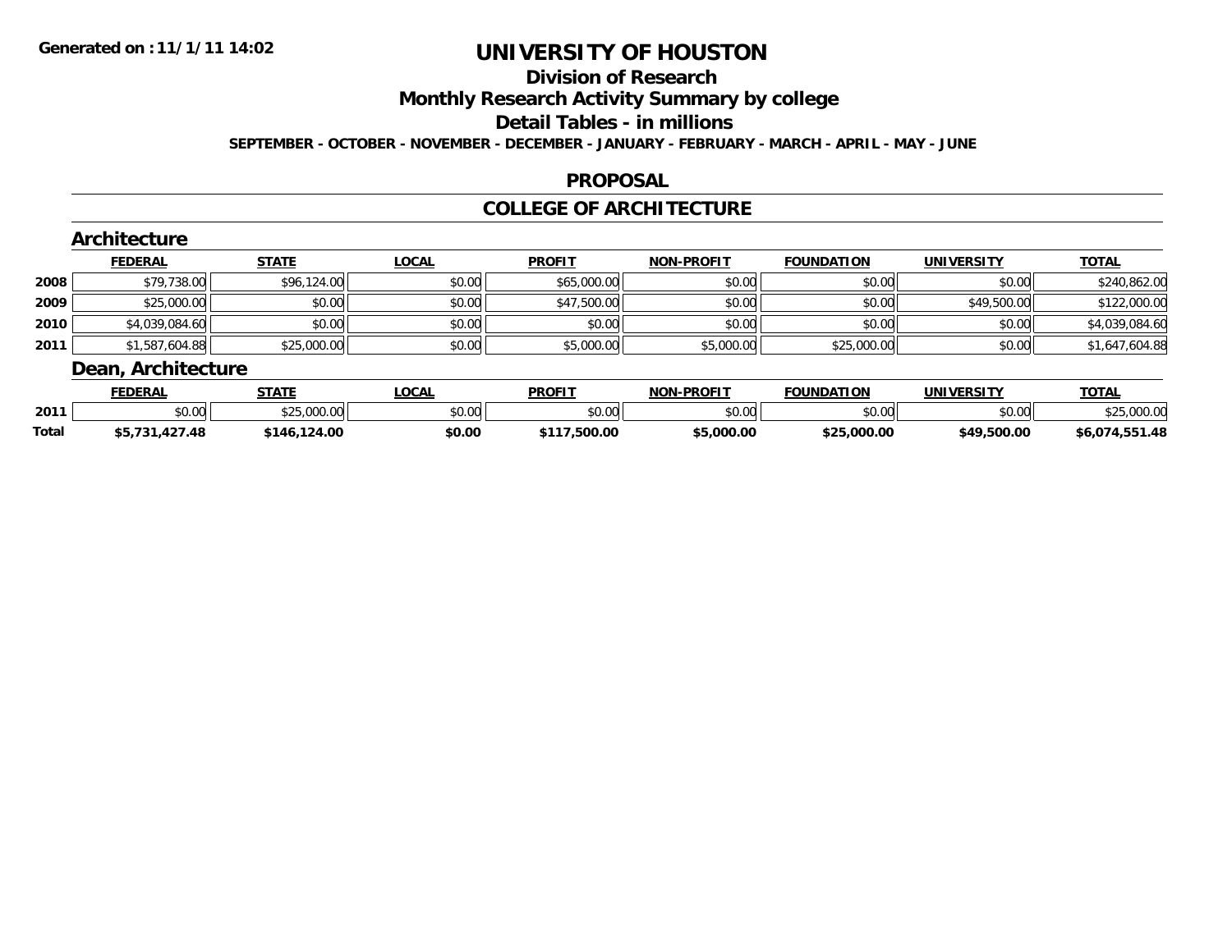Generated on :11/1/11 14:02

# UNIVERSITY OF HOUSTON

## Division of Research

## Monthly Research Activity Summary by college

## Detail Tables - in millions

SEPTEMBER - OCTOBER - NOVEMBER - DECEMBER - JANUARY - FEBRUARY - MARCH - APRIL - MAY - JUNE

## PROPOSAL

## COLLEGE OF ARCHITECTURE

### Architecture

| | FEDERAL | STATE | LOCAL | PROFIT | NON-PROFIT | FOUNDATION | UNIVERSITY | TOTAL |
|---|---|---|---|---|---|---|---|---|
| 2008 | $79,738.00 | $96,124.00 | $0.00 | $65,000.00 | $0.00 | $0.00 | $0.00 | $240,862.00 |
| 2009 | $25,000.00 | $0.00 | $0.00 | $47,500.00 | $0.00 | $0.00 | $49,500.00 | $122,000.00 |
| 2010 | $4,039,084.60 | $0.00 | $0.00 | $0.00 | $0.00 | $0.00 | $0.00 | $4,039,084.60 |
| 2011 | $1,587,604.88 | $25,000.00 | $0.00 | $5,000.00 | $5,000.00 | $25,000.00 | $0.00 | $1,647,604.88 |

### Dean, Architecture

| | FEDERAL | STATE | LOCAL | PROFIT | NON-PROFIT | FOUNDATION | UNIVERSITY | TOTAL |
|---|---|---|---|---|---|---|---|---|
| 2011 | $0.00 | $25,000.00 | $0.00 | $0.00 | $0.00 | $0.00 | $0.00 | $25,000.00 |
| **Total** | **$5,731,427.48** | **$146,124.00** | **$0.00** | **$117,500.00** | **$5,000.00** | **$25,000.00** | **$49,500.00** | **$6,074,551.48** |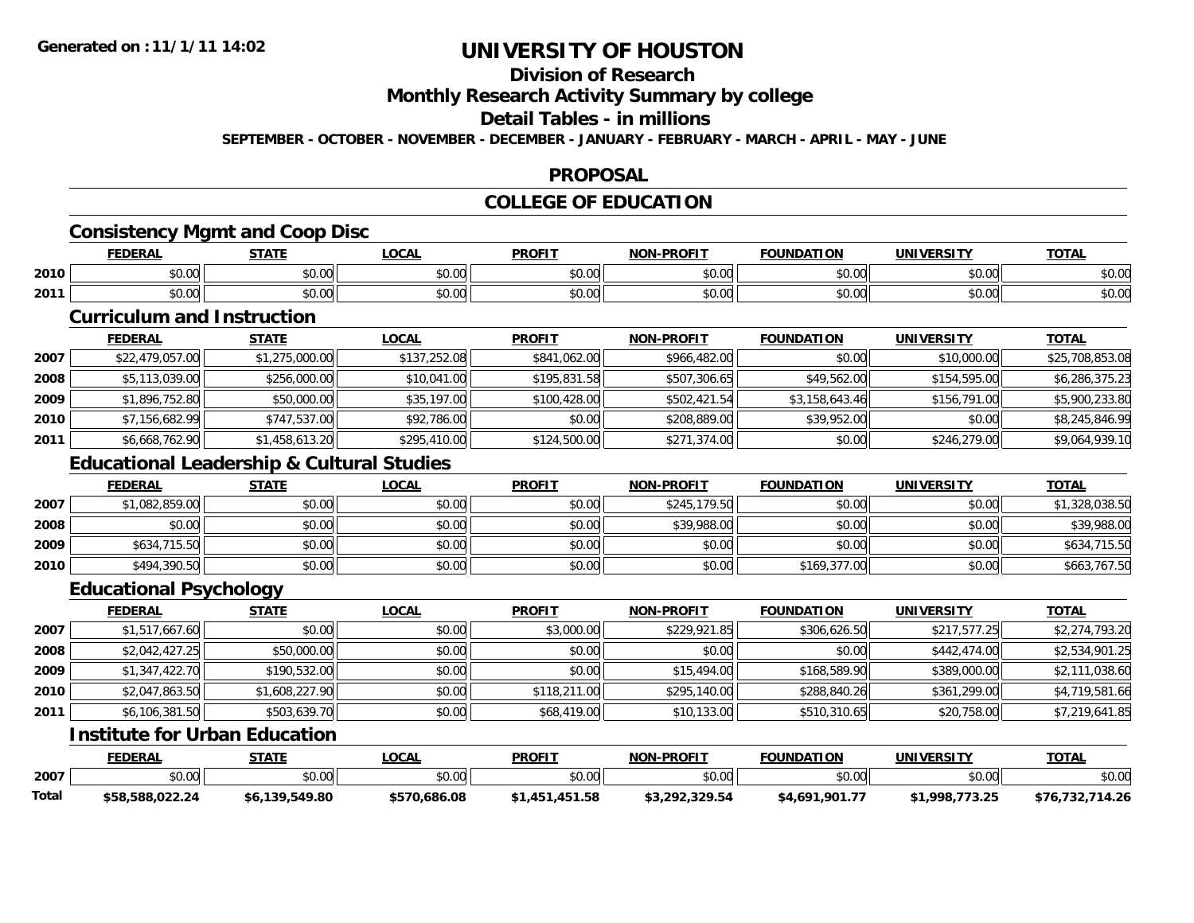Generated on :11/1/11 14:02

# UNIVERSITY OF HOUSTON

## Division of Research

## Monthly Research Activity Summary by college

## Detail Tables - in millions

SEPTEMBER - OCTOBER - NOVEMBER - DECEMBER - JANUARY - FEBRUARY - MARCH - APRIL - MAY - JUNE

## PROPOSAL

## COLLEGE OF EDUCATION

### Consistency Mgmt and Coop Disc

| | FEDERAL | STATE | LOCAL | PROFIT | NON-PROFIT | FOUNDATION | UNIVERSITY | TOTAL |
|---|---|---|---|---|---|---|---|---|
| 2010 | $0.00 | $0.00 | $0.00 | $0.00 | $0.00 | $0.00 | $0.00 | $0.00 |
| 2011 | $0.00 | $0.00 | $0.00 | $0.00 | $0.00 | $0.00 | $0.00 | $0.00 |

### Curriculum and Instruction

| | FEDERAL | STATE | LOCAL | PROFIT | NON-PROFIT | FOUNDATION | UNIVERSITY | TOTAL |
|---|---|---|---|---|---|---|---|---|
| 2007 | $22,479,057.00 | $1,275,000.00 | $137,252.08 | $841,062.00 | $966,482.00 | $0.00 | $10,000.00 | $25,708,853.08 |
| 2008 | $5,113,039.00 | $256,000.00 | $10,041.00 | $195,831.58 | $507,306.65 | $49,562.00 | $154,595.00 | $6,286,375.23 |
| 2009 | $1,896,752.80 | $50,000.00 | $35,197.00 | $100,428.00 | $502,421.54 | $3,158,643.46 | $156,791.00 | $5,900,233.80 |
| 2010 | $7,156,682.99 | $747,537.00 | $92,786.00 | $0.00 | $208,889.00 | $39,952.00 | $0.00 | $8,245,846.99 |
| 2011 | $6,668,762.90 | $1,458,613.20 | $295,410.00 | $124,500.00 | $271,374.00 | $0.00 | $246,279.00 | $9,064,939.10 |

### Educational Leadership & Cultural Studies

| | FEDERAL | STATE | LOCAL | PROFIT | NON-PROFIT | FOUNDATION | UNIVERSITY | TOTAL |
|---|---|---|---|---|---|---|---|---|
| 2007 | $1,082,859.00 | $0.00 | $0.00 | $0.00 | $245,179.50 | $0.00 | $0.00 | $1,328,038.50 |
| 2008 | $0.00 | $0.00 | $0.00 | $0.00 | $39,988.00 | $0.00 | $0.00 | $39,988.00 |
| 2009 | $634,715.50 | $0.00 | $0.00 | $0.00 | $0.00 | $0.00 | $0.00 | $634,715.50 |
| 2010 | $494,390.50 | $0.00 | $0.00 | $0.00 | $0.00 | $169,377.00 | $0.00 | $663,767.50 |

### Educational Psychology

| | FEDERAL | STATE | LOCAL | PROFIT | NON-PROFIT | FOUNDATION | UNIVERSITY | TOTAL |
|---|---|---|---|---|---|---|---|---|
| 2007 | $1,517,667.60 | $0.00 | $0.00 | $3,000.00 | $229,921.85 | $306,626.50 | $217,577.25 | $2,274,793.20 |
| 2008 | $2,042,427.25 | $50,000.00 | $0.00 | $0.00 | $0.00 | $0.00 | $442,474.00 | $2,534,901.25 |
| 2009 | $1,347,422.70 | $190,532.00 | $0.00 | $0.00 | $15,494.00 | $168,589.90 | $389,000.00 | $2,111,038.60 |
| 2010 | $2,047,863.50 | $1,608,227.90 | $0.00 | $118,211.00 | $295,140.00 | $288,840.26 | $361,299.00 | $4,719,581.66 |
| 2011 | $6,106,381.50 | $503,639.70 | $0.00 | $68,419.00 | $10,133.00 | $510,310.65 | $20,758.00 | $7,219,641.85 |

### Institute for Urban Education

| | FEDERAL | STATE | LOCAL | PROFIT | NON-PROFIT | FOUNDATION | UNIVERSITY | TOTAL |
|---|---|---|---|---|---|---|---|---|
| 2007 | $0.00 | $0.00 | $0.00 | $0.00 | $0.00 | $0.00 | $0.00 | $0.00 |
| **Total** | **$58,588,022.24** | **$6,139,549.80** | **$570,686.08** | **$1,451,451.58** | **$3,292,329.54** | **$4,691,901.77** | **$1,998,773.25** | **$76,732,714.26** |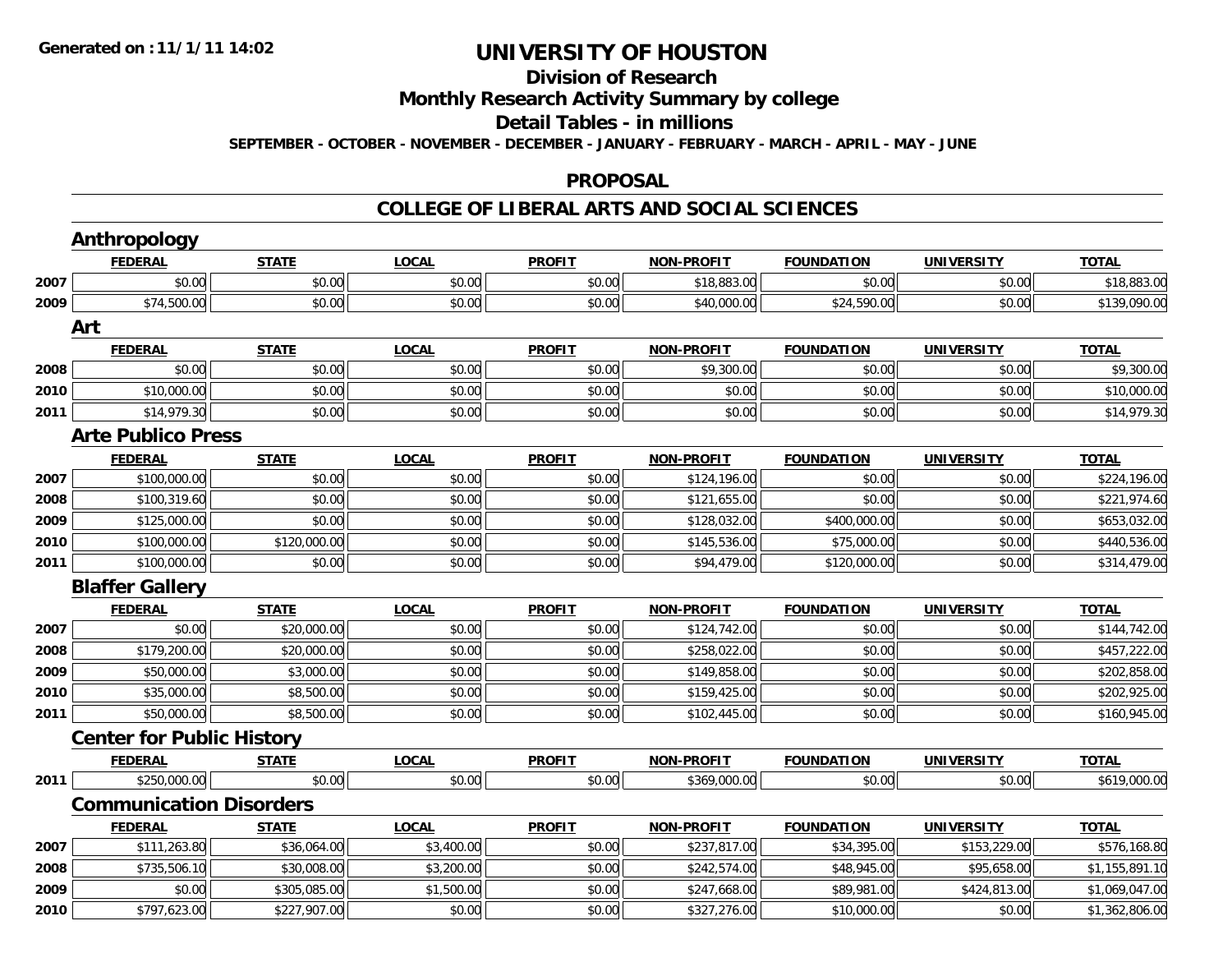**Generated on :11/1/11 14:02**

# UNIVERSITY OF HOUSTON

## Division of Research

## Monthly Research Activity Summary by college

## Detail Tables - in millions

**SEPTEMBER - OCTOBER - NOVEMBER - DECEMBER - JANUARY - FEBRUARY - MARCH - APRIL - MAY - JUNE**

## PROPOSAL

## COLLEGE OF LIBERAL ARTS AND SOCIAL SCIENCES

### Anthropology

| | FEDERAL | STATE | LOCAL | PROFIT | NON-PROFIT | FOUNDATION | UNIVERSITY | TOTAL |
|---|---|---|---|---|---|---|---|---|
| 2007 | $0.00 | $0.00 | $0.00 | $0.00 | $18,883.00 | $0.00 | $0.00 | $18,883.00 |
| 2009 | $74,500.00 | $0.00 | $0.00 | $0.00 | $40,000.00 | $24,590.00 | $0.00 | $139,090.00 |

### Art

| | FEDERAL | STATE | LOCAL | PROFIT | NON-PROFIT | FOUNDATION | UNIVERSITY | TOTAL |
|---|---|---|---|---|---|---|---|---|
| 2008 | $0.00 | $0.00 | $0.00 | $0.00 | $9,300.00 | $0.00 | $0.00 | $9,300.00 |
| 2010 | $10,000.00 | $0.00 | $0.00 | $0.00 | $0.00 | $0.00 | $0.00 | $10,000.00 |
| 2011 | $14,979.30 | $0.00 | $0.00 | $0.00 | $0.00 | $0.00 | $0.00 | $14,979.30 |

### Arte Publico Press

| | FEDERAL | STATE | LOCAL | PROFIT | NON-PROFIT | FOUNDATION | UNIVERSITY | TOTAL |
|---|---|---|---|---|---|---|---|---|
| 2007 | $100,000.00 | $0.00 | $0.00 | $0.00 | $124,196.00 | $0.00 | $0.00 | $224,196.00 |
| 2008 | $100,319.60 | $0.00 | $0.00 | $0.00 | $121,655.00 | $0.00 | $0.00 | $221,974.60 |
| 2009 | $125,000.00 | $0.00 | $0.00 | $0.00 | $128,032.00 | $400,000.00 | $0.00 | $653,032.00 |
| 2010 | $100,000.00 | $120,000.00 | $0.00 | $0.00 | $145,536.00 | $75,000.00 | $0.00 | $440,536.00 |
| 2011 | $100,000.00 | $0.00 | $0.00 | $0.00 | $94,479.00 | $120,000.00 | $0.00 | $314,479.00 |

### Blaffer Gallery

| | FEDERAL | STATE | LOCAL | PROFIT | NON-PROFIT | FOUNDATION | UNIVERSITY | TOTAL |
|---|---|---|---|---|---|---|---|---|
| 2007 | $0.00 | $20,000.00 | $0.00 | $0.00 | $124,742.00 | $0.00 | $0.00 | $144,742.00 |
| 2008 | $179,200.00 | $20,000.00 | $0.00 | $0.00 | $258,022.00 | $0.00 | $0.00 | $457,222.00 |
| 2009 | $50,000.00 | $3,000.00 | $0.00 | $0.00 | $149,858.00 | $0.00 | $0.00 | $202,858.00 |
| 2010 | $35,000.00 | $8,500.00 | $0.00 | $0.00 | $159,425.00 | $0.00 | $0.00 | $202,925.00 |
| 2011 | $50,000.00 | $8,500.00 | $0.00 | $0.00 | $102,445.00 | $0.00 | $0.00 | $160,945.00 |

### Center for Public History

| | FEDERAL | STATE | LOCAL | PROFIT | NON-PROFIT | FOUNDATION | UNIVERSITY | TOTAL |
|---|---|---|---|---|---|---|---|---|
| 2011 | $250,000.00 | $0.00 | $0.00 | $0.00 | $369,000.00 | $0.00 | $0.00 | $619,000.00 |

### Communication Disorders

| | FEDERAL | STATE | LOCAL | PROFIT | NON-PROFIT | FOUNDATION | UNIVERSITY | TOTAL |
|---|---|---|---|---|---|---|---|---|
| 2007 | $111,263.80 | $36,064.00 | $3,400.00 | $0.00 | $237,817.00 | $34,395.00 | $153,229.00 | $576,168.80 |
| 2008 | $735,506.10 | $30,008.00 | $3,200.00 | $0.00 | $242,574.00 | $48,945.00 | $95,658.00 | $1,155,891.10 |
| 2009 | $0.00 | $305,085.00 | $1,500.00 | $0.00 | $247,668.00 | $89,981.00 | $424,813.00 | $1,069,047.00 |
| 2010 | $797,623.00 | $227,907.00 | $0.00 | $0.00 | $327,276.00 | $10,000.00 | $0.00 | $1,362,806.00 |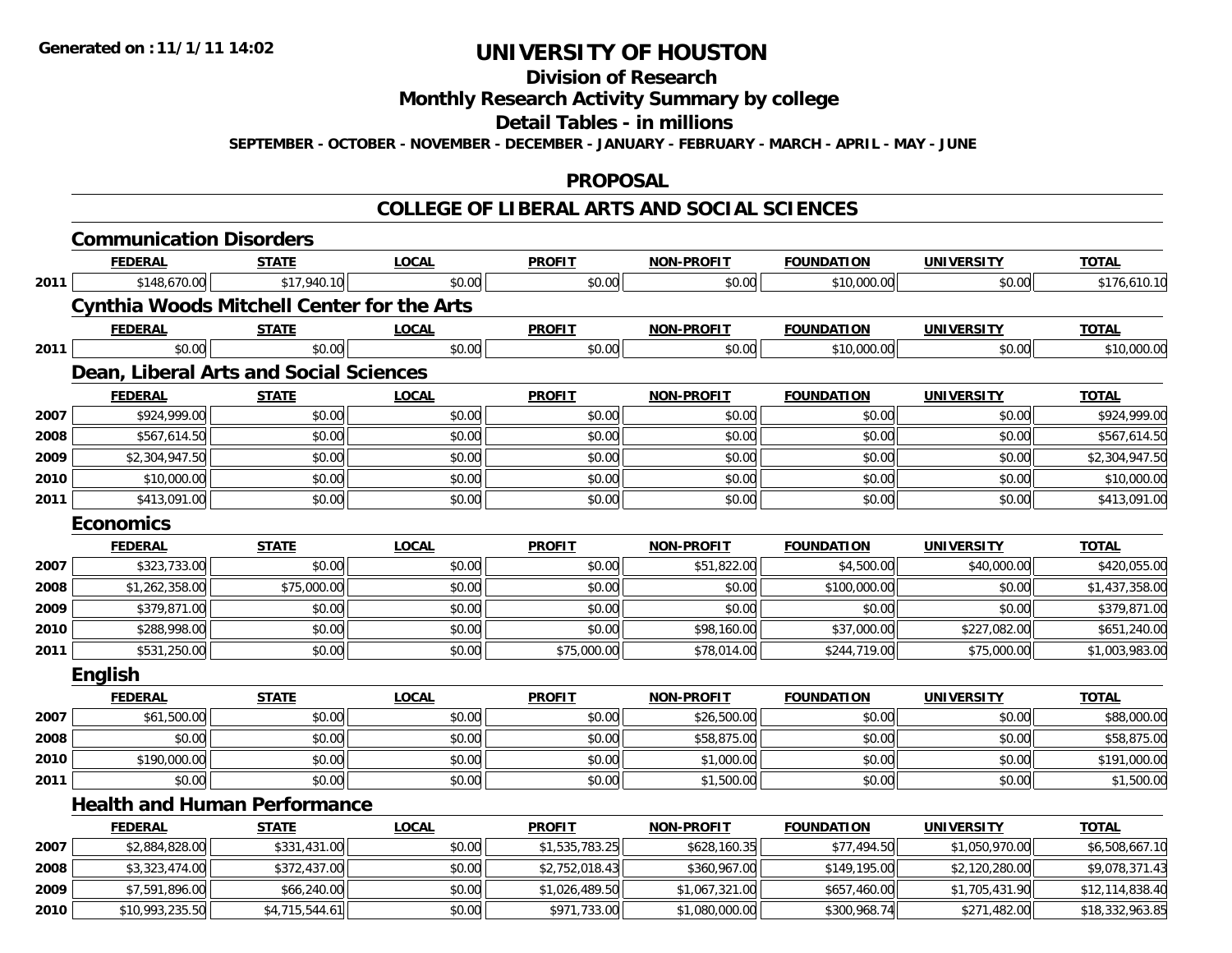**Generated on :11/1/11 14:02**

# UNIVERSITY OF HOUSTON

## Division of Research

## Monthly Research Activity Summary by college

## Detail Tables - in millions

**SEPTEMBER - OCTOBER - NOVEMBER - DECEMBER - JANUARY - FEBRUARY - MARCH - APRIL - MAY - JUNE**

## PROPOSAL

## COLLEGE OF LIBERAL ARTS AND SOCIAL SCIENCES

### Communication Disorders

| | FEDERAL | STATE | LOCAL | PROFIT | NON-PROFIT | FOUNDATION | UNIVERSITY | TOTAL |
|---|---|---|---|---|---|---|---|---|
| 2011 | $148,670.00 | $17,940.10 | $0.00 | $0.00 | $0.00 | $10,000.00 | $0.00 | $176,610.10 |

### Cynthia Woods Mitchell Center for the Arts

| | FEDERAL | STATE | LOCAL | PROFIT | NON-PROFIT | FOUNDATION | UNIVERSITY | TOTAL |
|---|---|---|---|---|---|---|---|---|
| 2011 | $0.00 | $0.00 | $0.00 | $0.00 | $0.00 | $10,000.00 | $0.00 | $10,000.00 |

### Dean, Liberal Arts and Social Sciences

| | FEDERAL | STATE | LOCAL | PROFIT | NON-PROFIT | FOUNDATION | UNIVERSITY | TOTAL |
|---|---|---|---|---|---|---|---|---|
| 2007 | $924,999.00 | $0.00 | $0.00 | $0.00 | $0.00 | $0.00 | $0.00 | $924,999.00 |
| 2008 | $567,614.50 | $0.00 | $0.00 | $0.00 | $0.00 | $0.00 | $0.00 | $567,614.50 |
| 2009 | $2,304,947.50 | $0.00 | $0.00 | $0.00 | $0.00 | $0.00 | $0.00 | $2,304,947.50 |
| 2010 | $10,000.00 | $0.00 | $0.00 | $0.00 | $0.00 | $0.00 | $0.00 | $10,000.00 |
| 2011 | $413,091.00 | $0.00 | $0.00 | $0.00 | $0.00 | $0.00 | $0.00 | $413,091.00 |

### Economics

| | FEDERAL | STATE | LOCAL | PROFIT | NON-PROFIT | FOUNDATION | UNIVERSITY | TOTAL |
|---|---|---|---|---|---|---|---|---|
| 2007 | $323,733.00 | $0.00 | $0.00 | $0.00 | $51,822.00 | $4,500.00 | $40,000.00 | $420,055.00 |
| 2008 | $1,262,358.00 | $75,000.00 | $0.00 | $0.00 | $0.00 | $100,000.00 | $0.00 | $1,437,358.00 |
| 2009 | $379,871.00 | $0.00 | $0.00 | $0.00 | $0.00 | $0.00 | $0.00 | $379,871.00 |
| 2010 | $288,998.00 | $0.00 | $0.00 | $0.00 | $98,160.00 | $37,000.00 | $227,082.00 | $651,240.00 |
| 2011 | $531,250.00 | $0.00 | $0.00 | $75,000.00 | $78,014.00 | $244,719.00 | $75,000.00 | $1,003,983.00 |

### English

| | FEDERAL | STATE | LOCAL | PROFIT | NON-PROFIT | FOUNDATION | UNIVERSITY | TOTAL |
|---|---|---|---|---|---|---|---|---|
| 2007 | $61,500.00 | $0.00 | $0.00 | $0.00 | $26,500.00 | $0.00 | $0.00 | $88,000.00 |
| 2008 | $0.00 | $0.00 | $0.00 | $0.00 | $58,875.00 | $0.00 | $0.00 | $58,875.00 |
| 2010 | $190,000.00 | $0.00 | $0.00 | $0.00 | $1,000.00 | $0.00 | $0.00 | $191,000.00 |
| 2011 | $0.00 | $0.00 | $0.00 | $0.00 | $1,500.00 | $0.00 | $0.00 | $1,500.00 |

### Health and Human Performance

| | FEDERAL | STATE | LOCAL | PROFIT | NON-PROFIT | FOUNDATION | UNIVERSITY | TOTAL |
|---|---|---|---|---|---|---|---|---|
| 2007 | $2,884,828.00 | $331,431.00 | $0.00 | $1,535,783.25 | $628,160.35 | $77,494.50 | $1,050,970.00 | $6,508,667.10 |
| 2008 | $3,323,474.00 | $372,437.00 | $0.00 | $2,752,018.43 | $360,967.00 | $149,195.00 | $2,120,280.00 | $9,078,371.43 |
| 2009 | $7,591,896.00 | $66,240.00 | $0.00 | $1,026,489.50 | $1,067,321.00 | $657,460.00 | $1,705,431.90 | $12,114,838.40 |
| 2010 | $10,993,235.50 | $4,715,544.61 | $0.00 | $971,733.00 | $1,080,000.00 | $300,968.74 | $271,482.00 | $18,332,963.85 |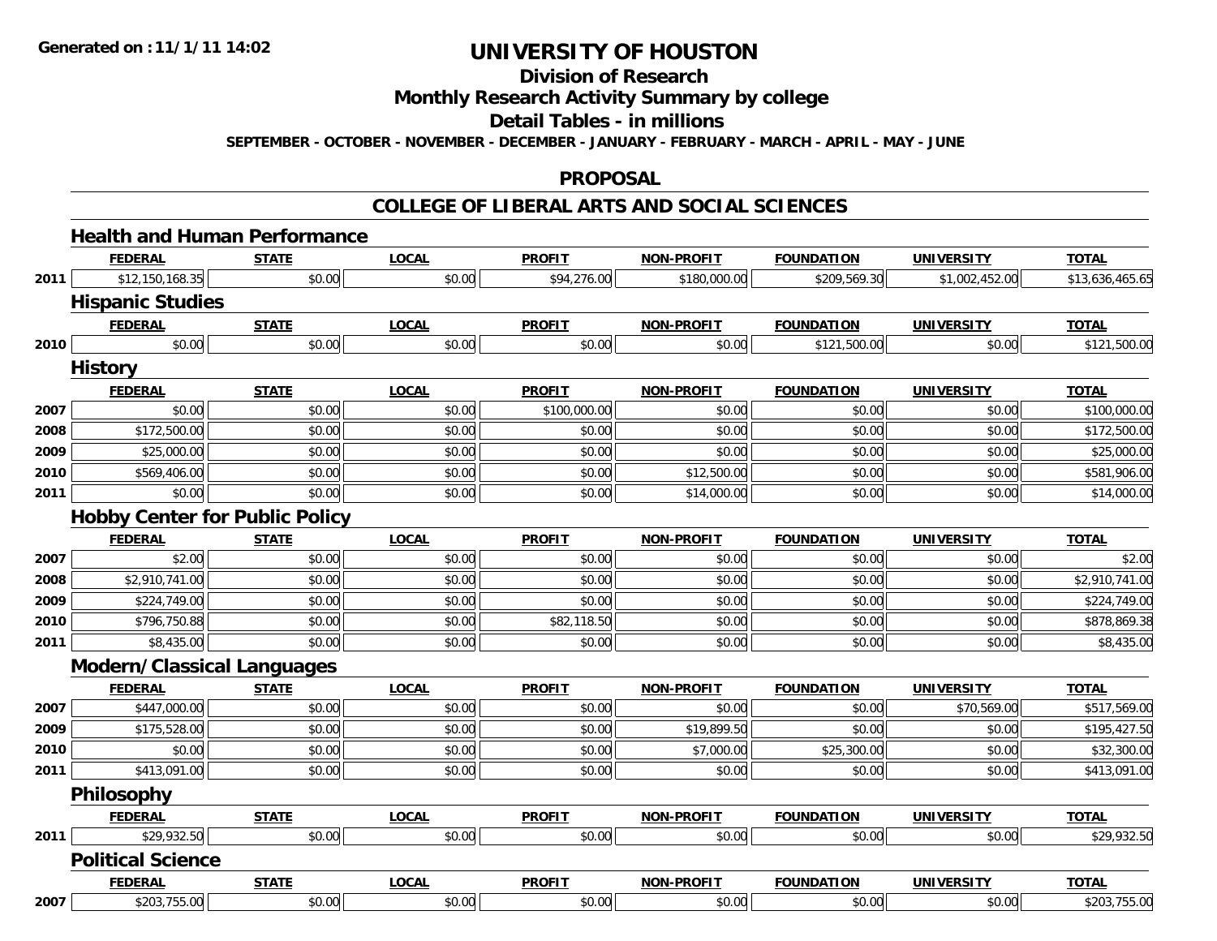**Generated on :11/1/11 14:02**

# UNIVERSITY OF HOUSTON

## Division of Research

## Monthly Research Activity Summary by college

## Detail Tables - in millions

**SEPTEMBER - OCTOBER - NOVEMBER - DECEMBER - JANUARY - FEBRUARY - MARCH - APRIL - MAY - JUNE**

## PROPOSAL

## COLLEGE OF LIBERAL ARTS AND SOCIAL SCIENCES

### Health and Human Performance

| | FEDERAL | STATE | LOCAL | PROFIT | NON-PROFIT | FOUNDATION | UNIVERSITY | TOTAL |
|---|---|---|---|---|---|---|---|---|
| 2011 | $12,150,168.35 | $0.00 | $0.00 | $94,276.00 | $180,000.00 | $209,569.30 | $1,002,452.00 | $13,636,465.65 |

### Hispanic Studies

| | FEDERAL | STATE | LOCAL | PROFIT | NON-PROFIT | FOUNDATION | UNIVERSITY | TOTAL |
|---|---|---|---|---|---|---|---|---|
| 2010 | $0.00 | $0.00 | $0.00 | $0.00 | $0.00 | $121,500.00 | $0.00 | $121,500.00 |

### History

| | FEDERAL | STATE | LOCAL | PROFIT | NON-PROFIT | FOUNDATION | UNIVERSITY | TOTAL |
|---|---|---|---|---|---|---|---|---|
| 2007 | $0.00 | $0.00 | $0.00 | $100,000.00 | $0.00 | $0.00 | $0.00 | $100,000.00 |
| 2008 | $172,500.00 | $0.00 | $0.00 | $0.00 | $0.00 | $0.00 | $0.00 | $172,500.00 |
| 2009 | $25,000.00 | $0.00 | $0.00 | $0.00 | $0.00 | $0.00 | $0.00 | $25,000.00 |
| 2010 | $569,406.00 | $0.00 | $0.00 | $0.00 | $12,500.00 | $0.00 | $0.00 | $581,906.00 |
| 2011 | $0.00 | $0.00 | $0.00 | $0.00 | $14,000.00 | $0.00 | $0.00 | $14,000.00 |

### Hobby Center for Public Policy

| | FEDERAL | STATE | LOCAL | PROFIT | NON-PROFIT | FOUNDATION | UNIVERSITY | TOTAL |
|---|---|---|---|---|---|---|---|---|
| 2007 | $2.00 | $0.00 | $0.00 | $0.00 | $0.00 | $0.00 | $0.00 | $2.00 |
| 2008 | $2,910,741.00 | $0.00 | $0.00 | $0.00 | $0.00 | $0.00 | $0.00 | $2,910,741.00 |
| 2009 | $224,749.00 | $0.00 | $0.00 | $0.00 | $0.00 | $0.00 | $0.00 | $224,749.00 |
| 2010 | $796,750.88 | $0.00 | $0.00 | $82,118.50 | $0.00 | $0.00 | $0.00 | $878,869.38 |
| 2011 | $8,435.00 | $0.00 | $0.00 | $0.00 | $0.00 | $0.00 | $0.00 | $8,435.00 |

### Modern/Classical Languages

| | FEDERAL | STATE | LOCAL | PROFIT | NON-PROFIT | FOUNDATION | UNIVERSITY | TOTAL |
|---|---|---|---|---|---|---|---|---|
| 2007 | $447,000.00 | $0.00 | $0.00 | $0.00 | $0.00 | $0.00 | $70,569.00 | $517,569.00 |
| 2009 | $175,528.00 | $0.00 | $0.00 | $0.00 | $19,899.50 | $0.00 | $0.00 | $195,427.50 |
| 2010 | $0.00 | $0.00 | $0.00 | $0.00 | $7,000.00 | $25,300.00 | $0.00 | $32,300.00 |
| 2011 | $413,091.00 | $0.00 | $0.00 | $0.00 | $0.00 | $0.00 | $0.00 | $413,091.00 |

### Philosophy

| | FEDERAL | STATE | LOCAL | PROFIT | NON-PROFIT | FOUNDATION | UNIVERSITY | TOTAL |
|---|---|---|---|---|---|---|---|---|
| 2011 | $29,932.50 | $0.00 | $0.00 | $0.00 | $0.00 | $0.00 | $0.00 | $29,932.50 |

### Political Science

| | FEDERAL | STATE | LOCAL | PROFIT | NON-PROFIT | FOUNDATION | UNIVERSITY | TOTAL |
|---|---|---|---|---|---|---|---|---|
| 2007 | $203,755.00 | $0.00 | $0.00 | $0.00 | $0.00 | $0.00 | $0.00 | $203,755.00 |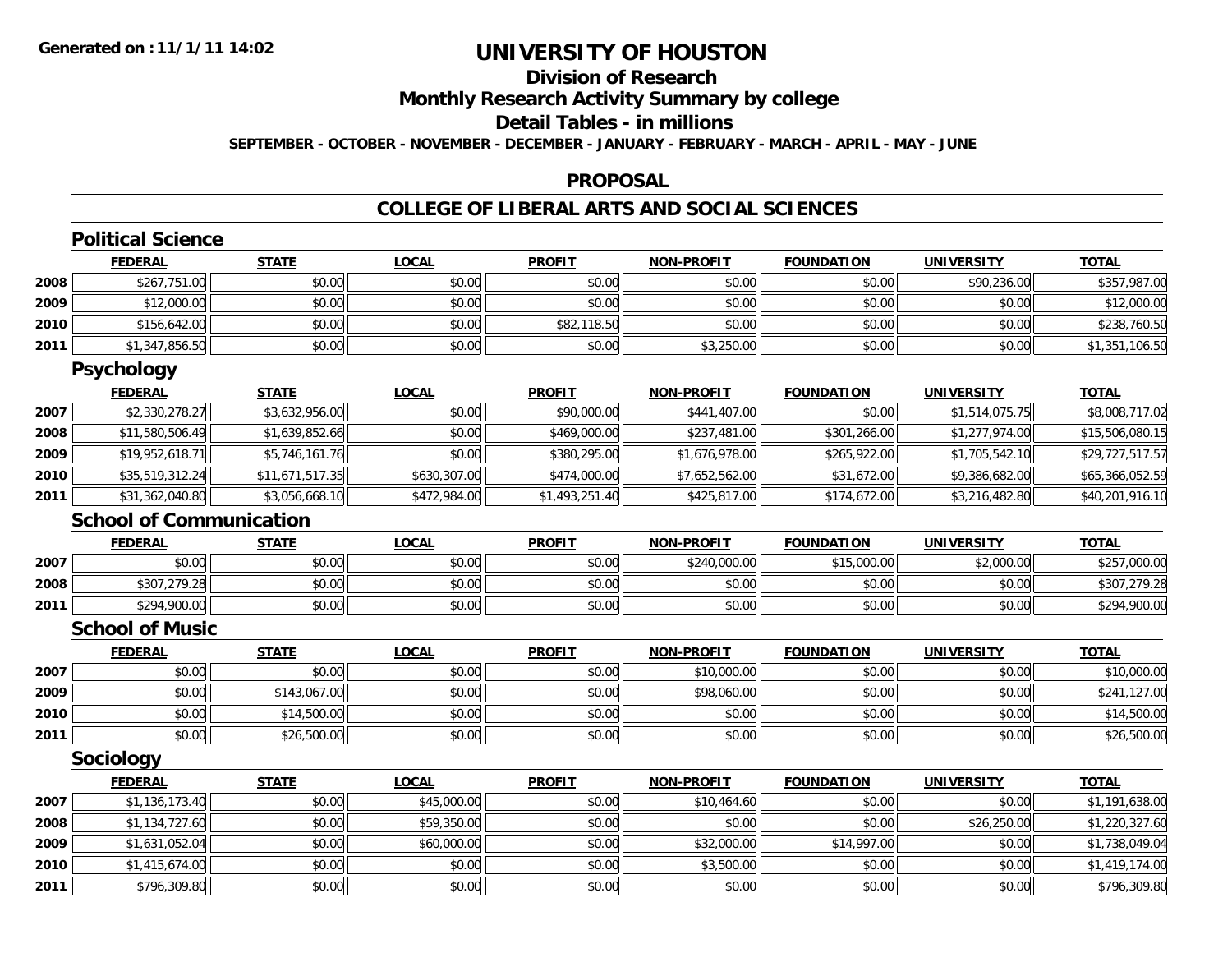# UNIVERSITY OF HOUSTON

## Division of Research

## Monthly Research Activity Summary by college

## Detail Tables - in millions

**SEPTEMBER - OCTOBER - NOVEMBER - DECEMBER - JANUARY - FEBRUARY - MARCH - APRIL - MAY - JUNE**

## PROPOSAL

## COLLEGE OF LIBERAL ARTS AND SOCIAL SCIENCES

### Political Science

| | FEDERAL | STATE | LOCAL | PROFIT | NON-PROFIT | FOUNDATION | UNIVERSITY | TOTAL |
|---|---|---|---|---|---|---|---|---|
| 2008 | $267,751.00 | $0.00 | $0.00 | $0.00 | $0.00 | $0.00 | $90,236.00 | $357,987.00 |
| 2009 | $12,000.00 | $0.00 | $0.00 | $0.00 | $0.00 | $0.00 | $0.00 | $12,000.00 |
| 2010 | $156,642.00 | $0.00 | $0.00 | $82,118.50 | $0.00 | $0.00 | $0.00 | $238,760.50 |
| 2011 | $1,347,856.50 | $0.00 | $0.00 | $0.00 | $3,250.00 | $0.00 | $0.00 | $1,351,106.50 |

### Psychology

| | FEDERAL | STATE | LOCAL | PROFIT | NON-PROFIT | FOUNDATION | UNIVERSITY | TOTAL |
|---|---|---|---|---|---|---|---|---|
| 2007 | $2,330,278.27 | $3,632,956.00 | $0.00 | $90,000.00 | $441,407.00 | $0.00 | $1,514,075.75 | $8,008,717.02 |
| 2008 | $11,580,506.49 | $1,639,852.66 | $0.00 | $469,000.00 | $237,481.00 | $301,266.00 | $1,277,974.00 | $15,506,080.15 |
| 2009 | $19,952,618.71 | $5,746,161.76 | $0.00 | $380,295.00 | $1,676,978.00 | $265,922.00 | $1,705,542.10 | $29,727,517.57 |
| 2010 | $35,519,312.24 | $11,671,517.35 | $630,307.00 | $474,000.00 | $7,652,562.00 | $31,672.00 | $9,386,682.00 | $65,366,052.59 |
| 2011 | $31,362,040.80 | $3,056,668.10 | $472,984.00 | $1,493,251.40 | $425,817.00 | $174,672.00 | $3,216,482.80 | $40,201,916.10 |

### School of Communication

| | FEDERAL | STATE | LOCAL | PROFIT | NON-PROFIT | FOUNDATION | UNIVERSITY | TOTAL |
|---|---|---|---|---|---|---|---|---|
| 2007 | $0.00 | $0.00 | $0.00 | $0.00 | $240,000.00 | $15,000.00 | $2,000.00 | $257,000.00 |
| 2008 | $307,279.28 | $0.00 | $0.00 | $0.00 | $0.00 | $0.00 | $0.00 | $307,279.28 |
| 2011 | $294,900.00 | $0.00 | $0.00 | $0.00 | $0.00 | $0.00 | $0.00 | $294,900.00 |

### School of Music

| | FEDERAL | STATE | LOCAL | PROFIT | NON-PROFIT | FOUNDATION | UNIVERSITY | TOTAL |
|---|---|---|---|---|---|---|---|---|
| 2007 | $0.00 | $0.00 | $0.00 | $0.00 | $10,000.00 | $0.00 | $0.00 | $10,000.00 |
| 2009 | $0.00 | $143,067.00 | $0.00 | $0.00 | $98,060.00 | $0.00 | $0.00 | $241,127.00 |
| 2010 | $0.00 | $14,500.00 | $0.00 | $0.00 | $0.00 | $0.00 | $0.00 | $14,500.00 |
| 2011 | $0.00 | $26,500.00 | $0.00 | $0.00 | $0.00 | $0.00 | $0.00 | $26,500.00 |

### Sociology

| | FEDERAL | STATE | LOCAL | PROFIT | NON-PROFIT | FOUNDATION | UNIVERSITY | TOTAL |
|---|---|---|---|---|---|---|---|---|
| 2007 | $1,136,173.40 | $0.00 | $45,000.00 | $0.00 | $10,464.60 | $0.00 | $0.00 | $1,191,638.00 |
| 2008 | $1,134,727.60 | $0.00 | $59,350.00 | $0.00 | $0.00 | $0.00 | $26,250.00 | $1,220,327.60 |
| 2009 | $1,631,052.04 | $0.00 | $60,000.00 | $0.00 | $32,000.00 | $14,997.00 | $0.00 | $1,738,049.04 |
| 2010 | $1,415,674.00 | $0.00 | $0.00 | $0.00 | $3,500.00 | $0.00 | $0.00 | $1,419,174.00 |
| 2011 | $796,309.80 | $0.00 | $0.00 | $0.00 | $0.00 | $0.00 | $0.00 | $796,309.80 |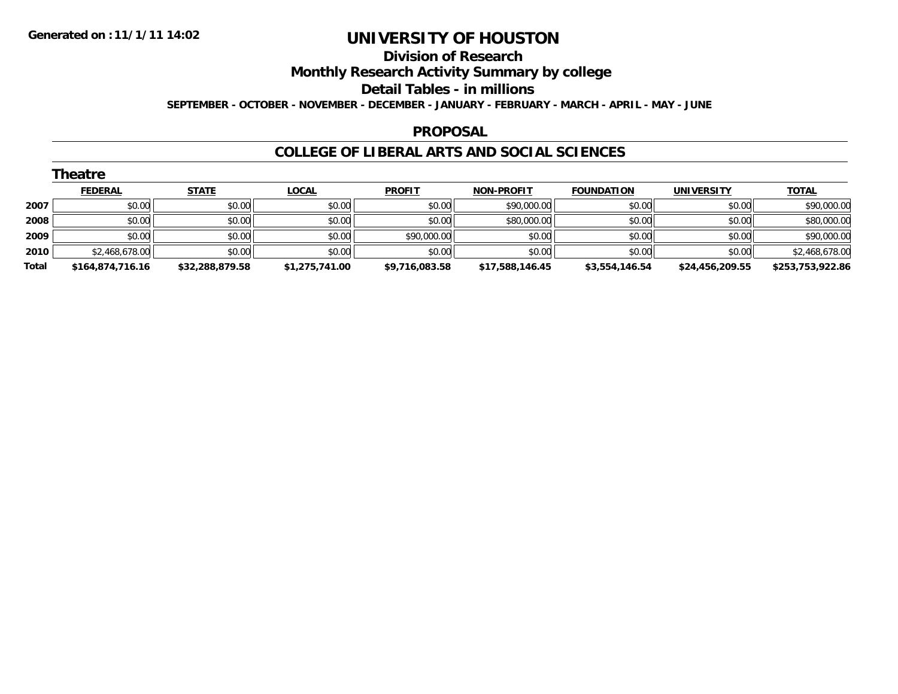**Generated on :11/1/11 14:02**

# UNIVERSITY OF HOUSTON

## Division of Research

## Monthly Research Activity Summary by college

## Detail Tables - in millions

**SEPTEMBER - OCTOBER - NOVEMBER - DECEMBER - JANUARY - FEBRUARY - MARCH - APRIL - MAY - JUNE**

### PROPOSAL

### COLLEGE OF LIBERAL ARTS AND SOCIAL SCIENCES

#### Theatre

| | FEDERAL | STATE | LOCAL | PROFIT | NON-PROFIT | FOUNDATION | UNIVERSITY | TOTAL |
|---|---|---|---|---|---|---|---|---|
| 2007 | $0.00 | $0.00 | $0.00 | $0.00 | $90,000.00 | $0.00 | $0.00 | $90,000.00 |
| 2008 | $0.00 | $0.00 | $0.00 | $0.00 | $80,000.00 | $0.00 | $0.00 | $80,000.00 |
| 2009 | $0.00 | $0.00 | $0.00 | $90,000.00 | $0.00 | $0.00 | $0.00 | $90,000.00 |
| 2010 | $2,468,678.00 | $0.00 | $0.00 | $0.00 | $0.00 | $0.00 | $0.00 | $2,468,678.00 |
| **Total** | **$164,874,716.16** | **$32,288,879.58** | **$1,275,741.00** | **$9,716,083.58** | **$17,588,146.45** | **$3,554,146.54** | **$24,456,209.55** | **$253,753,922.86** |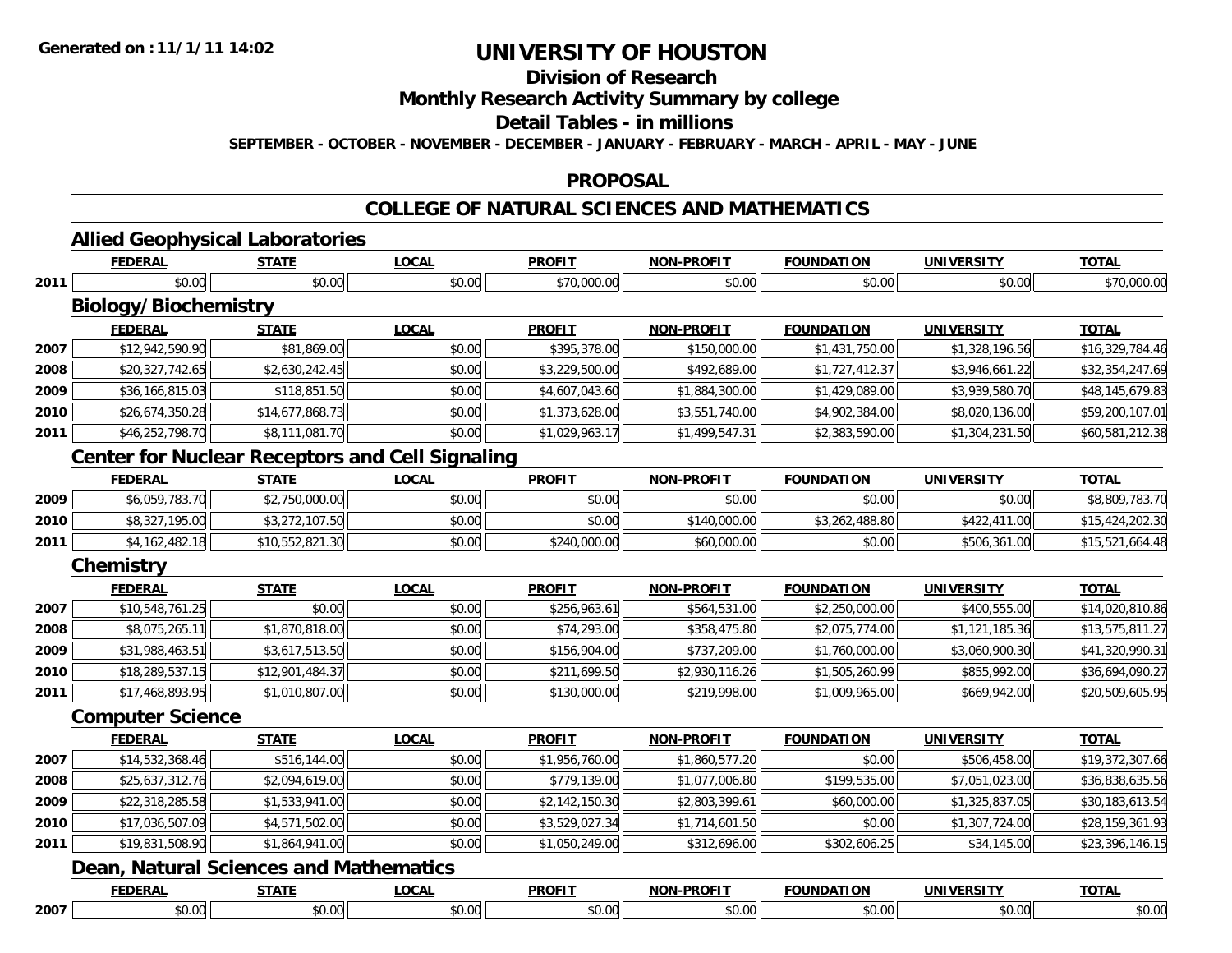# UNIVERSITY OF HOUSTON

## Division of Research

## Monthly Research Activity Summary by college

## Detail Tables - in millions

**SEPTEMBER - OCTOBER - NOVEMBER - DECEMBER - JANUARY - FEBRUARY - MARCH - APRIL - MAY - JUNE**

## PROPOSAL

## COLLEGE OF NATURAL SCIENCES AND MATHEMATICS

### Allied Geophysical Laboratories

| | FEDERAL | STATE | LOCAL | PROFIT | NON-PROFIT | FOUNDATION | UNIVERSITY | TOTAL |
|---|---|---|---|---|---|---|---|---|
| 2011 | $0.00 | $0.00 | $0.00 | $70,000.00 | $0.00 | $0.00 | $0.00 | $70,000.00 |

### Biology/Biochemistry

| | FEDERAL | STATE | LOCAL | PROFIT | NON-PROFIT | FOUNDATION | UNIVERSITY | TOTAL |
|---|---|---|---|---|---|---|---|---|
| 2007 | $12,942,590.90 | $81,869.00 | $0.00 | $395,378.00 | $150,000.00 | $1,431,750.00 | $1,328,196.56 | $16,329,784.46 |
| 2008 | $20,327,742.65 | $2,630,242.45 | $0.00 | $3,229,500.00 | $492,689.00 | $1,727,412.37 | $3,946,661.22 | $32,354,247.69 |
| 2009 | $36,166,815.03 | $118,851.50 | $0.00 | $4,607,043.60 | $1,884,300.00 | $1,429,089.00 | $3,939,580.70 | $48,145,679.83 |
| 2010 | $26,674,350.28 | $14,677,868.73 | $0.00 | $1,373,628.00 | $3,551,740.00 | $4,902,384.00 | $8,020,136.00 | $59,200,107.01 |
| 2011 | $46,252,798.70 | $8,111,081.70 | $0.00 | $1,029,963.17 | $1,499,547.31 | $2,383,590.00 | $1,304,231.50 | $60,581,212.38 |

### Center for Nuclear Receptors and Cell Signaling

| | FEDERAL | STATE | LOCAL | PROFIT | NON-PROFIT | FOUNDATION | UNIVERSITY | TOTAL |
|---|---|---|---|---|---|---|---|---|
| 2009 | $6,059,783.70 | $2,750,000.00 | $0.00 | $0.00 | $0.00 | $0.00 | $0.00 | $8,809,783.70 |
| 2010 | $8,327,195.00 | $3,272,107.50 | $0.00 | $0.00 | $140,000.00 | $3,262,488.80 | $422,411.00 | $15,424,202.30 |
| 2011 | $4,162,482.18 | $10,552,821.30 | $0.00 | $240,000.00 | $60,000.00 | $0.00 | $506,361.00 | $15,521,664.48 |

### Chemistry

| | FEDERAL | STATE | LOCAL | PROFIT | NON-PROFIT | FOUNDATION | UNIVERSITY | TOTAL |
|---|---|---|---|---|---|---|---|---|
| 2007 | $10,548,761.25 | $0.00 | $0.00 | $256,963.61 | $564,531.00 | $2,250,000.00 | $400,555.00 | $14,020,810.86 |
| 2008 | $8,075,265.11 | $1,870,818.00 | $0.00 | $74,293.00 | $358,475.80 | $2,075,774.00 | $1,121,185.36 | $13,575,811.27 |
| 2009 | $31,988,463.51 | $3,617,513.50 | $0.00 | $156,904.00 | $737,209.00 | $1,760,000.00 | $3,060,900.30 | $41,320,990.31 |
| 2010 | $18,289,537.15 | $12,901,484.37 | $0.00 | $211,699.50 | $2,930,116.26 | $1,505,260.99 | $855,992.00 | $36,694,090.27 |
| 2011 | $17,468,893.95 | $1,010,807.00 | $0.00 | $130,000.00 | $219,998.00 | $1,009,965.00 | $669,942.00 | $20,509,605.95 |

### Computer Science

| | FEDERAL | STATE | LOCAL | PROFIT | NON-PROFIT | FOUNDATION | UNIVERSITY | TOTAL |
|---|---|---|---|---|---|---|---|---|
| 2007 | $14,532,368.46 | $516,144.00 | $0.00 | $1,956,760.00 | $1,860,577.20 | $0.00 | $506,458.00 | $19,372,307.66 |
| 2008 | $25,637,312.76 | $2,094,619.00 | $0.00 | $779,139.00 | $1,077,006.80 | $199,535.00 | $7,051,023.00 | $36,838,635.56 |
| 2009 | $22,318,285.58 | $1,533,941.00 | $0.00 | $2,142,150.30 | $2,803,399.61 | $60,000.00 | $1,325,837.05 | $30,183,613.54 |
| 2010 | $17,036,507.09 | $4,571,502.00 | $0.00 | $3,529,027.34 | $1,714,601.50 | $0.00 | $1,307,724.00 | $28,159,361.93 |
| 2011 | $19,831,508.90 | $1,864,941.00 | $0.00 | $1,050,249.00 | $312,696.00 | $302,606.25 | $34,145.00 | $23,396,146.15 |

### Dean, Natural Sciences and Mathematics

| | FEDERAL | STATE | LOCAL | PROFIT | NON-PROFIT | FOUNDATION | UNIVERSITY | TOTAL |
|---|---|---|---|---|---|---|---|---|
| 2007 | $0.00 | $0.00 | $0.00 | $0.00 | $0.00 | $0.00 | $0.00 | $0.00 |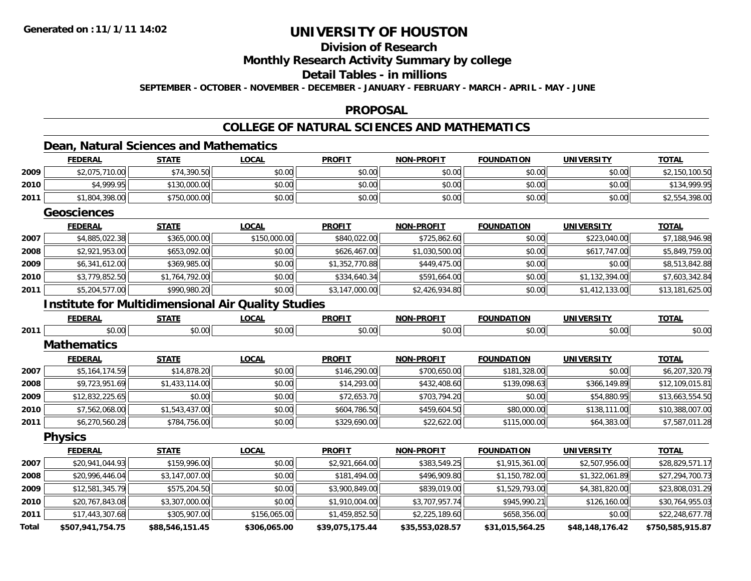# UNIVERSITY OF HOUSTON

## Division of Research

## Monthly Research Activity Summary by college

## Detail Tables - in millions

**SEPTEMBER - OCTOBER - NOVEMBER - DECEMBER - JANUARY - FEBRUARY - MARCH - APRIL - MAY - JUNE**

## PROPOSAL

## COLLEGE OF NATURAL SCIENCES AND MATHEMATICS

### Dean, Natural Sciences and Mathematics

| | FEDERAL | STATE | LOCAL | PROFIT | NON-PROFIT | FOUNDATION | UNIVERSITY | TOTAL |
|---|---|---|---|---|---|---|---|---|
| 2009 | $2,075,710.00 | $74,390.50 | $0.00 | $0.00 | $0.00 | $0.00 | $0.00 | $2,150,100.50 |
| 2010 | $4,999.95 | $130,000.00 | $0.00 | $0.00 | $0.00 | $0.00 | $0.00 | $134,999.95 |
| 2011 | $1,804,398.00 | $750,000.00 | $0.00 | $0.00 | $0.00 | $0.00 | $0.00 | $2,554,398.00 |

### Geosciences

| | FEDERAL | STATE | LOCAL | PROFIT | NON-PROFIT | FOUNDATION | UNIVERSITY | TOTAL |
|---|---|---|---|---|---|---|---|---|
| 2007 | $4,885,022.38 | $365,000.00 | $150,000.00 | $840,022.00 | $725,862.60 | $0.00 | $223,040.00 | $7,188,946.98 |
| 2008 | $2,921,953.00 | $653,092.00 | $0.00 | $626,467.00 | $1,030,500.00 | $0.00 | $617,747.00 | $5,849,759.00 |
| 2009 | $6,341,612.00 | $369,985.00 | $0.00 | $1,352,770.88 | $449,475.00 | $0.00 | $0.00 | $8,513,842.88 |
| 2010 | $3,779,852.50 | $1,764,792.00 | $0.00 | $334,640.34 | $591,664.00 | $0.00 | $1,132,394.00 | $7,603,342.84 |
| 2011 | $5,204,577.00 | $990,980.20 | $0.00 | $3,147,000.00 | $2,426,934.80 | $0.00 | $1,412,133.00 | $13,181,625.00 |

### Institute for Multidimensional Air Quality Studies

| | FEDERAL | STATE | LOCAL | PROFIT | NON-PROFIT | FOUNDATION | UNIVERSITY | TOTAL |
|---|---|---|---|---|---|---|---|---|
| 2011 | $0.00 | $0.00 | $0.00 | $0.00 | $0.00 | $0.00 | $0.00 | $0.00 |

### Mathematics

| | FEDERAL | STATE | LOCAL | PROFIT | NON-PROFIT | FOUNDATION | UNIVERSITY | TOTAL |
|---|---|---|---|---|---|---|---|---|
| 2007 | $5,164,174.59 | $14,878.20 | $0.00 | $146,290.00 | $700,650.00 | $181,328.00 | $0.00 | $6,207,320.79 |
| 2008 | $9,723,951.69 | $1,433,114.00 | $0.00 | $14,293.00 | $432,408.60 | $139,098.63 | $366,149.89 | $12,109,015.81 |
| 2009 | $12,832,225.65 | $0.00 | $0.00 | $72,653.70 | $703,794.20 | $0.00 | $54,880.95 | $13,663,554.50 |
| 2010 | $7,562,068.00 | $1,543,437.00 | $0.00 | $604,786.50 | $459,604.50 | $80,000.00 | $138,111.00 | $10,388,007.00 |
| 2011 | $6,270,560.28 | $784,756.00 | $0.00 | $329,690.00 | $22,622.00 | $115,000.00 | $64,383.00 | $7,587,011.28 |

### Physics

| | FEDERAL | STATE | LOCAL | PROFIT | NON-PROFIT | FOUNDATION | UNIVERSITY | TOTAL |
|---|---|---|---|---|---|---|---|---|
| 2007 | $20,941,044.93 | $159,996.00 | $0.00 | $2,921,664.00 | $383,549.25 | $1,915,361.00 | $2,507,956.00 | $28,829,571.17 |
| 2008 | $20,996,446.04 | $3,147,007.00 | $0.00 | $181,494.00 | $496,909.80 | $1,150,782.00 | $1,322,061.89 | $27,294,700.73 |
| 2009 | $12,581,345.79 | $575,204.50 | $0.00 | $3,900,849.00 | $839,019.00 | $1,529,793.00 | $4,381,820.00 | $23,808,031.29 |
| 2010 | $20,767,843.08 | $3,307,000.00 | $0.00 | $1,910,004.00 | $3,707,957.74 | $945,990.21 | $126,160.00 | $30,764,955.03 |
| 2011 | $17,443,307.68 | $305,907.00 | $156,065.00 | $1,459,852.50 | $2,225,189.60 | $658,356.00 | $0.00 | $22,248,677.78 |
| **Total** | **$507,941,754.75** | **$88,546,151.45** | **$306,065.00** | **$39,075,175.44** | **$35,553,028.57** | **$31,015,564.25** | **$48,148,176.42** | **$750,585,915.87** |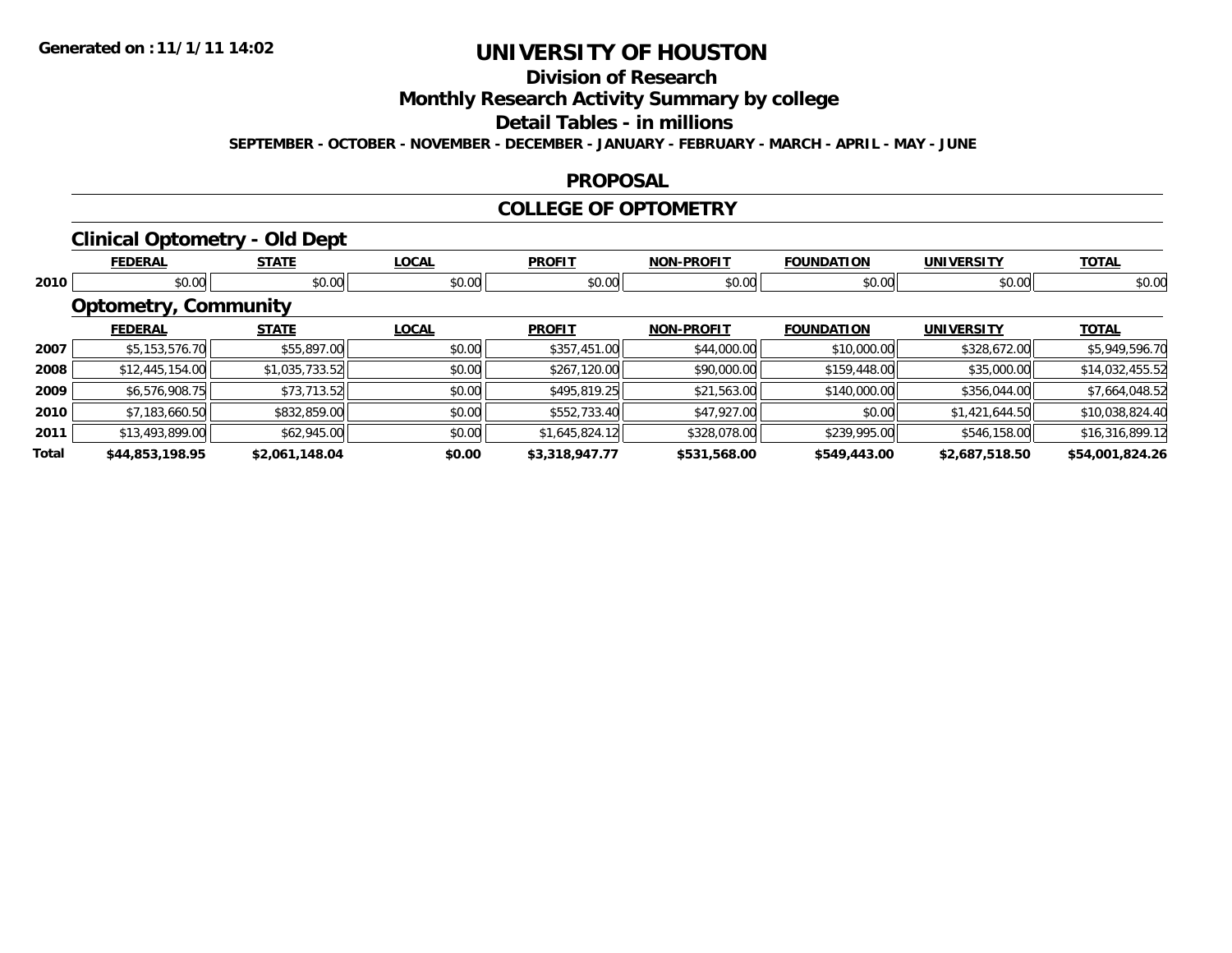# UNIVERSITY OF HOUSTON

## Division of Research

## Monthly Research Activity Summary by college

## Detail Tables - in millions

**SEPTEMBER - OCTOBER - NOVEMBER - DECEMBER - JANUARY - FEBRUARY - MARCH - APRIL - MAY - JUNE**

Generated on : 11/1/11 14:02

## PROPOSAL

## COLLEGE OF OPTOMETRY

### Clinical Optometry - Old Dept

| | FEDERAL | STATE | LOCAL | PROFIT | NON-PROFIT | FOUNDATION | UNIVERSITY | TOTAL |
|---|---|---|---|---|---|---|---|---|
| 2010 | $0.00 | $0.00 | $0.00 | $0.00 | $0.00 | $0.00 | $0.00 | $0.00 |

### Optometry, Community

| | FEDERAL | STATE | LOCAL | PROFIT | NON-PROFIT | FOUNDATION | UNIVERSITY | TOTAL |
|---|---|---|---|---|---|---|---|---|
| 2007 | $5,153,576.70 | $55,897.00 | $0.00 | $357,451.00 | $44,000.00 | $10,000.00 | $328,672.00 | $5,949,596.70 |
| 2008 | $12,445,154.00 | $1,035,733.52 | $0.00 | $267,120.00 | $90,000.00 | $159,448.00 | $35,000.00 | $14,032,455.52 |
| 2009 | $6,576,908.75 | $73,713.52 | $0.00 | $495,819.25 | $21,563.00 | $140,000.00 | $356,044.00 | $7,664,048.52 |
| 2010 | $7,183,660.50 | $832,859.00 | $0.00 | $552,733.40 | $47,927.00 | $0.00 | $1,421,644.50 | $10,038,824.40 |
| 2011 | $13,493,899.00 | $62,945.00 | $0.00 | $1,645,824.12 | $328,078.00 | $239,995.00 | $546,158.00 | $16,316,899.12 |
| **Total** | **$44,853,198.95** | **$2,061,148.04** | **$0.00** | **$3,318,947.77** | **$531,568.00** | **$549,443.00** | **$2,687,518.50** | **$54,001,824.26** |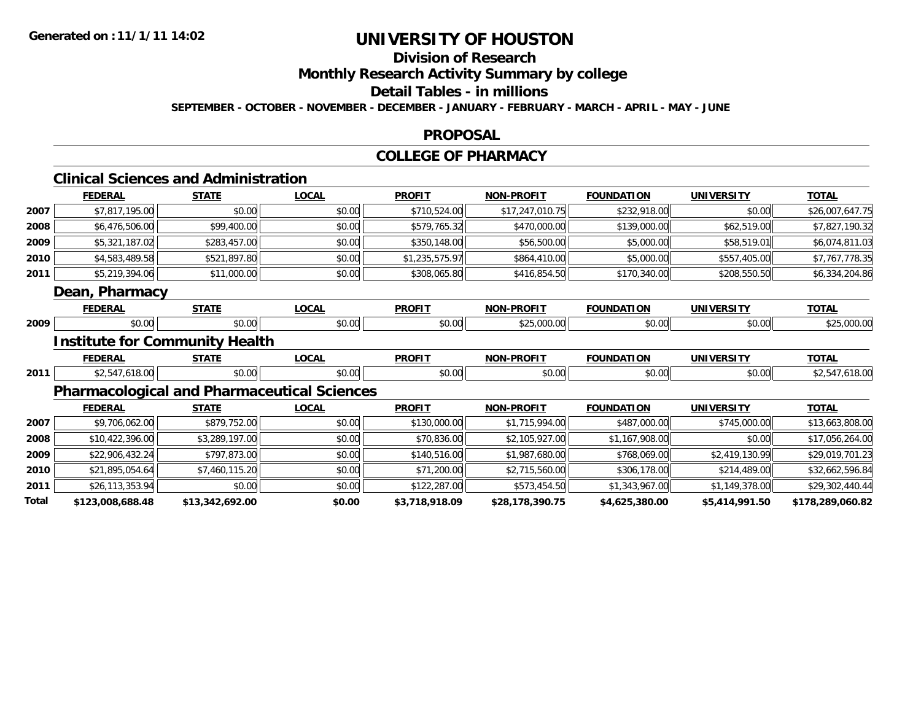**Generated on :11/1/11 14:02**

# UNIVERSITY OF HOUSTON

## Division of Research

## Monthly Research Activity Summary by college

## Detail Tables - in millions

**SEPTEMBER - OCTOBER - NOVEMBER - DECEMBER - JANUARY - FEBRUARY - MARCH - APRIL - MAY - JUNE**

### PROPOSAL

### COLLEGE OF PHARMACY

#### Clinical Sciences and Administration

| | FEDERAL | STATE | LOCAL | PROFIT | NON-PROFIT | FOUNDATION | UNIVERSITY | TOTAL |
|---|---|---|---|---|---|---|---|---|
| 2007 | $7,817,195.00 | $0.00 | $0.00 | $710,524.00 | $17,247,010.75 | $232,918.00 | $0.00 | $26,007,647.75 |
| 2008 | $6,476,506.00 | $99,400.00 | $0.00 | $579,765.32 | $470,000.00 | $139,000.00 | $62,519.00 | $7,827,190.32 |
| 2009 | $5,321,187.02 | $283,457.00 | $0.00 | $350,148.00 | $56,500.00 | $5,000.00 | $58,519.01 | $6,074,811.03 |
| 2010 | $4,583,489.58 | $521,897.80 | $0.00 | $1,235,575.97 | $864,410.00 | $5,000.00 | $557,405.00 | $7,767,778.35 |
| 2011 | $5,219,394.06 | $11,000.00 | $0.00 | $308,065.80 | $416,854.50 | $170,340.00 | $208,550.50 | $6,334,204.86 |

#### Dean, Pharmacy

| | FEDERAL | STATE | LOCAL | PROFIT | NON-PROFIT | FOUNDATION | UNIVERSITY | TOTAL |
|---|---|---|---|---|---|---|---|---|
| 2009 | $0.00 | $0.00 | $0.00 | $0.00 | $25,000.00 | $0.00 | $0.00 | $25,000.00 |

#### Institute for Community Health

| | FEDERAL | STATE | LOCAL | PROFIT | NON-PROFIT | FOUNDATION | UNIVERSITY | TOTAL |
|---|---|---|---|---|---|---|---|---|
| 2011 | $2,547,618.00 | $0.00 | $0.00 | $0.00 | $0.00 | $0.00 | $0.00 | $2,547,618.00 |

#### Pharmacological and Pharmaceutical Sciences

| | FEDERAL | STATE | LOCAL | PROFIT | NON-PROFIT | FOUNDATION | UNIVERSITY | TOTAL |
|---|---|---|---|---|---|---|---|---|
| 2007 | $9,706,062.00 | $879,752.00 | $0.00 | $130,000.00 | $1,715,994.00 | $487,000.00 | $745,000.00 | $13,663,808.00 |
| 2008 | $10,422,396.00 | $3,289,197.00 | $0.00 | $70,836.00 | $2,105,927.00 | $1,167,908.00 | $0.00 | $17,056,264.00 |
| 2009 | $22,906,432.24 | $797,873.00 | $0.00 | $140,516.00 | $1,987,680.00 | $768,069.00 | $2,419,130.99 | $29,019,701.23 |
| 2010 | $21,895,054.64 | $7,460,115.20 | $0.00 | $71,200.00 | $2,715,560.00 | $306,178.00 | $214,489.00 | $32,662,596.84 |
| 2011 | $26,113,353.94 | $0.00 | $0.00 | $122,287.00 | $573,454.50 | $1,343,967.00 | $1,149,378.00 | $29,302,440.44 |
| **Total** | **$123,008,688.48** | **$13,342,692.00** | **$0.00** | **$3,718,918.09** | **$28,178,390.75** | **$4,625,380.00** | **$5,414,991.50** | **$178,289,060.82** |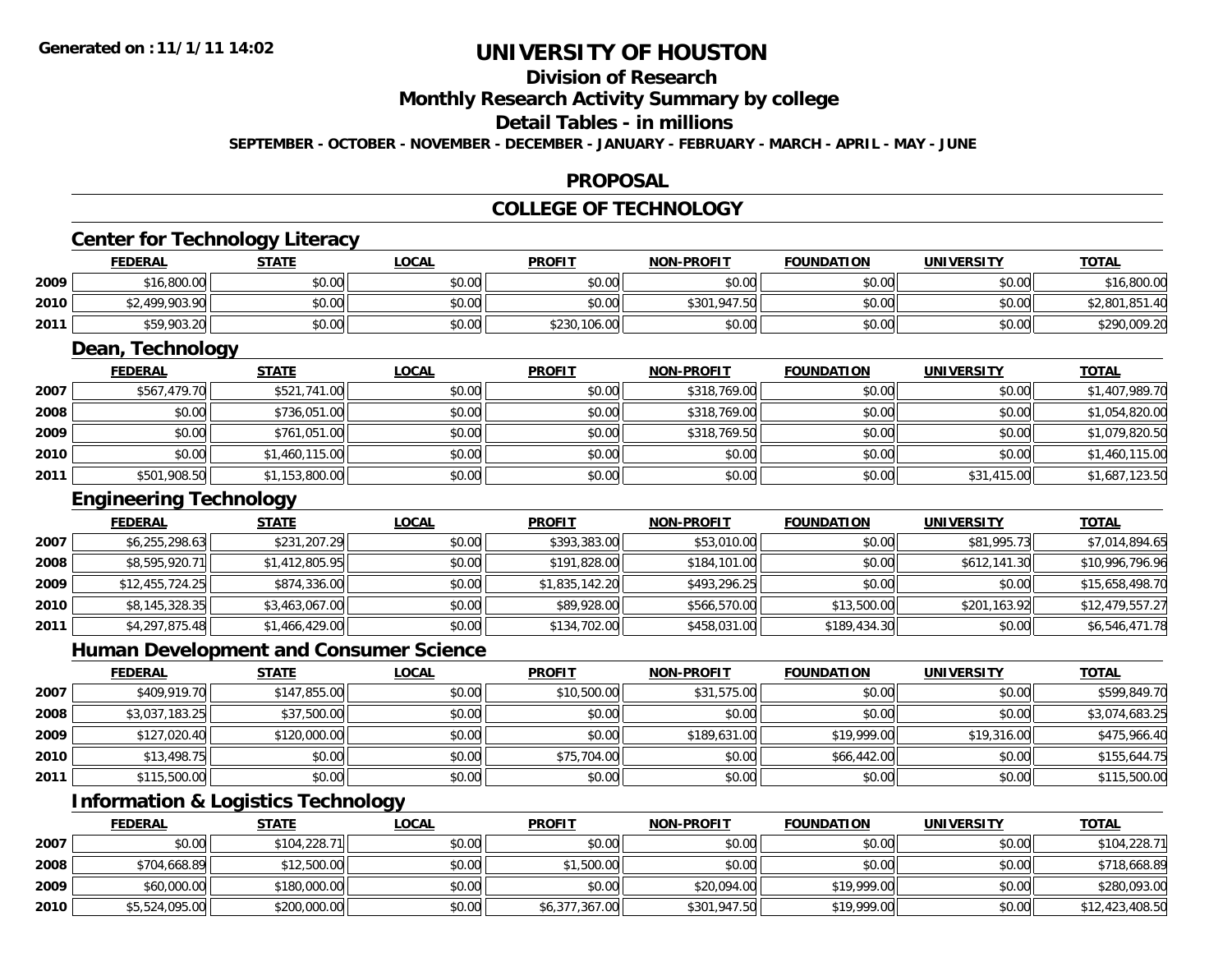**Generated on :11/1/11 14:02**

# UNIVERSITY OF HOUSTON

## Division of Research

## Monthly Research Activity Summary by college

## Detail Tables - in millions

**SEPTEMBER - OCTOBER - NOVEMBER - DECEMBER - JANUARY - FEBRUARY - MARCH - APRIL - MAY - JUNE**

## PROPOSAL

## COLLEGE OF TECHNOLOGY

### Center for Technology Literacy

| | FEDERAL | STATE | LOCAL | PROFIT | NON-PROFIT | FOUNDATION | UNIVERSITY | TOTAL |
|---|---|---|---|---|---|---|---|---|
| 2009 | $16,800.00 | $0.00 | $0.00 | $0.00 | $0.00 | $0.00 | $0.00 | $16,800.00 |
| 2010 | $2,499,903.90 | $0.00 | $0.00 | $0.00 | $301,947.50 | $0.00 | $0.00 | $2,801,851.40 |
| 2011 | $59,903.20 | $0.00 | $0.00 | $230,106.00 | $0.00 | $0.00 | $0.00 | $290,009.20 |

### Dean, Technology

| | FEDERAL | STATE | LOCAL | PROFIT | NON-PROFIT | FOUNDATION | UNIVERSITY | TOTAL |
|---|---|---|---|---|---|---|---|---|
| 2007 | $567,479.70 | $521,741.00 | $0.00 | $0.00 | $318,769.00 | $0.00 | $0.00 | $1,407,989.70 |
| 2008 | $0.00 | $736,051.00 | $0.00 | $0.00 | $318,769.00 | $0.00 | $0.00 | $1,054,820.00 |
| 2009 | $0.00 | $761,051.00 | $0.00 | $0.00 | $318,769.50 | $0.00 | $0.00 | $1,079,820.50 |
| 2010 | $0.00 | $1,460,115.00 | $0.00 | $0.00 | $0.00 | $0.00 | $0.00 | $1,460,115.00 |
| 2011 | $501,908.50 | $1,153,800.00 | $0.00 | $0.00 | $0.00 | $0.00 | $31,415.00 | $1,687,123.50 |

### Engineering Technology

| | FEDERAL | STATE | LOCAL | PROFIT | NON-PROFIT | FOUNDATION | UNIVERSITY | TOTAL |
|---|---|---|---|---|---|---|---|---|
| 2007 | $6,255,298.63 | $231,207.29 | $0.00 | $393,383.00 | $53,010.00 | $0.00 | $81,995.73 | $7,014,894.65 |
| 2008 | $8,595,920.71 | $1,412,805.95 | $0.00 | $191,828.00 | $184,101.00 | $0.00 | $612,141.30 | $10,996,796.96 |
| 2009 | $12,455,724.25 | $874,336.00 | $0.00 | $1,835,142.20 | $493,296.25 | $0.00 | $0.00 | $15,658,498.70 |
| 2010 | $8,145,328.35 | $3,463,067.00 | $0.00 | $89,928.00 | $566,570.00 | $13,500.00 | $201,163.92 | $12,479,557.27 |
| 2011 | $4,297,875.48 | $1,466,429.00 | $0.00 | $134,702.00 | $458,031.00 | $189,434.30 | $0.00 | $6,546,471.78 |

### Human Development and Consumer Science

| | FEDERAL | STATE | LOCAL | PROFIT | NON-PROFIT | FOUNDATION | UNIVERSITY | TOTAL |
|---|---|---|---|---|---|---|---|---|
| 2007 | $409,919.70 | $147,855.00 | $0.00 | $10,500.00 | $31,575.00 | $0.00 | $0.00 | $599,849.70 |
| 2008 | $3,037,183.25 | $37,500.00 | $0.00 | $0.00 | $0.00 | $0.00 | $0.00 | $3,074,683.25 |
| 2009 | $127,020.40 | $120,000.00 | $0.00 | $0.00 | $189,631.00 | $19,999.00 | $19,316.00 | $475,966.40 |
| 2010 | $13,498.75 | $0.00 | $0.00 | $75,704.00 | $0.00 | $66,442.00 | $0.00 | $155,644.75 |
| 2011 | $115,500.00 | $0.00 | $0.00 | $0.00 | $0.00 | $0.00 | $0.00 | $115,500.00 |

### Information & Logistics Technology

| | FEDERAL | STATE | LOCAL | PROFIT | NON-PROFIT | FOUNDATION | UNIVERSITY | TOTAL |
|---|---|---|---|---|---|---|---|---|
| 2007 | $0.00 | $104,228.71 | $0.00 | $0.00 | $0.00 | $0.00 | $0.00 | $104,228.71 |
| 2008 | $704,668.89 | $12,500.00 | $0.00 | $1,500.00 | $0.00 | $0.00 | $0.00 | $718,668.89 |
| 2009 | $60,000.00 | $180,000.00 | $0.00 | $0.00 | $20,094.00 | $19,999.00 | $0.00 | $280,093.00 |
| 2010 | $5,524,095.00 | $200,000.00 | $0.00 | $6,377,367.00 | $301,947.50 | $19,999.00 | $0.00 | $12,423,408.50 |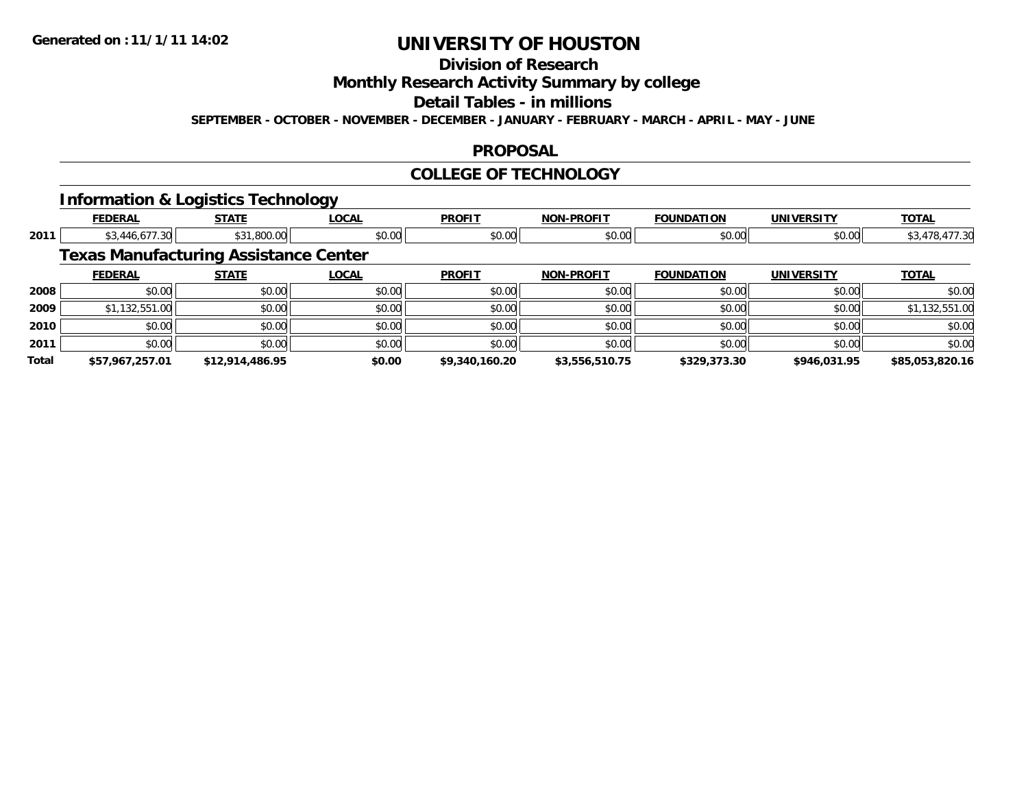# UNIVERSITY OF HOUSTON

## Division of Research

## Monthly Research Activity Summary by college

## Detail Tables - in millions

**SEPTEMBER - OCTOBER - NOVEMBER - DECEMBER - JANUARY - FEBRUARY - MARCH - APRIL - MAY - JUNE**

## PROPOSAL

## COLLEGE OF TECHNOLOGY

### Information & Logistics Technology

| | FEDERAL | STATE | LOCAL | PROFIT | NON-PROFIT | FOUNDATION | UNIVERSITY | TOTAL |
|---|---|---|---|---|---|---|---|---|
| 2011 | $3,446,677.30 | $31,800.00 | $0.00 | $0.00 | $0.00 | $0.00 | $0.00 | $3,478,477.30 |

### Texas Manufacturing Assistance Center

| | FEDERAL | STATE | LOCAL | PROFIT | NON-PROFIT | FOUNDATION | UNIVERSITY | TOTAL |
|---|---|---|---|---|---|---|---|---|
| 2008 | $0.00 | $0.00 | $0.00 | $0.00 | $0.00 | $0.00 | $0.00 | $0.00 |
| 2009 | $1,132,551.00 | $0.00 | $0.00 | $0.00 | $0.00 | $0.00 | $0.00 | $1,132,551.00 |
| 2010 | $0.00 | $0.00 | $0.00 | $0.00 | $0.00 | $0.00 | $0.00 | $0.00 |
| 2011 | $0.00 | $0.00 | $0.00 | $0.00 | $0.00 | $0.00 | $0.00 | $0.00 |
| **Total** | **$57,967,257.01** | **$12,914,486.95** | **$0.00** | **$9,340,160.20** | **$3,556,510.75** | **$329,373.30** | **$946,031.95** | **$85,053,820.16** |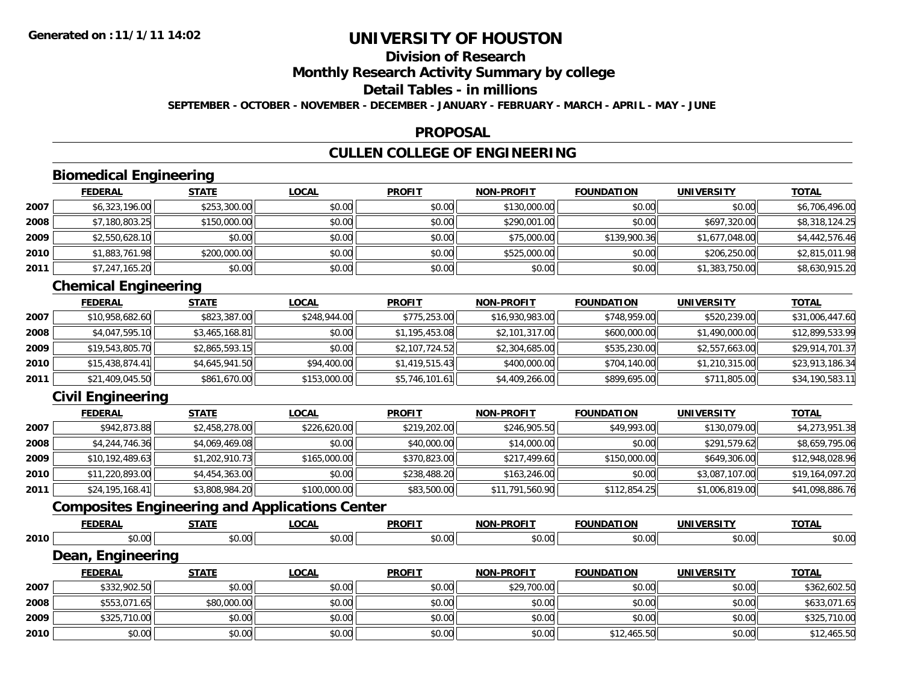# UNIVERSITY OF HOUSTON

## Division of Research

## Monthly Research Activity Summary by college

## Detail Tables - in millions

**SEPTEMBER - OCTOBER - NOVEMBER - DECEMBER - JANUARY - FEBRUARY - MARCH - APRIL - MAY - JUNE**

## PROPOSAL

## CULLEN COLLEGE OF ENGINEERING

### Biomedical Engineering

| | FEDERAL | STATE | LOCAL | PROFIT | NON-PROFIT | FOUNDATION | UNIVERSITY | TOTAL |
|---|---|---|---|---|---|---|---|---|
| 2007 | $6,323,196.00 | $253,300.00 | $0.00 | $0.00 | $130,000.00 | $0.00 | $0.00 | $6,706,496.00 |
| 2008 | $7,180,803.25 | $150,000.00 | $0.00 | $0.00 | $290,001.00 | $0.00 | $697,320.00 | $8,318,124.25 |
| 2009 | $2,550,628.10 | $0.00 | $0.00 | $0.00 | $75,000.00 | $139,900.36 | $1,677,048.00 | $4,442,576.46 |
| 2010 | $1,883,761.98 | $200,000.00 | $0.00 | $0.00 | $525,000.00 | $0.00 | $206,250.00 | $2,815,011.98 |
| 2011 | $7,247,165.20 | $0.00 | $0.00 | $0.00 | $0.00 | $0.00 | $1,383,750.00 | $8,630,915.20 |

### Chemical Engineering

| | FEDERAL | STATE | LOCAL | PROFIT | NON-PROFIT | FOUNDATION | UNIVERSITY | TOTAL |
|---|---|---|---|---|---|---|---|---|
| 2007 | $10,958,682.60 | $823,387.00 | $248,944.00 | $775,253.00 | $16,930,983.00 | $748,959.00 | $520,239.00 | $31,006,447.60 |
| 2008 | $4,047,595.10 | $3,465,168.81 | $0.00 | $1,195,453.08 | $2,101,317.00 | $600,000.00 | $1,490,000.00 | $12,899,533.99 |
| 2009 | $19,543,805.70 | $2,865,593.15 | $0.00 | $2,107,724.52 | $2,304,685.00 | $535,230.00 | $2,557,663.00 | $29,914,701.37 |
| 2010 | $15,438,874.41 | $4,645,941.50 | $94,400.00 | $1,419,515.43 | $400,000.00 | $704,140.00 | $1,210,315.00 | $23,913,186.34 |
| 2011 | $21,409,045.50 | $861,670.00 | $153,000.00 | $5,746,101.61 | $4,409,266.00 | $899,695.00 | $711,805.00 | $34,190,583.11 |

### Civil Engineering

| | FEDERAL | STATE | LOCAL | PROFIT | NON-PROFIT | FOUNDATION | UNIVERSITY | TOTAL |
|---|---|---|---|---|---|---|---|---|
| 2007 | $942,873.88 | $2,458,278.00 | $226,620.00 | $219,202.00 | $246,905.50 | $49,993.00 | $130,079.00 | $4,273,951.38 |
| 2008 | $4,244,746.36 | $4,069,469.08 | $0.00 | $40,000.00 | $14,000.00 | $0.00 | $291,579.62 | $8,659,795.06 |
| 2009 | $10,192,489.63 | $1,202,910.73 | $165,000.00 | $370,823.00 | $217,499.60 | $150,000.00 | $649,306.00 | $12,948,028.96 |
| 2010 | $11,220,893.00 | $4,454,363.00 | $0.00 | $238,488.20 | $163,246.00 | $0.00 | $3,087,107.00 | $19,164,097.20 |
| 2011 | $24,195,168.41 | $3,808,984.20 | $100,000.00 | $83,500.00 | $11,791,560.90 | $112,854.25 | $1,006,819.00 | $41,098,886.76 |

### Composites Engineering and Applications Center

| | FEDERAL | STATE | LOCAL | PROFIT | NON-PROFIT | FOUNDATION | UNIVERSITY | TOTAL |
|---|---|---|---|---|---|---|---|---|
| 2010 | $0.00 | $0.00 | $0.00 | $0.00 | $0.00 | $0.00 | $0.00 | $0.00 |

### Dean, Engineering

| | FEDERAL | STATE | LOCAL | PROFIT | NON-PROFIT | FOUNDATION | UNIVERSITY | TOTAL |
|---|---|---|---|---|---|---|---|---|
| 2007 | $332,902.50 | $0.00 | $0.00 | $0.00 | $29,700.00 | $0.00 | $0.00 | $362,602.50 |
| 2008 | $553,071.65 | $80,000.00 | $0.00 | $0.00 | $0.00 | $0.00 | $0.00 | $633,071.65 |
| 2009 | $325,710.00 | $0.00 | $0.00 | $0.00 | $0.00 | $0.00 | $0.00 | $325,710.00 |
| 2010 | $0.00 | $0.00 | $0.00 | $0.00 | $0.00 | $12,465.50 | $0.00 | $12,465.50 |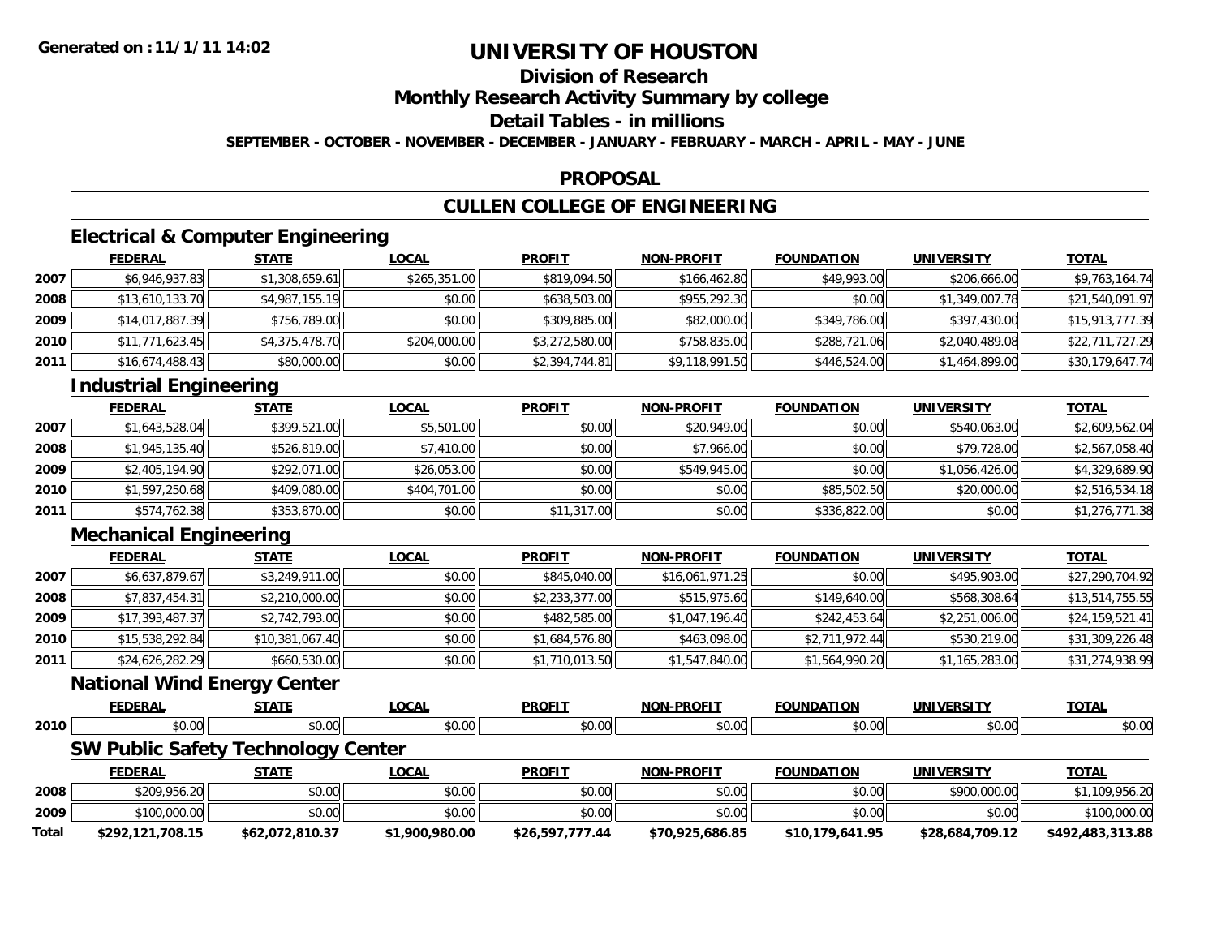**Generated on :11/1/11 14:02**

# UNIVERSITY OF HOUSTON

## Division of Research

## Monthly Research Activity Summary by college

## Detail Tables - in millions

**SEPTEMBER - OCTOBER - NOVEMBER - DECEMBER - JANUARY - FEBRUARY - MARCH - APRIL - MAY - JUNE**

## PROPOSAL

## CULLEN COLLEGE OF ENGINEERING

### Electrical & Computer Engineering

| | FEDERAL | STATE | LOCAL | PROFIT | NON-PROFIT | FOUNDATION | UNIVERSITY | TOTAL |
|---|---|---|---|---|---|---|---|---|
| 2007 | $6,946,937.83 | $1,308,659.61 | $265,351.00 | $819,094.50 | $166,462.80 | $49,993.00 | $206,666.00 | $9,763,164.74 |
| 2008 | $13,610,133.70 | $4,987,155.19 | $0.00 | $638,503.00 | $955,292.30 | $0.00 | $1,349,007.78 | $21,540,091.97 |
| 2009 | $14,017,887.39 | $756,789.00 | $0.00 | $309,885.00 | $82,000.00 | $349,786.00 | $397,430.00 | $15,913,777.39 |
| 2010 | $11,771,623.45 | $4,375,478.70 | $204,000.00 | $3,272,580.00 | $758,835.00 | $288,721.06 | $2,040,489.08 | $22,711,727.29 |
| 2011 | $16,674,488.43 | $80,000.00 | $0.00 | $2,394,744.81 | $9,118,991.50 | $446,524.00 | $1,464,899.00 | $30,179,647.74 |

### Industrial Engineering

| | FEDERAL | STATE | LOCAL | PROFIT | NON-PROFIT | FOUNDATION | UNIVERSITY | TOTAL |
|---|---|---|---|---|---|---|---|---|
| 2007 | $1,643,528.04 | $399,521.00 | $5,501.00 | $0.00 | $20,949.00 | $0.00 | $540,063.00 | $2,609,562.04 |
| 2008 | $1,945,135.40 | $526,819.00 | $7,410.00 | $0.00 | $7,966.00 | $0.00 | $79,728.00 | $2,567,058.40 |
| 2009 | $2,405,194.90 | $292,071.00 | $26,053.00 | $0.00 | $549,945.00 | $0.00 | $1,056,426.00 | $4,329,689.90 |
| 2010 | $1,597,250.68 | $409,080.00 | $404,701.00 | $0.00 | $0.00 | $85,502.50 | $20,000.00 | $2,516,534.18 |
| 2011 | $574,762.38 | $353,870.00 | $0.00 | $11,317.00 | $0.00 | $336,822.00 | $0.00 | $1,276,771.38 |

### Mechanical Engineering

| | FEDERAL | STATE | LOCAL | PROFIT | NON-PROFIT | FOUNDATION | UNIVERSITY | TOTAL |
|---|---|---|---|---|---|---|---|---|
| 2007 | $6,637,879.67 | $3,249,911.00 | $0.00 | $845,040.00 | $16,061,971.25 | $0.00 | $495,903.00 | $27,290,704.92 |
| 2008 | $7,837,454.31 | $2,210,000.00 | $0.00 | $2,233,377.00 | $515,975.60 | $149,640.00 | $568,308.64 | $13,514,755.55 |
| 2009 | $17,393,487.37 | $2,742,793.00 | $0.00 | $482,585.00 | $1,047,196.40 | $242,453.64 | $2,251,006.00 | $24,159,521.41 |
| 2010 | $15,538,292.84 | $10,381,067.40 | $0.00 | $1,684,576.80 | $463,098.00 | $2,711,972.44 | $530,219.00 | $31,309,226.48 |
| 2011 | $24,626,282.29 | $660,530.00 | $0.00 | $1,710,013.50 | $1,547,840.00 | $1,564,990.20 | $1,165,283.00 | $31,274,938.99 |

### National Wind Energy Center

| | FEDERAL | STATE | LOCAL | PROFIT | NON-PROFIT | FOUNDATION | UNIVERSITY | TOTAL |
|---|---|---|---|---|---|---|---|---|
| 2010 | $0.00 | $0.00 | $0.00 | $0.00 | $0.00 | $0.00 | $0.00 | $0.00 |

### SW Public Safety Technology Center

| | FEDERAL | STATE | LOCAL | PROFIT | NON-PROFIT | FOUNDATION | UNIVERSITY | TOTAL |
|---|---|---|---|---|---|---|---|---|
| 2008 | $209,956.20 | $0.00 | $0.00 | $0.00 | $0.00 | $0.00 | $900,000.00 | $1,109,956.20 |
| 2009 | $100,000.00 | $0.00 | $0.00 | $0.00 | $0.00 | $0.00 | $0.00 | $100,000.00 |
| **Total** | **$292,121,708.15** | **$62,072,810.37** | **$1,900,980.00** | **$26,597,777.44** | **$70,925,686.85** | **$10,179,641.95** | **$28,684,709.12** | **$492,483,313.88** |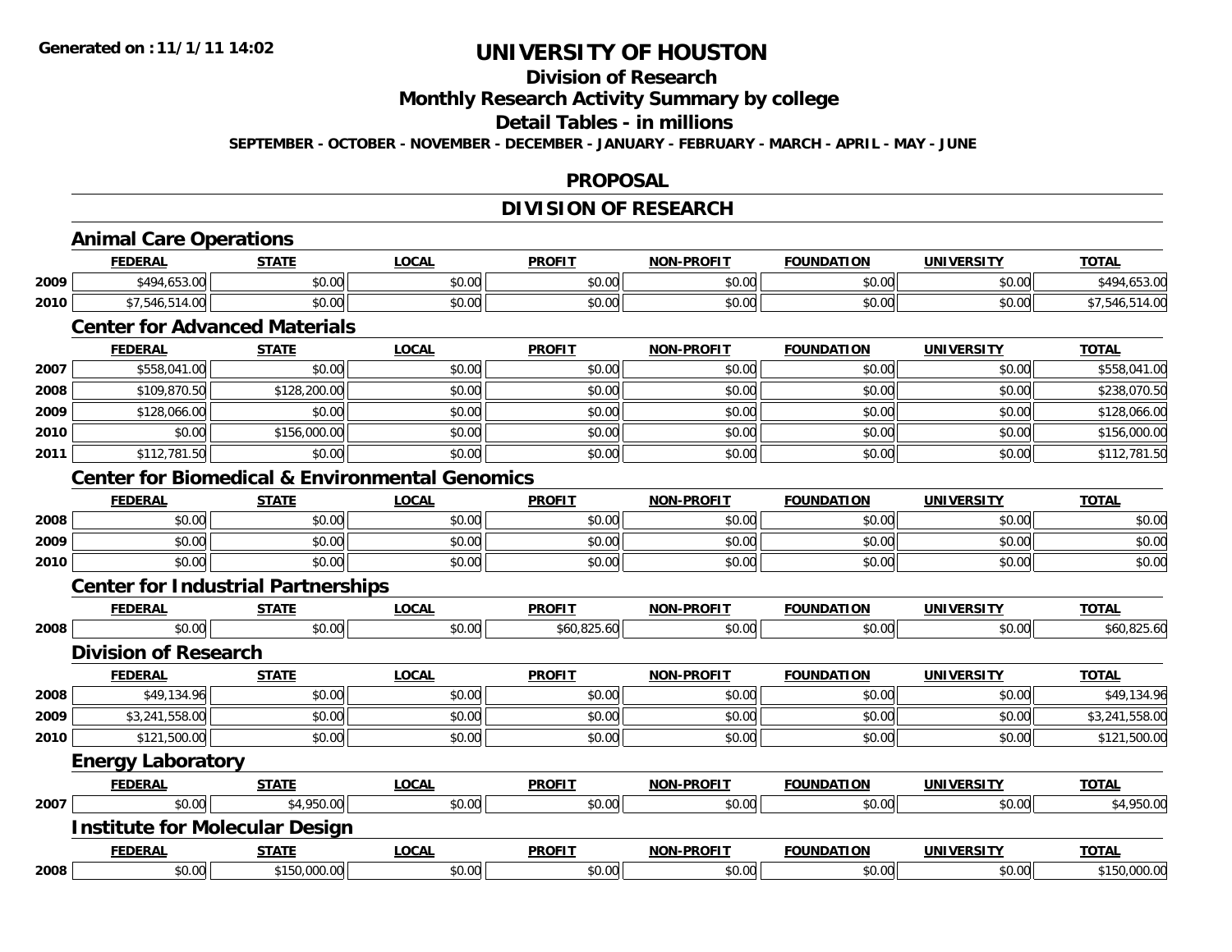# UNIVERSITY OF HOUSTON

## Division of Research

## Monthly Research Activity Summary by college

## Detail Tables - in millions

**SEPTEMBER - OCTOBER - NOVEMBER - DECEMBER - JANUARY - FEBRUARY - MARCH - APRIL - MAY - JUNE**

Generated on : 11/1/11 14:02

## PROPOSAL

## DIVISION OF RESEARCH

### Animal Care Operations

| | FEDERAL | STATE | LOCAL | PROFIT | NON-PROFIT | FOUNDATION | UNIVERSITY | TOTAL |
|---|---|---|---|---|---|---|---|---|
| 2009 | $494,653.00 | $0.00 | $0.00 | $0.00 | $0.00 | $0.00 | $0.00 | $494,653.00 |
| 2010 | $7,546,514.00 | $0.00 | $0.00 | $0.00 | $0.00 | $0.00 | $0.00 | $7,546,514.00 |

### Center for Advanced Materials

| | FEDERAL | STATE | LOCAL | PROFIT | NON-PROFIT | FOUNDATION | UNIVERSITY | TOTAL |
|---|---|---|---|---|---|---|---|---|
| 2007 | $558,041.00 | $0.00 | $0.00 | $0.00 | $0.00 | $0.00 | $0.00 | $558,041.00 |
| 2008 | $109,870.50 | $128,200.00 | $0.00 | $0.00 | $0.00 | $0.00 | $0.00 | $238,070.50 |
| 2009 | $128,066.00 | $0.00 | $0.00 | $0.00 | $0.00 | $0.00 | $0.00 | $128,066.00 |
| 2010 | $0.00 | $156,000.00 | $0.00 | $0.00 | $0.00 | $0.00 | $0.00 | $156,000.00 |
| 2011 | $112,781.50 | $0.00 | $0.00 | $0.00 | $0.00 | $0.00 | $0.00 | $112,781.50 |

### Center for Biomedical & Environmental Genomics

| | FEDERAL | STATE | LOCAL | PROFIT | NON-PROFIT | FOUNDATION | UNIVERSITY | TOTAL |
|---|---|---|---|---|---|---|---|---|
| 2008 | $0.00 | $0.00 | $0.00 | $0.00 | $0.00 | $0.00 | $0.00 | $0.00 |
| 2009 | $0.00 | $0.00 | $0.00 | $0.00 | $0.00 | $0.00 | $0.00 | $0.00 |
| 2010 | $0.00 | $0.00 | $0.00 | $0.00 | $0.00 | $0.00 | $0.00 | $0.00 |

### Center for Industrial Partnerships

| | FEDERAL | STATE | LOCAL | PROFIT | NON-PROFIT | FOUNDATION | UNIVERSITY | TOTAL |
|---|---|---|---|---|---|---|---|---|
| 2008 | $0.00 | $0.00 | $0.00 | $60,825.60 | $0.00 | $0.00 | $0.00 | $60,825.60 |

### Division of Research

| | FEDERAL | STATE | LOCAL | PROFIT | NON-PROFIT | FOUNDATION | UNIVERSITY | TOTAL |
|---|---|---|---|---|---|---|---|---|
| 2008 | $49,134.96 | $0.00 | $0.00 | $0.00 | $0.00 | $0.00 | $0.00 | $49,134.96 |
| 2009 | $3,241,558.00 | $0.00 | $0.00 | $0.00 | $0.00 | $0.00 | $0.00 | $3,241,558.00 |
| 2010 | $121,500.00 | $0.00 | $0.00 | $0.00 | $0.00 | $0.00 | $0.00 | $121,500.00 |

### Energy Laboratory

| | FEDERAL | STATE | LOCAL | PROFIT | NON-PROFIT | FOUNDATION | UNIVERSITY | TOTAL |
|---|---|---|---|---|---|---|---|---|
| 2007 | $0.00 | $4,950.00 | $0.00 | $0.00 | $0.00 | $0.00 | $0.00 | $4,950.00 |

### Institute for Molecular Design

| | FEDERAL | STATE | LOCAL | PROFIT | NON-PROFIT | FOUNDATION | UNIVERSITY | TOTAL |
|---|---|---|---|---|---|---|---|---|
| 2008 | $0.00 | $150,000.00 | $0.00 | $0.00 | $0.00 | $0.00 | $0.00 | $150,000.00 |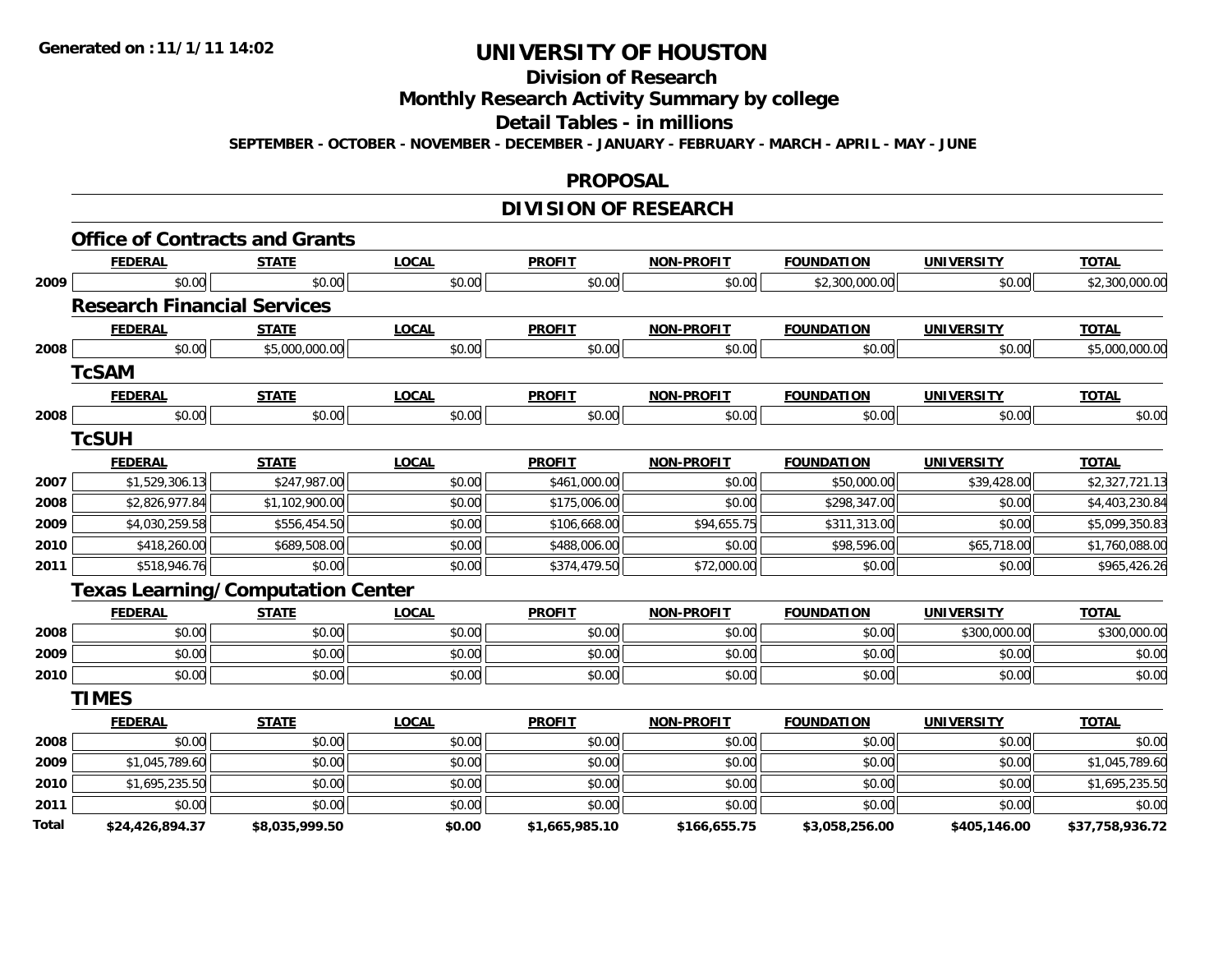Generated on :11/1/11 14:02

# UNIVERSITY OF HOUSTON

## Division of Research

## Monthly Research Activity Summary by college

## Detail Tables - in millions

SEPTEMBER - OCTOBER - NOVEMBER - DECEMBER - JANUARY - FEBRUARY - MARCH - APRIL - MAY - JUNE

## PROPOSAL

## DIVISION OF RESEARCH

### Office of Contracts and Grants

| | FEDERAL | STATE | LOCAL | PROFIT | NON-PROFIT | FOUNDATION | UNIVERSITY | TOTAL |
|---|---|---|---|---|---|---|---|---|
| 2009 | $0.00 | $0.00 | $0.00 | $0.00 | $0.00 | $2,300,000.00 | $0.00 | $2,300,000.00 |

### Research Financial Services

| | FEDERAL | STATE | LOCAL | PROFIT | NON-PROFIT | FOUNDATION | UNIVERSITY | TOTAL |
|---|---|---|---|---|---|---|---|---|
| 2008 | $0.00 | $5,000,000.00 | $0.00 | $0.00 | $0.00 | $0.00 | $0.00 | $5,000,000.00 |

### TcSAM

| | FEDERAL | STATE | LOCAL | PROFIT | NON-PROFIT | FOUNDATION | UNIVERSITY | TOTAL |
|---|---|---|---|---|---|---|---|---|
| 2008 | $0.00 | $0.00 | $0.00 | $0.00 | $0.00 | $0.00 | $0.00 | $0.00 |

### TcSUH

| | FEDERAL | STATE | LOCAL | PROFIT | NON-PROFIT | FOUNDATION | UNIVERSITY | TOTAL |
|---|---|---|---|---|---|---|---|---|
| 2007 | $1,529,306.13 | $247,987.00 | $0.00 | $461,000.00 | $0.00 | $50,000.00 | $39,428.00 | $2,327,721.13 |
| 2008 | $2,826,977.84 | $1,102,900.00 | $0.00 | $175,006.00 | $0.00 | $298,347.00 | $0.00 | $4,403,230.84 |
| 2009 | $4,030,259.58 | $556,454.50 | $0.00 | $106,668.00 | $94,655.75 | $311,313.00 | $0.00 | $5,099,350.83 |
| 2010 | $418,260.00 | $689,508.00 | $0.00 | $488,006.00 | $0.00 | $98,596.00 | $65,718.00 | $1,760,088.00 |
| 2011 | $518,946.76 | $0.00 | $0.00 | $374,479.50 | $72,000.00 | $0.00 | $0.00 | $965,426.26 |

### Texas Learning/Computation Center

| | FEDERAL | STATE | LOCAL | PROFIT | NON-PROFIT | FOUNDATION | UNIVERSITY | TOTAL |
|---|---|---|---|---|---|---|---|---|
| 2008 | $0.00 | $0.00 | $0.00 | $0.00 | $0.00 | $0.00 | $300,000.00 | $300,000.00 |
| 2009 | $0.00 | $0.00 | $0.00 | $0.00 | $0.00 | $0.00 | $0.00 | $0.00 |
| 2010 | $0.00 | $0.00 | $0.00 | $0.00 | $0.00 | $0.00 | $0.00 | $0.00 |

### TIMES

| | FEDERAL | STATE | LOCAL | PROFIT | NON-PROFIT | FOUNDATION | UNIVERSITY | TOTAL |
|---|---|---|---|---|---|---|---|---|
| 2008 | $0.00 | $0.00 | $0.00 | $0.00 | $0.00 | $0.00 | $0.00 | $0.00 |
| 2009 | $1,045,789.60 | $0.00 | $0.00 | $0.00 | $0.00 | $0.00 | $0.00 | $1,045,789.60 |
| 2010 | $1,695,235.50 | $0.00 | $0.00 | $0.00 | $0.00 | $0.00 | $0.00 | $1,695,235.50 |
| 2011 | $0.00 | $0.00 | $0.00 | $0.00 | $0.00 | $0.00 | $0.00 | $0.00 |
| **Total** | **$24,426,894.37** | **$8,035,999.50** | **$0.00** | **$1,665,985.10** | **$166,655.75** | **$3,058,256.00** | **$405,146.00** | **$37,758,936.72** |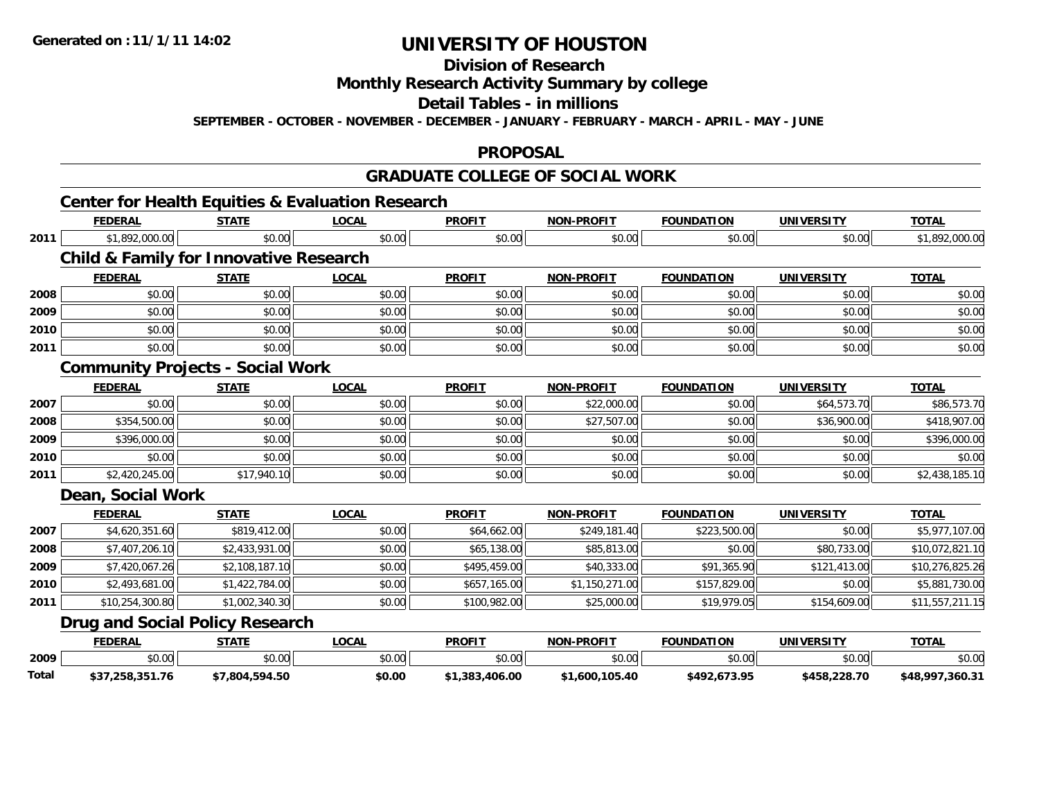**Generated on :11/1/11 14:02**

# UNIVERSITY OF HOUSTON

## Division of Research

## Monthly Research Activity Summary by college

## Detail Tables - in millions

**SEPTEMBER - OCTOBER - NOVEMBER - DECEMBER - JANUARY - FEBRUARY - MARCH - APRIL - MAY - JUNE**

## PROPOSAL

## GRADUATE COLLEGE OF SOCIAL WORK

### Center for Health Equities & Evaluation Research

| | FEDERAL | STATE | LOCAL | PROFIT | NON-PROFIT | FOUNDATION | UNIVERSITY | TOTAL |
|---|---|---|---|---|---|---|---|---|
| 2011 | $1,892,000.00 | $0.00 | $0.00 | $0.00 | $0.00 | $0.00 | $0.00 | $1,892,000.00 |

### Child & Family for Innovative Research

| | FEDERAL | STATE | LOCAL | PROFIT | NON-PROFIT | FOUNDATION | UNIVERSITY | TOTAL |
|---|---|---|---|---|---|---|---|---|
| 2008 | $0.00 | $0.00 | $0.00 | $0.00 | $0.00 | $0.00 | $0.00 | $0.00 |
| 2009 | $0.00 | $0.00 | $0.00 | $0.00 | $0.00 | $0.00 | $0.00 | $0.00 |
| 2010 | $0.00 | $0.00 | $0.00 | $0.00 | $0.00 | $0.00 | $0.00 | $0.00 |
| 2011 | $0.00 | $0.00 | $0.00 | $0.00 | $0.00 | $0.00 | $0.00 | $0.00 |

### Community Projects - Social Work

| | FEDERAL | STATE | LOCAL | PROFIT | NON-PROFIT | FOUNDATION | UNIVERSITY | TOTAL |
|---|---|---|---|---|---|---|---|---|
| 2007 | $0.00 | $0.00 | $0.00 | $0.00 | $22,000.00 | $0.00 | $64,573.70 | $86,573.70 |
| 2008 | $354,500.00 | $0.00 | $0.00 | $0.00 | $27,507.00 | $0.00 | $36,900.00 | $418,907.00 |
| 2009 | $396,000.00 | $0.00 | $0.00 | $0.00 | $0.00 | $0.00 | $0.00 | $396,000.00 |
| 2010 | $0.00 | $0.00 | $0.00 | $0.00 | $0.00 | $0.00 | $0.00 | $0.00 |
| 2011 | $2,420,245.00 | $17,940.10 | $0.00 | $0.00 | $0.00 | $0.00 | $0.00 | $2,438,185.10 |

### Dean, Social Work

| | FEDERAL | STATE | LOCAL | PROFIT | NON-PROFIT | FOUNDATION | UNIVERSITY | TOTAL |
|---|---|---|---|---|---|---|---|---|
| 2007 | $4,620,351.60 | $819,412.00 | $0.00 | $64,662.00 | $249,181.40 | $223,500.00 | $0.00 | $5,977,107.00 |
| 2008 | $7,407,206.10 | $2,433,931.00 | $0.00 | $65,138.00 | $85,813.00 | $0.00 | $80,733.00 | $10,072,821.10 |
| 2009 | $7,420,067.26 | $2,108,187.10 | $0.00 | $495,459.00 | $40,333.00 | $91,365.90 | $121,413.00 | $10,276,825.26 |
| 2010 | $2,493,681.00 | $1,422,784.00 | $0.00 | $657,165.00 | $1,150,271.00 | $157,829.00 | $0.00 | $5,881,730.00 |
| 2011 | $10,254,300.80 | $1,002,340.30 | $0.00 | $100,982.00 | $25,000.00 | $19,979.05 | $154,609.00 | $11,557,211.15 |

### Drug and Social Policy Research

| | FEDERAL | STATE | LOCAL | PROFIT | NON-PROFIT | FOUNDATION | UNIVERSITY | TOTAL |
|---|---|---|---|---|---|---|---|---|
| 2009 | $0.00 | $0.00 | $0.00 | $0.00 | $0.00 | $0.00 | $0.00 | $0.00 |
| **Total** | **$37,258,351.76** | **$7,804,594.50** | **$0.00** | **$1,383,406.00** | **$1,600,105.40** | **$492,673.95** | **$458,228.70** | **$48,997,360.31** |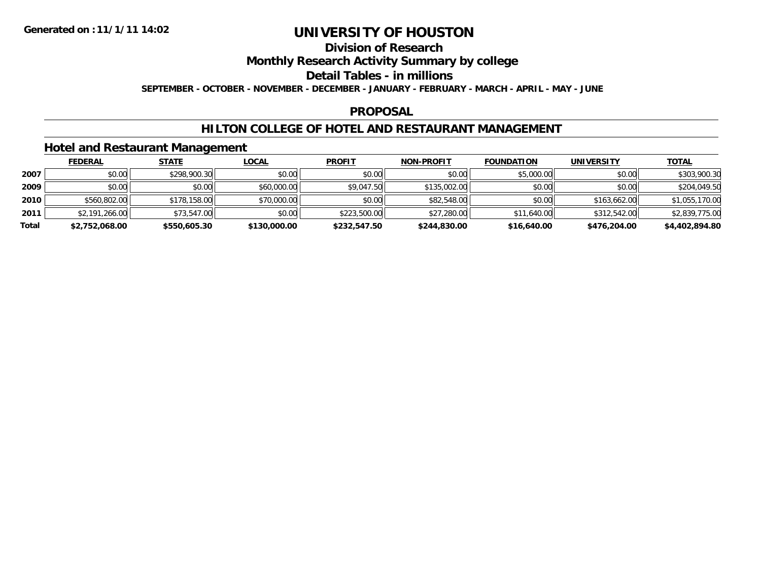# UNIVERSITY OF HOUSTON

## Division of Research

## Monthly Research Activity Summary by college

## Detail Tables - in millions

**SEPTEMBER - OCTOBER - NOVEMBER - DECEMBER - JANUARY - FEBRUARY - MARCH - APRIL - MAY - JUNE**

Generated on :11/1/11 14:02

## PROPOSAL

## HILTON COLLEGE OF HOTEL AND RESTAURANT MANAGEMENT

### Hotel and Restaurant Management

| | FEDERAL | STATE | LOCAL | PROFIT | NON-PROFIT | FOUNDATION | UNIVERSITY | TOTAL |
|---|---|---|---|---|---|---|---|---|
| 2007 | $0.00 | $298,900.30 | $0.00 | $0.00 | $0.00 | $5,000.00 | $0.00 | $303,900.30 |
| 2009 | $0.00 | $0.00 | $60,000.00 | $9,047.50 | $135,002.00 | $0.00 | $0.00 | $204,049.50 |
| 2010 | $560,802.00 | $178,158.00 | $70,000.00 | $0.00 | $82,548.00 | $0.00 | $163,662.00 | $1,055,170.00 |
| 2011 | $2,191,266.00 | $73,547.00 | $0.00 | $223,500.00 | $27,280.00 | $11,640.00 | $312,542.00 | $2,839,775.00 |
| **Total** | **$2,752,068.00** | **$550,605.30** | **$130,000.00** | **$232,547.50** | **$244,830.00** | **$16,640.00** | **$476,204.00** | **$4,402,894.80** |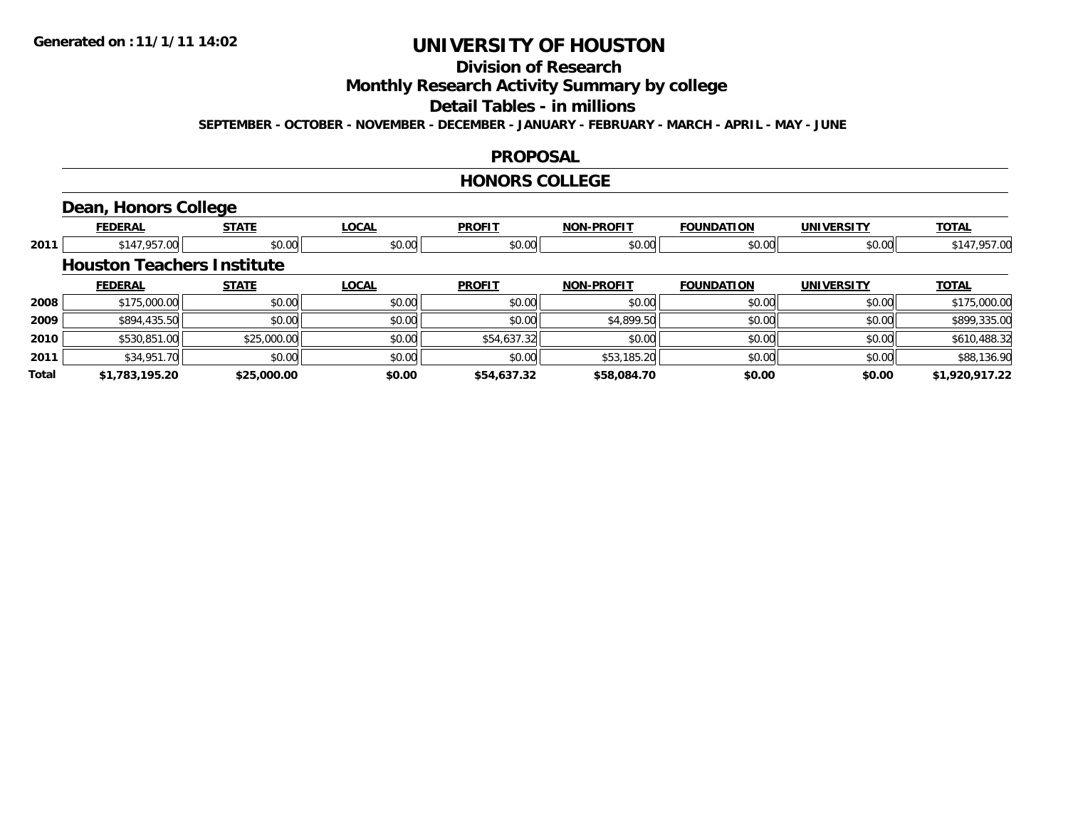# UNIVERSITY OF HOUSTON

## Division of Research

## Monthly Research Activity Summary by college

## Detail Tables - in millions

**SEPTEMBER - OCTOBER - NOVEMBER - DECEMBER - JANUARY - FEBRUARY - MARCH - APRIL - MAY - JUNE**

## PROPOSAL

## HONORS COLLEGE

### Dean, Honors College

| | FEDERAL | STATE | LOCAL | PROFIT | NON-PROFIT | FOUNDATION | UNIVERSITY | TOTAL |
|---|---|---|---|---|---|---|---|---|
| 2011 | $147,957.00 | $0.00 | $0.00 | $0.00 | $0.00 | $0.00 | $0.00 | $147,957.00 |

### Houston Teachers Institute

| | FEDERAL | STATE | LOCAL | PROFIT | NON-PROFIT | FOUNDATION | UNIVERSITY | TOTAL |
|---|---|---|---|---|---|---|---|---|
| 2008 | $175,000.00 | $0.00 | $0.00 | $0.00 | $0.00 | $0.00 | $0.00 | $175,000.00 |
| 2009 | $894,435.50 | $0.00 | $0.00 | $0.00 | $4,899.50 | $0.00 | $0.00 | $899,335.00 |
| 2010 | $530,851.00 | $25,000.00 | $0.00 | $54,637.32 | $0.00 | $0.00 | $0.00 | $610,488.32 |
| 2011 | $34,951.70 | $0.00 | $0.00 | $0.00 | $53,185.20 | $0.00 | $0.00 | $88,136.90 |
| **Total** | **$1,783,195.20** | **$25,000.00** | **$0.00** | **$54,637.32** | **$58,084.70** | **$0.00** | **$0.00** | **$1,920,917.22** |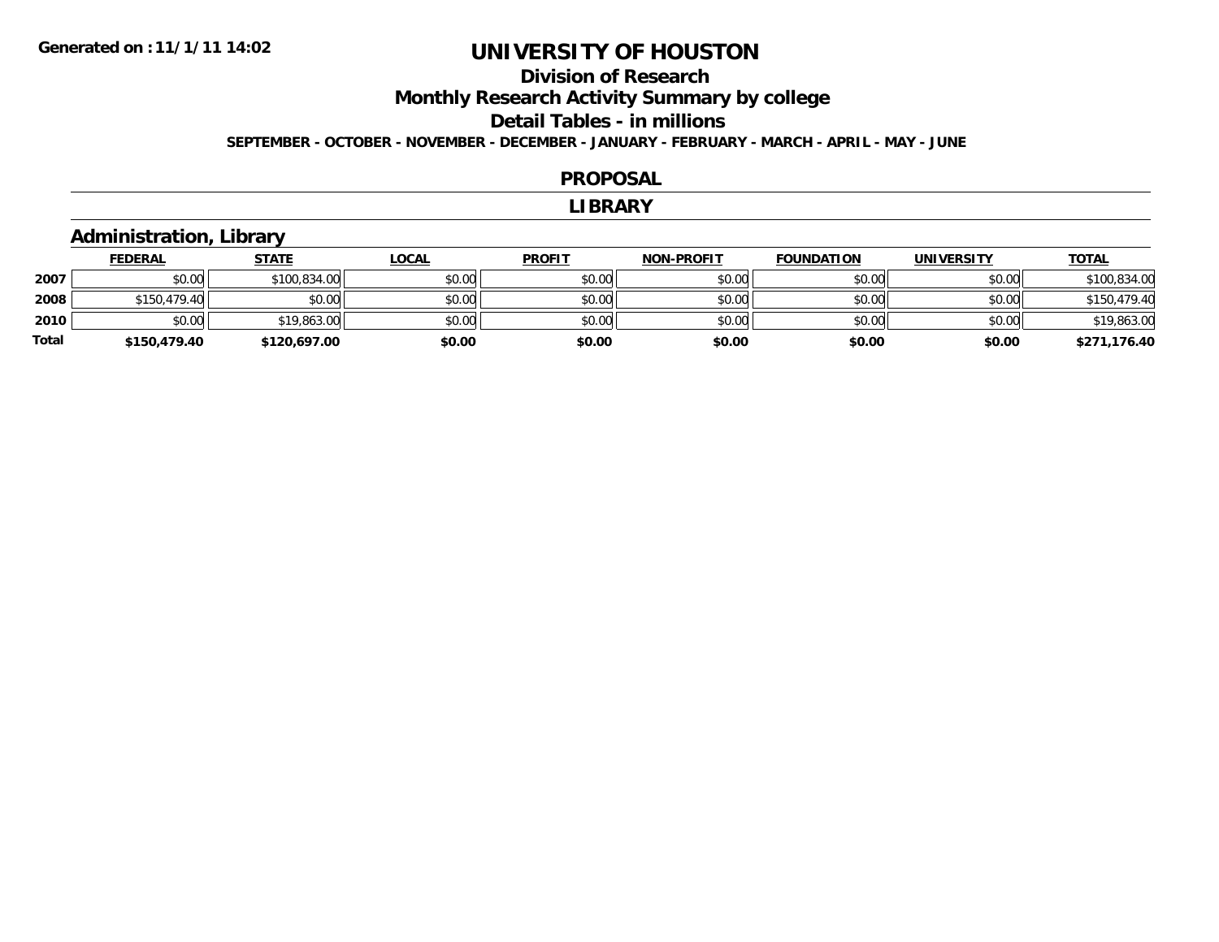Generated on :11/1/11 14:02

# UNIVERSITY OF HOUSTON

## Division of Research

## Monthly Research Activity Summary by college

## Detail Tables - in millions

**SEPTEMBER - OCTOBER - NOVEMBER - DECEMBER - JANUARY - FEBRUARY - MARCH - APRIL - MAY - JUNE**

## PROPOSAL

## LIBRARY

### Administration, Library

| | FEDERAL | STATE | LOCAL | PROFIT | NON-PROFIT | FOUNDATION | UNIVERSITY | TOTAL |
|---|---|---|---|---|---|---|---|---|
| 2007 | $0.00 | $100,834.00 | $0.00 | $0.00 | $0.00 | $0.00 | $0.00 | $100,834.00 |
| 2008 | $150,479.40 | $0.00 | $0.00 | $0.00 | $0.00 | $0.00 | $0.00 | $150,479.40 |
| 2010 | $0.00 | $19,863.00 | $0.00 | $0.00 | $0.00 | $0.00 | $0.00 | $19,863.00 |
| **Total** | **$150,479.40** | **$120,697.00** | **$0.00** | **$0.00** | **$0.00** | **$0.00** | **$0.00** | **$271,176.40** |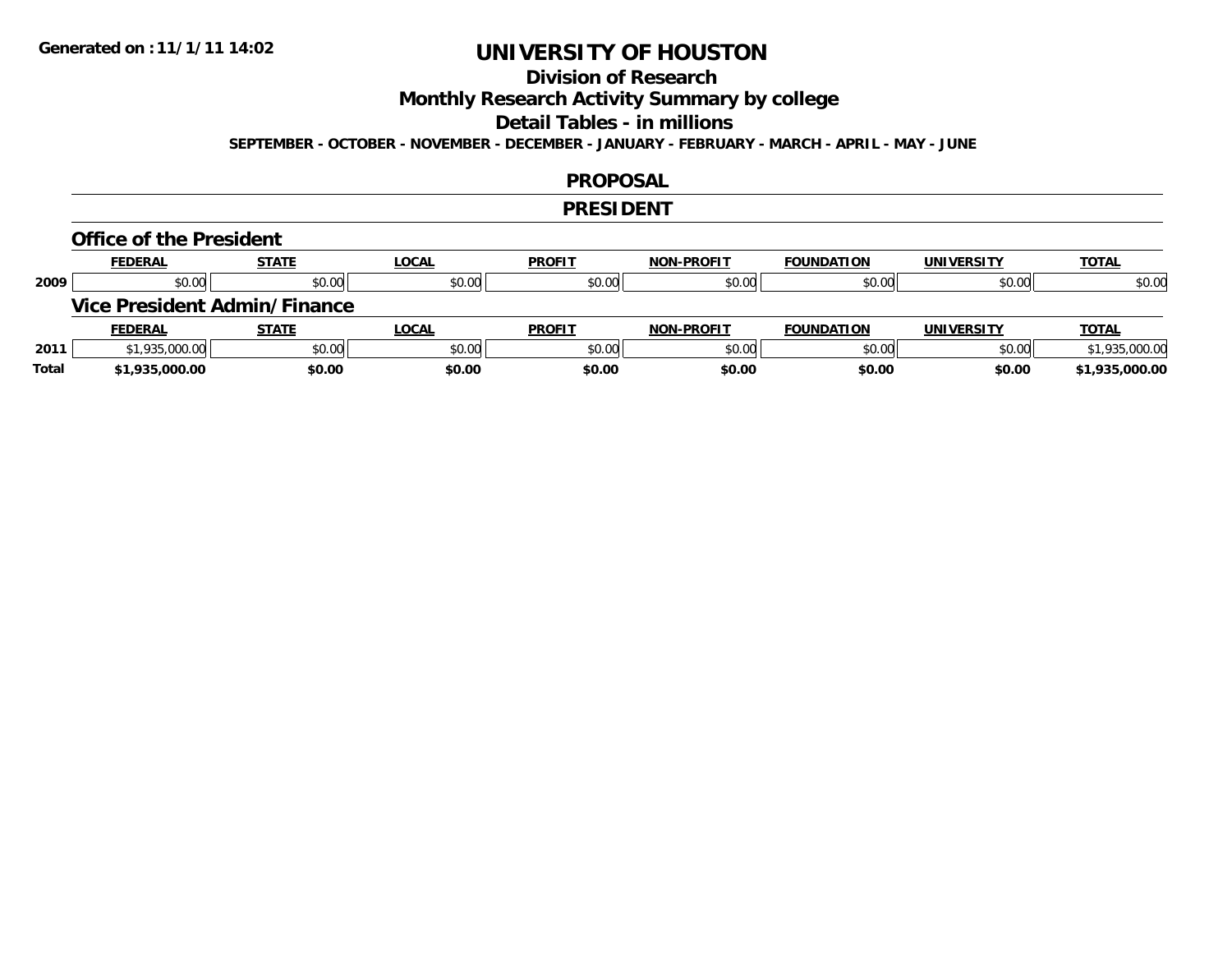Generated on :11/1/11 14:02

# UNIVERSITY OF HOUSTON

## Division of Research

## Monthly Research Activity Summary by college

## Detail Tables - in millions

**SEPTEMBER - OCTOBER - NOVEMBER - DECEMBER - JANUARY - FEBRUARY - MARCH - APRIL - MAY - JUNE**

## PROPOSAL

## PRESIDENT

### Office of the President

| | FEDERAL | STATE | LOCAL | PROFIT | NON-PROFIT | FOUNDATION | UNIVERSITY | TOTAL |
|---|---|---|---|---|---|---|---|---|
| 2009 | $0.00 | $0.00 | $0.00 | $0.00 | $0.00 | $0.00 | $0.00 | $0.00 |

### Vice President Admin/Finance

| | FEDERAL | STATE | LOCAL | PROFIT | NON-PROFIT | FOUNDATION | UNIVERSITY | TOTAL |
|---|---|---|---|---|---|---|---|---|
| 2011 | $1,935,000.00 | $0.00 | $0.00 | $0.00 | $0.00 | $0.00 | $0.00 | $1,935,000.00 |
| **Total** | **$1,935,000.00** | **$0.00** | **$0.00** | **$0.00** | **$0.00** | **$0.00** | **$0.00** | **$1,935,000.00** |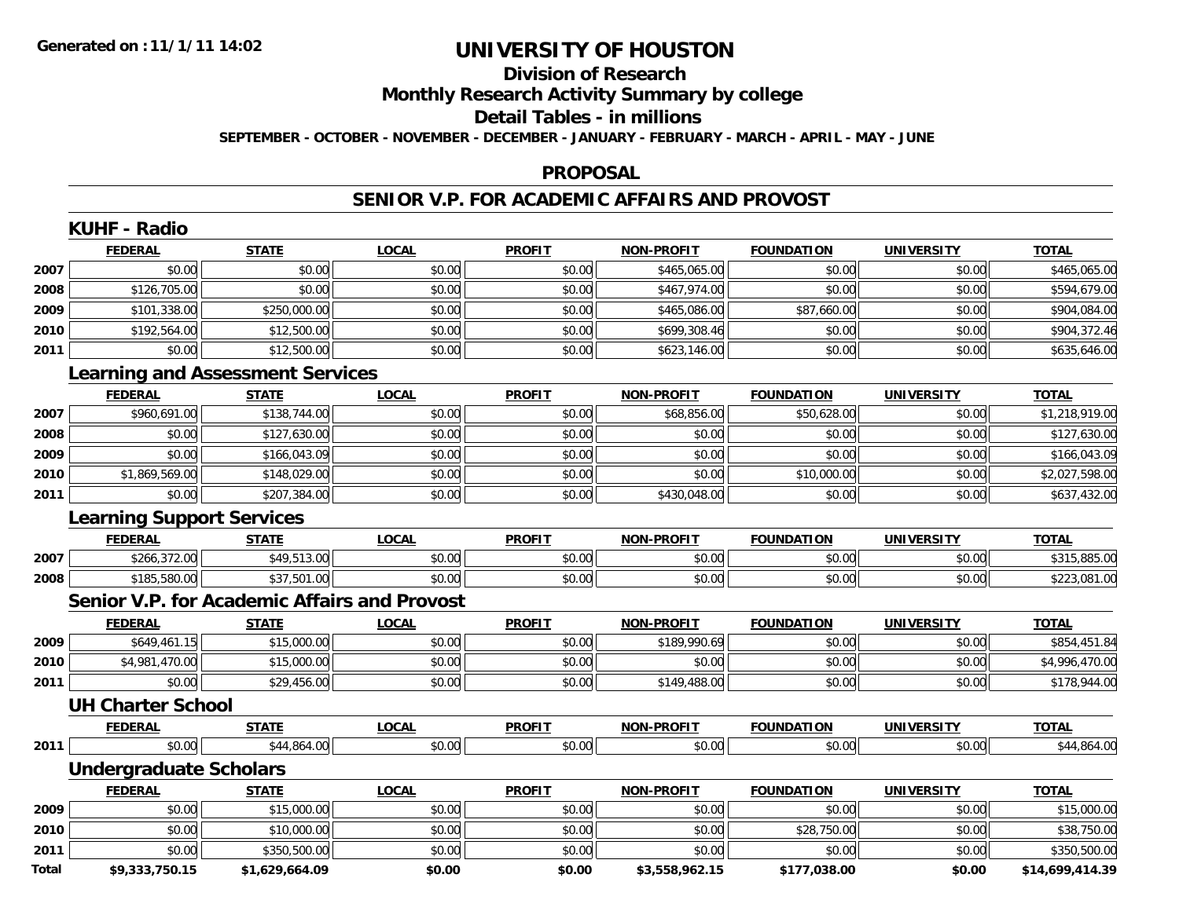**Generated on :11/1/11 14:02**

# UNIVERSITY OF HOUSTON

## Division of Research

## Monthly Research Activity Summary by college

## Detail Tables - in millions

**SEPTEMBER - OCTOBER - NOVEMBER - DECEMBER - JANUARY - FEBRUARY - MARCH - APRIL - MAY - JUNE**

## PROPOSAL

## SENIOR V.P. FOR ACADEMIC AFFAIRS AND PROVOST

### KUHF - Radio

| | FEDERAL | STATE | LOCAL | PROFIT | NON-PROFIT | FOUNDATION | UNIVERSITY | TOTAL |
|---|---|---|---|---|---|---|---|---|
| 2007 | $0.00 | $0.00 | $0.00 | $0.00 | $465,065.00 | $0.00 | $0.00 | $465,065.00 |
| 2008 | $126,705.00 | $0.00 | $0.00 | $0.00 | $467,974.00 | $0.00 | $0.00 | $594,679.00 |
| 2009 | $101,338.00 | $250,000.00 | $0.00 | $0.00 | $465,086.00 | $87,660.00 | $0.00 | $904,084.00 |
| 2010 | $192,564.00 | $12,500.00 | $0.00 | $0.00 | $699,308.46 | $0.00 | $0.00 | $904,372.46 |
| 2011 | $0.00 | $12,500.00 | $0.00 | $0.00 | $623,146.00 | $0.00 | $0.00 | $635,646.00 |

### Learning and Assessment Services

| | FEDERAL | STATE | LOCAL | PROFIT | NON-PROFIT | FOUNDATION | UNIVERSITY | TOTAL |
|---|---|---|---|---|---|---|---|---|
| 2007 | $960,691.00 | $138,744.00 | $0.00 | $0.00 | $68,856.00 | $50,628.00 | $0.00 | $1,218,919.00 |
| 2008 | $0.00 | $127,630.00 | $0.00 | $0.00 | $0.00 | $0.00 | $0.00 | $127,630.00 |
| 2009 | $0.00 | $166,043.09 | $0.00 | $0.00 | $0.00 | $0.00 | $0.00 | $166,043.09 |
| 2010 | $1,869,569.00 | $148,029.00 | $0.00 | $0.00 | $0.00 | $10,000.00 | $0.00 | $2,027,598.00 |
| 2011 | $0.00 | $207,384.00 | $0.00 | $0.00 | $430,048.00 | $0.00 | $0.00 | $637,432.00 |

### Learning Support Services

| | FEDERAL | STATE | LOCAL | PROFIT | NON-PROFIT | FOUNDATION | UNIVERSITY | TOTAL |
|---|---|---|---|---|---|---|---|---|
| 2007 | $266,372.00 | $49,513.00 | $0.00 | $0.00 | $0.00 | $0.00 | $0.00 | $315,885.00 |
| 2008 | $185,580.00 | $37,501.00 | $0.00 | $0.00 | $0.00 | $0.00 | $0.00 | $223,081.00 |

### Senior V.P. for Academic Affairs and Provost

| | FEDERAL | STATE | LOCAL | PROFIT | NON-PROFIT | FOUNDATION | UNIVERSITY | TOTAL |
|---|---|---|---|---|---|---|---|---|
| 2009 | $649,461.15 | $15,000.00 | $0.00 | $0.00 | $189,990.69 | $0.00 | $0.00 | $854,451.84 |
| 2010 | $4,981,470.00 | $15,000.00 | $0.00 | $0.00 | $0.00 | $0.00 | $0.00 | $4,996,470.00 |
| 2011 | $0.00 | $29,456.00 | $0.00 | $0.00 | $149,488.00 | $0.00 | $0.00 | $178,944.00 |

### UH Charter School

| | FEDERAL | STATE | LOCAL | PROFIT | NON-PROFIT | FOUNDATION | UNIVERSITY | TOTAL |
|---|---|---|---|---|---|---|---|---|
| 2011 | $0.00 | $44,864.00 | $0.00 | $0.00 | $0.00 | $0.00 | $0.00 | $44,864.00 |

### Undergraduate Scholars

| | FEDERAL | STATE | LOCAL | PROFIT | NON-PROFIT | FOUNDATION | UNIVERSITY | TOTAL |
|---|---|---|---|---|---|---|---|---|
| 2009 | $0.00 | $15,000.00 | $0.00 | $0.00 | $0.00 | $0.00 | $0.00 | $15,000.00 |
| 2010 | $0.00 | $10,000.00 | $0.00 | $0.00 | $0.00 | $28,750.00 | $0.00 | $38,750.00 |
| 2011 | $0.00 | $350,500.00 | $0.00 | $0.00 | $0.00 | $0.00 | $0.00 | $350,500.00 |
| **Total** | **$9,333,750.15** | **$1,629,664.09** | **$0.00** | **$0.00** | **$3,558,962.15** | **$177,038.00** | **$0.00** | **$14,699,414.39** |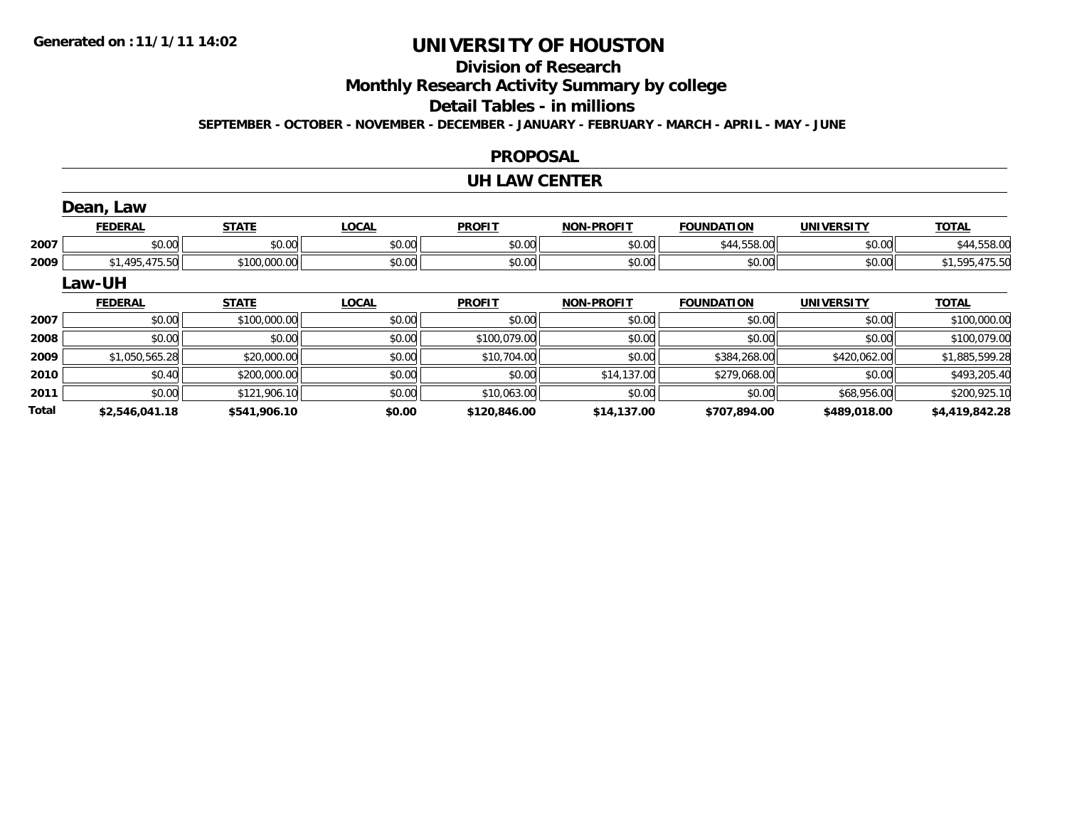Generated on :11/1/11 14:02

# UNIVERSITY OF HOUSTON

## Division of Research

## Monthly Research Activity Summary by college

## Detail Tables - in millions

SEPTEMBER - OCTOBER - NOVEMBER - DECEMBER - JANUARY - FEBRUARY - MARCH - APRIL - MAY - JUNE

### PROPOSAL

### UH LAW CENTER

#### Dean, Law

| | FEDERAL | STATE | LOCAL | PROFIT | NON-PROFIT | FOUNDATION | UNIVERSITY | TOTAL |
|---|---|---|---|---|---|---|---|---|
| 2007 | $0.00 | $0.00 | $0.00 | $0.00 | $0.00 | $44,558.00 | $0.00 | $44,558.00 |
| 2009 | $1,495,475.50 | $100,000.00 | $0.00 | $0.00 | $0.00 | $0.00 | $0.00 | $1,595,475.50 |

#### Law-UH

| | FEDERAL | STATE | LOCAL | PROFIT | NON-PROFIT | FOUNDATION | UNIVERSITY | TOTAL |
|---|---|---|---|---|---|---|---|---|
| 2007 | $0.00 | $100,000.00 | $0.00 | $0.00 | $0.00 | $0.00 | $0.00 | $100,000.00 |
| 2008 | $0.00 | $0.00 | $0.00 | $100,079.00 | $0.00 | $0.00 | $0.00 | $100,079.00 |
| 2009 | $1,050,565.28 | $20,000.00 | $0.00 | $10,704.00 | $0.00 | $384,268.00 | $420,062.00 | $1,885,599.28 |
| 2010 | $0.40 | $200,000.00 | $0.00 | $0.00 | $14,137.00 | $279,068.00 | $0.00 | $493,205.40 |
| 2011 | $0.00 | $121,906.10 | $0.00 | $10,063.00 | $0.00 | $0.00 | $68,956.00 | $200,925.10 |
| **Total** | **$2,546,041.18** | **$541,906.10** | **$0.00** | **$120,846.00** | **$14,137.00** | **$707,894.00** | **$489,018.00** | **$4,419,842.28** |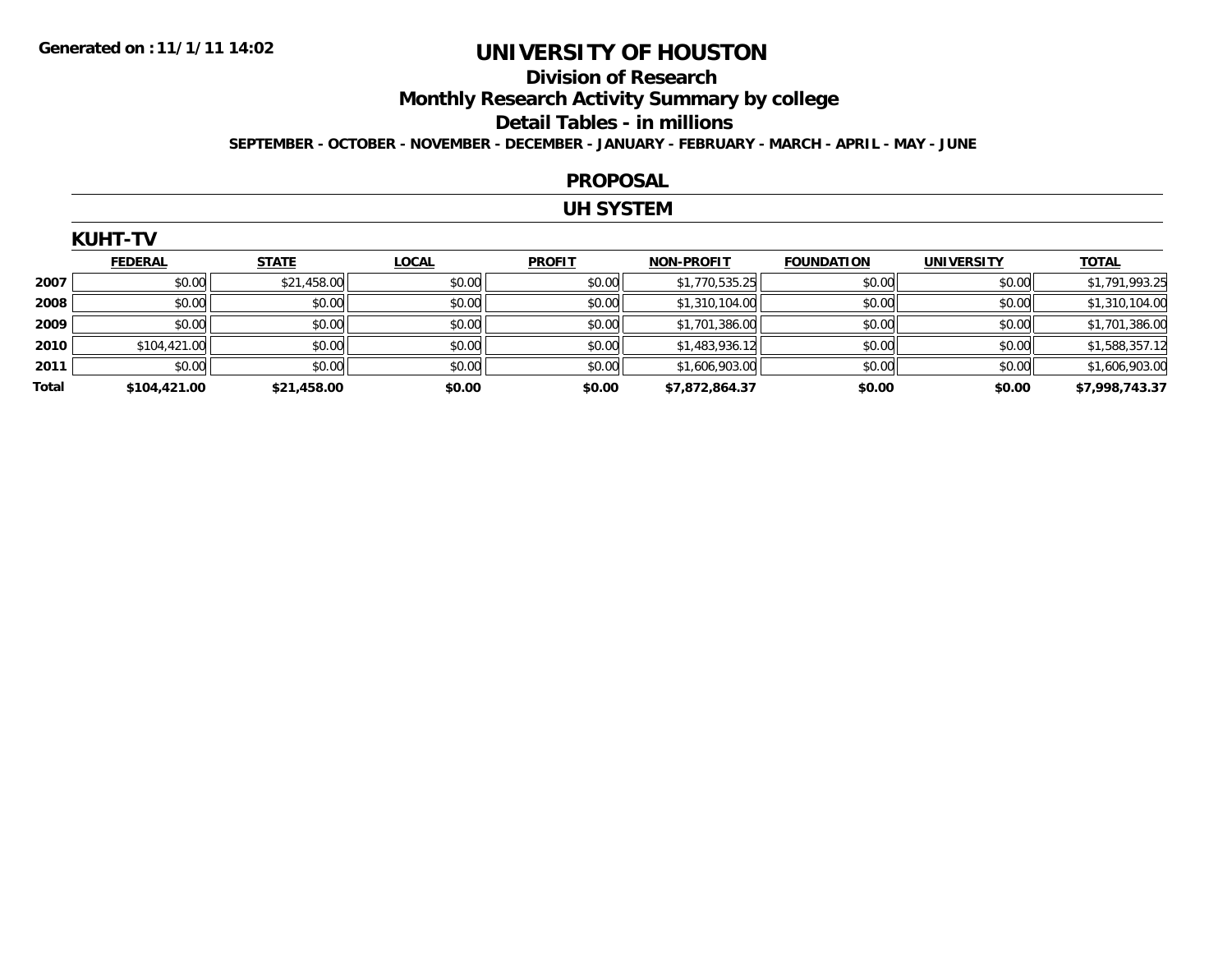Generated on :11/1/11 14:02

# UNIVERSITY OF HOUSTON

## Division of Research

## Monthly Research Activity Summary by college

## Detail Tables - in millions

**SEPTEMBER - OCTOBER - NOVEMBER - DECEMBER - JANUARY - FEBRUARY - MARCH - APRIL - MAY - JUNE**

## PROPOSAL

## UH SYSTEM

### KUHT-TV

| | FEDERAL | STATE | LOCAL | PROFIT | NON-PROFIT | FOUNDATION | UNIVERSITY | TOTAL |
|---|---|---|---|---|---|---|---|---|
| 2007 | $0.00 | $21,458.00 | $0.00 | $0.00 | $1,770,535.25 | $0.00 | $0.00 | $1,791,993.25 |
| 2008 | $0.00 | $0.00 | $0.00 | $0.00 | $1,310,104.00 | $0.00 | $0.00 | $1,310,104.00 |
| 2009 | $0.00 | $0.00 | $0.00 | $0.00 | $1,701,386.00 | $0.00 | $0.00 | $1,701,386.00 |
| 2010 | $104,421.00 | $0.00 | $0.00 | $0.00 | $1,483,936.12 | $0.00 | $0.00 | $1,588,357.12 |
| 2011 | $0.00 | $0.00 | $0.00 | $0.00 | $1,606,903.00 | $0.00 | $0.00 | $1,606,903.00 |
| **Total** | **$104,421.00** | **$21,458.00** | **$0.00** | **$0.00** | **$7,872,864.37** | **$0.00** | **$0.00** | **$7,998,743.37** |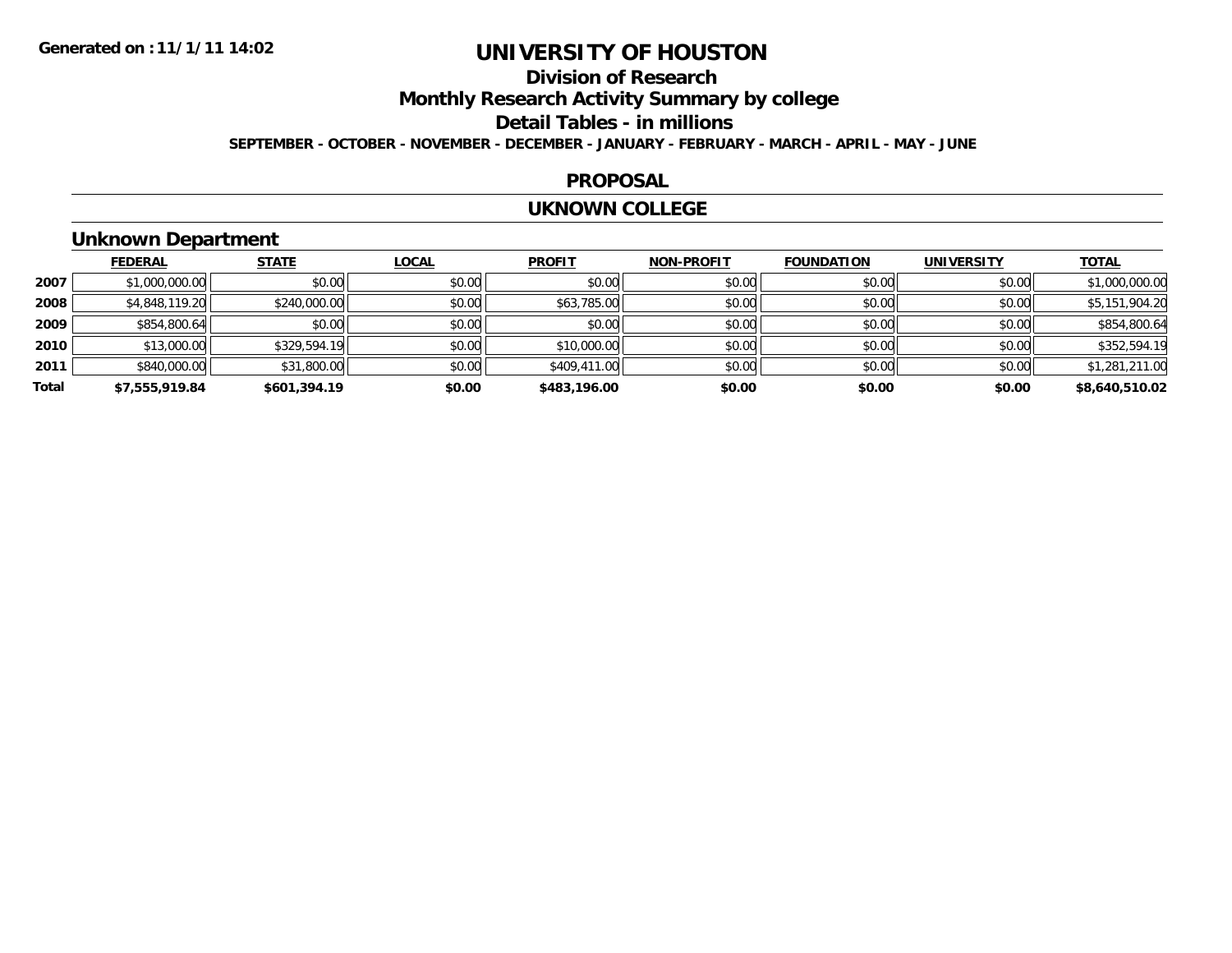Generated on :11/1/11 14:02

# UNIVERSITY OF HOUSTON

## Division of Research

## Monthly Research Activity Summary by college

## Detail Tables - in millions

**SEPTEMBER - OCTOBER - NOVEMBER - DECEMBER - JANUARY - FEBRUARY - MARCH - APRIL - MAY - JUNE**

## PROPOSAL

## UKNOWN COLLEGE

### Unknown Department

| | FEDERAL | STATE | LOCAL | PROFIT | NON-PROFIT | FOUNDATION | UNIVERSITY | TOTAL |
|---|---|---|---|---|---|---|---|---|
| 2007 | $1,000,000.00 | $0.00 | $0.00 | $0.00 | $0.00 | $0.00 | $0.00 | $1,000,000.00 |
| 2008 | $4,848,119.20 | $240,000.00 | $0.00 | $63,785.00 | $0.00 | $0.00 | $0.00 | $5,151,904.20 |
| 2009 | $854,800.64 | $0.00 | $0.00 | $0.00 | $0.00 | $0.00 | $0.00 | $854,800.64 |
| 2010 | $13,000.00 | $329,594.19 | $0.00 | $10,000.00 | $0.00 | $0.00 | $0.00 | $352,594.19 |
| 2011 | $840,000.00 | $31,800.00 | $0.00 | $409,411.00 | $0.00 | $0.00 | $0.00 | $1,281,211.00 |
| **Total** | **$7,555,919.84** | **$601,394.19** | **$0.00** | **$483,196.00** | **$0.00** | **$0.00** | **$0.00** | **$8,640,510.02** |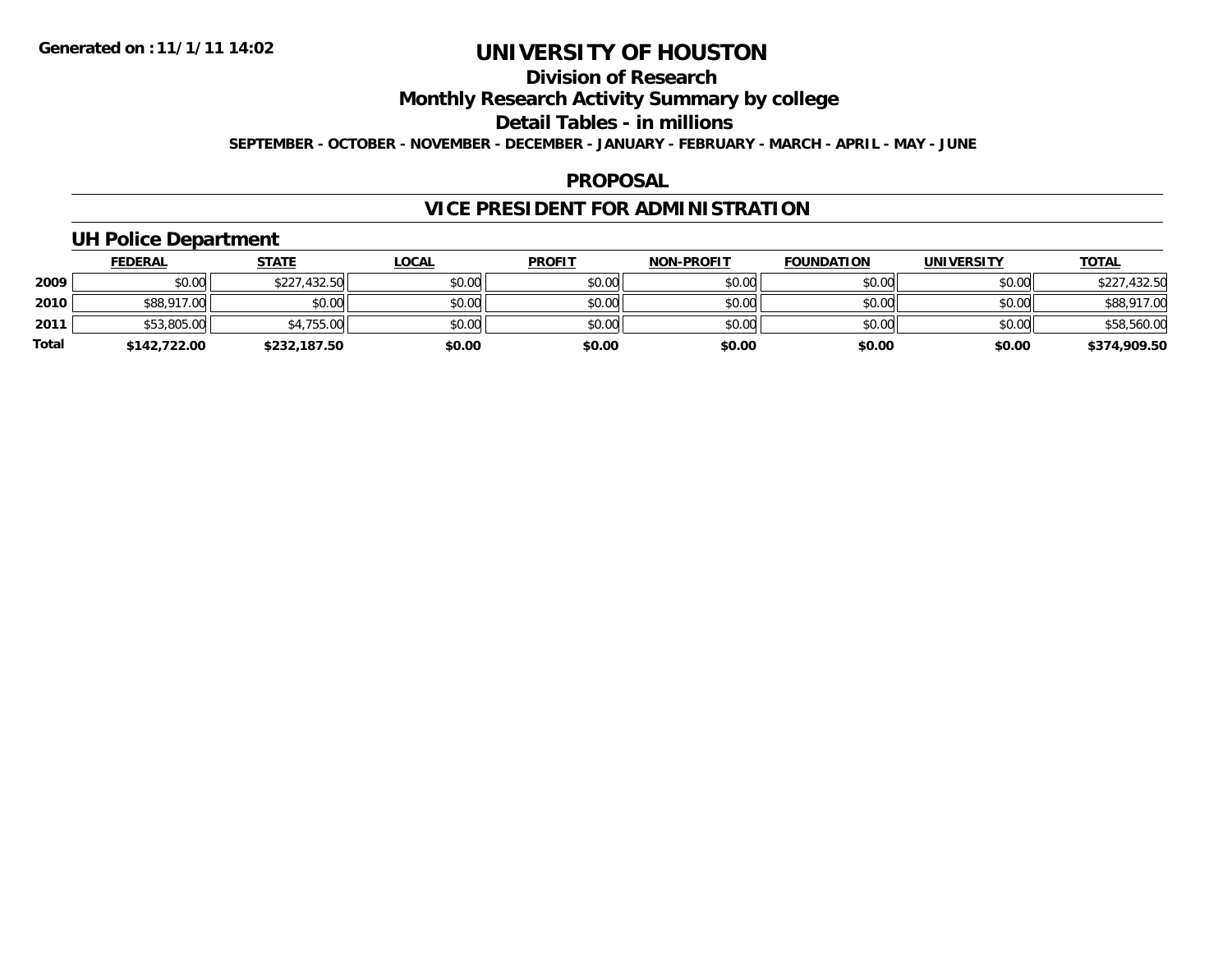**Generated on :11/1/11 14:02**

# UNIVERSITY OF HOUSTON

## Division of Research

## Monthly Research Activity Summary by college

## Detail Tables - in millions

**SEPTEMBER - OCTOBER - NOVEMBER - DECEMBER - JANUARY - FEBRUARY - MARCH - APRIL - MAY - JUNE**

## PROPOSAL

## VICE PRESIDENT FOR ADMINISTRATION

### UH Police Department

| | FEDERAL | STATE | LOCAL | PROFIT | NON-PROFIT | FOUNDATION | UNIVERSITY | TOTAL |
|---|---|---|---|---|---|---|---|---|
| 2009 | $0.00 | $227,432.50 | $0.00 | $0.00 | $0.00 | $0.00 | $0.00 | $227,432.50 |
| 2010 | $88,917.00 | $0.00 | $0.00 | $0.00 | $0.00 | $0.00 | $0.00 | $88,917.00 |
| 2011 | $53,805.00 | $4,755.00 | $0.00 | $0.00 | $0.00 | $0.00 | $0.00 | $58,560.00 |
| **Total** | **$142,722.00** | **$232,187.50** | **$0.00** | **$0.00** | **$0.00** | **$0.00** | **$0.00** | **$374,909.50** |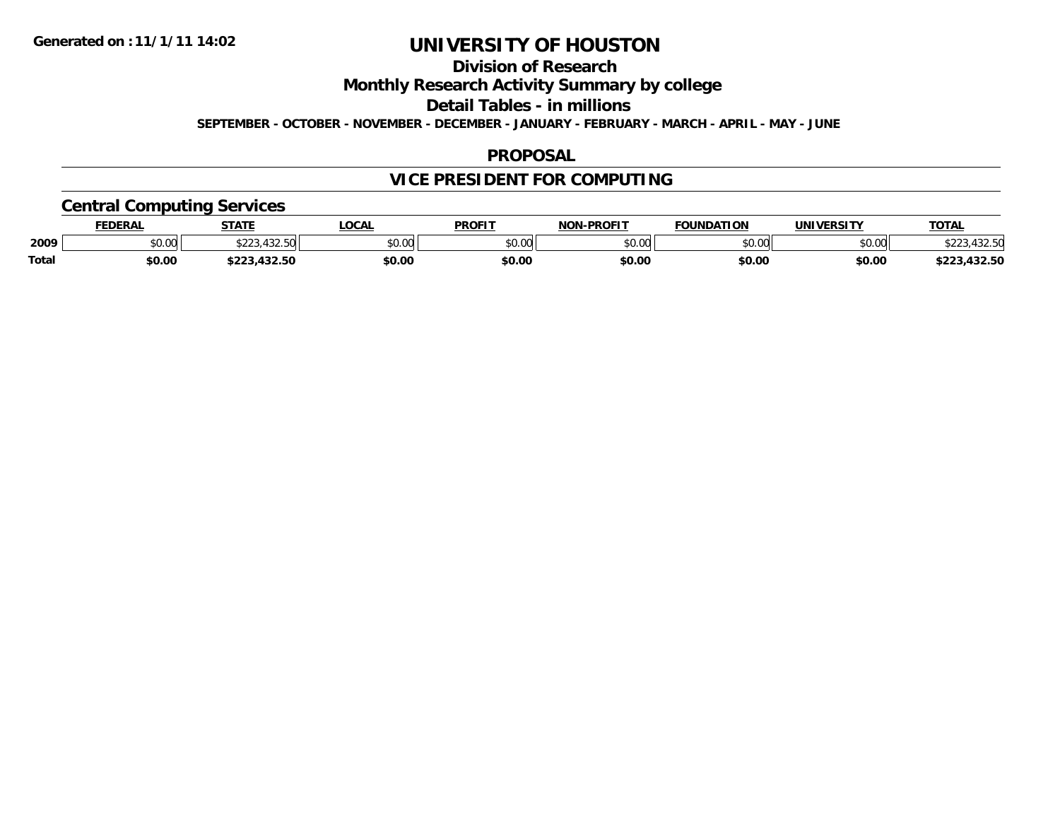**Generated on :11/1/11 14:02**

# UNIVERSITY OF HOUSTON

## Division of Research

## Monthly Research Activity Summary by college

## Detail Tables - in millions

**SEPTEMBER - OCTOBER - NOVEMBER - DECEMBER - JANUARY - FEBRUARY - MARCH - APRIL - MAY - JUNE**

## PROPOSAL

## VICE PRESIDENT FOR COMPUTING

### Central Computing Services

| | FEDERAL | STATE | LOCAL | PROFIT | NON-PROFIT | FOUNDATION | UNIVERSITY | TOTAL |
|---|---|---|---|---|---|---|---|---|
| 2009 | $0.00 | $223,432.50 | $0.00 | $0.00 | $0.00 | $0.00 | $0.00 | $223,432.50 |
| **Total** | **$0.00** | **$223,432.50** | **$0.00** | **$0.00** | **$0.00** | **$0.00** | **$0.00** | **$223,432.50** |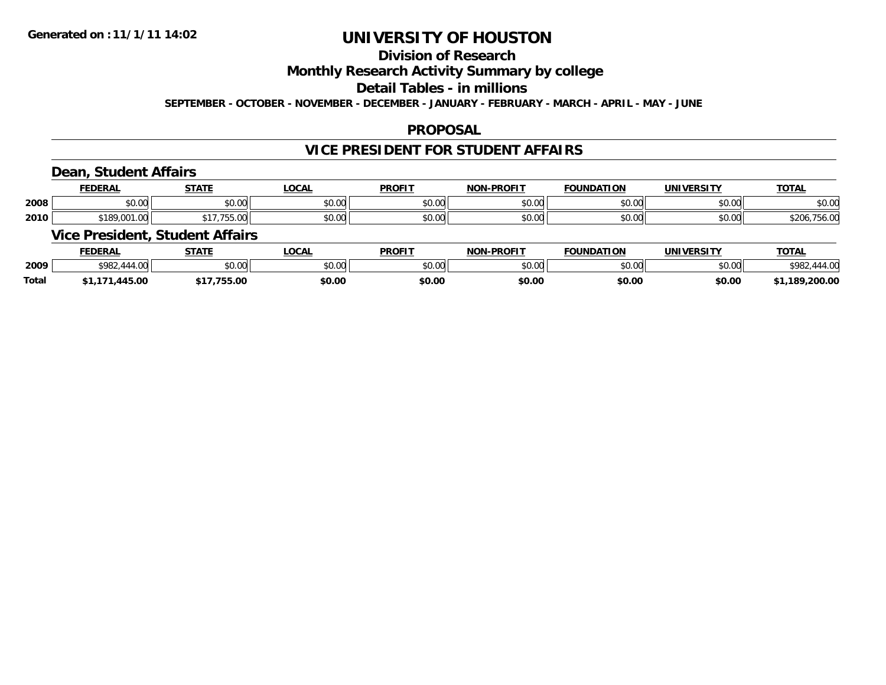**Generated on :11/1/11 14:02**

# UNIVERSITY OF HOUSTON

## Division of Research

## Monthly Research Activity Summary by college

## Detail Tables - in millions

**SEPTEMBER - OCTOBER - NOVEMBER - DECEMBER - JANUARY - FEBRUARY - MARCH - APRIL - MAY - JUNE**

## PROPOSAL

## VICE PRESIDENT FOR STUDENT AFFAIRS

### Dean, Student Affairs

| | FEDERAL | STATE | LOCAL | PROFIT | NON-PROFIT | FOUNDATION | UNIVERSITY | TOTAL |
|---|---|---|---|---|---|---|---|---|
| 2008 | $0.00 | $0.00 | $0.00 | $0.00 | $0.00 | $0.00 | $0.00 | $0.00 |
| 2010 | $189,001.00 | $17,755.00 | $0.00 | $0.00 | $0.00 | $0.00 | $0.00 | $206,756.00 |

### Vice President, Student Affairs

| | FEDERAL | STATE | LOCAL | PROFIT | NON-PROFIT | FOUNDATION | UNIVERSITY | TOTAL |
|---|---|---|---|---|---|---|---|---|
| 2009 | $982,444.00 | $0.00 | $0.00 | $0.00 | $0.00 | $0.00 | $0.00 | $982,444.00 |
| **Total** | **$1,171,445.00** | **$17,755.00** | **$0.00** | **$0.00** | **$0.00** | **$0.00** | **$0.00** | **$1,189,200.00** |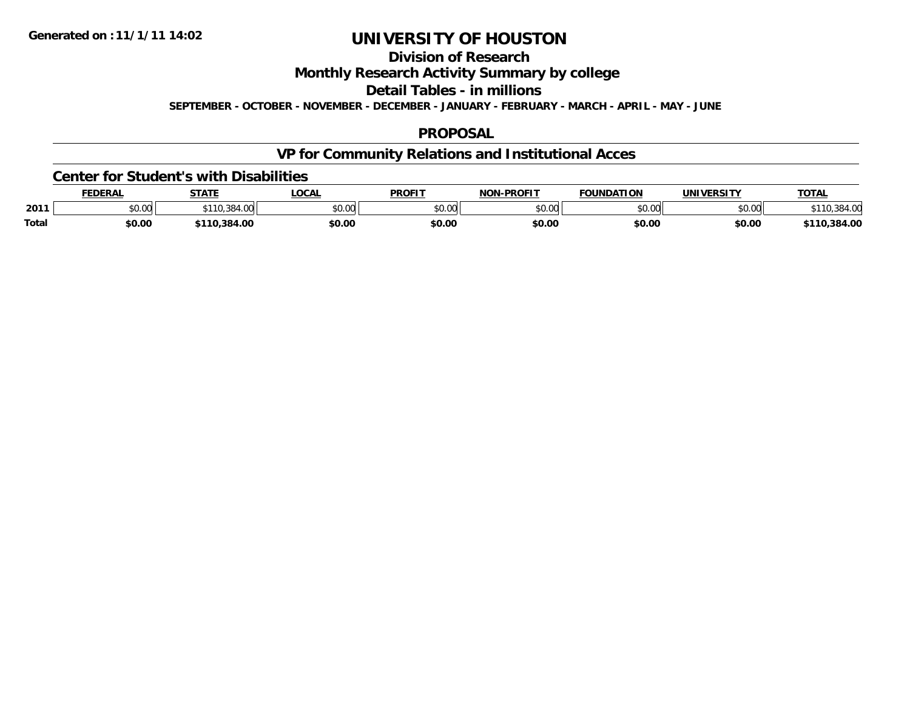Generated on :11/1/11 14:02

# UNIVERSITY OF HOUSTON

## Division of Research

## Monthly Research Activity Summary by college

## Detail Tables - in millions

SEPTEMBER - OCTOBER - NOVEMBER - DECEMBER - JANUARY - FEBRUARY - MARCH - APRIL - MAY - JUNE

## PROPOSAL

## VP for Community Relations and Institutional Acces

### Center for Student's with Disabilities

| | FEDERAL | STATE | LOCAL | PROFIT | NON-PROFIT | FOUNDATION | UNIVERSITY | TOTAL |
|---|---|---|---|---|---|---|---|---|
| 2011 | $0.00 | $110,384.00 | $0.00 | $0.00 | $0.00 | $0.00 | $0.00 | $110,384.00 |
| **Total** | **$0.00** | **$110,384.00** | **$0.00** | **$0.00** | **$0.00** | **$0.00** | **$0.00** | **$110,384.00** |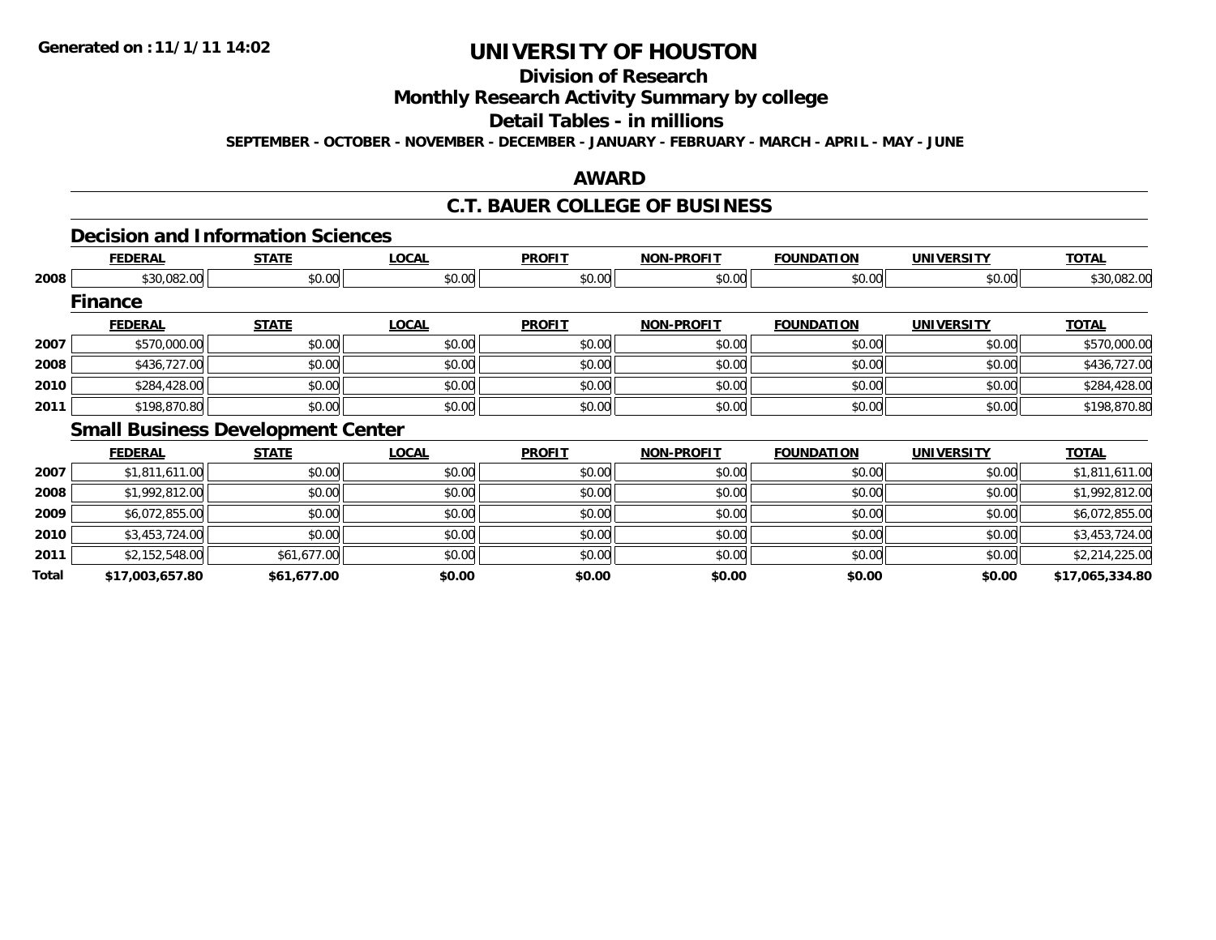# UNIVERSITY OF HOUSTON

## Division of Research

## Monthly Research Activity Summary by college

## Detail Tables - in millions

**SEPTEMBER - OCTOBER - NOVEMBER - DECEMBER - JANUARY - FEBRUARY - MARCH - APRIL - MAY - JUNE**

**Generated on : 11/1/11 14:02**

## AWARD

## C.T. BAUER COLLEGE OF BUSINESS

### Decision and Information Sciences

| | FEDERAL | STATE | LOCAL | PROFIT | NON-PROFIT | FOUNDATION | UNIVERSITY | TOTAL |
|---|---|---|---|---|---|---|---|---|
| 2008 | $30,082.00 | $0.00 | $0.00 | $0.00 | $0.00 | $0.00 | $0.00 | $30,082.00 |

### Finance

| | FEDERAL | STATE | LOCAL | PROFIT | NON-PROFIT | FOUNDATION | UNIVERSITY | TOTAL |
|---|---|---|---|---|---|---|---|---|
| 2007 | $570,000.00 | $0.00 | $0.00 | $0.00 | $0.00 | $0.00 | $0.00 | $570,000.00 |
| 2008 | $436,727.00 | $0.00 | $0.00 | $0.00 | $0.00 | $0.00 | $0.00 | $436,727.00 |
| 2010 | $284,428.00 | $0.00 | $0.00 | $0.00 | $0.00 | $0.00 | $0.00 | $284,428.00 |
| 2011 | $198,870.80 | $0.00 | $0.00 | $0.00 | $0.00 | $0.00 | $0.00 | $198,870.80 |

### Small Business Development Center

| | FEDERAL | STATE | LOCAL | PROFIT | NON-PROFIT | FOUNDATION | UNIVERSITY | TOTAL |
|---|---|---|---|---|---|---|---|---|
| 2007 | $1,811,611.00 | $0.00 | $0.00 | $0.00 | $0.00 | $0.00 | $0.00 | $1,811,611.00 |
| 2008 | $1,992,812.00 | $0.00 | $0.00 | $0.00 | $0.00 | $0.00 | $0.00 | $1,992,812.00 |
| 2009 | $6,072,855.00 | $0.00 | $0.00 | $0.00 | $0.00 | $0.00 | $0.00 | $6,072,855.00 |
| 2010 | $3,453,724.00 | $0.00 | $0.00 | $0.00 | $0.00 | $0.00 | $0.00 | $3,453,724.00 |
| 2011 | $2,152,548.00 | $61,677.00 | $0.00 | $0.00 | $0.00 | $0.00 | $0.00 | $2,214,225.00 |
| **Total** | **$17,003,657.80** | **$61,677.00** | **$0.00** | **$0.00** | **$0.00** | **$0.00** | **$0.00** | **$17,065,334.80** |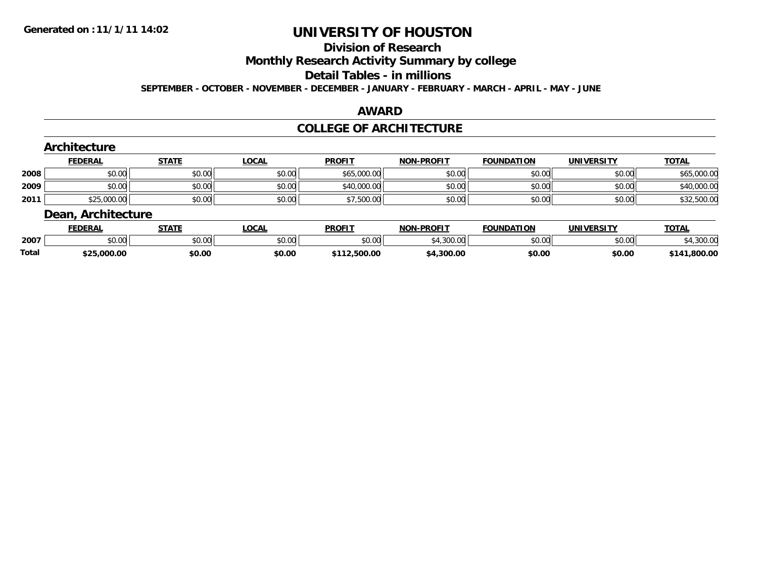Generated on :11/1/11 14:02

# UNIVERSITY OF HOUSTON

## Division of Research

## Monthly Research Activity Summary by college

## Detail Tables - in millions

SEPTEMBER - OCTOBER - NOVEMBER - DECEMBER - JANUARY - FEBRUARY - MARCH - APRIL - MAY - JUNE

## AWARD

## COLLEGE OF ARCHITECTURE

### Architecture

| | FEDERAL | STATE | LOCAL | PROFIT | NON-PROFIT | FOUNDATION | UNIVERSITY | TOTAL |
|---|---|---|---|---|---|---|---|---|
| 2008 | $0.00 | $0.00 | $0.00 | $65,000.00 | $0.00 | $0.00 | $0.00 | $65,000.00 |
| 2009 | $0.00 | $0.00 | $0.00 | $40,000.00 | $0.00 | $0.00 | $0.00 | $40,000.00 |
| 2011 | $25,000.00 | $0.00 | $0.00 | $7,500.00 | $0.00 | $0.00 | $0.00 | $32,500.00 |

### Dean, Architecture

| | FEDERAL | STATE | LOCAL | PROFIT | NON-PROFIT | FOUNDATION | UNIVERSITY | TOTAL |
|---|---|---|---|---|---|---|---|---|
| 2007 | $0.00 | $0.00 | $0.00 | $0.00 | $4,300.00 | $0.00 | $0.00 | $4,300.00 |
| **Total** | **$25,000.00** | **$0.00** | **$0.00** | **$112,500.00** | **$4,300.00** | **$0.00** | **$0.00** | **$141,800.00** |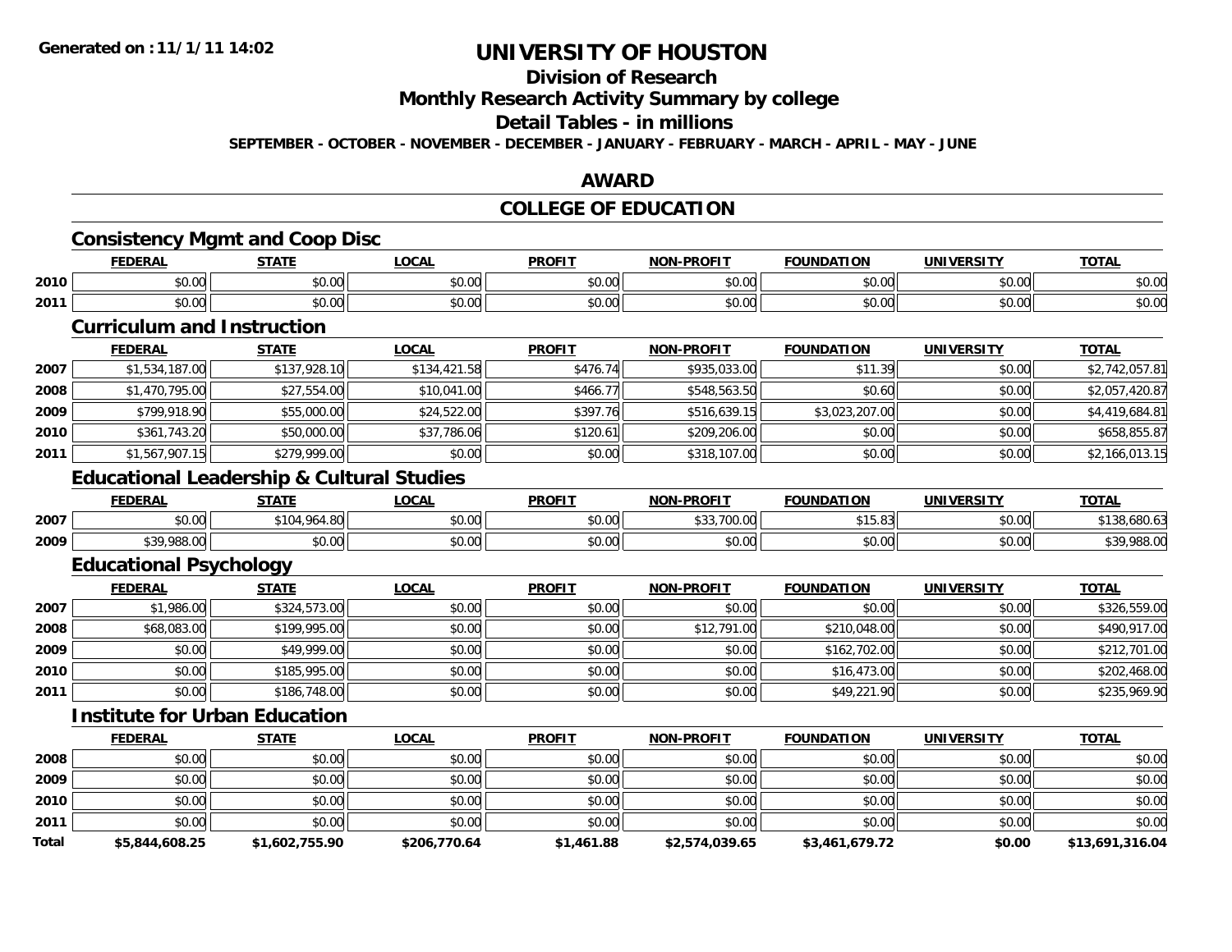Generated on :11/1/11 14:02

# UNIVERSITY OF HOUSTON

## Division of Research

## Monthly Research Activity Summary by college

## Detail Tables - in millions

**SEPTEMBER - OCTOBER - NOVEMBER - DECEMBER - JANUARY - FEBRUARY - MARCH - APRIL - MAY - JUNE**

## AWARD

## COLLEGE OF EDUCATION

### Consistency Mgmt and Coop Disc

| | FEDERAL | STATE | LOCAL | PROFIT | NON-PROFIT | FOUNDATION | UNIVERSITY | TOTAL |
|---|---|---|---|---|---|---|---|---|
| 2010 | $0.00 | $0.00 | $0.00 | $0.00 | $0.00 | $0.00 | $0.00 | $0.00 |
| 2011 | $0.00 | $0.00 | $0.00 | $0.00 | $0.00 | $0.00 | $0.00 | $0.00 |

### Curriculum and Instruction

| | FEDERAL | STATE | LOCAL | PROFIT | NON-PROFIT | FOUNDATION | UNIVERSITY | TOTAL |
|---|---|---|---|---|---|---|---|---|
| 2007 | $1,534,187.00 | $137,928.10 | $134,421.58 | $476.74 | $935,033.00 | $11.39 | $0.00 | $2,742,057.81 |
| 2008 | $1,470,795.00 | $27,554.00 | $10,041.00 | $466.77 | $548,563.50 | $0.60 | $0.00 | $2,057,420.87 |
| 2009 | $799,918.90 | $55,000.00 | $24,522.00 | $397.76 | $516,639.15 | $3,023,207.00 | $0.00 | $4,419,684.81 |
| 2010 | $361,743.20 | $50,000.00 | $37,786.06 | $120.61 | $209,206.00 | $0.00 | $0.00 | $658,855.87 |
| 2011 | $1,567,907.15 | $279,999.00 | $0.00 | $0.00 | $318,107.00 | $0.00 | $0.00 | $2,166,013.15 |

### Educational Leadership & Cultural Studies

| | FEDERAL | STATE | LOCAL | PROFIT | NON-PROFIT | FOUNDATION | UNIVERSITY | TOTAL |
|---|---|---|---|---|---|---|---|---|
| 2007 | $0.00 | $104,964.80 | $0.00 | $0.00 | $33,700.00 | $15.83 | $0.00 | $138,680.63 |
| 2009 | $39,988.00 | $0.00 | $0.00 | $0.00 | $0.00 | $0.00 | $0.00 | $39,988.00 |

### Educational Psychology

| | FEDERAL | STATE | LOCAL | PROFIT | NON-PROFIT | FOUNDATION | UNIVERSITY | TOTAL |
|---|---|---|---|---|---|---|---|---|
| 2007 | $1,986.00 | $324,573.00 | $0.00 | $0.00 | $0.00 | $0.00 | $0.00 | $326,559.00 |
| 2008 | $68,083.00 | $199,995.00 | $0.00 | $0.00 | $12,791.00 | $210,048.00 | $0.00 | $490,917.00 |
| 2009 | $0.00 | $49,999.00 | $0.00 | $0.00 | $0.00 | $162,702.00 | $0.00 | $212,701.00 |
| 2010 | $0.00 | $185,995.00 | $0.00 | $0.00 | $0.00 | $16,473.00 | $0.00 | $202,468.00 |
| 2011 | $0.00 | $186,748.00 | $0.00 | $0.00 | $0.00 | $49,221.90 | $0.00 | $235,969.90 |

### Institute for Urban Education

| | FEDERAL | STATE | LOCAL | PROFIT | NON-PROFIT | FOUNDATION | UNIVERSITY | TOTAL |
|---|---|---|---|---|---|---|---|---|
| 2008 | $0.00 | $0.00 | $0.00 | $0.00 | $0.00 | $0.00 | $0.00 | $0.00 |
| 2009 | $0.00 | $0.00 | $0.00 | $0.00 | $0.00 | $0.00 | $0.00 | $0.00 |
| 2010 | $0.00 | $0.00 | $0.00 | $0.00 | $0.00 | $0.00 | $0.00 | $0.00 |
| 2011 | $0.00 | $0.00 | $0.00 | $0.00 | $0.00 | $0.00 | $0.00 | $0.00 |
| **Total** | **$5,844,608.25** | **$1,602,755.90** | **$206,770.64** | **$1,461.88** | **$2,574,039.65** | **$3,461,679.72** | **$0.00** | **$13,691,316.04** |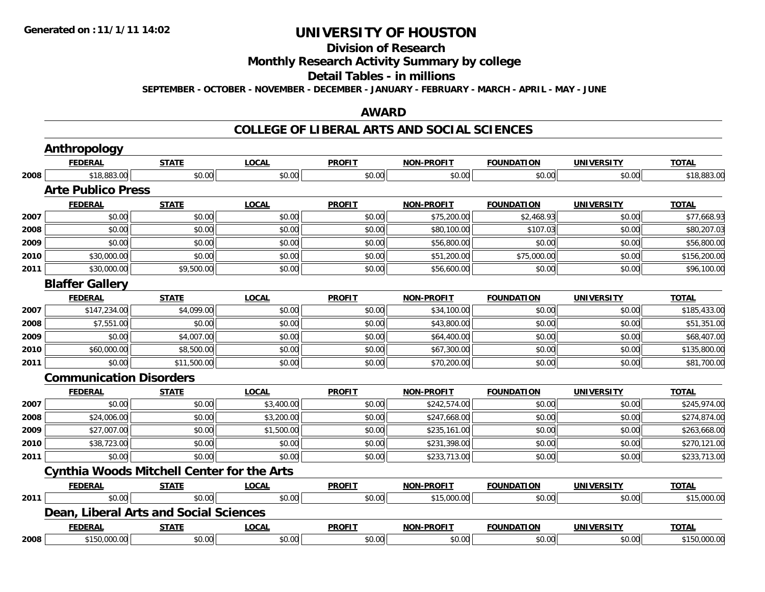# UNIVERSITY OF HOUSTON

## Division of Research

## Monthly Research Activity Summary by college

## Detail Tables - in millions

**SEPTEMBER - OCTOBER - NOVEMBER - DECEMBER - JANUARY - FEBRUARY - MARCH - APRIL - MAY - JUNE**

## AWARD

## COLLEGE OF LIBERAL ARTS AND SOCIAL SCIENCES

### Anthropology

| | FEDERAL | STATE | LOCAL | PROFIT | NON-PROFIT | FOUNDATION | UNIVERSITY | TOTAL |
|---|---|---|---|---|---|---|---|---|
| 2008 | $18,883.00 | $0.00 | $0.00 | $0.00 | $0.00 | $0.00 | $0.00 | $18,883.00 |

### Arte Publico Press

| | FEDERAL | STATE | LOCAL | PROFIT | NON-PROFIT | FOUNDATION | UNIVERSITY | TOTAL |
|---|---|---|---|---|---|---|---|---|
| 2007 | $0.00 | $0.00 | $0.00 | $0.00 | $75,200.00 | $2,468.93 | $0.00 | $77,668.93 |
| 2008 | $0.00 | $0.00 | $0.00 | $0.00 | $80,100.00 | $107.03 | $0.00 | $80,207.03 |
| 2009 | $0.00 | $0.00 | $0.00 | $0.00 | $56,800.00 | $0.00 | $0.00 | $56,800.00 |
| 2010 | $30,000.00 | $0.00 | $0.00 | $0.00 | $51,200.00 | $75,000.00 | $0.00 | $156,200.00 |
| 2011 | $30,000.00 | $9,500.00 | $0.00 | $0.00 | $56,600.00 | $0.00 | $0.00 | $96,100.00 |

### Blaffer Gallery

| | FEDERAL | STATE | LOCAL | PROFIT | NON-PROFIT | FOUNDATION | UNIVERSITY | TOTAL |
|---|---|---|---|---|---|---|---|---|
| 2007 | $147,234.00 | $4,099.00 | $0.00 | $0.00 | $34,100.00 | $0.00 | $0.00 | $185,433.00 |
| 2008 | $7,551.00 | $0.00 | $0.00 | $0.00 | $43,800.00 | $0.00 | $0.00 | $51,351.00 |
| 2009 | $0.00 | $4,007.00 | $0.00 | $0.00 | $64,400.00 | $0.00 | $0.00 | $68,407.00 |
| 2010 | $60,000.00 | $8,500.00 | $0.00 | $0.00 | $67,300.00 | $0.00 | $0.00 | $135,800.00 |
| 2011 | $0.00 | $11,500.00 | $0.00 | $0.00 | $70,200.00 | $0.00 | $0.00 | $81,700.00 |

### Communication Disorders

| | FEDERAL | STATE | LOCAL | PROFIT | NON-PROFIT | FOUNDATION | UNIVERSITY | TOTAL |
|---|---|---|---|---|---|---|---|---|
| 2007 | $0.00 | $0.00 | $3,400.00 | $0.00 | $242,574.00 | $0.00 | $0.00 | $245,974.00 |
| 2008 | $24,006.00 | $0.00 | $3,200.00 | $0.00 | $247,668.00 | $0.00 | $0.00 | $274,874.00 |
| 2009 | $27,007.00 | $0.00 | $1,500.00 | $0.00 | $235,161.00 | $0.00 | $0.00 | $263,668.00 |
| 2010 | $38,723.00 | $0.00 | $0.00 | $0.00 | $231,398.00 | $0.00 | $0.00 | $270,121.00 |
| 2011 | $0.00 | $0.00 | $0.00 | $0.00 | $233,713.00 | $0.00 | $0.00 | $233,713.00 |

### Cynthia Woods Mitchell Center for the Arts

| | FEDERAL | STATE | LOCAL | PROFIT | NON-PROFIT | FOUNDATION | UNIVERSITY | TOTAL |
|---|---|---|---|---|---|---|---|---|
| 2011 | $0.00 | $0.00 | $0.00 | $0.00 | $15,000.00 | $0.00 | $0.00 | $15,000.00 |

### Dean, Liberal Arts and Social Sciences

| | FEDERAL | STATE | LOCAL | PROFIT | NON-PROFIT | FOUNDATION | UNIVERSITY | TOTAL |
|---|---|---|---|---|---|---|---|---|
| 2008 | $150,000.00 | $0.00 | $0.00 | $0.00 | $0.00 | $0.00 | $0.00 | $150,000.00 |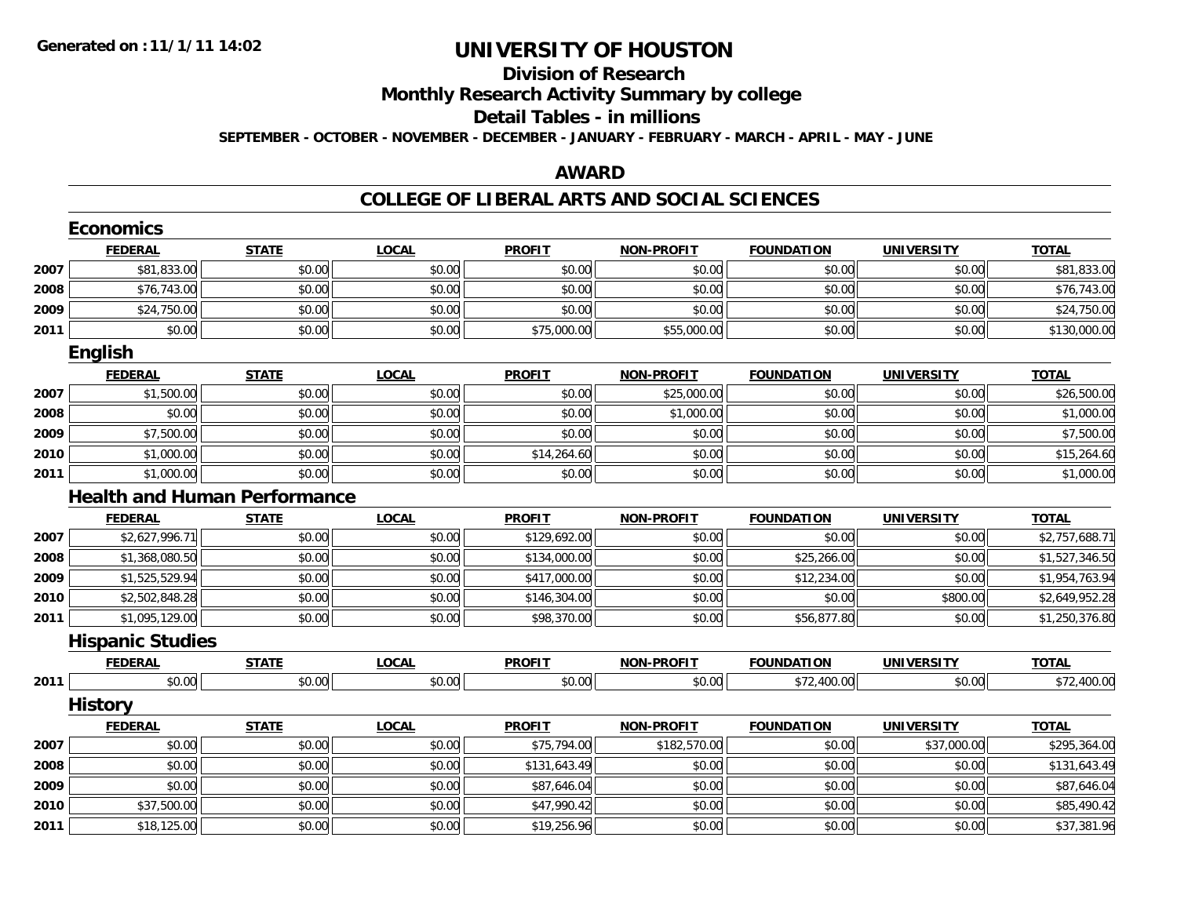# UNIVERSITY OF HOUSTON

## Division of Research

## Monthly Research Activity Summary by college

## Detail Tables - in millions

**SEPTEMBER - OCTOBER - NOVEMBER - DECEMBER - JANUARY - FEBRUARY - MARCH - APRIL - MAY - JUNE**

## AWARD

## COLLEGE OF LIBERAL ARTS AND SOCIAL SCIENCES

### Economics

| | FEDERAL | STATE | LOCAL | PROFIT | NON-PROFIT | FOUNDATION | UNIVERSITY | TOTAL |
|---|---|---|---|---|---|---|---|---|
| 2007 | $81,833.00 | $0.00 | $0.00 | $0.00 | $0.00 | $0.00 | $0.00 | $81,833.00 |
| 2008 | $76,743.00 | $0.00 | $0.00 | $0.00 | $0.00 | $0.00 | $0.00 | $76,743.00 |
| 2009 | $24,750.00 | $0.00 | $0.00 | $0.00 | $0.00 | $0.00 | $0.00 | $24,750.00 |
| 2011 | $0.00 | $0.00 | $0.00 | $75,000.00 | $55,000.00 | $0.00 | $0.00 | $130,000.00 |

### English

| | FEDERAL | STATE | LOCAL | PROFIT | NON-PROFIT | FOUNDATION | UNIVERSITY | TOTAL |
|---|---|---|---|---|---|---|---|---|
| 2007 | $1,500.00 | $0.00 | $0.00 | $0.00 | $25,000.00 | $0.00 | $0.00 | $26,500.00 |
| 2008 | $0.00 | $0.00 | $0.00 | $0.00 | $1,000.00 | $0.00 | $0.00 | $1,000.00 |
| 2009 | $7,500.00 | $0.00 | $0.00 | $0.00 | $0.00 | $0.00 | $0.00 | $7,500.00 |
| 2010 | $1,000.00 | $0.00 | $0.00 | $14,264.60 | $0.00 | $0.00 | $0.00 | $15,264.60 |
| 2011 | $1,000.00 | $0.00 | $0.00 | $0.00 | $0.00 | $0.00 | $0.00 | $1,000.00 |

### Health and Human Performance

| | FEDERAL | STATE | LOCAL | PROFIT | NON-PROFIT | FOUNDATION | UNIVERSITY | TOTAL |
|---|---|---|---|---|---|---|---|---|
| 2007 | $2,627,996.71 | $0.00 | $0.00 | $129,692.00 | $0.00 | $0.00 | $0.00 | $2,757,688.71 |
| 2008 | $1,368,080.50 | $0.00 | $0.00 | $134,000.00 | $0.00 | $25,266.00 | $0.00 | $1,527,346.50 |
| 2009 | $1,525,529.94 | $0.00 | $0.00 | $417,000.00 | $0.00 | $12,234.00 | $0.00 | $1,954,763.94 |
| 2010 | $2,502,848.28 | $0.00 | $0.00 | $146,304.00 | $0.00 | $0.00 | $800.00 | $2,649,952.28 |
| 2011 | $1,095,129.00 | $0.00 | $0.00 | $98,370.00 | $0.00 | $56,877.80 | $0.00 | $1,250,376.80 |

### Hispanic Studies

| | FEDERAL | STATE | LOCAL | PROFIT | NON-PROFIT | FOUNDATION | UNIVERSITY | TOTAL |
|---|---|---|---|---|---|---|---|---|
| 2011 | $0.00 | $0.00 | $0.00 | $0.00 | $0.00 | $72,400.00 | $0.00 | $72,400.00 |

### History

| | FEDERAL | STATE | LOCAL | PROFIT | NON-PROFIT | FOUNDATION | UNIVERSITY | TOTAL |
|---|---|---|---|---|---|---|---|---|
| 2007 | $0.00 | $0.00 | $0.00 | $75,794.00 | $182,570.00 | $0.00 | $37,000.00 | $295,364.00 |
| 2008 | $0.00 | $0.00 | $0.00 | $131,643.49 | $0.00 | $0.00 | $0.00 | $131,643.49 |
| 2009 | $0.00 | $0.00 | $0.00 | $87,646.04 | $0.00 | $0.00 | $0.00 | $87,646.04 |
| 2010 | $37,500.00 | $0.00 | $0.00 | $47,990.42 | $0.00 | $0.00 | $0.00 | $85,490.42 |
| 2011 | $18,125.00 | $0.00 | $0.00 | $19,256.96 | $0.00 | $0.00 | $0.00 | $37,381.96 |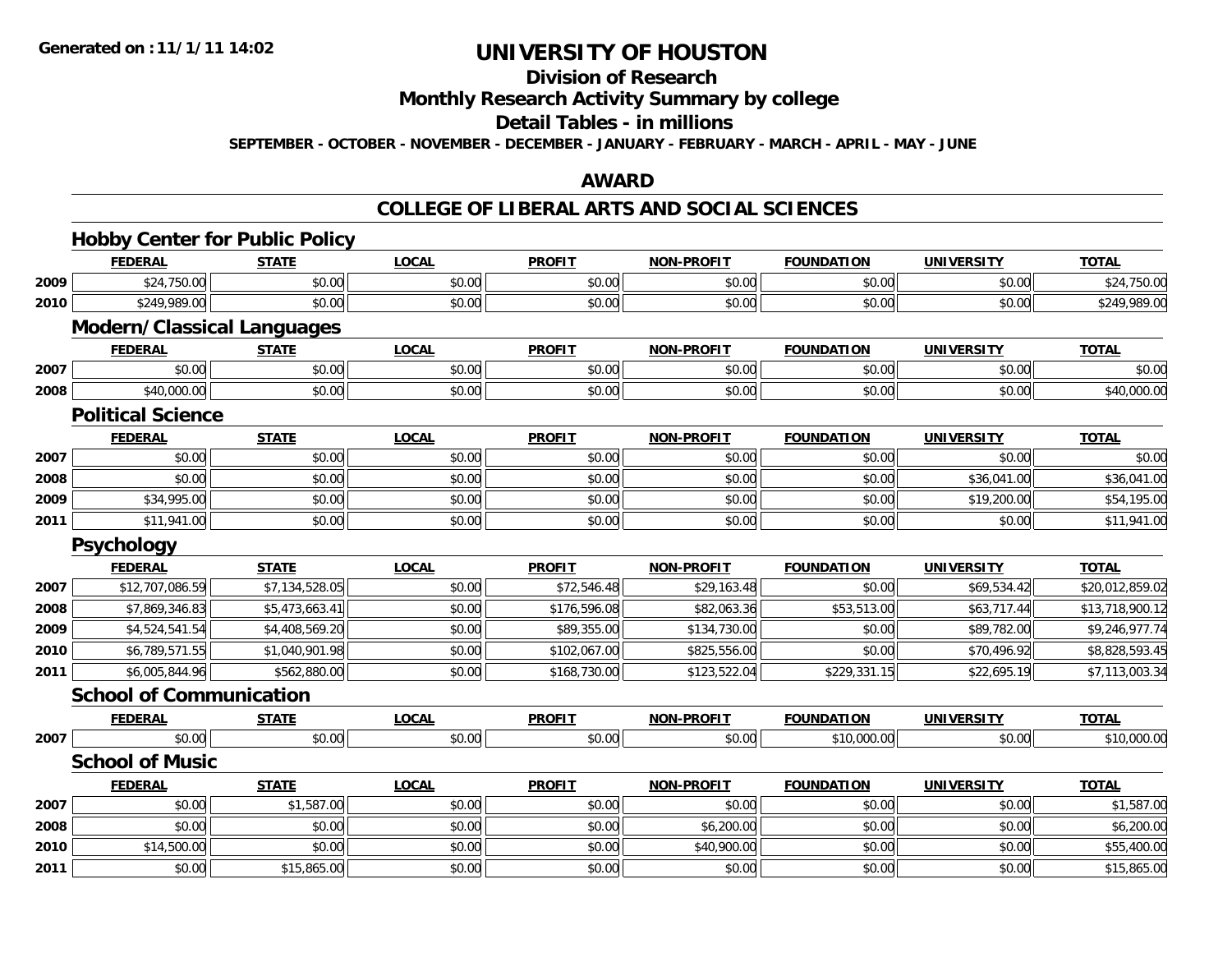**Generated on :11/1/11 14:02**

# UNIVERSITY OF HOUSTON

## Division of Research

## Monthly Research Activity Summary by college

## Detail Tables - in millions

**SEPTEMBER - OCTOBER - NOVEMBER - DECEMBER - JANUARY - FEBRUARY - MARCH - APRIL - MAY - JUNE**

## AWARD

## COLLEGE OF LIBERAL ARTS AND SOCIAL SCIENCES

### Hobby Center for Public Policy

| | FEDERAL | STATE | LOCAL | PROFIT | NON-PROFIT | FOUNDATION | UNIVERSITY | TOTAL |
|---|---|---|---|---|---|---|---|---|
| 2009 | $24,750.00 | $0.00 | $0.00 | $0.00 | $0.00 | $0.00 | $0.00 | $24,750.00 |
| 2010 | $249,989.00 | $0.00 | $0.00 | $0.00 | $0.00 | $0.00 | $0.00 | $249,989.00 |

### Modern/Classical Languages

| | FEDERAL | STATE | LOCAL | PROFIT | NON-PROFIT | FOUNDATION | UNIVERSITY | TOTAL |
|---|---|---|---|---|---|---|---|---|
| 2007 | $0.00 | $0.00 | $0.00 | $0.00 | $0.00 | $0.00 | $0.00 | $0.00 |
| 2008 | $40,000.00 | $0.00 | $0.00 | $0.00 | $0.00 | $0.00 | $0.00 | $40,000.00 |

### Political Science

| | FEDERAL | STATE | LOCAL | PROFIT | NON-PROFIT | FOUNDATION | UNIVERSITY | TOTAL |
|---|---|---|---|---|---|---|---|---|
| 2007 | $0.00 | $0.00 | $0.00 | $0.00 | $0.00 | $0.00 | $0.00 | $0.00 |
| 2008 | $0.00 | $0.00 | $0.00 | $0.00 | $0.00 | $0.00 | $36,041.00 | $36,041.00 |
| 2009 | $34,995.00 | $0.00 | $0.00 | $0.00 | $0.00 | $0.00 | $19,200.00 | $54,195.00 |
| 2011 | $11,941.00 | $0.00 | $0.00 | $0.00 | $0.00 | $0.00 | $0.00 | $11,941.00 |

### Psychology

| | FEDERAL | STATE | LOCAL | PROFIT | NON-PROFIT | FOUNDATION | UNIVERSITY | TOTAL |
|---|---|---|---|---|---|---|---|---|
| 2007 | $12,707,086.59 | $7,134,528.05 | $0.00 | $72,546.48 | $29,163.48 | $0.00 | $69,534.42 | $20,012,859.02 |
| 2008 | $7,869,346.83 | $5,473,663.41 | $0.00 | $176,596.08 | $82,063.36 | $53,513.00 | $63,717.44 | $13,718,900.12 |
| 2009 | $4,524,541.54 | $4,408,569.20 | $0.00 | $89,355.00 | $134,730.00 | $0.00 | $89,782.00 | $9,246,977.74 |
| 2010 | $6,789,571.55 | $1,040,901.98 | $0.00 | $102,067.00 | $825,556.00 | $0.00 | $70,496.92 | $8,828,593.45 |
| 2011 | $6,005,844.96 | $562,880.00 | $0.00 | $168,730.00 | $123,522.04 | $229,331.15 | $22,695.19 | $7,113,003.34 |

### School of Communication

| | FEDERAL | STATE | LOCAL | PROFIT | NON-PROFIT | FOUNDATION | UNIVERSITY | TOTAL |
|---|---|---|---|---|---|---|---|---|
| 2007 | $0.00 | $0.00 | $0.00 | $0.00 | $0.00 | $10,000.00 | $0.00 | $10,000.00 |

### School of Music

| | FEDERAL | STATE | LOCAL | PROFIT | NON-PROFIT | FOUNDATION | UNIVERSITY | TOTAL |
|---|---|---|---|---|---|---|---|---|
| 2007 | $0.00 | $1,587.00 | $0.00 | $0.00 | $0.00 | $0.00 | $0.00 | $1,587.00 |
| 2008 | $0.00 | $0.00 | $0.00 | $0.00 | $6,200.00 | $0.00 | $0.00 | $6,200.00 |
| 2010 | $14,500.00 | $0.00 | $0.00 | $0.00 | $40,900.00 | $0.00 | $0.00 | $55,400.00 |
| 2011 | $0.00 | $15,865.00 | $0.00 | $0.00 | $0.00 | $0.00 | $0.00 | $15,865.00 |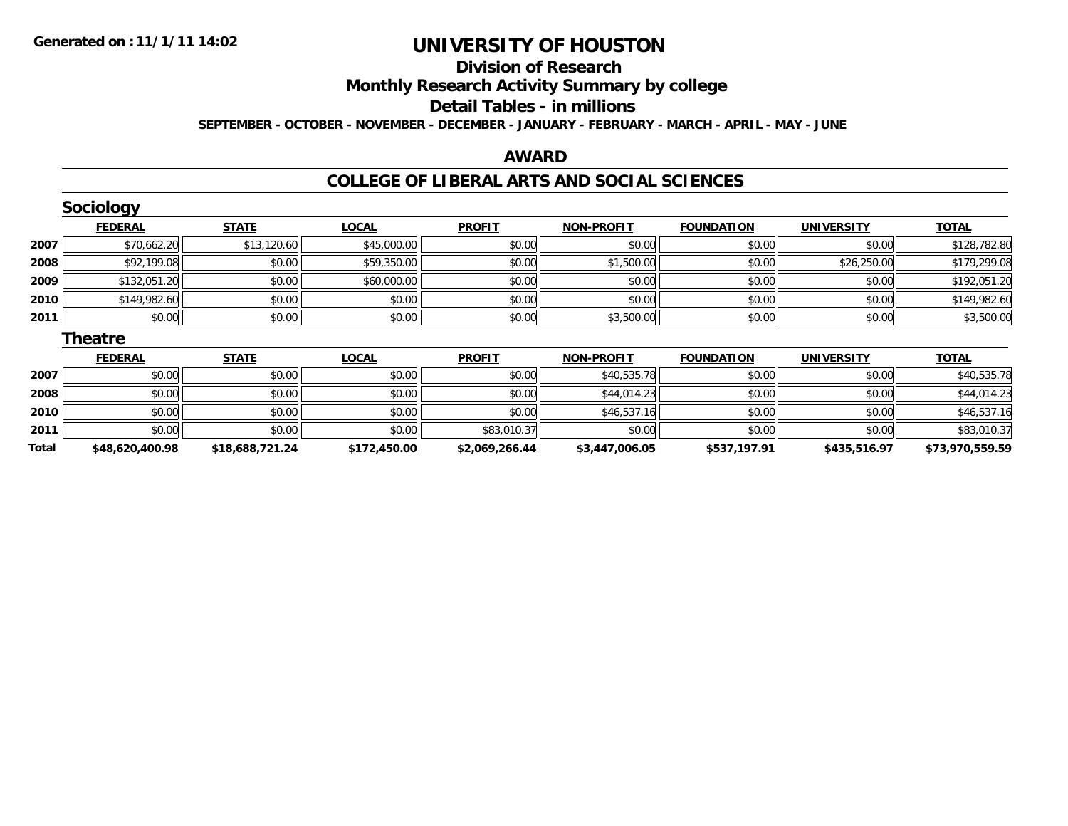**Generated on :11/1/11 14:02**

# UNIVERSITY OF HOUSTON

## Division of Research

## Monthly Research Activity Summary by college

## Detail Tables - in millions

**SEPTEMBER - OCTOBER - NOVEMBER - DECEMBER - JANUARY - FEBRUARY - MARCH - APRIL - MAY - JUNE**

## AWARD

## COLLEGE OF LIBERAL ARTS AND SOCIAL SCIENCES

### Sociology

| | FEDERAL | STATE | LOCAL | PROFIT | NON-PROFIT | FOUNDATION | UNIVERSITY | TOTAL |
|---|---|---|---|---|---|---|---|---|
| 2007 | $70,662.20 | $13,120.60 | $45,000.00 | $0.00 | $0.00 | $0.00 | $0.00 | $128,782.80 |
| 2008 | $92,199.08 | $0.00 | $59,350.00 | $0.00 | $1,500.00 | $0.00 | $26,250.00 | $179,299.08 |
| 2009 | $132,051.20 | $0.00 | $60,000.00 | $0.00 | $0.00 | $0.00 | $0.00 | $192,051.20 |
| 2010 | $149,982.60 | $0.00 | $0.00 | $0.00 | $0.00 | $0.00 | $0.00 | $149,982.60 |
| 2011 | $0.00 | $0.00 | $0.00 | $0.00 | $3,500.00 | $0.00 | $0.00 | $3,500.00 |

### Theatre

| | FEDERAL | STATE | LOCAL | PROFIT | NON-PROFIT | FOUNDATION | UNIVERSITY | TOTAL |
|---|---|---|---|---|---|---|---|---|
| 2007 | $0.00 | $0.00 | $0.00 | $0.00 | $40,535.78 | $0.00 | $0.00 | $40,535.78 |
| 2008 | $0.00 | $0.00 | $0.00 | $0.00 | $44,014.23 | $0.00 | $0.00 | $44,014.23 |
| 2010 | $0.00 | $0.00 | $0.00 | $0.00 | $46,537.16 | $0.00 | $0.00 | $46,537.16 |
| 2011 | $0.00 | $0.00 | $0.00 | $83,010.37 | $0.00 | $0.00 | $0.00 | $83,010.37 |
| **Total** | **$48,620,400.98** | **$18,688,721.24** | **$172,450.00** | **$2,069,266.44** | **$3,447,006.05** | **$537,197.91** | **$435,516.97** | **$73,970,559.59** |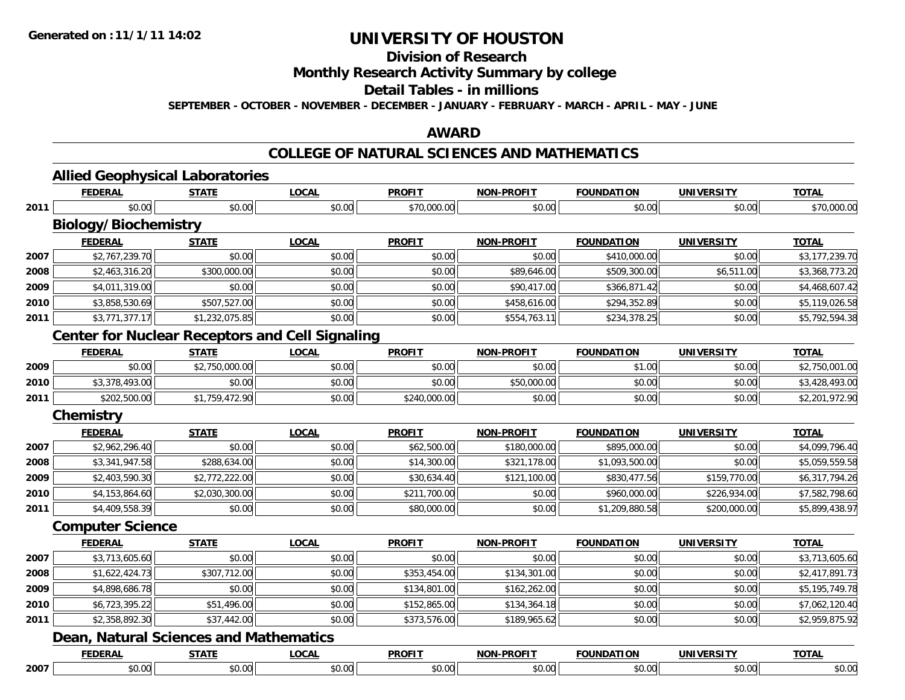# UNIVERSITY OF HOUSTON

## Division of Research

## Monthly Research Activity Summary by college

## Detail Tables - in millions

SEPTEMBER - OCTOBER - NOVEMBER - DECEMBER - JANUARY - FEBRUARY - MARCH - APRIL - MAY - JUNE

Generated on :11/1/11 14:02

## AWARD

## COLLEGE OF NATURAL SCIENCES AND MATHEMATICS

### Allied Geophysical Laboratories

| | FEDERAL | STATE | LOCAL | PROFIT | NON-PROFIT | FOUNDATION | UNIVERSITY | TOTAL |
|---|---|---|---|---|---|---|---|---|
| 2011 | $0.00 | $0.00 | $0.00 | $70,000.00 | $0.00 | $0.00 | $0.00 | $70,000.00 |

### Biology/Biochemistry

| | FEDERAL | STATE | LOCAL | PROFIT | NON-PROFIT | FOUNDATION | UNIVERSITY | TOTAL |
|---|---|---|---|---|---|---|---|---|
| 2007 | $2,767,239.70 | $0.00 | $0.00 | $0.00 | $0.00 | $410,000.00 | $0.00 | $3,177,239.70 |
| 2008 | $2,463,316.20 | $300,000.00 | $0.00 | $0.00 | $89,646.00 | $509,300.00 | $6,511.00 | $3,368,773.20 |
| 2009 | $4,011,319.00 | $0.00 | $0.00 | $0.00 | $90,417.00 | $366,871.42 | $0.00 | $4,468,607.42 |
| 2010 | $3,858,530.69 | $507,527.00 | $0.00 | $0.00 | $458,616.00 | $294,352.89 | $0.00 | $5,119,026.58 |
| 2011 | $3,771,377.17 | $1,232,075.85 | $0.00 | $0.00 | $554,763.11 | $234,378.25 | $0.00 | $5,792,594.38 |

### Center for Nuclear Receptors and Cell Signaling

| | FEDERAL | STATE | LOCAL | PROFIT | NON-PROFIT | FOUNDATION | UNIVERSITY | TOTAL |
|---|---|---|---|---|---|---|---|---|
| 2009 | $0.00 | $2,750,000.00 | $0.00 | $0.00 | $0.00 | $1.00 | $0.00 | $2,750,001.00 |
| 2010 | $3,378,493.00 | $0.00 | $0.00 | $0.00 | $50,000.00 | $0.00 | $0.00 | $3,428,493.00 |
| 2011 | $202,500.00 | $1,759,472.90 | $0.00 | $240,000.00 | $0.00 | $0.00 | $0.00 | $2,201,972.90 |

### Chemistry

| | FEDERAL | STATE | LOCAL | PROFIT | NON-PROFIT | FOUNDATION | UNIVERSITY | TOTAL |
|---|---|---|---|---|---|---|---|---|
| 2007 | $2,962,296.40 | $0.00 | $0.00 | $62,500.00 | $180,000.00 | $895,000.00 | $0.00 | $4,099,796.40 |
| 2008 | $3,341,947.58 | $288,634.00 | $0.00 | $14,300.00 | $321,178.00 | $1,093,500.00 | $0.00 | $5,059,559.58 |
| 2009 | $2,403,590.30 | $2,772,222.00 | $0.00 | $30,634.40 | $121,100.00 | $830,477.56 | $159,770.00 | $6,317,794.26 |
| 2010 | $4,153,864.60 | $2,030,300.00 | $0.00 | $211,700.00 | $0.00 | $960,000.00 | $226,934.00 | $7,582,798.60 |
| 2011 | $4,409,558.39 | $0.00 | $0.00 | $80,000.00 | $0.00 | $1,209,880.58 | $200,000.00 | $5,899,438.97 |

### Computer Science

| | FEDERAL | STATE | LOCAL | PROFIT | NON-PROFIT | FOUNDATION | UNIVERSITY | TOTAL |
|---|---|---|---|---|---|---|---|---|
| 2007 | $3,713,605.60 | $0.00 | $0.00 | $0.00 | $0.00 | $0.00 | $0.00 | $3,713,605.60 |
| 2008 | $1,622,424.73 | $307,712.00 | $0.00 | $353,454.00 | $134,301.00 | $0.00 | $0.00 | $2,417,891.73 |
| 2009 | $4,898,686.78 | $0.00 | $0.00 | $134,801.00 | $162,262.00 | $0.00 | $0.00 | $5,195,749.78 |
| 2010 | $6,723,395.22 | $51,496.00 | $0.00 | $152,865.00 | $134,364.18 | $0.00 | $0.00 | $7,062,120.40 |
| 2011 | $2,358,892.30 | $37,442.00 | $0.00 | $373,576.00 | $189,965.62 | $0.00 | $0.00 | $2,959,875.92 |

### Dean, Natural Sciences and Mathematics

| | FEDERAL | STATE | LOCAL | PROFIT | NON-PROFIT | FOUNDATION | UNIVERSITY | TOTAL |
|---|---|---|---|---|---|---|---|---|
| 2007 | $0.00 | $0.00 | $0.00 | $0.00 | $0.00 | $0.00 | $0.00 | $0.00 |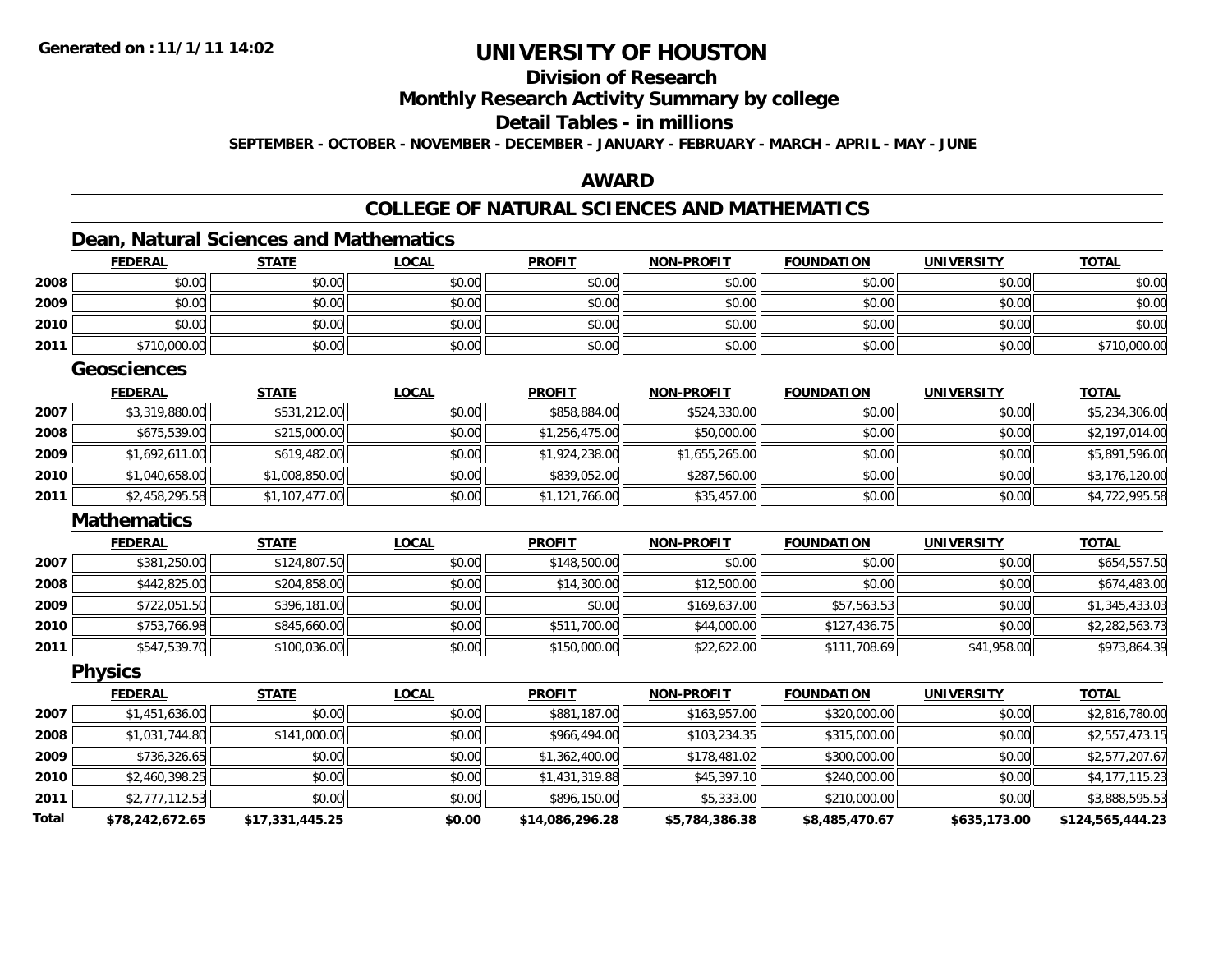**Generated on :11/1/11 14:02**

# UNIVERSITY OF HOUSTON

## Division of Research

## Monthly Research Activity Summary by college

## Detail Tables - in millions

**SEPTEMBER - OCTOBER - NOVEMBER - DECEMBER - JANUARY - FEBRUARY - MARCH - APRIL - MAY - JUNE**

## AWARD

## COLLEGE OF NATURAL SCIENCES AND MATHEMATICS

### Dean, Natural Sciences and Mathematics

| | FEDERAL | STATE | LOCAL | PROFIT | NON-PROFIT | FOUNDATION | UNIVERSITY | TOTAL |
|---|---|---|---|---|---|---|---|---|
| 2008 | $0.00 | $0.00 | $0.00 | $0.00 | $0.00 | $0.00 | $0.00 | $0.00 |
| 2009 | $0.00 | $0.00 | $0.00 | $0.00 | $0.00 | $0.00 | $0.00 | $0.00 |
| 2010 | $0.00 | $0.00 | $0.00 | $0.00 | $0.00 | $0.00 | $0.00 | $0.00 |
| 2011 | $710,000.00 | $0.00 | $0.00 | $0.00 | $0.00 | $0.00 | $0.00 | $710,000.00 |

### Geosciences

| | FEDERAL | STATE | LOCAL | PROFIT | NON-PROFIT | FOUNDATION | UNIVERSITY | TOTAL |
|---|---|---|---|---|---|---|---|---|
| 2007 | $3,319,880.00 | $531,212.00 | $0.00 | $858,884.00 | $524,330.00 | $0.00 | $0.00 | $5,234,306.00 |
| 2008 | $675,539.00 | $215,000.00 | $0.00 | $1,256,475.00 | $50,000.00 | $0.00 | $0.00 | $2,197,014.00 |
| 2009 | $1,692,611.00 | $619,482.00 | $0.00 | $1,924,238.00 | $1,655,265.00 | $0.00 | $0.00 | $5,891,596.00 |
| 2010 | $1,040,658.00 | $1,008,850.00 | $0.00 | $839,052.00 | $287,560.00 | $0.00 | $0.00 | $3,176,120.00 |
| 2011 | $2,458,295.58 | $1,107,477.00 | $0.00 | $1,121,766.00 | $35,457.00 | $0.00 | $0.00 | $4,722,995.58 |

### Mathematics

| | FEDERAL | STATE | LOCAL | PROFIT | NON-PROFIT | FOUNDATION | UNIVERSITY | TOTAL |
|---|---|---|---|---|---|---|---|---|
| 2007 | $381,250.00 | $124,807.50 | $0.00 | $148,500.00 | $0.00 | $0.00 | $0.00 | $654,557.50 |
| 2008 | $442,825.00 | $204,858.00 | $0.00 | $14,300.00 | $12,500.00 | $0.00 | $0.00 | $674,483.00 |
| 2009 | $722,051.50 | $396,181.00 | $0.00 | $0.00 | $169,637.00 | $57,563.53 | $0.00 | $1,345,433.03 |
| 2010 | $753,766.98 | $845,660.00 | $0.00 | $511,700.00 | $44,000.00 | $127,436.75 | $0.00 | $2,282,563.73 |
| 2011 | $547,539.70 | $100,036.00 | $0.00 | $150,000.00 | $22,622.00 | $111,708.69 | $41,958.00 | $973,864.39 |

### Physics

| | FEDERAL | STATE | LOCAL | PROFIT | NON-PROFIT | FOUNDATION | UNIVERSITY | TOTAL |
|---|---|---|---|---|---|---|---|---|
| 2007 | $1,451,636.00 | $0.00 | $0.00 | $881,187.00 | $163,957.00 | $320,000.00 | $0.00 | $2,816,780.00 |
| 2008 | $1,031,744.80 | $141,000.00 | $0.00 | $966,494.00 | $103,234.35 | $315,000.00 | $0.00 | $2,557,473.15 |
| 2009 | $736,326.65 | $0.00 | $0.00 | $1,362,400.00 | $178,481.02 | $300,000.00 | $0.00 | $2,577,207.67 |
| 2010 | $2,460,398.25 | $0.00 | $0.00 | $1,431,319.88 | $45,397.10 | $240,000.00 | $0.00 | $4,177,115.23 |
| 2011 | $2,777,112.53 | $0.00 | $0.00 | $896,150.00 | $5,333.00 | $210,000.00 | $0.00 | $3,888,595.53 |
| **Total** | **$78,242,672.65** | **$17,331,445.25** | **$0.00** | **$14,086,296.28** | **$5,784,386.38** | **$8,485,470.67** | **$635,173.00** | **$124,565,444.23** |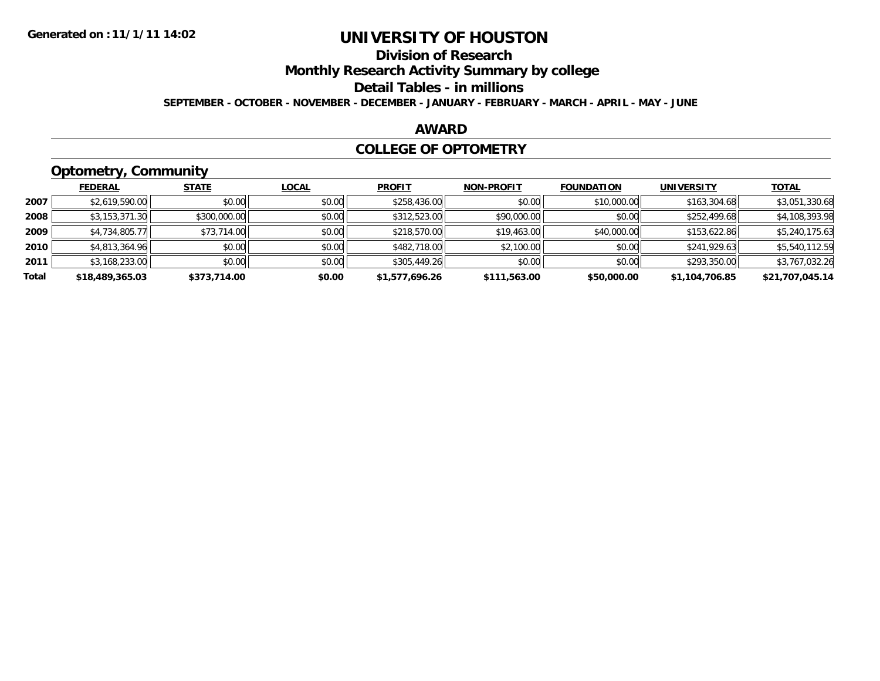Generated on :11/1/11 14:02

# UNIVERSITY OF HOUSTON

## Division of Research

## Monthly Research Activity Summary by college

## Detail Tables - in millions

**SEPTEMBER - OCTOBER - NOVEMBER - DECEMBER - JANUARY - FEBRUARY - MARCH - APRIL - MAY - JUNE**

## AWARD

## COLLEGE OF OPTOMETRY

### Optometry, Community

| | FEDERAL | STATE | LOCAL | PROFIT | NON-PROFIT | FOUNDATION | UNIVERSITY | TOTAL |
|---|---|---|---|---|---|---|---|---|
| 2007 | $2,619,590.00 | $0.00 | $0.00 | $258,436.00 | $0.00 | $10,000.00 | $163,304.68 | $3,051,330.68 |
| 2008 | $3,153,371.30 | $300,000.00 | $0.00 | $312,523.00 | $90,000.00 | $0.00 | $252,499.68 | $4,108,393.98 |
| 2009 | $4,734,805.77 | $73,714.00 | $0.00 | $218,570.00 | $19,463.00 | $40,000.00 | $153,622.86 | $5,240,175.63 |
| 2010 | $4,813,364.96 | $0.00 | $0.00 | $482,718.00 | $2,100.00 | $0.00 | $241,929.63 | $5,540,112.59 |
| 2011 | $3,168,233.00 | $0.00 | $0.00 | $305,449.26 | $0.00 | $0.00 | $293,350.00 | $3,767,032.26 |
| **Total** | **$18,489,365.03** | **$373,714.00** | **$0.00** | **$1,577,696.26** | **$111,563.00** | **$50,000.00** | **$1,104,706.85** | **$21,707,045.14** |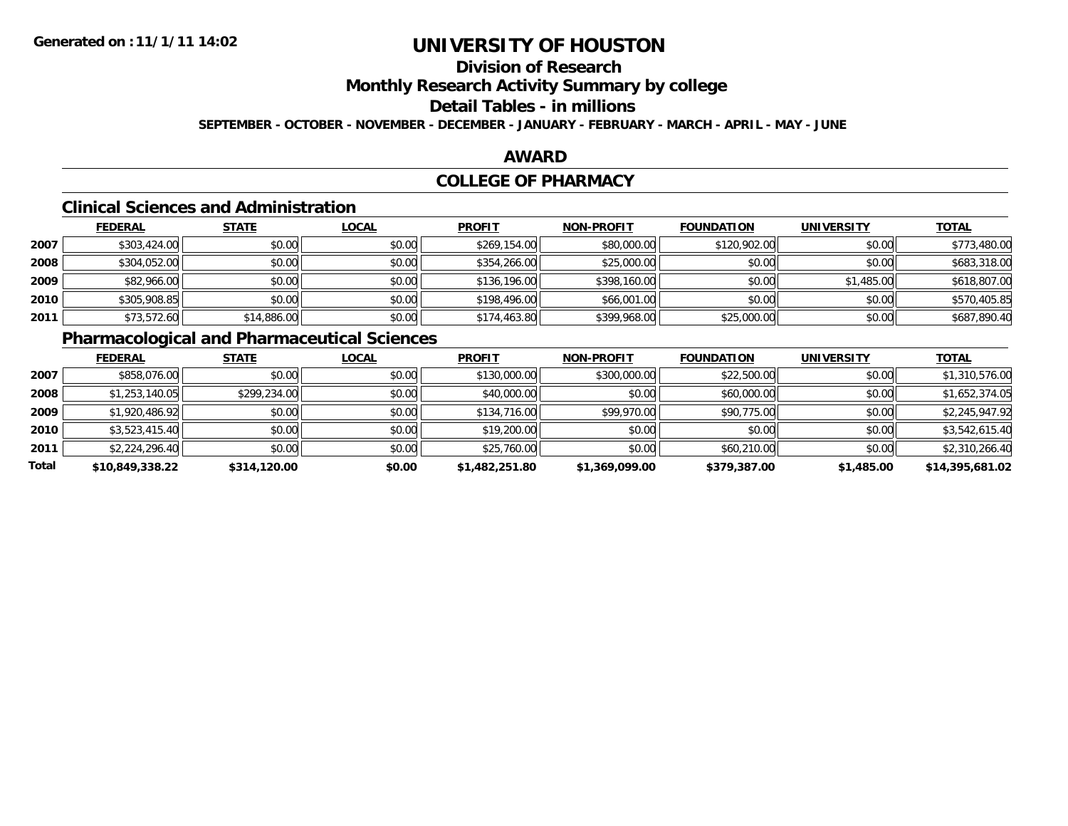**Generated on :11/1/11 14:02**

# UNIVERSITY OF HOUSTON

## Division of Research

## Monthly Research Activity Summary by college

## Detail Tables - in millions

**SEPTEMBER - OCTOBER - NOVEMBER - DECEMBER - JANUARY - FEBRUARY - MARCH - APRIL - MAY - JUNE**

## AWARD

## COLLEGE OF PHARMACY

### Clinical Sciences and Administration

| | FEDERAL | STATE | LOCAL | PROFIT | NON-PROFIT | FOUNDATION | UNIVERSITY | TOTAL |
|---|---|---|---|---|---|---|---|---|
| 2007 | $303,424.00 | $0.00 | $0.00 | $269,154.00 | $80,000.00 | $120,902.00 | $0.00 | $773,480.00 |
| 2008 | $304,052.00 | $0.00 | $0.00 | $354,266.00 | $25,000.00 | $0.00 | $0.00 | $683,318.00 |
| 2009 | $82,966.00 | $0.00 | $0.00 | $136,196.00 | $398,160.00 | $0.00 | $1,485.00 | $618,807.00 |
| 2010 | $305,908.85 | $0.00 | $0.00 | $198,496.00 | $66,001.00 | $0.00 | $0.00 | $570,405.85 |
| 2011 | $73,572.60 | $14,886.00 | $0.00 | $174,463.80 | $399,968.00 | $25,000.00 | $0.00 | $687,890.40 |

### Pharmacological and Pharmaceutical Sciences

| | FEDERAL | STATE | LOCAL | PROFIT | NON-PROFIT | FOUNDATION | UNIVERSITY | TOTAL |
|---|---|---|---|---|---|---|---|---|
| 2007 | $858,076.00 | $0.00 | $0.00 | $130,000.00 | $300,000.00 | $22,500.00 | $0.00 | $1,310,576.00 |
| 2008 | $1,253,140.05 | $299,234.00 | $0.00 | $40,000.00 | $0.00 | $60,000.00 | $0.00 | $1,652,374.05 |
| 2009 | $1,920,486.92 | $0.00 | $0.00 | $134,716.00 | $99,970.00 | $90,775.00 | $0.00 | $2,245,947.92 |
| 2010 | $3,523,415.40 | $0.00 | $0.00 | $19,200.00 | $0.00 | $0.00 | $0.00 | $3,542,615.40 |
| 2011 | $2,224,296.40 | $0.00 | $0.00 | $25,760.00 | $0.00 | $60,210.00 | $0.00 | $2,310,266.40 |
| **Total** | **$10,849,338.22** | **$314,120.00** | **$0.00** | **$1,482,251.80** | **$1,369,099.00** | **$379,387.00** | **$1,485.00** | **$14,395,681.02** |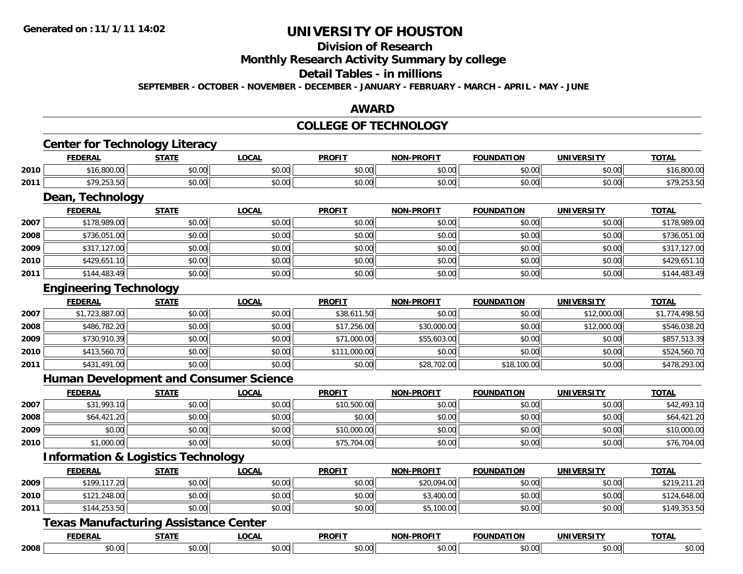# UNIVERSITY OF HOUSTON

## Division of Research

## Monthly Research Activity Summary by college

## Detail Tables - in millions

**SEPTEMBER - OCTOBER - NOVEMBER - DECEMBER - JANUARY - FEBRUARY - MARCH - APRIL - MAY - JUNE**

## AWARD

## COLLEGE OF TECHNOLOGY

### Center for Technology Literacy

| | FEDERAL | STATE | LOCAL | PROFIT | NON-PROFIT | FOUNDATION | UNIVERSITY | TOTAL |
|---|---|---|---|---|---|---|---|---|
| 2010 | $16,800.00 | $0.00 | $0.00 | $0.00 | $0.00 | $0.00 | $0.00 | $16,800.00 |
| 2011 | $79,253.50 | $0.00 | $0.00 | $0.00 | $0.00 | $0.00 | $0.00 | $79,253.50 |

### Dean, Technology

| | FEDERAL | STATE | LOCAL | PROFIT | NON-PROFIT | FOUNDATION | UNIVERSITY | TOTAL |
|---|---|---|---|---|---|---|---|---|
| 2007 | $178,989.00 | $0.00 | $0.00 | $0.00 | $0.00 | $0.00 | $0.00 | $178,989.00 |
| 2008 | $736,051.00 | $0.00 | $0.00 | $0.00 | $0.00 | $0.00 | $0.00 | $736,051.00 |
| 2009 | $317,127.00 | $0.00 | $0.00 | $0.00 | $0.00 | $0.00 | $0.00 | $317,127.00 |
| 2010 | $429,651.10 | $0.00 | $0.00 | $0.00 | $0.00 | $0.00 | $0.00 | $429,651.10 |
| 2011 | $144,483.49 | $0.00 | $0.00 | $0.00 | $0.00 | $0.00 | $0.00 | $144,483.49 |

### Engineering Technology

| | FEDERAL | STATE | LOCAL | PROFIT | NON-PROFIT | FOUNDATION | UNIVERSITY | TOTAL |
|---|---|---|---|---|---|---|---|---|
| 2007 | $1,723,887.00 | $0.00 | $0.00 | $38,611.50 | $0.00 | $0.00 | $12,000.00 | $1,774,498.50 |
| 2008 | $486,782.20 | $0.00 | $0.00 | $17,256.00 | $30,000.00 | $0.00 | $12,000.00 | $546,038.20 |
| 2009 | $730,910.39 | $0.00 | $0.00 | $71,000.00 | $55,603.00 | $0.00 | $0.00 | $857,513.39 |
| 2010 | $413,560.70 | $0.00 | $0.00 | $111,000.00 | $0.00 | $0.00 | $0.00 | $524,560.70 |
| 2011 | $431,491.00 | $0.00 | $0.00 | $0.00 | $28,702.00 | $18,100.00 | $0.00 | $478,293.00 |

### Human Development and Consumer Science

| | FEDERAL | STATE | LOCAL | PROFIT | NON-PROFIT | FOUNDATION | UNIVERSITY | TOTAL |
|---|---|---|---|---|---|---|---|---|
| 2007 | $31,993.10 | $0.00 | $0.00 | $10,500.00 | $0.00 | $0.00 | $0.00 | $42,493.10 |
| 2008 | $64,421.20 | $0.00 | $0.00 | $0.00 | $0.00 | $0.00 | $0.00 | $64,421.20 |
| 2009 | $0.00 | $0.00 | $0.00 | $10,000.00 | $0.00 | $0.00 | $0.00 | $10,000.00 |
| 2010 | $1,000.00 | $0.00 | $0.00 | $75,704.00 | $0.00 | $0.00 | $0.00 | $76,704.00 |

### Information & Logistics Technology

| | FEDERAL | STATE | LOCAL | PROFIT | NON-PROFIT | FOUNDATION | UNIVERSITY | TOTAL |
|---|---|---|---|---|---|---|---|---|
| 2009 | $199,117.20 | $0.00 | $0.00 | $0.00 | $20,094.00 | $0.00 | $0.00 | $219,211.20 |
| 2010 | $121,248.00 | $0.00 | $0.00 | $0.00 | $3,400.00 | $0.00 | $0.00 | $124,648.00 |
| 2011 | $144,253.50 | $0.00 | $0.00 | $0.00 | $5,100.00 | $0.00 | $0.00 | $149,353.50 |

### Texas Manufacturing Assistance Center

| | FEDERAL | STATE | LOCAL | PROFIT | NON-PROFIT | FOUNDATION | UNIVERSITY | TOTAL |
|---|---|---|---|---|---|---|---|---|
| 2008 | $0.00 | $0.00 | $0.00 | $0.00 | $0.00 | $0.00 | $0.00 | $0.00 |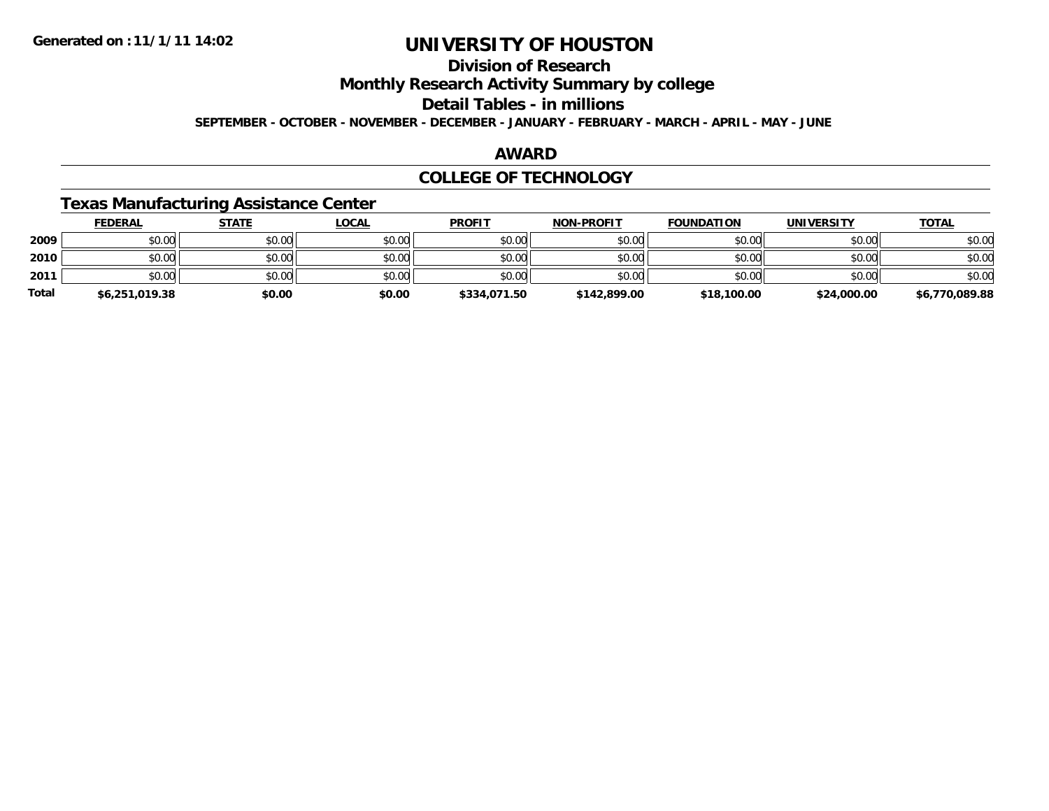**Generated on :11/1/11 14:02**

# UNIVERSITY OF HOUSTON

## Division of Research

## Monthly Research Activity Summary by college

## Detail Tables - in millions

**SEPTEMBER - OCTOBER - NOVEMBER - DECEMBER - JANUARY - FEBRUARY - MARCH - APRIL - MAY - JUNE**

## AWARD

## COLLEGE OF TECHNOLOGY

### Texas Manufacturing Assistance Center

| | FEDERAL | STATE | LOCAL | PROFIT | NON-PROFIT | FOUNDATION | UNIVERSITY | TOTAL |
|---|---|---|---|---|---|---|---|---|
| **2009** | $0.00 | $0.00 | $0.00 | $0.00 | $0.00 | $0.00 | $0.00 | $0.00 |
| **2010** | $0.00 | $0.00 | $0.00 | $0.00 | $0.00 | $0.00 | $0.00 | $0.00 |
| **2011** | $0.00 | $0.00 | $0.00 | $0.00 | $0.00 | $0.00 | $0.00 | $0.00 |
| **Total** | **$6,251,019.38** | **$0.00** | **$0.00** | **$334,071.50** | **$142,899.00** | **$18,100.00** | **$24,000.00** | **$6,770,089.88** |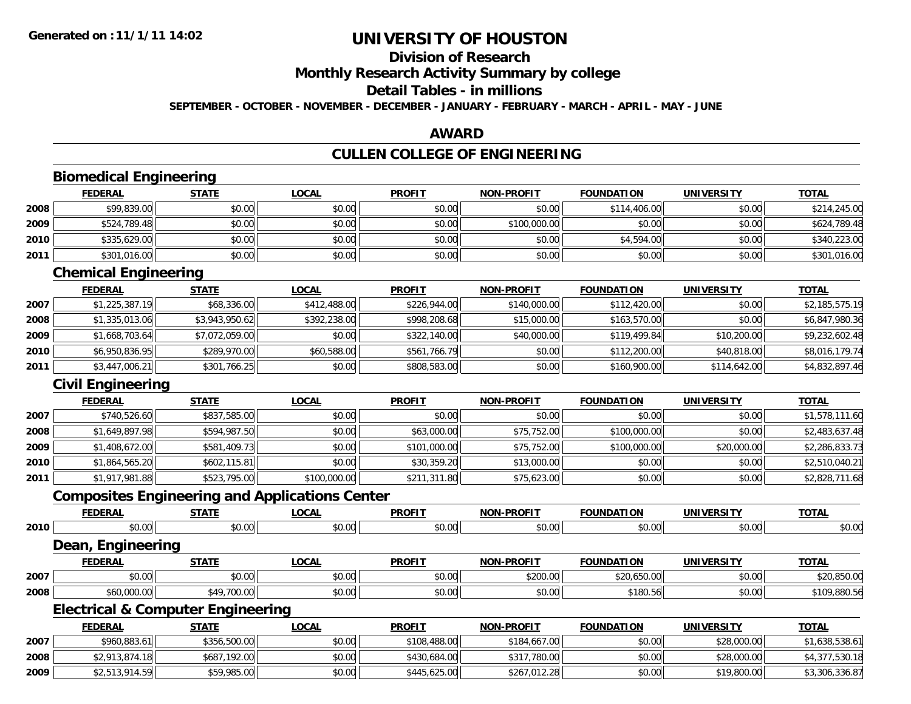Generated on :11/1/11 14:02

# UNIVERSITY OF HOUSTON

## Division of Research

## Monthly Research Activity Summary by college

## Detail Tables - in millions

**SEPTEMBER - OCTOBER - NOVEMBER - DECEMBER - JANUARY - FEBRUARY - MARCH - APRIL - MAY - JUNE**

## AWARD

## CULLEN COLLEGE OF ENGINEERING

### Biomedical Engineering

| | FEDERAL | STATE | LOCAL | PROFIT | NON-PROFIT | FOUNDATION | UNIVERSITY | TOTAL |
|---|---|---|---|---|---|---|---|---|
| 2008 | $99,839.00 | $0.00 | $0.00 | $0.00 | $0.00 | $114,406.00 | $0.00 | $214,245.00 |
| 2009 | $524,789.48 | $0.00 | $0.00 | $0.00 | $100,000.00 | $0.00 | $0.00 | $624,789.48 |
| 2010 | $335,629.00 | $0.00 | $0.00 | $0.00 | $0.00 | $4,594.00 | $0.00 | $340,223.00 |
| 2011 | $301,016.00 | $0.00 | $0.00 | $0.00 | $0.00 | $0.00 | $0.00 | $301,016.00 |

### Chemical Engineering

| | FEDERAL | STATE | LOCAL | PROFIT | NON-PROFIT | FOUNDATION | UNIVERSITY | TOTAL |
|---|---|---|---|---|---|---|---|---|
| 2007 | $1,225,387.19 | $68,336.00 | $412,488.00 | $226,944.00 | $140,000.00 | $112,420.00 | $0.00 | $2,185,575.19 |
| 2008 | $1,335,013.06 | $3,943,950.62 | $392,238.00 | $998,208.68 | $15,000.00 | $163,570.00 | $0.00 | $6,847,980.36 |
| 2009 | $1,668,703.64 | $7,072,059.00 | $0.00 | $322,140.00 | $40,000.00 | $119,499.84 | $10,200.00 | $9,232,602.48 |
| 2010 | $6,950,836.95 | $289,970.00 | $60,588.00 | $561,766.79 | $0.00 | $112,200.00 | $40,818.00 | $8,016,179.74 |
| 2011 | $3,447,006.21 | $301,766.25 | $0.00 | $808,583.00 | $0.00 | $160,900.00 | $114,642.00 | $4,832,897.46 |

### Civil Engineering

| | FEDERAL | STATE | LOCAL | PROFIT | NON-PROFIT | FOUNDATION | UNIVERSITY | TOTAL |
|---|---|---|---|---|---|---|---|---|
| 2007 | $740,526.60 | $837,585.00 | $0.00 | $0.00 | $0.00 | $0.00 | $0.00 | $1,578,111.60 |
| 2008 | $1,649,897.98 | $594,987.50 | $0.00 | $63,000.00 | $75,752.00 | $100,000.00 | $0.00 | $2,483,637.48 |
| 2009 | $1,408,672.00 | $581,409.73 | $0.00 | $101,000.00 | $75,752.00 | $100,000.00 | $20,000.00 | $2,286,833.73 |
| 2010 | $1,864,565.20 | $602,115.81 | $0.00 | $30,359.20 | $13,000.00 | $0.00 | $0.00 | $2,510,040.21 |
| 2011 | $1,917,981.88 | $523,795.00 | $100,000.00 | $211,311.80 | $75,623.00 | $0.00 | $0.00 | $2,828,711.68 |

### Composites Engineering and Applications Center

| | FEDERAL | STATE | LOCAL | PROFIT | NON-PROFIT | FOUNDATION | UNIVERSITY | TOTAL |
|---|---|---|---|---|---|---|---|---|
| 2010 | $0.00 | $0.00 | $0.00 | $0.00 | $0.00 | $0.00 | $0.00 | $0.00 |

### Dean, Engineering

| | FEDERAL | STATE | LOCAL | PROFIT | NON-PROFIT | FOUNDATION | UNIVERSITY | TOTAL |
|---|---|---|---|---|---|---|---|---|
| 2007 | $0.00 | $0.00 | $0.00 | $0.00 | $200.00 | $20,650.00 | $0.00 | $20,850.00 |
| 2008 | $60,000.00 | $49,700.00 | $0.00 | $0.00 | $0.00 | $180.56 | $0.00 | $109,880.56 |

### Electrical & Computer Engineering

| | FEDERAL | STATE | LOCAL | PROFIT | NON-PROFIT | FOUNDATION | UNIVERSITY | TOTAL |
|---|---|---|---|---|---|---|---|---|
| 2007 | $960,883.61 | $356,500.00 | $0.00 | $108,488.00 | $184,667.00 | $0.00 | $28,000.00 | $1,638,538.61 |
| 2008 | $2,913,874.18 | $687,192.00 | $0.00 | $430,684.00 | $317,780.00 | $0.00 | $28,000.00 | $4,377,530.18 |
| 2009 | $2,513,914.59 | $59,985.00 | $0.00 | $445,625.00 | $267,012.28 | $0.00 | $19,800.00 | $3,306,336.87 |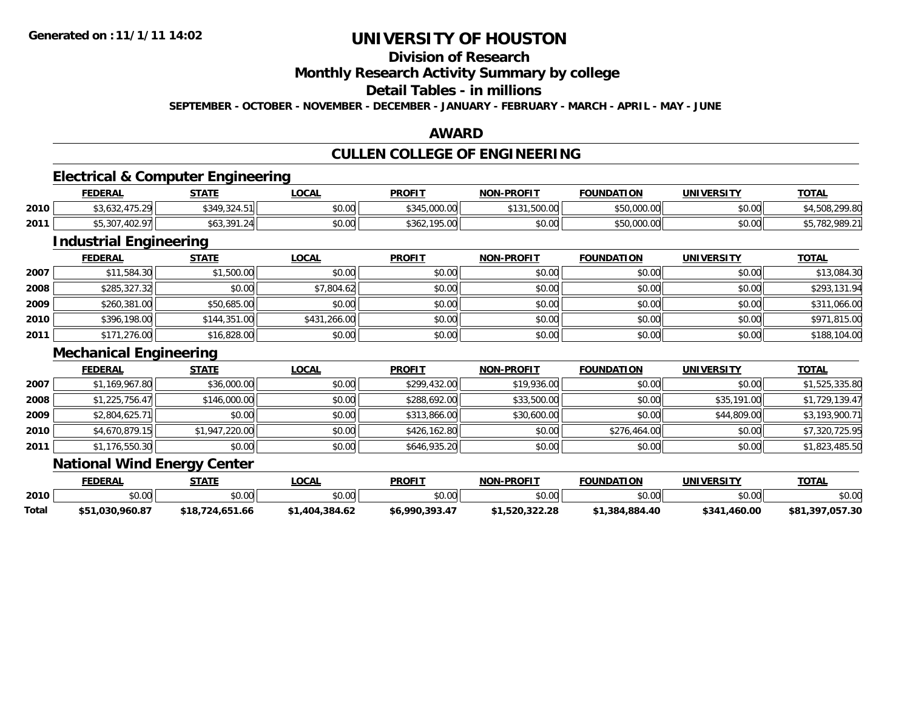Generated on :11/1/11 14:02

# UNIVERSITY OF HOUSTON

## Division of Research

## Monthly Research Activity Summary by college

## Detail Tables - in millions

**SEPTEMBER - OCTOBER - NOVEMBER - DECEMBER - JANUARY - FEBRUARY - MARCH - APRIL - MAY - JUNE**

## AWARD

## CULLEN COLLEGE OF ENGINEERING

### Electrical & Computer Engineering

| | FEDERAL | STATE | LOCAL | PROFIT | NON-PROFIT | FOUNDATION | UNIVERSITY | TOTAL |
|---|---|---|---|---|---|---|---|---|
| 2010 | $3,632,475.29 | $349,324.51 | $0.00 | $345,000.00 | $131,500.00 | $50,000.00 | $0.00 | $4,508,299.80 |
| 2011 | $5,307,402.97 | $63,391.24 | $0.00 | $362,195.00 | $0.00 | $50,000.00 | $0.00 | $5,782,989.21 |

### Industrial Engineering

| | FEDERAL | STATE | LOCAL | PROFIT | NON-PROFIT | FOUNDATION | UNIVERSITY | TOTAL |
|---|---|---|---|---|---|---|---|---|
| 2007 | $11,584.30 | $1,500.00 | $0.00 | $0.00 | $0.00 | $0.00 | $0.00 | $13,084.30 |
| 2008 | $285,327.32 | $0.00 | $7,804.62 | $0.00 | $0.00 | $0.00 | $0.00 | $293,131.94 |
| 2009 | $260,381.00 | $50,685.00 | $0.00 | $0.00 | $0.00 | $0.00 | $0.00 | $311,066.00 |
| 2010 | $396,198.00 | $144,351.00 | $431,266.00 | $0.00 | $0.00 | $0.00 | $0.00 | $971,815.00 |
| 2011 | $171,276.00 | $16,828.00 | $0.00 | $0.00 | $0.00 | $0.00 | $0.00 | $188,104.00 |

### Mechanical Engineering

| | FEDERAL | STATE | LOCAL | PROFIT | NON-PROFIT | FOUNDATION | UNIVERSITY | TOTAL |
|---|---|---|---|---|---|---|---|---|
| 2007 | $1,169,967.80 | $36,000.00 | $0.00 | $299,432.00 | $19,936.00 | $0.00 | $0.00 | $1,525,335.80 |
| 2008 | $1,225,756.47 | $146,000.00 | $0.00 | $288,692.00 | $33,500.00 | $0.00 | $35,191.00 | $1,729,139.47 |
| 2009 | $2,804,625.71 | $0.00 | $0.00 | $313,866.00 | $30,600.00 | $0.00 | $44,809.00 | $3,193,900.71 |
| 2010 | $4,670,879.15 | $1,947,220.00 | $0.00 | $426,162.80 | $0.00 | $276,464.00 | $0.00 | $7,320,725.95 |
| 2011 | $1,176,550.30 | $0.00 | $0.00 | $646,935.20 | $0.00 | $0.00 | $0.00 | $1,823,485.50 |

### National Wind Energy Center

| | FEDERAL | STATE | LOCAL | PROFIT | NON-PROFIT | FOUNDATION | UNIVERSITY | TOTAL |
|---|---|---|---|---|---|---|---|---|
| 2010 | $0.00 | $0.00 | $0.00 | $0.00 | $0.00 | $0.00 | $0.00 | $0.00 |
| **Total** | **$51,030,960.87** | **$18,724,651.66** | **$1,404,384.62** | **$6,990,393.47** | **$1,520,322.28** | **$1,384,884.40** | **$341,460.00** | **$81,397,057.30** |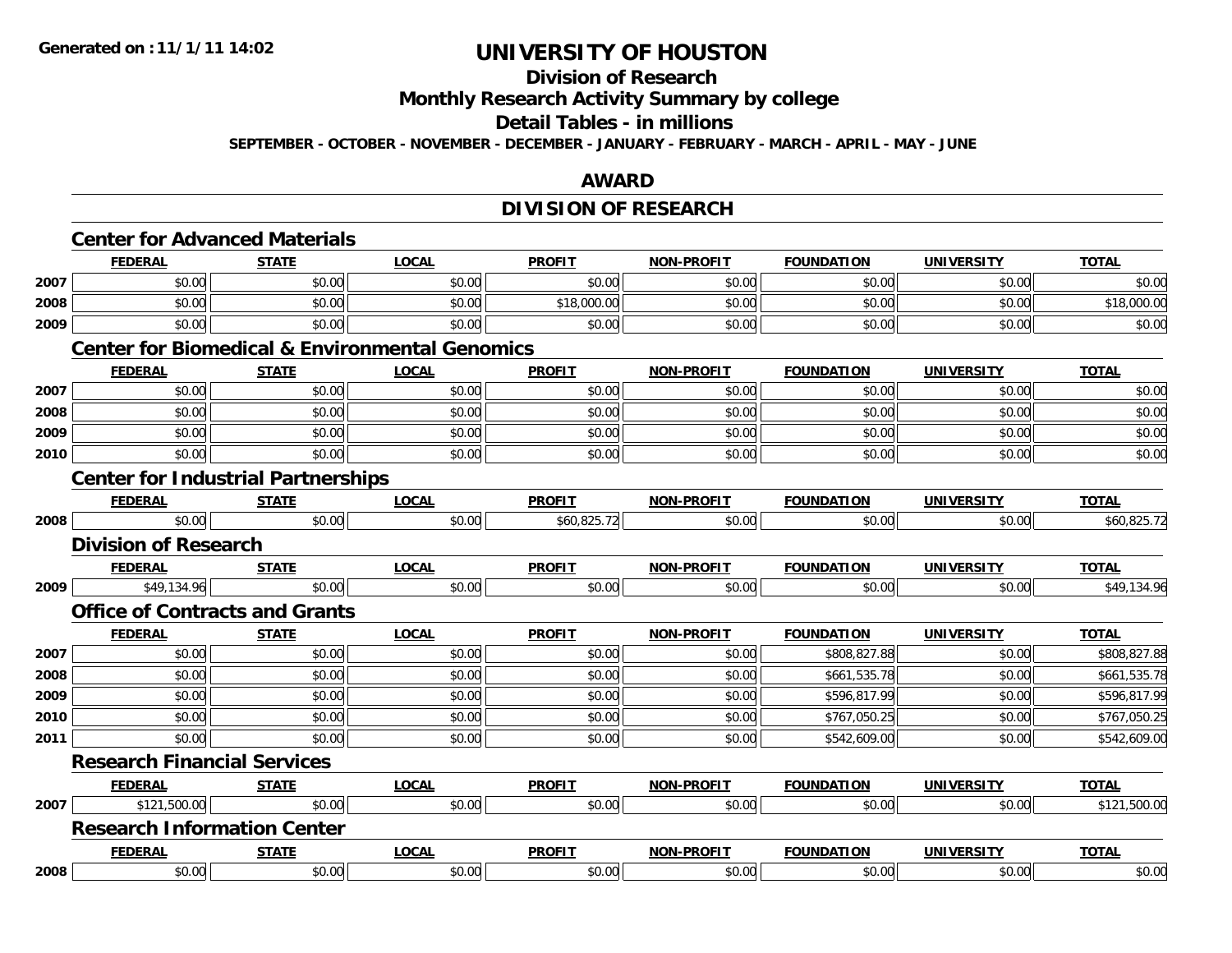# UNIVERSITY OF HOUSTON

## Division of Research

## Monthly Research Activity Summary by college

## Detail Tables - in millions

**SEPTEMBER - OCTOBER - NOVEMBER - DECEMBER - JANUARY - FEBRUARY - MARCH - APRIL - MAY - JUNE**

## AWARD

## DIVISION OF RESEARCH

### Center for Advanced Materials

| | FEDERAL | STATE | LOCAL | PROFIT | NON-PROFIT | FOUNDATION | UNIVERSITY | TOTAL |
|---|---|---|---|---|---|---|---|---|
| 2007 | $0.00 | $0.00 | $0.00 | $0.00 | $0.00 | $0.00 | $0.00 | $0.00 |
| 2008 | $0.00 | $0.00 | $0.00 | $18,000.00 | $0.00 | $0.00 | $0.00 | $18,000.00 |
| 2009 | $0.00 | $0.00 | $0.00 | $0.00 | $0.00 | $0.00 | $0.00 | $0.00 |

### Center for Biomedical & Environmental Genomics

| | FEDERAL | STATE | LOCAL | PROFIT | NON-PROFIT | FOUNDATION | UNIVERSITY | TOTAL |
|---|---|---|---|---|---|---|---|---|
| 2007 | $0.00 | $0.00 | $0.00 | $0.00 | $0.00 | $0.00 | $0.00 | $0.00 |
| 2008 | $0.00 | $0.00 | $0.00 | $0.00 | $0.00 | $0.00 | $0.00 | $0.00 |
| 2009 | $0.00 | $0.00 | $0.00 | $0.00 | $0.00 | $0.00 | $0.00 | $0.00 |
| 2010 | $0.00 | $0.00 | $0.00 | $0.00 | $0.00 | $0.00 | $0.00 | $0.00 |

### Center for Industrial Partnerships

| | FEDERAL | STATE | LOCAL | PROFIT | NON-PROFIT | FOUNDATION | UNIVERSITY | TOTAL |
|---|---|---|---|---|---|---|---|---|
| 2008 | $0.00 | $0.00 | $0.00 | $60,825.72 | $0.00 | $0.00 | $0.00 | $60,825.72 |

### Division of Research

| | FEDERAL | STATE | LOCAL | PROFIT | NON-PROFIT | FOUNDATION | UNIVERSITY | TOTAL |
|---|---|---|---|---|---|---|---|---|
| 2009 | $49,134.96 | $0.00 | $0.00 | $0.00 | $0.00 | $0.00 | $0.00 | $49,134.96 |

### Office of Contracts and Grants

| | FEDERAL | STATE | LOCAL | PROFIT | NON-PROFIT | FOUNDATION | UNIVERSITY | TOTAL |
|---|---|---|---|---|---|---|---|---|
| 2007 | $0.00 | $0.00 | $0.00 | $0.00 | $0.00 | $808,827.88 | $0.00 | $808,827.88 |
| 2008 | $0.00 | $0.00 | $0.00 | $0.00 | $0.00 | $661,535.78 | $0.00 | $661,535.78 |
| 2009 | $0.00 | $0.00 | $0.00 | $0.00 | $0.00 | $596,817.99 | $0.00 | $596,817.99 |
| 2010 | $0.00 | $0.00 | $0.00 | $0.00 | $0.00 | $767,050.25 | $0.00 | $767,050.25 |
| 2011 | $0.00 | $0.00 | $0.00 | $0.00 | $0.00 | $542,609.00 | $0.00 | $542,609.00 |

### Research Financial Services

| | FEDERAL | STATE | LOCAL | PROFIT | NON-PROFIT | FOUNDATION | UNIVERSITY | TOTAL |
|---|---|---|---|---|---|---|---|---|
| 2007 | $121,500.00 | $0.00 | $0.00 | $0.00 | $0.00 | $0.00 | $0.00 | $121,500.00 |

### Research Information Center

| | FEDERAL | STATE | LOCAL | PROFIT | NON-PROFIT | FOUNDATION | UNIVERSITY | TOTAL |
|---|---|---|---|---|---|---|---|---|
| 2008 | $0.00 | $0.00 | $0.00 | $0.00 | $0.00 | $0.00 | $0.00 | $0.00 |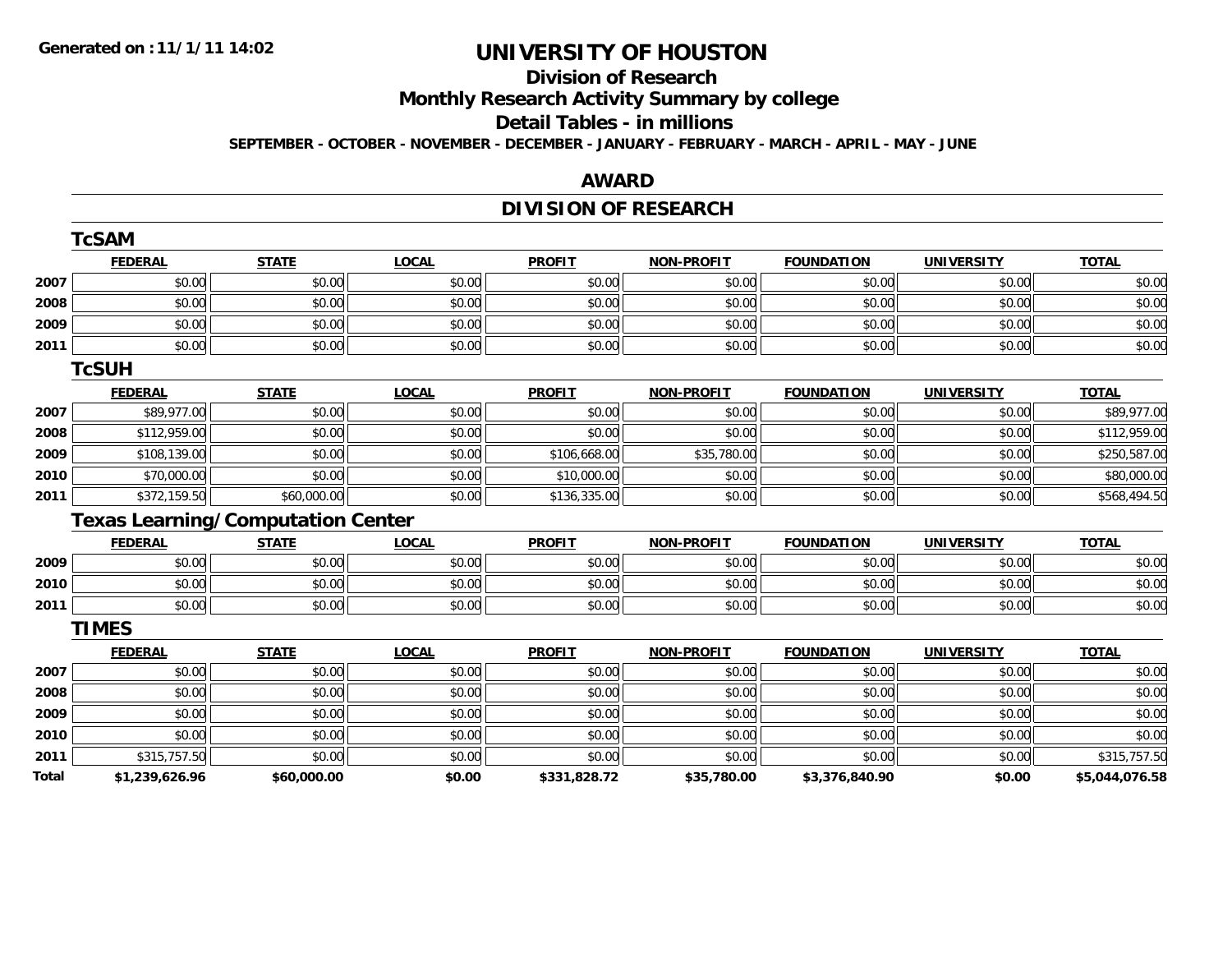Generated on :11/1/11 14:02

# UNIVERSITY OF HOUSTON

## Division of Research

## Monthly Research Activity Summary by college

## Detail Tables - in millions

**SEPTEMBER - OCTOBER - NOVEMBER - DECEMBER - JANUARY - FEBRUARY - MARCH - APRIL - MAY - JUNE**

## AWARD

## DIVISION OF RESEARCH

### TcSAM

| | FEDERAL | STATE | LOCAL | PROFIT | NON-PROFIT | FOUNDATION | UNIVERSITY | TOTAL |
|---|---|---|---|---|---|---|---|---|
| 2007 | $0.00 | $0.00 | $0.00 | $0.00 | $0.00 | $0.00 | $0.00 | $0.00 |
| 2008 | $0.00 | $0.00 | $0.00 | $0.00 | $0.00 | $0.00 | $0.00 | $0.00 |
| 2009 | $0.00 | $0.00 | $0.00 | $0.00 | $0.00 | $0.00 | $0.00 | $0.00 |
| 2011 | $0.00 | $0.00 | $0.00 | $0.00 | $0.00 | $0.00 | $0.00 | $0.00 |

### TcSUH

| | FEDERAL | STATE | LOCAL | PROFIT | NON-PROFIT | FOUNDATION | UNIVERSITY | TOTAL |
|---|---|---|---|---|---|---|---|---|
| 2007 | $89,977.00 | $0.00 | $0.00 | $0.00 | $0.00 | $0.00 | $0.00 | $89,977.00 |
| 2008 | $112,959.00 | $0.00 | $0.00 | $0.00 | $0.00 | $0.00 | $0.00 | $112,959.00 |
| 2009 | $108,139.00 | $0.00 | $0.00 | $106,668.00 | $35,780.00 | $0.00 | $0.00 | $250,587.00 |
| 2010 | $70,000.00 | $0.00 | $0.00 | $10,000.00 | $0.00 | $0.00 | $0.00 | $80,000.00 |
| 2011 | $372,159.50 | $60,000.00 | $0.00 | $136,335.00 | $0.00 | $0.00 | $0.00 | $568,494.50 |

### Texas Learning/Computation Center

| | FEDERAL | STATE | LOCAL | PROFIT | NON-PROFIT | FOUNDATION | UNIVERSITY | TOTAL |
|---|---|---|---|---|---|---|---|---|
| 2009 | $0.00 | $0.00 | $0.00 | $0.00 | $0.00 | $0.00 | $0.00 | $0.00 |
| 2010 | $0.00 | $0.00 | $0.00 | $0.00 | $0.00 | $0.00 | $0.00 | $0.00 |
| 2011 | $0.00 | $0.00 | $0.00 | $0.00 | $0.00 | $0.00 | $0.00 | $0.00 |

### TIMES

| | FEDERAL | STATE | LOCAL | PROFIT | NON-PROFIT | FOUNDATION | UNIVERSITY | TOTAL |
|---|---|---|---|---|---|---|---|---|
| 2007 | $0.00 | $0.00 | $0.00 | $0.00 | $0.00 | $0.00 | $0.00 | $0.00 |
| 2008 | $0.00 | $0.00 | $0.00 | $0.00 | $0.00 | $0.00 | $0.00 | $0.00 |
| 2009 | $0.00 | $0.00 | $0.00 | $0.00 | $0.00 | $0.00 | $0.00 | $0.00 |
| 2010 | $0.00 | $0.00 | $0.00 | $0.00 | $0.00 | $0.00 | $0.00 | $0.00 |
| 2011 | $315,757.50 | $0.00 | $0.00 | $0.00 | $0.00 | $0.00 | $0.00 | $315,757.50 |
| **Total** | **$1,239,626.96** | **$60,000.00** | **$0.00** | **$331,828.72** | **$35,780.00** | **$3,376,840.90** | **$0.00** | **$5,044,076.58** |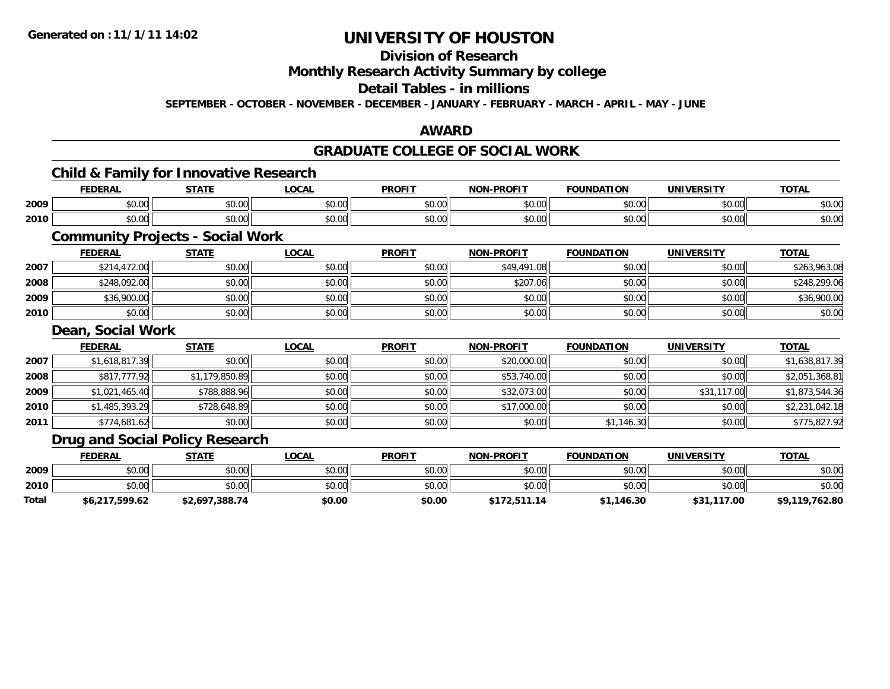**Generated on :11/1/11 14:02**

# UNIVERSITY OF HOUSTON

## Division of Research

## Monthly Research Activity Summary by college

## Detail Tables - in millions

**SEPTEMBER - OCTOBER - NOVEMBER - DECEMBER - JANUARY - FEBRUARY - MARCH - APRIL - MAY - JUNE**

## AWARD

## GRADUATE COLLEGE OF SOCIAL WORK

### Child & Family for Innovative Research

| | FEDERAL | STATE | LOCAL | PROFIT | NON-PROFIT | FOUNDATION | UNIVERSITY | TOTAL |
|---|---|---|---|---|---|---|---|---|
| 2009 | $0.00 | $0.00 | $0.00 | $0.00 | $0.00 | $0.00 | $0.00 | $0.00 |
| 2010 | $0.00 | $0.00 | $0.00 | $0.00 | $0.00 | $0.00 | $0.00 | $0.00 |

### Community Projects - Social Work

| | FEDERAL | STATE | LOCAL | PROFIT | NON-PROFIT | FOUNDATION | UNIVERSITY | TOTAL |
|---|---|---|---|---|---|---|---|---|
| 2007 | $214,472.00 | $0.00 | $0.00 | $0.00 | $49,491.08 | $0.00 | $0.00 | $263,963.08 |
| 2008 | $248,092.00 | $0.00 | $0.00 | $0.00 | $207.06 | $0.00 | $0.00 | $248,299.06 |
| 2009 | $36,900.00 | $0.00 | $0.00 | $0.00 | $0.00 | $0.00 | $0.00 | $36,900.00 |
| 2010 | $0.00 | $0.00 | $0.00 | $0.00 | $0.00 | $0.00 | $0.00 | $0.00 |

### Dean, Social Work

| | FEDERAL | STATE | LOCAL | PROFIT | NON-PROFIT | FOUNDATION | UNIVERSITY | TOTAL |
|---|---|---|---|---|---|---|---|---|
| 2007 | $1,618,817.39 | $0.00 | $0.00 | $0.00 | $20,000.00 | $0.00 | $0.00 | $1,638,817.39 |
| 2008 | $817,777.92 | $1,179,850.89 | $0.00 | $0.00 | $53,740.00 | $0.00 | $0.00 | $2,051,368.81 |
| 2009 | $1,021,465.40 | $788,888.96 | $0.00 | $0.00 | $32,073.00 | $0.00 | $31,117.00 | $1,873,544.36 |
| 2010 | $1,485,393.29 | $728,648.89 | $0.00 | $0.00 | $17,000.00 | $0.00 | $0.00 | $2,231,042.18 |
| 2011 | $774,681.62 | $0.00 | $0.00 | $0.00 | $0.00 | $1,146.30 | $0.00 | $775,827.92 |

### Drug and Social Policy Research

| | FEDERAL | STATE | LOCAL | PROFIT | NON-PROFIT | FOUNDATION | UNIVERSITY | TOTAL |
|---|---|---|---|---|---|---|---|---|
| 2009 | $0.00 | $0.00 | $0.00 | $0.00 | $0.00 | $0.00 | $0.00 | $0.00 |
| 2010 | $0.00 | $0.00 | $0.00 | $0.00 | $0.00 | $0.00 | $0.00 | $0.00 |
| **Total** | **$6,217,599.62** | **$2,697,388.74** | **$0.00** | **$0.00** | **$172,511.14** | **$1,146.30** | **$31,117.00** | **$9,119,762.80** |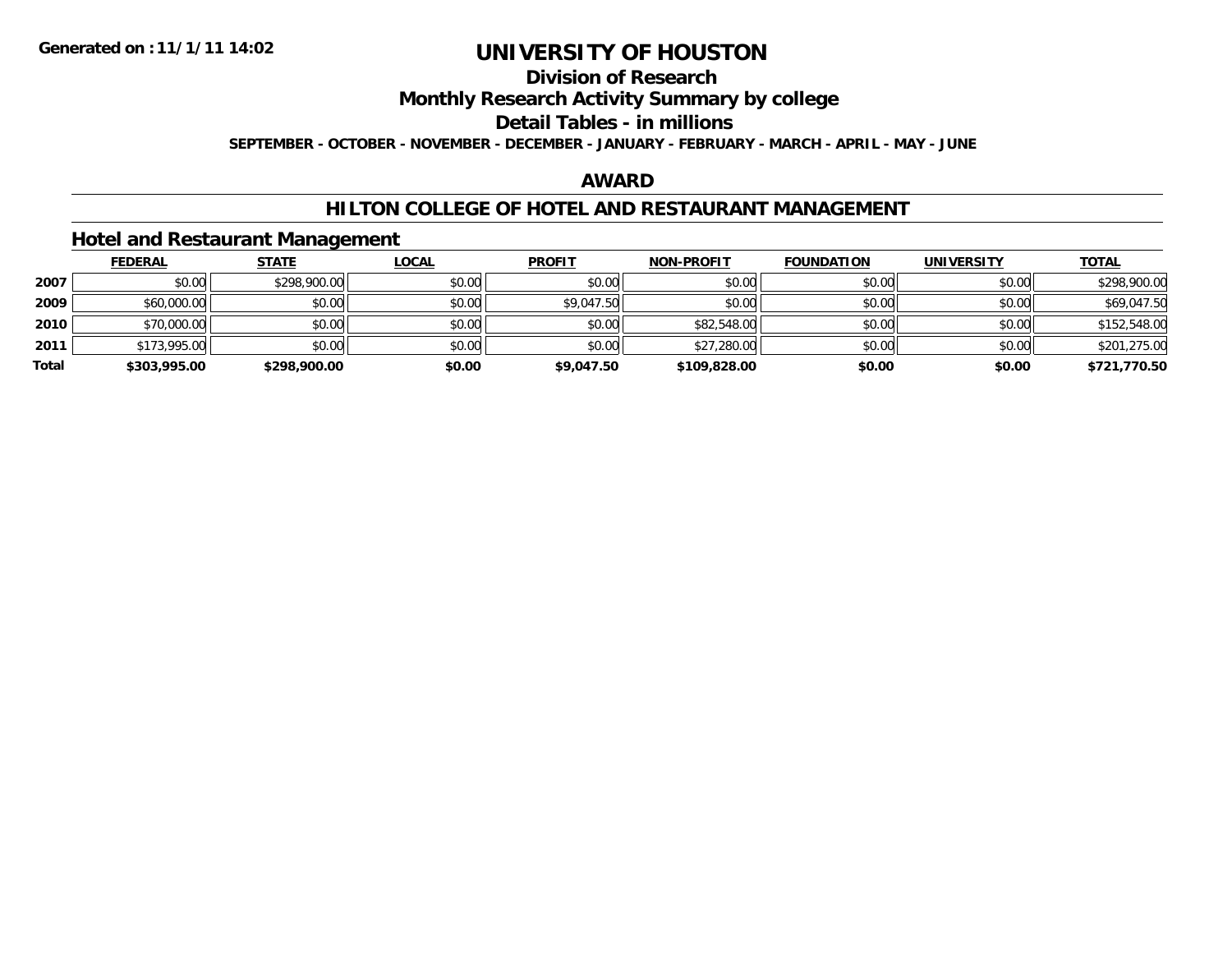Generated on :11/1/11 14:02

# UNIVERSITY OF HOUSTON

## Division of Research

## Monthly Research Activity Summary by college

## Detail Tables - in millions

**SEPTEMBER - OCTOBER - NOVEMBER - DECEMBER - JANUARY - FEBRUARY - MARCH - APRIL - MAY - JUNE**

## AWARD

## HILTON COLLEGE OF HOTEL AND RESTAURANT MANAGEMENT

### Hotel and Restaurant Management

| | FEDERAL | STATE | LOCAL | PROFIT | NON-PROFIT | FOUNDATION | UNIVERSITY | TOTAL |
|---|---|---|---|---|---|---|---|---|
| 2007 | $0.00 | $298,900.00 | $0.00 | $0.00 | $0.00 | $0.00 | $0.00 | $298,900.00 |
| 2009 | $60,000.00 | $0.00 | $0.00 | $9,047.50 | $0.00 | $0.00 | $0.00 | $69,047.50 |
| 2010 | $70,000.00 | $0.00 | $0.00 | $0.00 | $82,548.00 | $0.00 | $0.00 | $152,548.00 |
| 2011 | $173,995.00 | $0.00 | $0.00 | $0.00 | $27,280.00 | $0.00 | $0.00 | $201,275.00 |
| **Total** | **$303,995.00** | **$298,900.00** | **$0.00** | **$9,047.50** | **$109,828.00** | **$0.00** | **$0.00** | **$721,770.50** |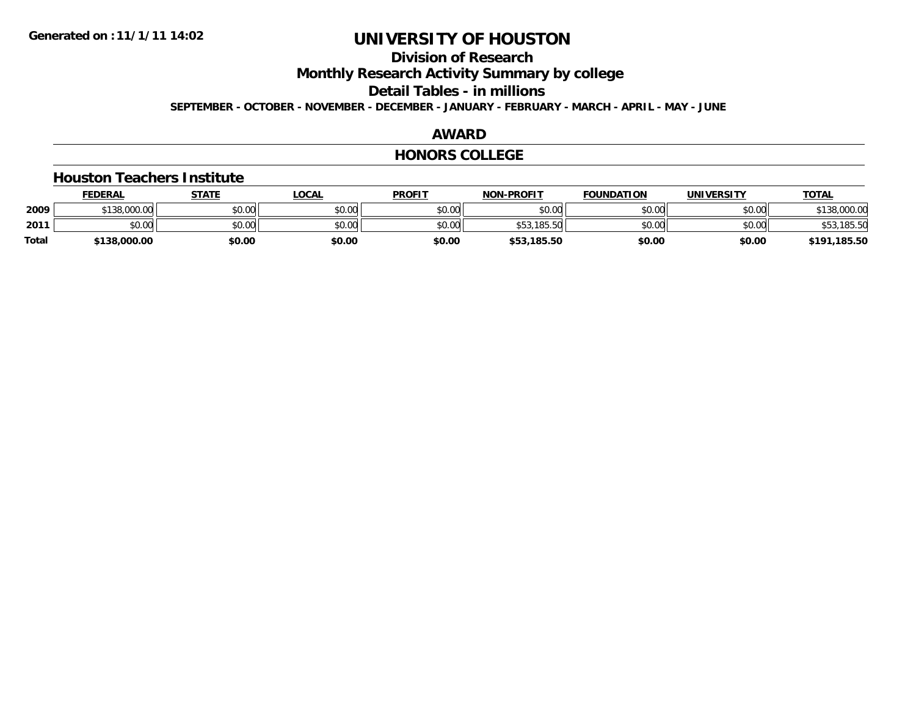**Generated on :11/1/11 14:02**

# UNIVERSITY OF HOUSTON

## Division of Research

## Monthly Research Activity Summary by college

## Detail Tables - in millions

**SEPTEMBER - OCTOBER - NOVEMBER - DECEMBER - JANUARY - FEBRUARY - MARCH - APRIL - MAY - JUNE**

## AWARD

## HONORS COLLEGE

### Houston Teachers Institute

| | FEDERAL | STATE | LOCAL | PROFIT | NON-PROFIT | FOUNDATION | UNIVERSITY | TOTAL |
|---|---|---|---|---|---|---|---|---|
| 2009 | $138,000.00 | $0.00 | $0.00 | $0.00 | $0.00 | $0.00 | $0.00 | $138,000.00 |
| 2011 | $0.00 | $0.00 | $0.00 | $0.00 | $53,185.50 | $0.00 | $0.00 | $53,185.50 |
| **Total** | **$138,000.00** | **$0.00** | **$0.00** | **$0.00** | **$53,185.50** | **$0.00** | **$0.00** | **$191,185.50** |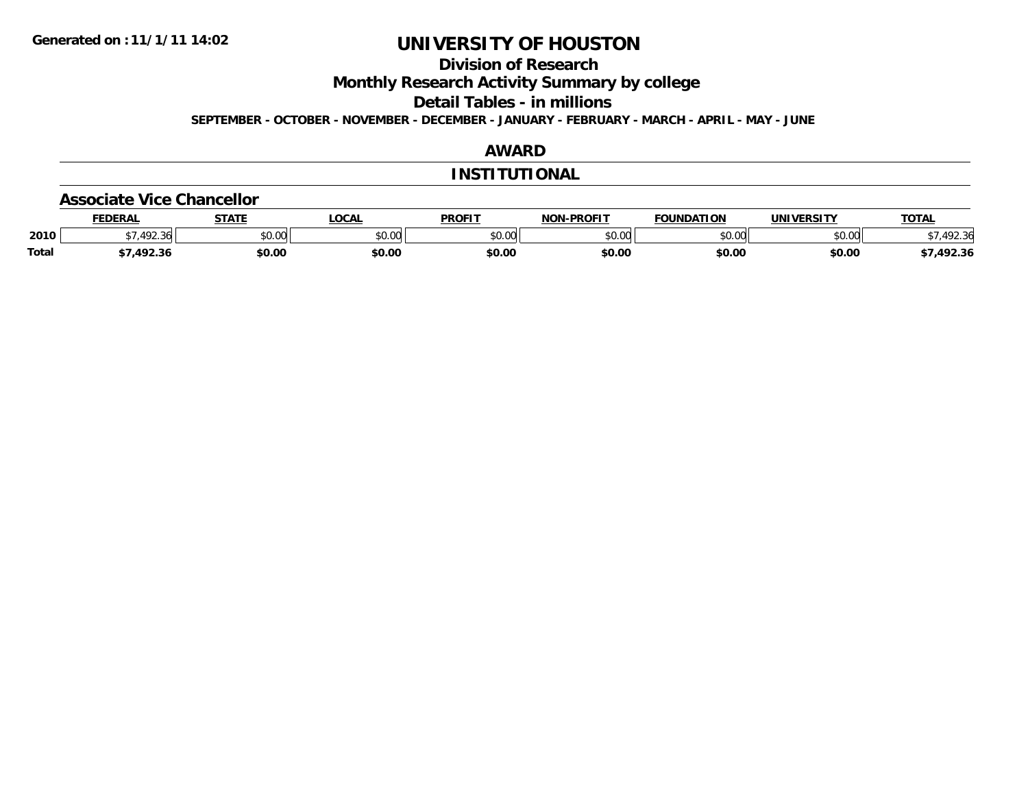Generated on :11/1/11 14:02

# UNIVERSITY OF HOUSTON

## Division of Research

## Monthly Research Activity Summary by college

## Detail Tables - in millions

**SEPTEMBER - OCTOBER - NOVEMBER - DECEMBER - JANUARY - FEBRUARY - MARCH - APRIL - MAY - JUNE**

## AWARD

## INSTITUTIONAL

### Associate Vice Chancellor

| | FEDERAL | STATE | LOCAL | PROFIT | NON-PROFIT | FOUNDATION | UNIVERSITY | TOTAL |
|---|---|---|---|---|---|---|---|---|
| 2010 | $7,492.36 | $0.00 | $0.00 | $0.00 | $0.00 | $0.00 | $0.00 | $7,492.36 |
| **Total** | **$7,492.36** | **$0.00** | **$0.00** | **$0.00** | **$0.00** | **$0.00** | **$0.00** | **$7,492.36** |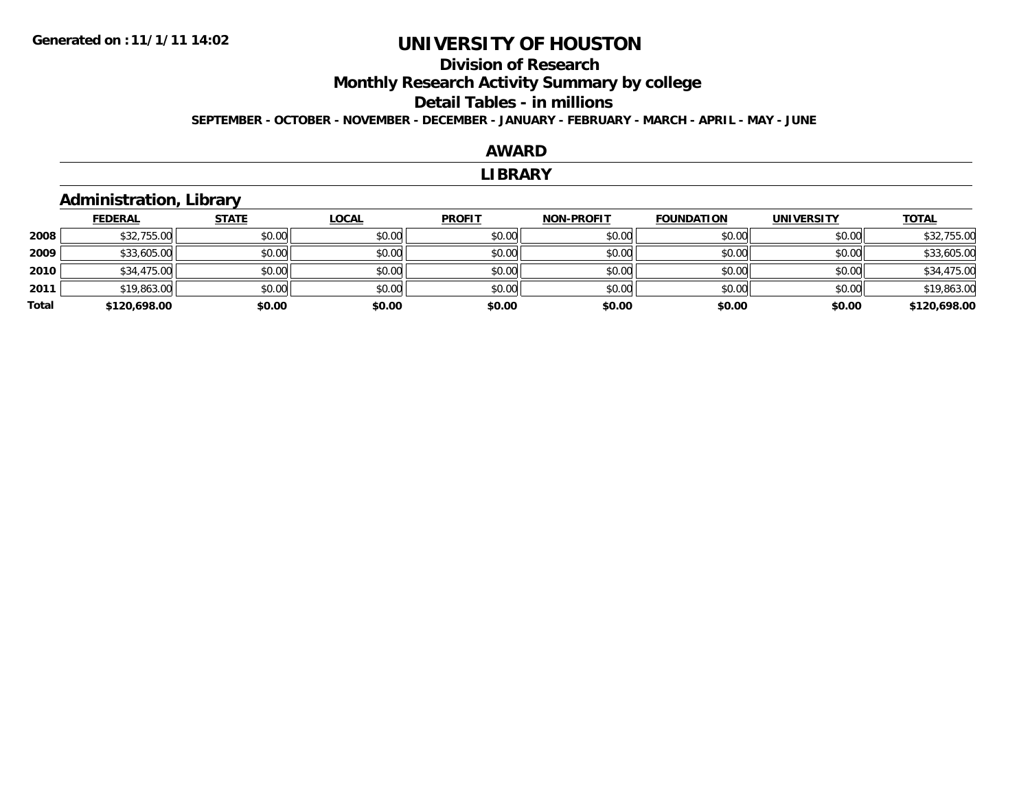# UNIVERSITY OF HOUSTON

## Division of Research

## Monthly Research Activity Summary by college

## Detail Tables - in millions

**SEPTEMBER - OCTOBER - NOVEMBER - DECEMBER - JANUARY - FEBRUARY - MARCH - APRIL - MAY - JUNE**

Generated on :11/1/11 14:02

### AWARD

### LIBRARY

### Administration, Library

| | FEDERAL | STATE | LOCAL | PROFIT | NON-PROFIT | FOUNDATION | UNIVERSITY | TOTAL |
|---|---|---|---|---|---|---|---|---|
| 2008 | $32,755.00 | $0.00 | $0.00 | $0.00 | $0.00 | $0.00 | $0.00 | $32,755.00 |
| 2009 | $33,605.00 | $0.00 | $0.00 | $0.00 | $0.00 | $0.00 | $0.00 | $33,605.00 |
| 2010 | $34,475.00 | $0.00 | $0.00 | $0.00 | $0.00 | $0.00 | $0.00 | $34,475.00 |
| 2011 | $19,863.00 | $0.00 | $0.00 | $0.00 | $0.00 | $0.00 | $0.00 | $19,863.00 |
| **Total** | **$120,698.00** | **$0.00** | **$0.00** | **$0.00** | **$0.00** | **$0.00** | **$0.00** | **$120,698.00** |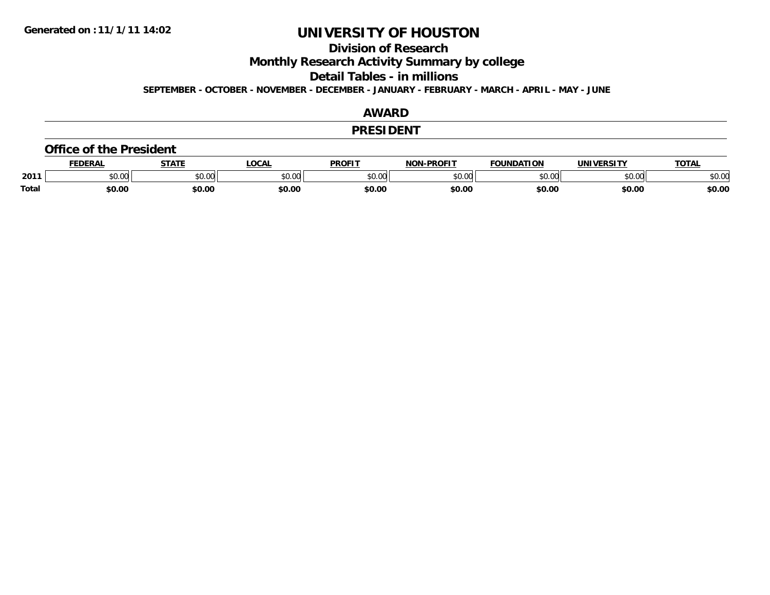**Generated on :11/1/11 14:02**

# UNIVERSITY OF HOUSTON

## Division of Research

## Monthly Research Activity Summary by college

## Detail Tables - in millions

**SEPTEMBER - OCTOBER - NOVEMBER - DECEMBER - JANUARY - FEBRUARY - MARCH - APRIL - MAY - JUNE**

## AWARD

## PRESIDENT

### Office of the President

| | FEDERAL | STATE | LOCAL | PROFIT | NON-PROFIT | FOUNDATION | UNIVERSITY | TOTAL |
|---|---|---|---|---|---|---|---|---|
| 2011 | $0.00 | $0.00 | $0.00 | $0.00 | $0.00 | $0.00 | $0.00 | $0.00 |
| **Total** | **$0.00** | **$0.00** | **$0.00** | **$0.00** | **$0.00** | **$0.00** | **$0.00** | **$0.00** |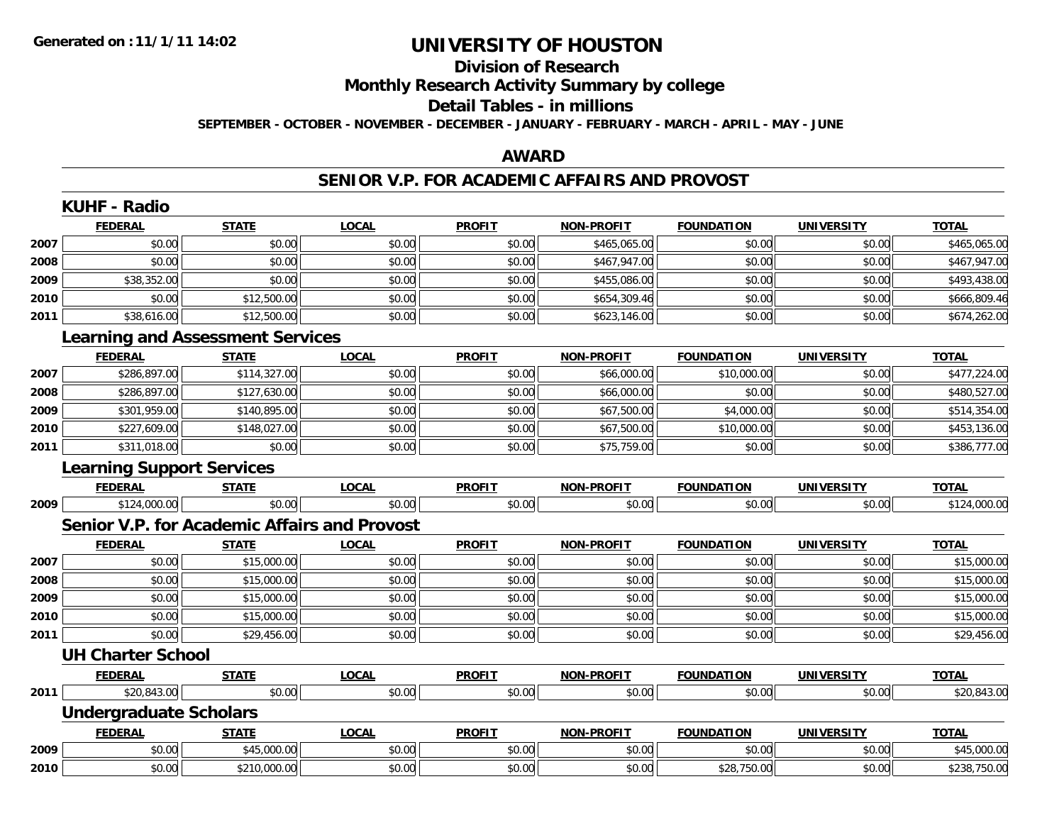# UNIVERSITY OF HOUSTON

## Division of Research

## Monthly Research Activity Summary by college

## Detail Tables - in millions

**SEPTEMBER - OCTOBER - NOVEMBER - DECEMBER - JANUARY - FEBRUARY - MARCH - APRIL - MAY - JUNE**

## AWARD

## SENIOR V.P. FOR ACADEMIC AFFAIRS AND PROVOST

### KUHF - Radio

| | FEDERAL | STATE | LOCAL | PROFIT | NON-PROFIT | FOUNDATION | UNIVERSITY | TOTAL |
|---|---|---|---|---|---|---|---|---|
| 2007 | $0.00 | $0.00 | $0.00 | $0.00 | $465,065.00 | $0.00 | $0.00 | $465,065.00 |
| 2008 | $0.00 | $0.00 | $0.00 | $0.00 | $467,947.00 | $0.00 | $0.00 | $467,947.00 |
| 2009 | $38,352.00 | $0.00 | $0.00 | $0.00 | $455,086.00 | $0.00 | $0.00 | $493,438.00 |
| 2010 | $0.00 | $12,500.00 | $0.00 | $0.00 | $654,309.46 | $0.00 | $0.00 | $666,809.46 |
| 2011 | $38,616.00 | $12,500.00 | $0.00 | $0.00 | $623,146.00 | $0.00 | $0.00 | $674,262.00 |

### Learning and Assessment Services

| | FEDERAL | STATE | LOCAL | PROFIT | NON-PROFIT | FOUNDATION | UNIVERSITY | TOTAL |
|---|---|---|---|---|---|---|---|---|
| 2007 | $286,897.00 | $114,327.00 | $0.00 | $0.00 | $66,000.00 | $10,000.00 | $0.00 | $477,224.00 |
| 2008 | $286,897.00 | $127,630.00 | $0.00 | $0.00 | $66,000.00 | $0.00 | $0.00 | $480,527.00 |
| 2009 | $301,959.00 | $140,895.00 | $0.00 | $0.00 | $67,500.00 | $4,000.00 | $0.00 | $514,354.00 |
| 2010 | $227,609.00 | $148,027.00 | $0.00 | $0.00 | $67,500.00 | $10,000.00 | $0.00 | $453,136.00 |
| 2011 | $311,018.00 | $0.00 | $0.00 | $0.00 | $75,759.00 | $0.00 | $0.00 | $386,777.00 |

### Learning Support Services

| | FEDERAL | STATE | LOCAL | PROFIT | NON-PROFIT | FOUNDATION | UNIVERSITY | TOTAL |
|---|---|---|---|---|---|---|---|---|
| 2009 | $124,000.00 | $0.00 | $0.00 | $0.00 | $0.00 | $0.00 | $0.00 | $124,000.00 |

### Senior V.P. for Academic Affairs and Provost

| | FEDERAL | STATE | LOCAL | PROFIT | NON-PROFIT | FOUNDATION | UNIVERSITY | TOTAL |
|---|---|---|---|---|---|---|---|---|
| 2007 | $0.00 | $15,000.00 | $0.00 | $0.00 | $0.00 | $0.00 | $0.00 | $15,000.00 |
| 2008 | $0.00 | $15,000.00 | $0.00 | $0.00 | $0.00 | $0.00 | $0.00 | $15,000.00 |
| 2009 | $0.00 | $15,000.00 | $0.00 | $0.00 | $0.00 | $0.00 | $0.00 | $15,000.00 |
| 2010 | $0.00 | $15,000.00 | $0.00 | $0.00 | $0.00 | $0.00 | $0.00 | $15,000.00 |
| 2011 | $0.00 | $29,456.00 | $0.00 | $0.00 | $0.00 | $0.00 | $0.00 | $29,456.00 |

### UH Charter School

| | FEDERAL | STATE | LOCAL | PROFIT | NON-PROFIT | FOUNDATION | UNIVERSITY | TOTAL |
|---|---|---|---|---|---|---|---|---|
| 2011 | $20,843.00 | $0.00 | $0.00 | $0.00 | $0.00 | $0.00 | $0.00 | $20,843.00 |

### Undergraduate Scholars

| | FEDERAL | STATE | LOCAL | PROFIT | NON-PROFIT | FOUNDATION | UNIVERSITY | TOTAL |
|---|---|---|---|---|---|---|---|---|
| 2009 | $0.00 | $45,000.00 | $0.00 | $0.00 | $0.00 | $0.00 | $0.00 | $45,000.00 |
| 2010 | $0.00 | $210,000.00 | $0.00 | $0.00 | $0.00 | $28,750.00 | $0.00 | $238,750.00 |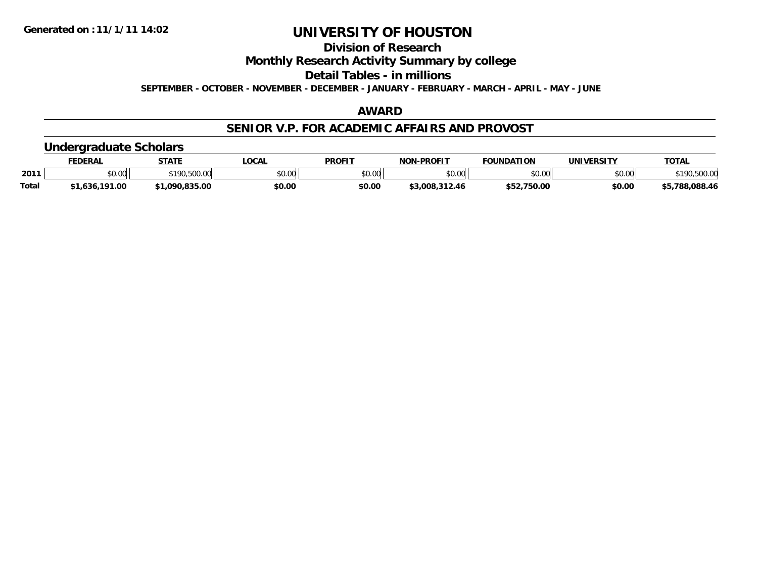Generated on :11/1/11 14:02

# UNIVERSITY OF HOUSTON

## Division of Research

## Monthly Research Activity Summary by college

## Detail Tables - in millions

SEPTEMBER - OCTOBER - NOVEMBER - DECEMBER - JANUARY - FEBRUARY - MARCH - APRIL - MAY - JUNE

### AWARD

### SENIOR V.P. FOR ACADEMIC AFFAIRS AND PROVOST

#### Undergraduate Scholars

| | FEDERAL | STATE | LOCAL | PROFIT | NON-PROFIT | FOUNDATION | UNIVERSITY | TOTAL |
|---|---|---|---|---|---|---|---|---|
| 2011 | $0.00 | $190,500.00 | $0.00 | $0.00 | $0.00 | $0.00 | $0.00 | $190,500.00 |
| **Total** | **$1,636,191.00** | **$1,090,835.00** | **$0.00** | **$0.00** | **$3,008,312.46** | **$52,750.00** | **$0.00** | **$5,788,088.46** |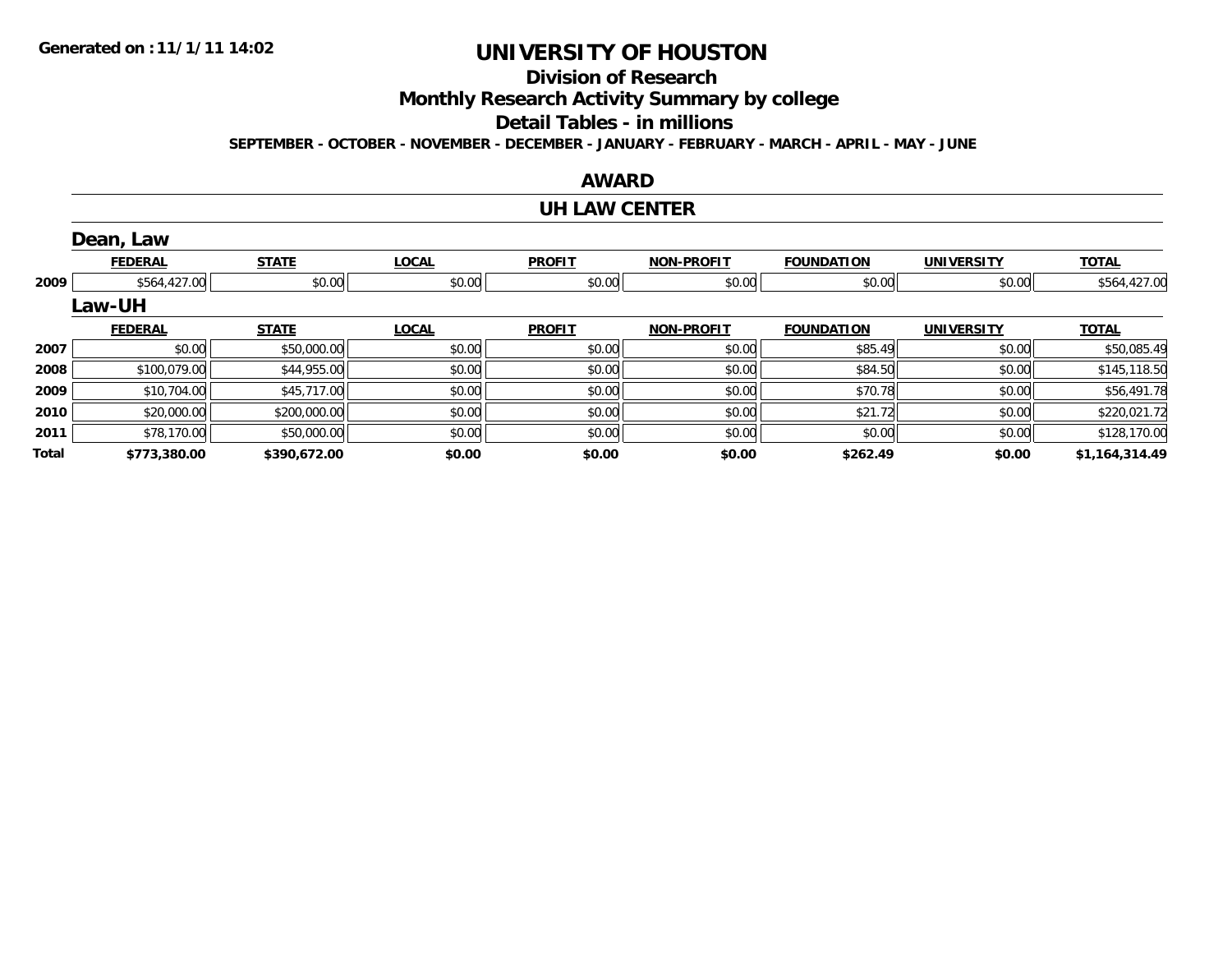Generated on :11/1/11 14:02

# UNIVERSITY OF HOUSTON

## Division of Research

## Monthly Research Activity Summary by college

## Detail Tables - in millions

**SEPTEMBER - OCTOBER - NOVEMBER - DECEMBER - JANUARY - FEBRUARY - MARCH - APRIL - MAY - JUNE**

## AWARD

## UH LAW CENTER

### Dean, Law

| | FEDERAL | STATE | LOCAL | PROFIT | NON-PROFIT | FOUNDATION | UNIVERSITY | TOTAL |
|---|---|---|---|---|---|---|---|---|
| 2009 | $564,427.00 | $0.00 | $0.00 | $0.00 | $0.00 | $0.00 | $0.00 | $564,427.00 |

### Law-UH

| | FEDERAL | STATE | LOCAL | PROFIT | NON-PROFIT | FOUNDATION | UNIVERSITY | TOTAL |
|---|---|---|---|---|---|---|---|---|
| 2007 | $0.00 | $50,000.00 | $0.00 | $0.00 | $0.00 | $85.49 | $0.00 | $50,085.49 |
| 2008 | $100,079.00 | $44,955.00 | $0.00 | $0.00 | $0.00 | $84.50 | $0.00 | $145,118.50 |
| 2009 | $10,704.00 | $45,717.00 | $0.00 | $0.00 | $0.00 | $70.78 | $0.00 | $56,491.78 |
| 2010 | $20,000.00 | $200,000.00 | $0.00 | $0.00 | $0.00 | $21.72 | $0.00 | $220,021.72 |
| 2011 | $78,170.00 | $50,000.00 | $0.00 | $0.00 | $0.00 | $0.00 | $0.00 | $128,170.00 |
| **Total** | **$773,380.00** | **$390,672.00** | **$0.00** | **$0.00** | **$0.00** | **$262.49** | **$0.00** | **$1,164,314.49** |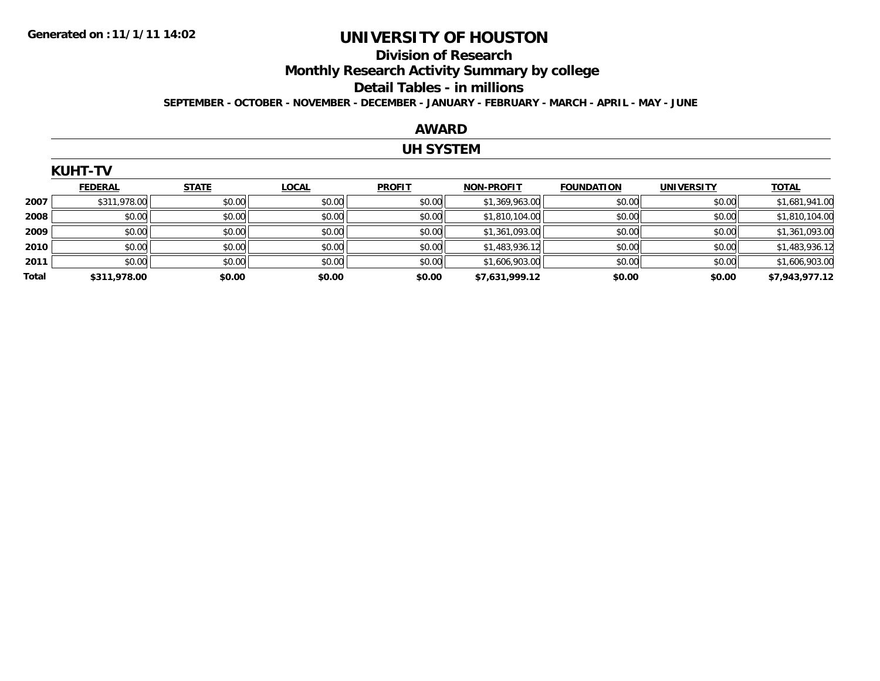Generated on :11/1/11 14:02

# UNIVERSITY OF HOUSTON

## Division of Research

## Monthly Research Activity Summary by college

## Detail Tables - in millions

**SEPTEMBER - OCTOBER - NOVEMBER - DECEMBER - JANUARY - FEBRUARY - MARCH - APRIL - MAY - JUNE**

## AWARD

## UH SYSTEM

### KUHT-TV

| | FEDERAL | STATE | LOCAL | PROFIT | NON-PROFIT | FOUNDATION | UNIVERSITY | TOTAL |
|---|---|---|---|---|---|---|---|---|
| **2007** | $311,978.00 | $0.00 | $0.00 | $0.00 | $1,369,963.00 | $0.00 | $0.00 | $1,681,941.00 |
| **2008** | $0.00 | $0.00 | $0.00 | $0.00 | $1,810,104.00 | $0.00 | $0.00 | $1,810,104.00 |
| **2009** | $0.00 | $0.00 | $0.00 | $0.00 | $1,361,093.00 | $0.00 | $0.00 | $1,361,093.00 |
| **2010** | $0.00 | $0.00 | $0.00 | $0.00 | $1,483,936.12 | $0.00 | $0.00 | $1,483,936.12 |
| **2011** | $0.00 | $0.00 | $0.00 | $0.00 | $1,606,903.00 | $0.00 | $0.00 | $1,606,903.00 |
| **Total** | **$311,978.00** | **$0.00** | **$0.00** | **$0.00** | **$7,631,999.12** | **$0.00** | **$0.00** | **$7,943,977.12** |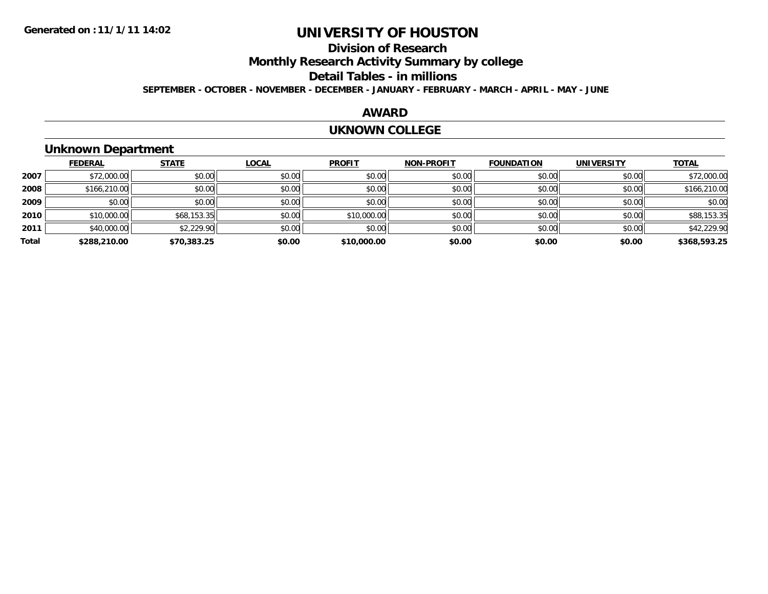Generated on :11/1/11 14:02

# UNIVERSITY OF HOUSTON

## Division of Research

## Monthly Research Activity Summary by college

## Detail Tables - in millions

**SEPTEMBER - OCTOBER - NOVEMBER - DECEMBER - JANUARY - FEBRUARY - MARCH - APRIL - MAY - JUNE**

## AWARD

## UKNOWN COLLEGE

### Unknown Department

| | FEDERAL | STATE | LOCAL | PROFIT | NON-PROFIT | FOUNDATION | UNIVERSITY | TOTAL |
|---|---|---|---|---|---|---|---|---|
| 2007 | $72,000.00 | $0.00 | $0.00 | $0.00 | $0.00 | $0.00 | $0.00 | $72,000.00 |
| 2008 | $166,210.00 | $0.00 | $0.00 | $0.00 | $0.00 | $0.00 | $0.00 | $166,210.00 |
| 2009 | $0.00 | $0.00 | $0.00 | $0.00 | $0.00 | $0.00 | $0.00 | $0.00 |
| 2010 | $10,000.00 | $68,153.35 | $0.00 | $10,000.00 | $0.00 | $0.00 | $0.00 | $88,153.35 |
| 2011 | $40,000.00 | $2,229.90 | $0.00 | $0.00 | $0.00 | $0.00 | $0.00 | $42,229.90 |
| **Total** | **$288,210.00** | **$70,383.25** | **$0.00** | **$10,000.00** | **$0.00** | **$0.00** | **$0.00** | **$368,593.25** |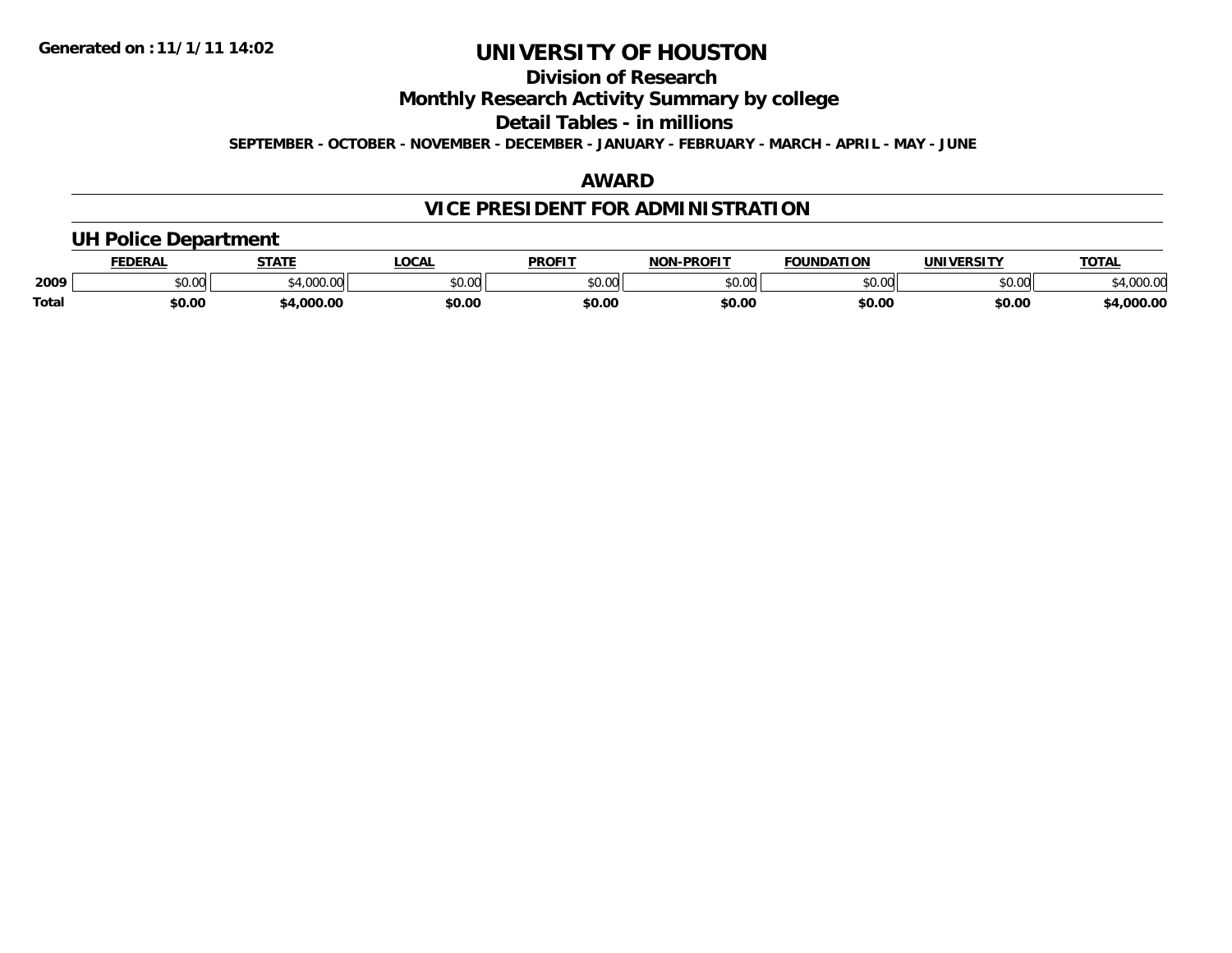Generated on :11/1/11 14:02

# UNIVERSITY OF HOUSTON

## Division of Research

## Monthly Research Activity Summary by college

## Detail Tables - in millions

**SEPTEMBER - OCTOBER - NOVEMBER - DECEMBER - JANUARY - FEBRUARY - MARCH - APRIL - MAY - JUNE**

## AWARD

## VICE PRESIDENT FOR ADMINISTRATION

### UH Police Department

| | FEDERAL | STATE | LOCAL | PROFIT | NON-PROFIT | FOUNDATION | UNIVERSITY | TOTAL |
|---|---|---|---|---|---|---|---|---|
| 2009 | $0.00 | $4,000.00 | $0.00 | $0.00 | $0.00 | $0.00 | $0.00 | $4,000.00 |
| **Total** | **$0.00** | **$4,000.00** | **$0.00** | **$0.00** | **$0.00** | **$0.00** | **$0.00** | **$4,000.00** |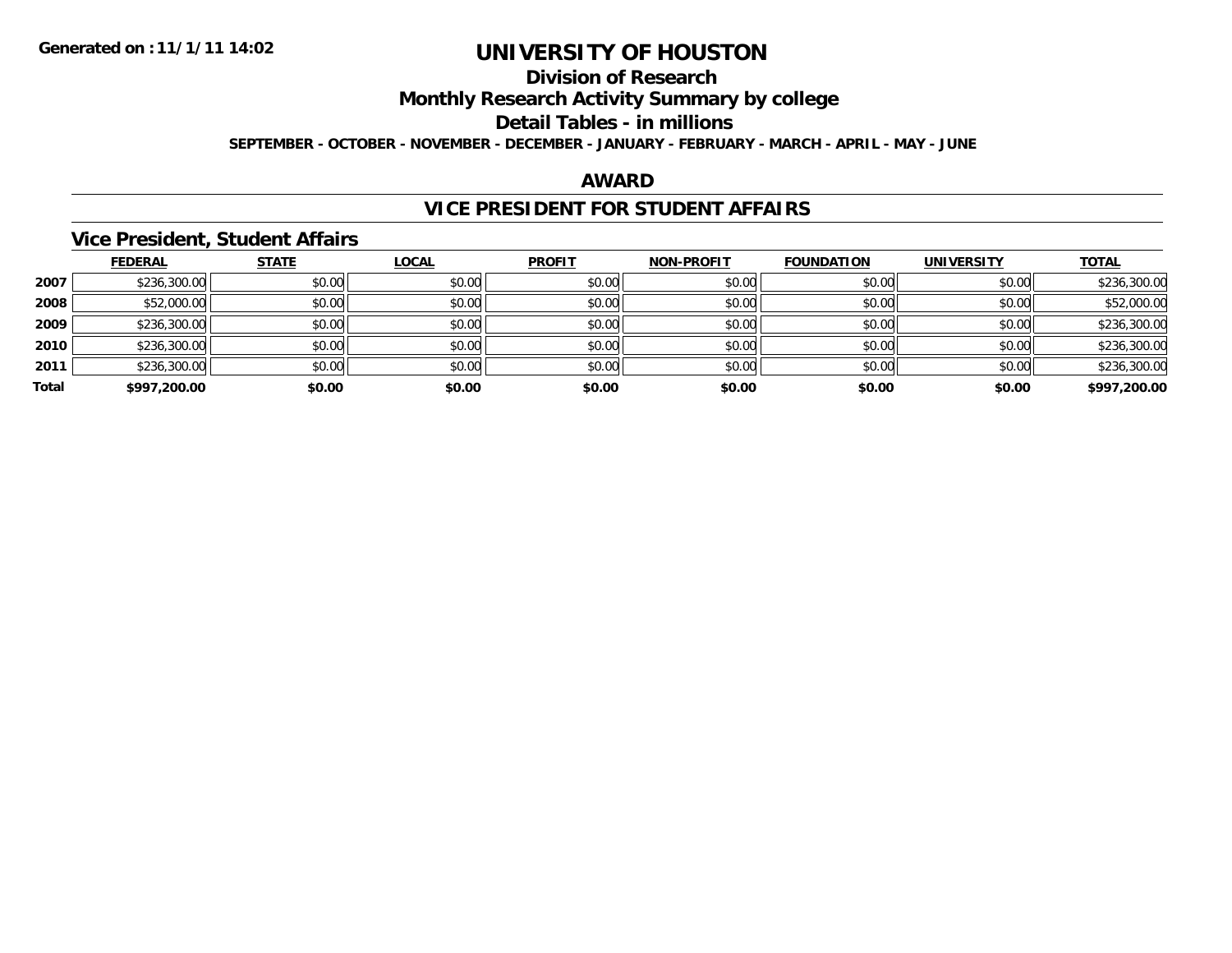Generated on :11/1/11 14:02

# UNIVERSITY OF HOUSTON

## Division of Research

## Monthly Research Activity Summary by college

## Detail Tables - in millions

SEPTEMBER - OCTOBER - NOVEMBER - DECEMBER - JANUARY - FEBRUARY - MARCH - APRIL - MAY - JUNE

## AWARD

## VICE PRESIDENT FOR STUDENT AFFAIRS

### Vice President, Student Affairs

| | FEDERAL | STATE | LOCAL | PROFIT | NON-PROFIT | FOUNDATION | UNIVERSITY | TOTAL |
|---|---|---|---|---|---|---|---|---|
| 2007 | $236,300.00 | $0.00 | $0.00 | $0.00 | $0.00 | $0.00 | $0.00 | $236,300.00 |
| 2008 | $52,000.00 | $0.00 | $0.00 | $0.00 | $0.00 | $0.00 | $0.00 | $52,000.00 |
| 2009 | $236,300.00 | $0.00 | $0.00 | $0.00 | $0.00 | $0.00 | $0.00 | $236,300.00 |
| 2010 | $236,300.00 | $0.00 | $0.00 | $0.00 | $0.00 | $0.00 | $0.00 | $236,300.00 |
| 2011 | $236,300.00 | $0.00 | $0.00 | $0.00 | $0.00 | $0.00 | $0.00 | $236,300.00 |
| **Total** | **$997,200.00** | **$0.00** | **$0.00** | **$0.00** | **$0.00** | **$0.00** | **$0.00** | **$997,200.00** |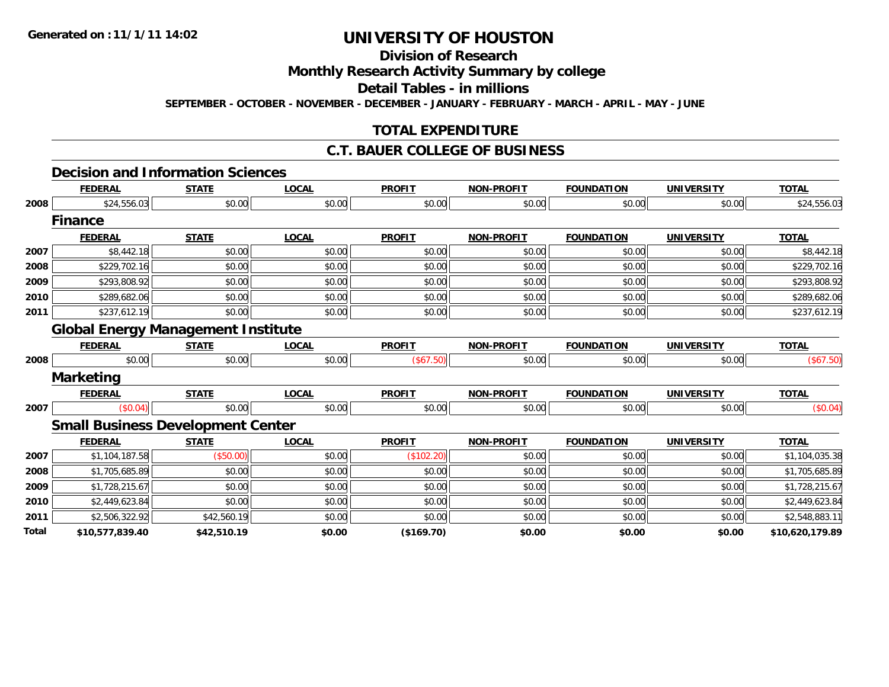Generated on :11/1/11 14:02

# UNIVERSITY OF HOUSTON

## Division of Research

## Monthly Research Activity Summary by college

## Detail Tables - in millions

SEPTEMBER - OCTOBER - NOVEMBER - DECEMBER - JANUARY - FEBRUARY - MARCH - APRIL - MAY - JUNE

## TOTAL EXPENDITURE

## C.T. BAUER COLLEGE OF BUSINESS

### Decision and Information Sciences

| | FEDERAL | STATE | LOCAL | PROFIT | NON-PROFIT | FOUNDATION | UNIVERSITY | TOTAL |
|---|---|---|---|---|---|---|---|---|
| 2008 | $24,556.03 | $0.00 | $0.00 | $0.00 | $0.00 | $0.00 | $0.00 | $24,556.03 |

### Finance

| | FEDERAL | STATE | LOCAL | PROFIT | NON-PROFIT | FOUNDATION | UNIVERSITY | TOTAL |
|---|---|---|---|---|---|---|---|---|
| 2007 | $8,442.18 | $0.00 | $0.00 | $0.00 | $0.00 | $0.00 | $0.00 | $8,442.18 |
| 2008 | $229,702.16 | $0.00 | $0.00 | $0.00 | $0.00 | $0.00 | $0.00 | $229,702.16 |
| 2009 | $293,808.92 | $0.00 | $0.00 | $0.00 | $0.00 | $0.00 | $0.00 | $293,808.92 |
| 2010 | $289,682.06 | $0.00 | $0.00 | $0.00 | $0.00 | $0.00 | $0.00 | $289,682.06 |
| 2011 | $237,612.19 | $0.00 | $0.00 | $0.00 | $0.00 | $0.00 | $0.00 | $237,612.19 |

### Global Energy Management Institute

| | FEDERAL | STATE | LOCAL | PROFIT | NON-PROFIT | FOUNDATION | UNIVERSITY | TOTAL |
|---|---|---|---|---|---|---|---|---|
| 2008 | $0.00 | $0.00 | $0.00 | ($67.50) | $0.00 | $0.00 | $0.00 | ($67.50) |

### Marketing

| | FEDERAL | STATE | LOCAL | PROFIT | NON-PROFIT | FOUNDATION | UNIVERSITY | TOTAL |
|---|---|---|---|---|---|---|---|---|
| 2007 | ($0.04) | $0.00 | $0.00 | $0.00 | $0.00 | $0.00 | $0.00 | ($0.04) |

### Small Business Development Center

| | FEDERAL | STATE | LOCAL | PROFIT | NON-PROFIT | FOUNDATION | UNIVERSITY | TOTAL |
|---|---|---|---|---|---|---|---|---|
| 2007 | $1,104,187.58 | ($50.00) | $0.00 | ($102.20) | $0.00 | $0.00 | $0.00 | $1,104,035.38 |
| 2008 | $1,705,685.89 | $0.00 | $0.00 | $0.00 | $0.00 | $0.00 | $0.00 | $1,705,685.89 |
| 2009 | $1,728,215.67 | $0.00 | $0.00 | $0.00 | $0.00 | $0.00 | $0.00 | $1,728,215.67 |
| 2010 | $2,449,623.84 | $0.00 | $0.00 | $0.00 | $0.00 | $0.00 | $0.00 | $2,449,623.84 |
| 2011 | $2,506,322.92 | $42,560.19 | $0.00 | $0.00 | $0.00 | $0.00 | $0.00 | $2,548,883.11 |
| **Total** | **$10,577,839.40** | **$42,510.19** | **$0.00** | **($169.70)** | **$0.00** | **$0.00** | **$0.00** | **$10,620,179.89** |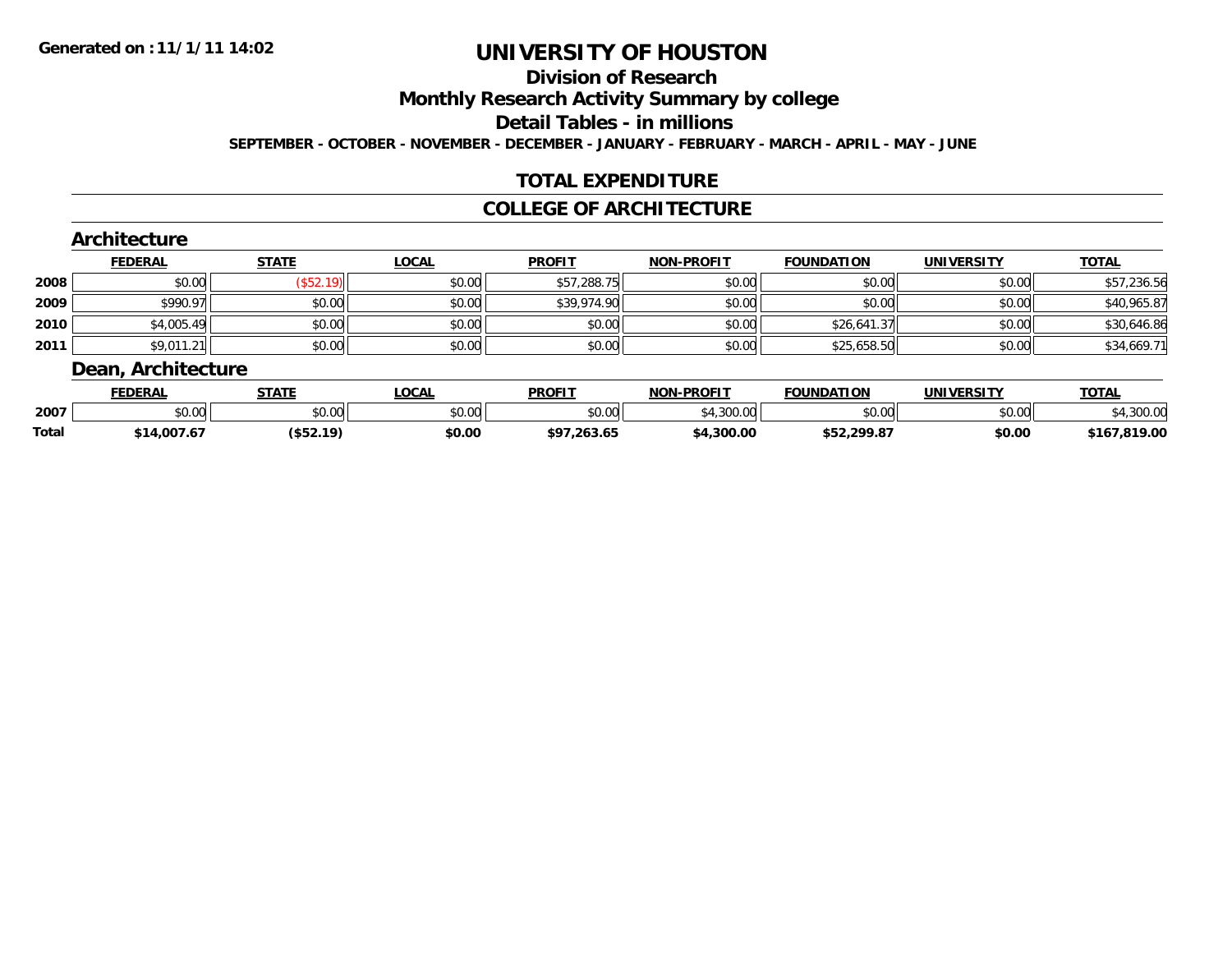**Generated on :11/1/11 14:02**

# UNIVERSITY OF HOUSTON

## Division of Research

## Monthly Research Activity Summary by college

## Detail Tables - in millions

**SEPTEMBER - OCTOBER - NOVEMBER - DECEMBER - JANUARY - FEBRUARY - MARCH - APRIL - MAY - JUNE**

## TOTAL EXPENDITURE

## COLLEGE OF ARCHITECTURE

### Architecture

| | FEDERAL | STATE | LOCAL | PROFIT | NON-PROFIT | FOUNDATION | UNIVERSITY | TOTAL |
|---|---|---|---|---|---|---|---|---|
| 2008 | $0.00 | ($52.19) | $0.00 | $57,288.75 | $0.00 | $0.00 | $0.00 | $57,236.56 |
| 2009 | $990.97 | $0.00 | $0.00 | $39,974.90 | $0.00 | $0.00 | $0.00 | $40,965.87 |
| 2010 | $4,005.49 | $0.00 | $0.00 | $0.00 | $0.00 | $26,641.37 | $0.00 | $30,646.86 |
| 2011 | $9,011.21 | $0.00 | $0.00 | $0.00 | $0.00 | $25,658.50 | $0.00 | $34,669.71 |

### Dean, Architecture

| | FEDERAL | STATE | LOCAL | PROFIT | NON-PROFIT | FOUNDATION | UNIVERSITY | TOTAL |
|---|---|---|---|---|---|---|---|---|
| 2007 | $0.00 | $0.00 | $0.00 | $0.00 | $4,300.00 | $0.00 | $0.00 | $4,300.00 |
| **Total** | **$14,007.67** | **($52.19)** | **$0.00** | **$97,263.65** | **$4,300.00** | **$52,299.87** | **$0.00** | **$167,819.00** |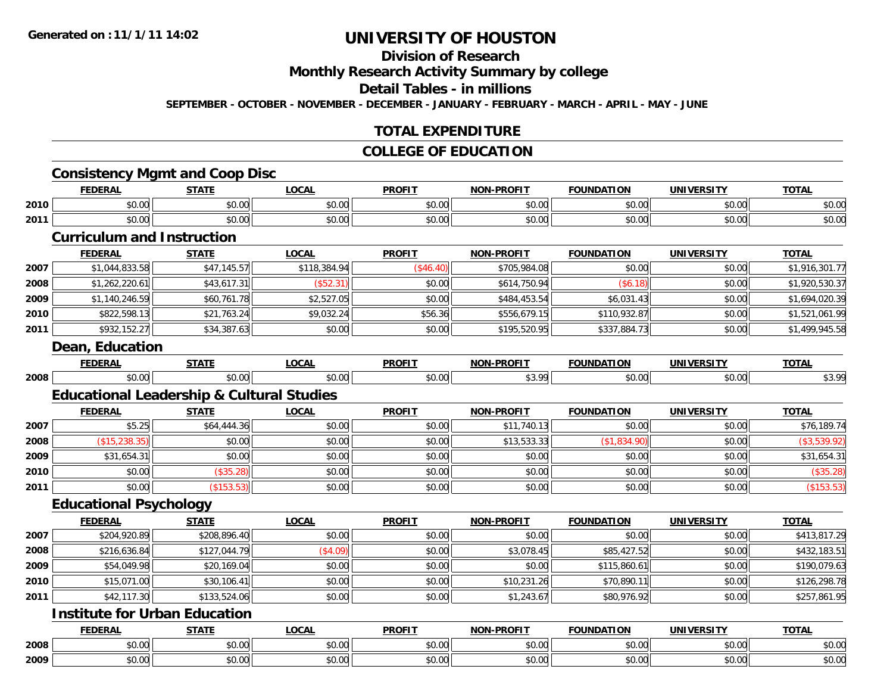**Generated on :11/1/11 14:02**

# UNIVERSITY OF HOUSTON

## Division of Research

## Monthly Research Activity Summary by college

## Detail Tables - in millions

**SEPTEMBER - OCTOBER - NOVEMBER - DECEMBER - JANUARY - FEBRUARY - MARCH - APRIL - MAY - JUNE**

## TOTAL EXPENDITURE

## COLLEGE OF EDUCATION

### Consistency Mgmt and Coop Disc

| | FEDERAL | STATE | LOCAL | PROFIT | NON-PROFIT | FOUNDATION | UNIVERSITY | TOTAL |
|---|---|---|---|---|---|---|---|---|
| 2010 | $0.00 | $0.00 | $0.00 | $0.00 | $0.00 | $0.00 | $0.00 | $0.00 |
| 2011 | $0.00 | $0.00 | $0.00 | $0.00 | $0.00 | $0.00 | $0.00 | $0.00 |

### Curriculum and Instruction

| | FEDERAL | STATE | LOCAL | PROFIT | NON-PROFIT | FOUNDATION | UNIVERSITY | TOTAL |
|---|---|---|---|---|---|---|---|---|
| 2007 | $1,044,833.58 | $47,145.57 | $118,384.94 | ($46.40) | $705,984.08 | $0.00 | $0.00 | $1,916,301.77 |
| 2008 | $1,262,220.61 | $43,617.31 | ($52.31) | $0.00 | $614,750.94 | ($6.18) | $0.00 | $1,920,530.37 |
| 2009 | $1,140,246.59 | $60,761.78 | $2,527.05 | $0.00 | $484,453.54 | $6,031.43 | $0.00 | $1,694,020.39 |
| 2010 | $822,598.13 | $21,763.24 | $9,032.24 | $56.36 | $556,679.15 | $110,932.87 | $0.00 | $1,521,061.99 |
| 2011 | $932,152.27 | $34,387.63 | $0.00 | $0.00 | $195,520.95 | $337,884.73 | $0.00 | $1,499,945.58 |

### Dean, Education

| | FEDERAL | STATE | LOCAL | PROFIT | NON-PROFIT | FOUNDATION | UNIVERSITY | TOTAL |
|---|---|---|---|---|---|---|---|---|
| 2008 | $0.00 | $0.00 | $0.00 | $0.00 | $3.99 | $0.00 | $0.00 | $3.99 |

### Educational Leadership & Cultural Studies

| | FEDERAL | STATE | LOCAL | PROFIT | NON-PROFIT | FOUNDATION | UNIVERSITY | TOTAL |
|---|---|---|---|---|---|---|---|---|
| 2007 | $5.25 | $64,444.36 | $0.00 | $0.00 | $11,740.13 | $0.00 | $0.00 | $76,189.74 |
| 2008 | ($15,238.35) | $0.00 | $0.00 | $0.00 | $13,533.33 | ($1,834.90) | $0.00 | ($3,539.92) |
| 2009 | $31,654.31 | $0.00 | $0.00 | $0.00 | $0.00 | $0.00 | $0.00 | $31,654.31 |
| 2010 | $0.00 | ($35.28) | $0.00 | $0.00 | $0.00 | $0.00 | $0.00 | ($35.28) |
| 2011 | $0.00 | ($153.53) | $0.00 | $0.00 | $0.00 | $0.00 | $0.00 | ($153.53) |

### Educational Psychology

| | FEDERAL | STATE | LOCAL | PROFIT | NON-PROFIT | FOUNDATION | UNIVERSITY | TOTAL |
|---|---|---|---|---|---|---|---|---|
| 2007 | $204,920.89 | $208,896.40 | $0.00 | $0.00 | $0.00 | $0.00 | $0.00 | $413,817.29 |
| 2008 | $216,636.84 | $127,044.79 | ($4.09) | $0.00 | $3,078.45 | $85,427.52 | $0.00 | $432,183.51 |
| 2009 | $54,049.98 | $20,169.04 | $0.00 | $0.00 | $0.00 | $115,860.61 | $0.00 | $190,079.63 |
| 2010 | $15,071.00 | $30,106.41 | $0.00 | $0.00 | $10,231.26 | $70,890.11 | $0.00 | $126,298.78 |
| 2011 | $42,117.30 | $133,524.06 | $0.00 | $0.00 | $1,243.67 | $80,976.92 | $0.00 | $257,861.95 |

### Institute for Urban Education

| | FEDERAL | STATE | LOCAL | PROFIT | NON-PROFIT | FOUNDATION | UNIVERSITY | TOTAL |
|---|---|---|---|---|---|---|---|---|
| 2008 | $0.00 | $0.00 | $0.00 | $0.00 | $0.00 | $0.00 | $0.00 | $0.00 |
| 2009 | $0.00 | $0.00 | $0.00 | $0.00 | $0.00 | $0.00 | $0.00 | $0.00 |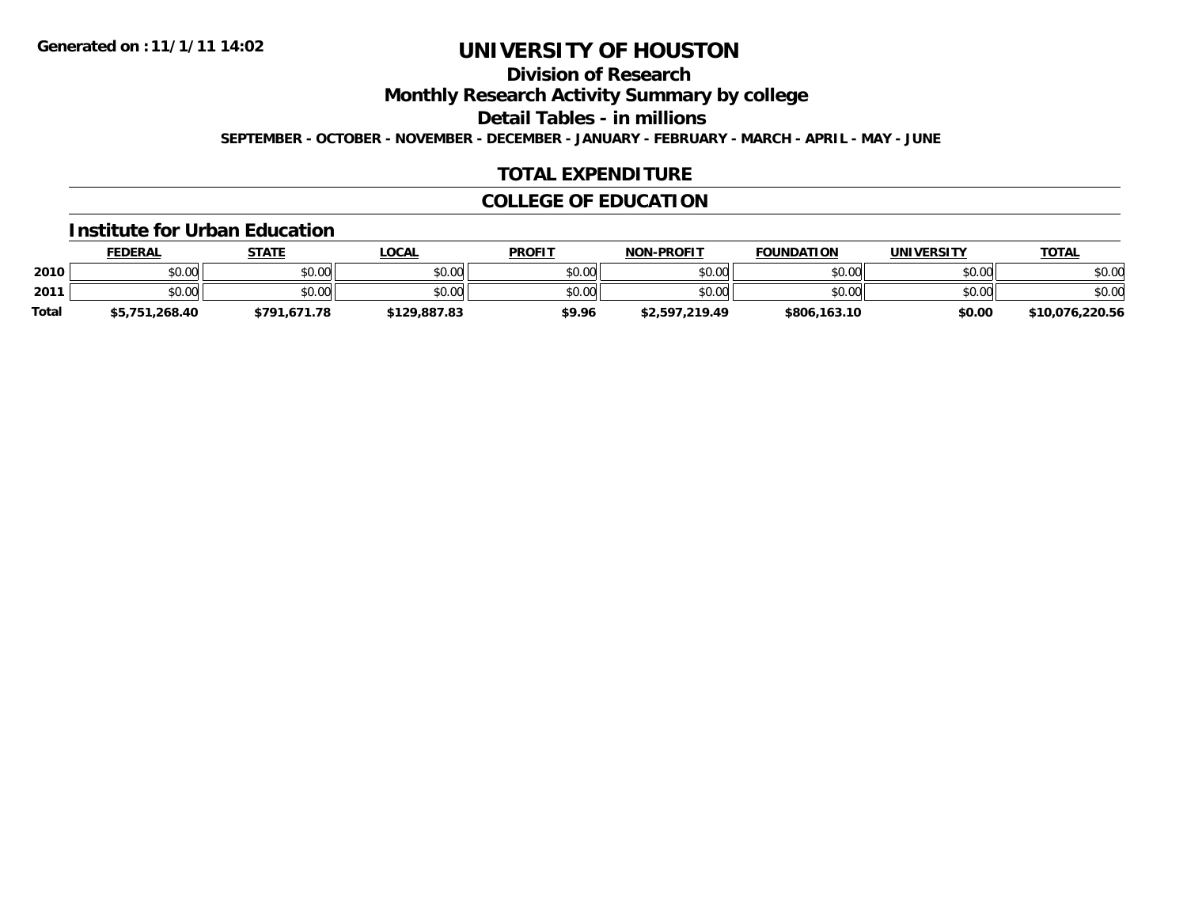Generated on :11/1/11 14:02

# UNIVERSITY OF HOUSTON

## Division of Research

## Monthly Research Activity Summary by college

## Detail Tables - in millions

**SEPTEMBER - OCTOBER - NOVEMBER - DECEMBER - JANUARY - FEBRUARY - MARCH - APRIL - MAY - JUNE**

## TOTAL EXPENDITURE

## COLLEGE OF EDUCATION

### Institute for Urban Education

| | FEDERAL | STATE | LOCAL | PROFIT | NON-PROFIT | FOUNDATION | UNIVERSITY | TOTAL |
|---|---|---|---|---|---|---|---|---|
| 2010 | $0.00 | $0.00 | $0.00 | $0.00 | $0.00 | $0.00 | $0.00 | $0.00 |
| 2011 | $0.00 | $0.00 | $0.00 | $0.00 | $0.00 | $0.00 | $0.00 | $0.00 |
| Total | $5,751,268.40 | $791,671.78 | $129,887.83 | $9.96 | $2,597,219.49 | $806,163.10 | $0.00 | $10,076,220.56 |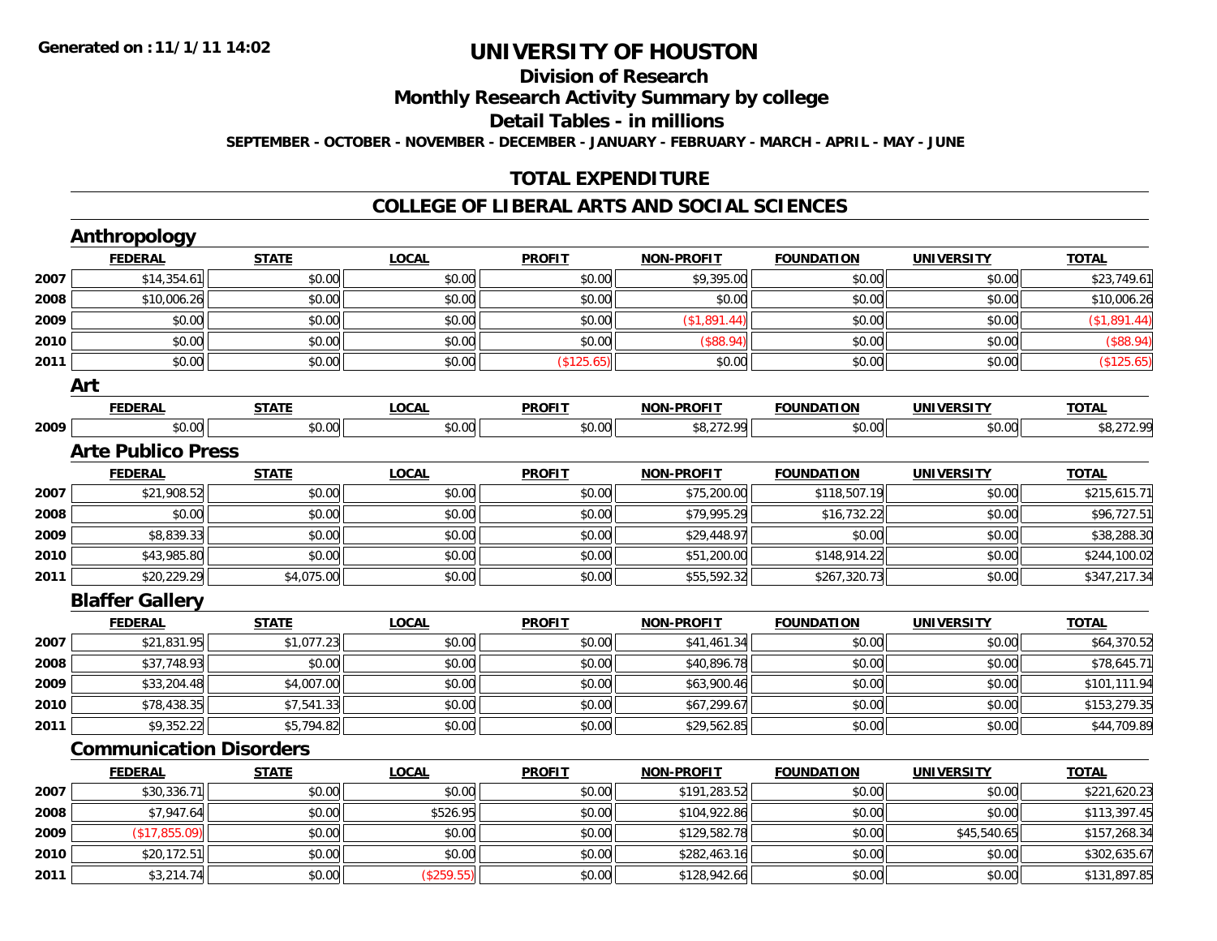**Generated on :11/1/11 14:02**

# UNIVERSITY OF HOUSTON

## Division of Research

## Monthly Research Activity Summary by college

## Detail Tables - in millions

**SEPTEMBER - OCTOBER - NOVEMBER - DECEMBER - JANUARY - FEBRUARY - MARCH - APRIL - MAY - JUNE**

## TOTAL EXPENDITURE

## COLLEGE OF LIBERAL ARTS AND SOCIAL SCIENCES

### Anthropology

| | FEDERAL | STATE | LOCAL | PROFIT | NON-PROFIT | FOUNDATION | UNIVERSITY | TOTAL |
|---|---|---|---|---|---|---|---|---|
| 2007 | $14,354.61 | $0.00 | $0.00 | $0.00 | $9,395.00 | $0.00 | $0.00 | $23,749.61 |
| 2008 | $10,006.26 | $0.00 | $0.00 | $0.00 | $0.00 | $0.00 | $0.00 | $10,006.26 |
| 2009 | $0.00 | $0.00 | $0.00 | $0.00 | ($1,891.44) | $0.00 | $0.00 | ($1,891.44) |
| 2010 | $0.00 | $0.00 | $0.00 | $0.00 | ($88.94) | $0.00 | $0.00 | ($88.94) |
| 2011 | $0.00 | $0.00 | $0.00 | ($125.65) | $0.00 | $0.00 | $0.00 | ($125.65) |

### Art

| | FEDERAL | STATE | LOCAL | PROFIT | NON-PROFIT | FOUNDATION | UNIVERSITY | TOTAL |
|---|---|---|---|---|---|---|---|---|
| 2009 | $0.00 | $0.00 | $0.00 | $0.00 | $8,272.99 | $0.00 | $0.00 | $8,272.99 |

### Arte Publico Press

| | FEDERAL | STATE | LOCAL | PROFIT | NON-PROFIT | FOUNDATION | UNIVERSITY | TOTAL |
|---|---|---|---|---|---|---|---|---|
| 2007 | $21,908.52 | $0.00 | $0.00 | $0.00 | $75,200.00 | $118,507.19 | $0.00 | $215,615.71 |
| 2008 | $0.00 | $0.00 | $0.00 | $0.00 | $79,995.29 | $16,732.22 | $0.00 | $96,727.51 |
| 2009 | $8,839.33 | $0.00 | $0.00 | $0.00 | $29,448.97 | $0.00 | $0.00 | $38,288.30 |
| 2010 | $43,985.80 | $0.00 | $0.00 | $0.00 | $51,200.00 | $148,914.22 | $0.00 | $244,100.02 |
| 2011 | $20,229.29 | $4,075.00 | $0.00 | $0.00 | $55,592.32 | $267,320.73 | $0.00 | $347,217.34 |

### Blaffer Gallery

| | FEDERAL | STATE | LOCAL | PROFIT | NON-PROFIT | FOUNDATION | UNIVERSITY | TOTAL |
|---|---|---|---|---|---|---|---|---|
| 2007 | $21,831.95 | $1,077.23 | $0.00 | $0.00 | $41,461.34 | $0.00 | $0.00 | $64,370.52 |
| 2008 | $37,748.93 | $0.00 | $0.00 | $0.00 | $40,896.78 | $0.00 | $0.00 | $78,645.71 |
| 2009 | $33,204.48 | $4,007.00 | $0.00 | $0.00 | $63,900.46 | $0.00 | $0.00 | $101,111.94 |
| 2010 | $78,438.35 | $7,541.33 | $0.00 | $0.00 | $67,299.67 | $0.00 | $0.00 | $153,279.35 |
| 2011 | $9,352.22 | $5,794.82 | $0.00 | $0.00 | $29,562.85 | $0.00 | $0.00 | $44,709.89 |

### Communication Disorders

| | FEDERAL | STATE | LOCAL | PROFIT | NON-PROFIT | FOUNDATION | UNIVERSITY | TOTAL |
|---|---|---|---|---|---|---|---|---|
| 2007 | $30,336.71 | $0.00 | $0.00 | $0.00 | $191,283.52 | $0.00 | $0.00 | $221,620.23 |
| 2008 | $7,947.64 | $0.00 | $526.95 | $0.00 | $104,922.86 | $0.00 | $0.00 | $113,397.45 |
| 2009 | ($17,855.09) | $0.00 | $0.00 | $0.00 | $129,582.78 | $0.00 | $45,540.65 | $157,268.34 |
| 2010 | $20,172.51 | $0.00 | $0.00 | $0.00 | $282,463.16 | $0.00 | $0.00 | $302,635.67 |
| 2011 | $3,214.74 | $0.00 | ($259.55) | $0.00 | $128,942.66 | $0.00 | $0.00 | $131,897.85 |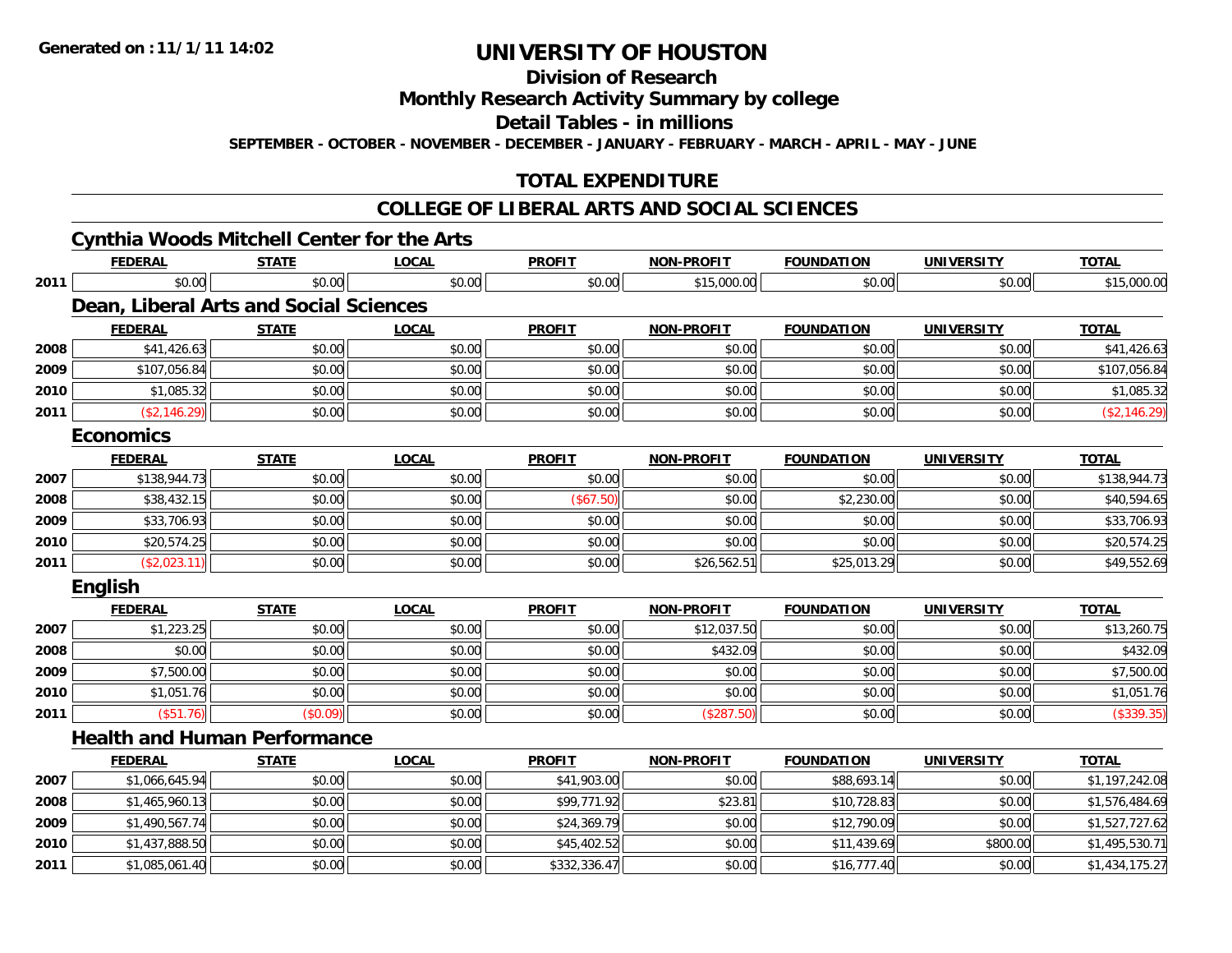**Generated on :11/1/11 14:02**

# UNIVERSITY OF HOUSTON

## Division of Research

## Monthly Research Activity Summary by college

## Detail Tables - in millions

**SEPTEMBER - OCTOBER - NOVEMBER - DECEMBER - JANUARY - FEBRUARY - MARCH - APRIL - MAY - JUNE**

## TOTAL EXPENDITURE

## COLLEGE OF LIBERAL ARTS AND SOCIAL SCIENCES

### Cynthia Woods Mitchell Center for the Arts

| | FEDERAL | STATE | LOCAL | PROFIT | NON-PROFIT | FOUNDATION | UNIVERSITY | TOTAL |
|---|---|---|---|---|---|---|---|---|
| 2011 | $0.00 | $0.00 | $0.00 | $0.00 | $15,000.00 | $0.00 | $0.00 | $15,000.00 |

### Dean, Liberal Arts and Social Sciences

| | FEDERAL | STATE | LOCAL | PROFIT | NON-PROFIT | FOUNDATION | UNIVERSITY | TOTAL |
|---|---|---|---|---|---|---|---|---|
| 2008 | $41,426.63 | $0.00 | $0.00 | $0.00 | $0.00 | $0.00 | $0.00 | $41,426.63 |
| 2009 | $107,056.84 | $0.00 | $0.00 | $0.00 | $0.00 | $0.00 | $0.00 | $107,056.84 |
| 2010 | $1,085.32 | $0.00 | $0.00 | $0.00 | $0.00 | $0.00 | $0.00 | $1,085.32 |
| 2011 | ($2,146.29) | $0.00 | $0.00 | $0.00 | $0.00 | $0.00 | $0.00 | ($2,146.29) |

### Economics

| | FEDERAL | STATE | LOCAL | PROFIT | NON-PROFIT | FOUNDATION | UNIVERSITY | TOTAL |
|---|---|---|---|---|---|---|---|---|
| 2007 | $138,944.73 | $0.00 | $0.00 | $0.00 | $0.00 | $0.00 | $0.00 | $138,944.73 |
| 2008 | $38,432.15 | $0.00 | $0.00 | ($67.50) | $0.00 | $2,230.00 | $0.00 | $40,594.65 |
| 2009 | $33,706.93 | $0.00 | $0.00 | $0.00 | $0.00 | $0.00 | $0.00 | $33,706.93 |
| 2010 | $20,574.25 | $0.00 | $0.00 | $0.00 | $0.00 | $0.00 | $0.00 | $20,574.25 |
| 2011 | ($2,023.11) | $0.00 | $0.00 | $0.00 | $26,562.51 | $25,013.29 | $0.00 | $49,552.69 |

### English

| | FEDERAL | STATE | LOCAL | PROFIT | NON-PROFIT | FOUNDATION | UNIVERSITY | TOTAL |
|---|---|---|---|---|---|---|---|---|
| 2007 | $1,223.25 | $0.00 | $0.00 | $0.00 | $12,037.50 | $0.00 | $0.00 | $13,260.75 |
| 2008 | $0.00 | $0.00 | $0.00 | $0.00 | $432.09 | $0.00 | $0.00 | $432.09 |
| 2009 | $7,500.00 | $0.00 | $0.00 | $0.00 | $0.00 | $0.00 | $0.00 | $7,500.00 |
| 2010 | $1,051.76 | $0.00 | $0.00 | $0.00 | $0.00 | $0.00 | $0.00 | $1,051.76 |
| 2011 | ($51.76) | ($0.09) | $0.00 | $0.00 | ($287.50) | $0.00 | $0.00 | ($339.35) |

### Health and Human Performance

| | FEDERAL | STATE | LOCAL | PROFIT | NON-PROFIT | FOUNDATION | UNIVERSITY | TOTAL |
|---|---|---|---|---|---|---|---|---|
| 2007 | $1,066,645.94 | $0.00 | $0.00 | $41,903.00 | $0.00 | $88,693.14 | $0.00 | $1,197,242.08 |
| 2008 | $1,465,960.13 | $0.00 | $0.00 | $99,771.92 | $23.81 | $10,728.83 | $0.00 | $1,576,484.69 |
| 2009 | $1,490,567.74 | $0.00 | $0.00 | $24,369.79 | $0.00 | $12,790.09 | $0.00 | $1,527,727.62 |
| 2010 | $1,437,888.50 | $0.00 | $0.00 | $45,402.52 | $0.00 | $11,439.69 | $800.00 | $1,495,530.71 |
| 2011 | $1,085,061.40 | $0.00 | $0.00 | $332,336.47 | $0.00 | $16,777.40 | $0.00 | $1,434,175.27 |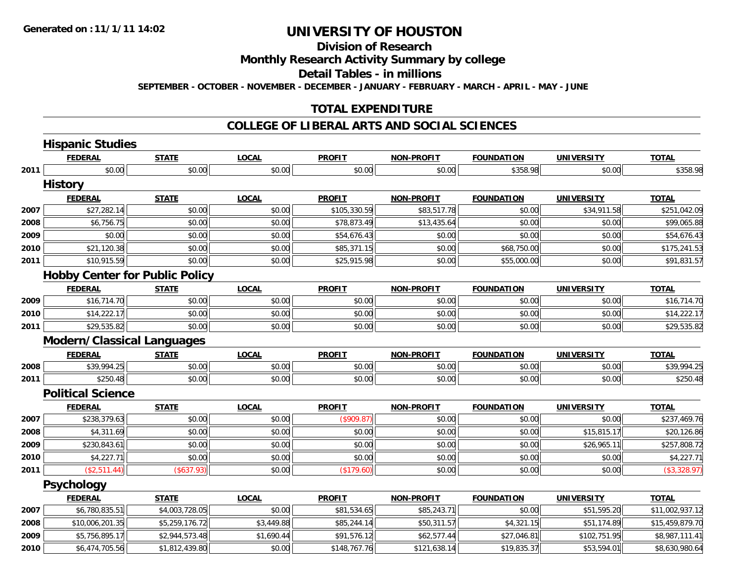Generated on :11/1/11 14:02

# UNIVERSITY OF HOUSTON

## Division of Research

## Monthly Research Activity Summary by college

## Detail Tables - in millions

**SEPTEMBER - OCTOBER - NOVEMBER - DECEMBER - JANUARY - FEBRUARY - MARCH - APRIL - MAY - JUNE**

## TOTAL EXPENDITURE

## COLLEGE OF LIBERAL ARTS AND SOCIAL SCIENCES

### Hispanic Studies

| | FEDERAL | STATE | LOCAL | PROFIT | NON-PROFIT | FOUNDATION | UNIVERSITY | TOTAL |
|---|---|---|---|---|---|---|---|---|
| 2011 | $0.00 | $0.00 | $0.00 | $0.00 | $0.00 | $358.98 | $0.00 | $358.98 |

### History

| | FEDERAL | STATE | LOCAL | PROFIT | NON-PROFIT | FOUNDATION | UNIVERSITY | TOTAL |
|---|---|---|---|---|---|---|---|---|
| 2007 | $27,282.14 | $0.00 | $0.00 | $105,330.59 | $83,517.78 | $0.00 | $34,911.58 | $251,042.09 |
| 2008 | $6,756.75 | $0.00 | $0.00 | $78,873.49 | $13,435.64 | $0.00 | $0.00 | $99,065.88 |
| 2009 | $0.00 | $0.00 | $0.00 | $54,676.43 | $0.00 | $0.00 | $0.00 | $54,676.43 |
| 2010 | $21,120.38 | $0.00 | $0.00 | $85,371.15 | $0.00 | $68,750.00 | $0.00 | $175,241.53 |
| 2011 | $10,915.59 | $0.00 | $0.00 | $25,915.98 | $0.00 | $55,000.00 | $0.00 | $91,831.57 |

### Hobby Center for Public Policy

| | FEDERAL | STATE | LOCAL | PROFIT | NON-PROFIT | FOUNDATION | UNIVERSITY | TOTAL |
|---|---|---|---|---|---|---|---|---|
| 2009 | $16,714.70 | $0.00 | $0.00 | $0.00 | $0.00 | $0.00 | $0.00 | $16,714.70 |
| 2010 | $14,222.17 | $0.00 | $0.00 | $0.00 | $0.00 | $0.00 | $0.00 | $14,222.17 |
| 2011 | $29,535.82 | $0.00 | $0.00 | $0.00 | $0.00 | $0.00 | $0.00 | $29,535.82 |

### Modern/Classical Languages

| | FEDERAL | STATE | LOCAL | PROFIT | NON-PROFIT | FOUNDATION | UNIVERSITY | TOTAL |
|---|---|---|---|---|---|---|---|---|
| 2008 | $39,994.25 | $0.00 | $0.00 | $0.00 | $0.00 | $0.00 | $0.00 | $39,994.25 |
| 2011 | $250.48 | $0.00 | $0.00 | $0.00 | $0.00 | $0.00 | $0.00 | $250.48 |

### Political Science

| | FEDERAL | STATE | LOCAL | PROFIT | NON-PROFIT | FOUNDATION | UNIVERSITY | TOTAL |
|---|---|---|---|---|---|---|---|---|
| 2007 | $238,379.63 | $0.00 | $0.00 | ($909.87) | $0.00 | $0.00 | $0.00 | $237,469.76 |
| 2008 | $4,311.69 | $0.00 | $0.00 | $0.00 | $0.00 | $0.00 | $15,815.17 | $20,126.86 |
| 2009 | $230,843.61 | $0.00 | $0.00 | $0.00 | $0.00 | $0.00 | $26,965.11 | $257,808.72 |
| 2010 | $4,227.71 | $0.00 | $0.00 | $0.00 | $0.00 | $0.00 | $0.00 | $4,227.71 |
| 2011 | ($2,511.44) | ($637.93) | $0.00 | ($179.60) | $0.00 | $0.00 | $0.00 | ($3,328.97) |

### Psychology

| | FEDERAL | STATE | LOCAL | PROFIT | NON-PROFIT | FOUNDATION | UNIVERSITY | TOTAL |
|---|---|---|---|---|---|---|---|---|
| 2007 | $6,780,835.51 | $4,003,728.05 | $0.00 | $81,534.65 | $85,243.71 | $0.00 | $51,595.20 | $11,002,937.12 |
| 2008 | $10,006,201.35 | $5,259,176.72 | $3,449.88 | $85,244.14 | $50,311.57 | $4,321.15 | $51,174.89 | $15,459,879.70 |
| 2009 | $5,756,895.17 | $2,944,573.48 | $1,690.44 | $91,576.12 | $62,577.44 | $27,046.81 | $102,751.95 | $8,987,111.41 |
| 2010 | $6,474,705.56 | $1,812,439.80 | $0.00 | $148,767.76 | $121,638.14 | $19,835.37 | $53,594.01 | $8,630,980.64 |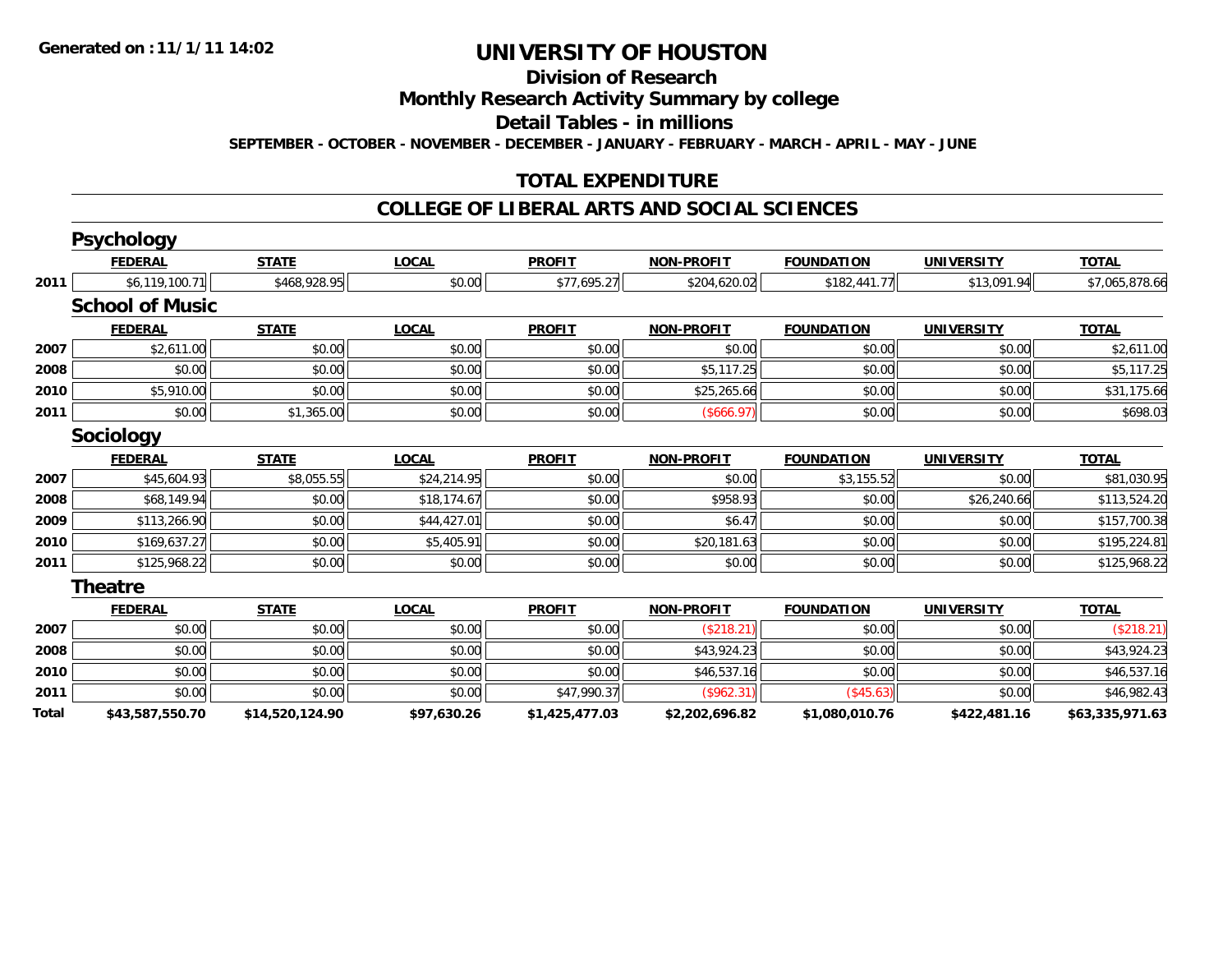# UNIVERSITY OF HOUSTON

## Division of Research

## Monthly Research Activity Summary by college

## Detail Tables - in millions

**SEPTEMBER - OCTOBER - NOVEMBER - DECEMBER - JANUARY - FEBRUARY - MARCH - APRIL - MAY - JUNE**

## TOTAL EXPENDITURE

## COLLEGE OF LIBERAL ARTS AND SOCIAL SCIENCES

### Psychology

| | FEDERAL | STATE | LOCAL | PROFIT | NON-PROFIT | FOUNDATION | UNIVERSITY | TOTAL |
|---|---|---|---|---|---|---|---|---|
| 2011 | $6,119,100.71 | $468,928.95 | $0.00 | $77,695.27 | $204,620.02 | $182,441.77 | $13,091.94 | $7,065,878.66 |

### School of Music

| | FEDERAL | STATE | LOCAL | PROFIT | NON-PROFIT | FOUNDATION | UNIVERSITY | TOTAL |
|---|---|---|---|---|---|---|---|---|
| 2007 | $2,611.00 | $0.00 | $0.00 | $0.00 | $0.00 | $0.00 | $0.00 | $2,611.00 |
| 2008 | $0.00 | $0.00 | $0.00 | $0.00 | $5,117.25 | $0.00 | $0.00 | $5,117.25 |
| 2010 | $5,910.00 | $0.00 | $0.00 | $0.00 | $25,265.66 | $0.00 | $0.00 | $31,175.66 |
| 2011 | $0.00 | $1,365.00 | $0.00 | $0.00 | ($666.97) | $0.00 | $0.00 | $698.03 |

### Sociology

| | FEDERAL | STATE | LOCAL | PROFIT | NON-PROFIT | FOUNDATION | UNIVERSITY | TOTAL |
|---|---|---|---|---|---|---|---|---|
| 2007 | $45,604.93 | $8,055.55 | $24,214.95 | $0.00 | $0.00 | $3,155.52 | $0.00 | $81,030.95 |
| 2008 | $68,149.94 | $0.00 | $18,174.67 | $0.00 | $958.93 | $0.00 | $26,240.66 | $113,524.20 |
| 2009 | $113,266.90 | $0.00 | $44,427.01 | $0.00 | $6.47 | $0.00 | $0.00 | $157,700.38 |
| 2010 | $169,637.27 | $0.00 | $5,405.91 | $0.00 | $20,181.63 | $0.00 | $0.00 | $195,224.81 |
| 2011 | $125,968.22 | $0.00 | $0.00 | $0.00 | $0.00 | $0.00 | $0.00 | $125,968.22 |

### Theatre

| | FEDERAL | STATE | LOCAL | PROFIT | NON-PROFIT | FOUNDATION | UNIVERSITY | TOTAL |
|---|---|---|---|---|---|---|---|---|
| 2007 | $0.00 | $0.00 | $0.00 | $0.00 | ($218.21) | $0.00 | $0.00 | ($218.21) |
| 2008 | $0.00 | $0.00 | $0.00 | $0.00 | $43,924.23 | $0.00 | $0.00 | $43,924.23 |
| 2010 | $0.00 | $0.00 | $0.00 | $0.00 | $46,537.16 | $0.00 | $0.00 | $46,537.16 |
| 2011 | $0.00 | $0.00 | $0.00 | $47,990.37 | ($962.31) | ($45.63) | $0.00 | $46,982.43 |
| **Total** | **$43,587,550.70** | **$14,520,124.90** | **$97,630.26** | **$1,425,477.03** | **$2,202,696.82** | **$1,080,010.76** | **$422,481.16** | **$63,335,971.63** |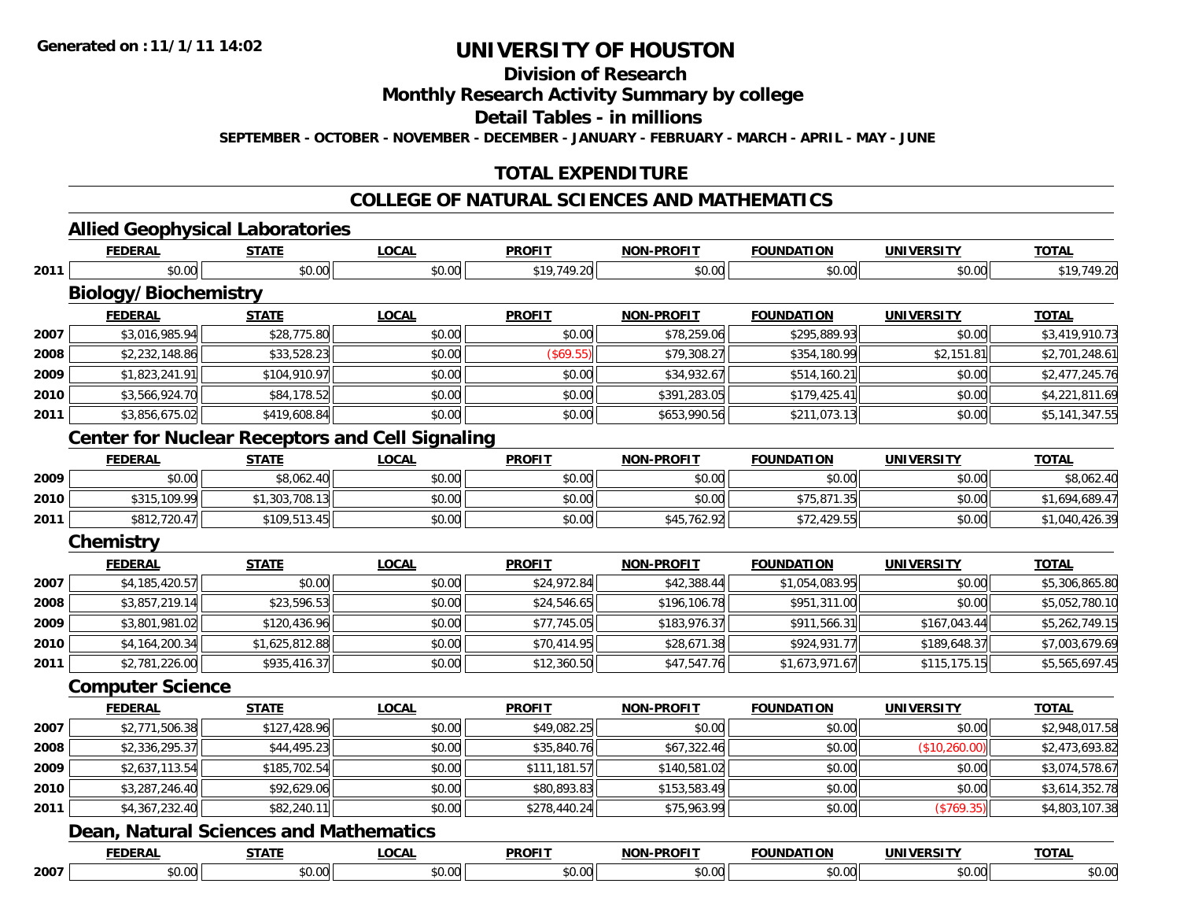**Generated on :11/1/11 14:02**

# UNIVERSITY OF HOUSTON

## Division of Research

## Monthly Research Activity Summary by college

## Detail Tables - in millions

**SEPTEMBER - OCTOBER - NOVEMBER - DECEMBER - JANUARY - FEBRUARY - MARCH - APRIL - MAY - JUNE**

## TOTAL EXPENDITURE

## COLLEGE OF NATURAL SCIENCES AND MATHEMATICS

### Allied Geophysical Laboratories

| | FEDERAL | STATE | LOCAL | PROFIT | NON-PROFIT | FOUNDATION | UNIVERSITY | TOTAL |
|---|---|---|---|---|---|---|---|---|
| 2011 | $0.00 | $0.00 | $0.00 | $19,749.20 | $0.00 | $0.00 | $0.00 | $19,749.20 |

### Biology/Biochemistry

| | FEDERAL | STATE | LOCAL | PROFIT | NON-PROFIT | FOUNDATION | UNIVERSITY | TOTAL |
|---|---|---|---|---|---|---|---|---|
| 2007 | $3,016,985.94 | $28,775.80 | $0.00 | $0.00 | $78,259.06 | $295,889.93 | $0.00 | $3,419,910.73 |
| 2008 | $2,232,148.86 | $33,528.23 | $0.00 | ($69.55) | $79,308.27 | $354,180.99 | $2,151.81 | $2,701,248.61 |
| 2009 | $1,823,241.91 | $104,910.97 | $0.00 | $0.00 | $34,932.67 | $514,160.21 | $0.00 | $2,477,245.76 |
| 2010 | $3,566,924.70 | $84,178.52 | $0.00 | $0.00 | $391,283.05 | $179,425.41 | $0.00 | $4,221,811.69 |
| 2011 | $3,856,675.02 | $419,608.84 | $0.00 | $0.00 | $653,990.56 | $211,073.13 | $0.00 | $5,141,347.55 |

### Center for Nuclear Receptors and Cell Signaling

| | FEDERAL | STATE | LOCAL | PROFIT | NON-PROFIT | FOUNDATION | UNIVERSITY | TOTAL |
|---|---|---|---|---|---|---|---|---|
| 2009 | $0.00 | $8,062.40 | $0.00 | $0.00 | $0.00 | $0.00 | $0.00 | $8,062.40 |
| 2010 | $315,109.99 | $1,303,708.13 | $0.00 | $0.00 | $0.00 | $75,871.35 | $0.00 | $1,694,689.47 |
| 2011 | $812,720.47 | $109,513.45 | $0.00 | $0.00 | $45,762.92 | $72,429.55 | $0.00 | $1,040,426.39 |

### Chemistry

| | FEDERAL | STATE | LOCAL | PROFIT | NON-PROFIT | FOUNDATION | UNIVERSITY | TOTAL |
|---|---|---|---|---|---|---|---|---|
| 2007 | $4,185,420.57 | $0.00 | $0.00 | $24,972.84 | $42,388.44 | $1,054,083.95 | $0.00 | $5,306,865.80 |
| 2008 | $3,857,219.14 | $23,596.53 | $0.00 | $24,546.65 | $196,106.78 | $951,311.00 | $0.00 | $5,052,780.10 |
| 2009 | $3,801,981.02 | $120,436.96 | $0.00 | $77,745.05 | $183,976.37 | $911,566.31 | $167,043.44 | $5,262,749.15 |
| 2010 | $4,164,200.34 | $1,625,812.88 | $0.00 | $70,414.95 | $28,671.38 | $924,931.77 | $189,648.37 | $7,003,679.69 |
| 2011 | $2,781,226.00 | $935,416.37 | $0.00 | $12,360.50 | $47,547.76 | $1,673,971.67 | $115,175.15 | $5,565,697.45 |

### Computer Science

| | FEDERAL | STATE | LOCAL | PROFIT | NON-PROFIT | FOUNDATION | UNIVERSITY | TOTAL |
|---|---|---|---|---|---|---|---|---|
| 2007 | $2,771,506.38 | $127,428.96 | $0.00 | $49,082.25 | $0.00 | $0.00 | $0.00 | $2,948,017.58 |
| 2008 | $2,336,295.37 | $44,495.23 | $0.00 | $35,840.76 | $67,322.46 | $0.00 | ($10,260.00) | $2,473,693.82 |
| 2009 | $2,637,113.54 | $185,702.54 | $0.00 | $111,181.57 | $140,581.02 | $0.00 | $0.00 | $3,074,578.67 |
| 2010 | $3,287,246.40 | $92,629.06 | $0.00 | $80,893.83 | $153,583.49 | $0.00 | $0.00 | $3,614,352.78 |
| 2011 | $4,367,232.40 | $82,240.11 | $0.00 | $278,440.24 | $75,963.99 | $0.00 | ($769.35) | $4,803,107.38 |

### Dean, Natural Sciences and Mathematics

| | FEDERAL | STATE | LOCAL | PROFIT | NON-PROFIT | FOUNDATION | UNIVERSITY | TOTAL |
|---|---|---|---|---|---|---|---|---|
| 2007 | $0.00 | $0.00 | $0.00 | $0.00 | $0.00 | $0.00 | $0.00 | $0.00 |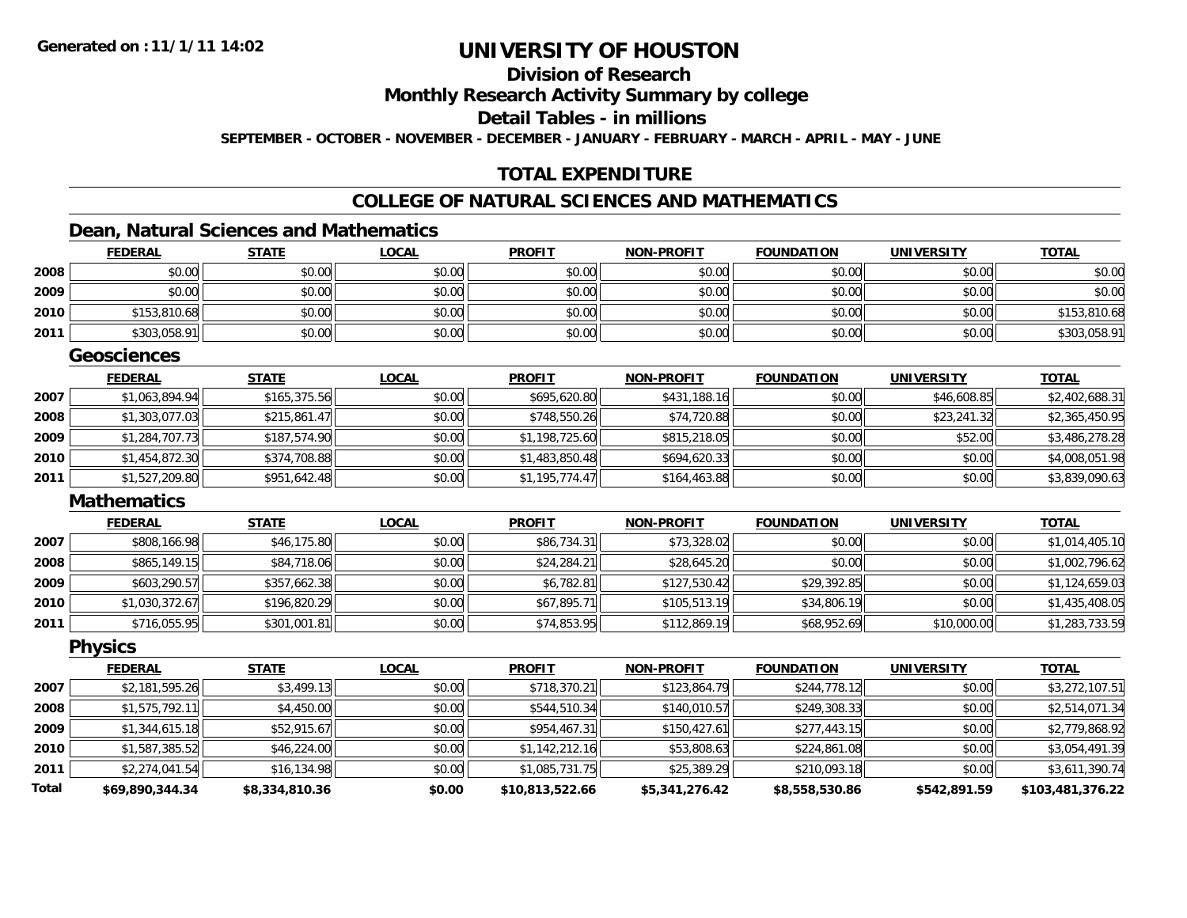**Generated on :11/1/11 14:02**

# UNIVERSITY OF HOUSTON

## Division of Research

## Monthly Research Activity Summary by college

## Detail Tables - in millions

**SEPTEMBER - OCTOBER - NOVEMBER - DECEMBER - JANUARY - FEBRUARY - MARCH - APRIL - MAY - JUNE**

## TOTAL EXPENDITURE

## COLLEGE OF NATURAL SCIENCES AND MATHEMATICS

### Dean, Natural Sciences and Mathematics

| | FEDERAL | STATE | LOCAL | PROFIT | NON-PROFIT | FOUNDATION | UNIVERSITY | TOTAL |
|---|---|---|---|---|---|---|---|---|
| 2008 | $0.00 | $0.00 | $0.00 | $0.00 | $0.00 | $0.00 | $0.00 | $0.00 |
| 2009 | $0.00 | $0.00 | $0.00 | $0.00 | $0.00 | $0.00 | $0.00 | $0.00 |
| 2010 | $153,810.68 | $0.00 | $0.00 | $0.00 | $0.00 | $0.00 | $0.00 | $153,810.68 |
| 2011 | $303,058.91 | $0.00 | $0.00 | $0.00 | $0.00 | $0.00 | $0.00 | $303,058.91 |

### Geosciences

| | FEDERAL | STATE | LOCAL | PROFIT | NON-PROFIT | FOUNDATION | UNIVERSITY | TOTAL |
|---|---|---|---|---|---|---|---|---|
| 2007 | $1,063,894.94 | $165,375.56 | $0.00 | $695,620.80 | $431,188.16 | $0.00 | $46,608.85 | $2,402,688.31 |
| 2008 | $1,303,077.03 | $215,861.47 | $0.00 | $748,550.26 | $74,720.88 | $0.00 | $23,241.32 | $2,365,450.95 |
| 2009 | $1,284,707.73 | $187,574.90 | $0.00 | $1,198,725.60 | $815,218.05 | $0.00 | $52.00 | $3,486,278.28 |
| 2010 | $1,454,872.30 | $374,708.88 | $0.00 | $1,483,850.48 | $694,620.33 | $0.00 | $0.00 | $4,008,051.98 |
| 2011 | $1,527,209.80 | $951,642.48 | $0.00 | $1,195,774.47 | $164,463.88 | $0.00 | $0.00 | $3,839,090.63 |

### Mathematics

| | FEDERAL | STATE | LOCAL | PROFIT | NON-PROFIT | FOUNDATION | UNIVERSITY | TOTAL |
|---|---|---|---|---|---|---|---|---|
| 2007 | $808,166.98 | $46,175.80 | $0.00 | $86,734.31 | $73,328.02 | $0.00 | $0.00 | $1,014,405.10 |
| 2008 | $865,149.15 | $84,718.06 | $0.00 | $24,284.21 | $28,645.20 | $0.00 | $0.00 | $1,002,796.62 |
| 2009 | $603,290.57 | $357,662.38 | $0.00 | $6,782.81 | $127,530.42 | $29,392.85 | $0.00 | $1,124,659.03 |
| 2010 | $1,030,372.67 | $196,820.29 | $0.00 | $67,895.71 | $105,513.19 | $34,806.19 | $0.00 | $1,435,408.05 |
| 2011 | $716,055.95 | $301,001.81 | $0.00 | $74,853.95 | $112,869.19 | $68,952.69 | $10,000.00 | $1,283,733.59 |

### Physics

| | FEDERAL | STATE | LOCAL | PROFIT | NON-PROFIT | FOUNDATION | UNIVERSITY | TOTAL |
|---|---|---|---|---|---|---|---|---|
| 2007 | $2,181,595.26 | $3,499.13 | $0.00 | $718,370.21 | $123,864.79 | $244,778.12 | $0.00 | $3,272,107.51 |
| 2008 | $1,575,792.11 | $4,450.00 | $0.00 | $544,510.34 | $140,010.57 | $249,308.33 | $0.00 | $2,514,071.34 |
| 2009 | $1,344,615.18 | $52,915.67 | $0.00 | $954,467.31 | $150,427.61 | $277,443.15 | $0.00 | $2,779,868.92 |
| 2010 | $1,587,385.52 | $46,224.00 | $0.00 | $1,142,212.16 | $53,808.63 | $224,861.08 | $0.00 | $3,054,491.39 |
| 2011 | $2,274,041.54 | $16,134.98 | $0.00 | $1,085,731.75 | $25,389.29 | $210,093.18 | $0.00 | $3,611,390.74 |
| **Total** | **$69,890,344.34** | **$8,334,810.36** | **$0.00** | **$10,813,522.66** | **$5,341,276.42** | **$8,558,530.86** | **$542,891.59** | **$103,481,376.22** |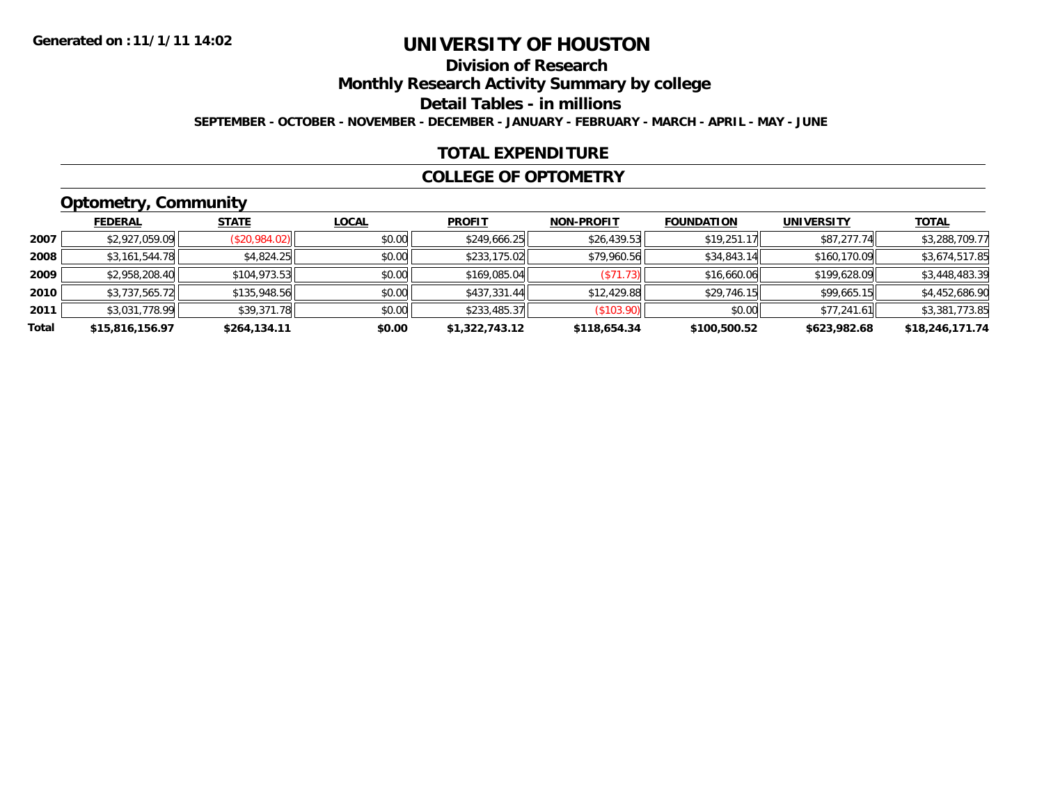**Generated on :11/1/11 14:02**

# UNIVERSITY OF HOUSTON

## Division of Research

## Monthly Research Activity Summary by college

## Detail Tables - in millions

**SEPTEMBER - OCTOBER - NOVEMBER - DECEMBER - JANUARY - FEBRUARY - MARCH - APRIL - MAY - JUNE**

## TOTAL EXPENDITURE

## COLLEGE OF OPTOMETRY

### Optometry, Community

| | FEDERAL | STATE | LOCAL | PROFIT | NON-PROFIT | FOUNDATION | UNIVERSITY | TOTAL |
|---|---|---|---|---|---|---|---|---|
| 2007 | $2,927,059.09 | ($20,984.02) | $0.00 | $249,666.25 | $26,439.53 | $19,251.17 | $87,277.74 | $3,288,709.77 |
| 2008 | $3,161,544.78 | $4,824.25 | $0.00 | $233,175.02 | $79,960.56 | $34,843.14 | $160,170.09 | $3,674,517.85 |
| 2009 | $2,958,208.40 | $104,973.53 | $0.00 | $169,085.04 | ($71.73) | $16,660.06 | $199,628.09 | $3,448,483.39 |
| 2010 | $3,737,565.72 | $135,948.56 | $0.00 | $437,331.44 | $12,429.88 | $29,746.15 | $99,665.15 | $4,452,686.90 |
| 2011 | $3,031,778.99 | $39,371.78 | $0.00 | $233,485.37 | ($103.90) | $0.00 | $77,241.61 | $3,381,773.85 |
| **Total** | **$15,816,156.97** | **$264,134.11** | **$0.00** | **$1,322,743.12** | **$118,654.34** | **$100,500.52** | **$623,982.68** | **$18,246,171.74** |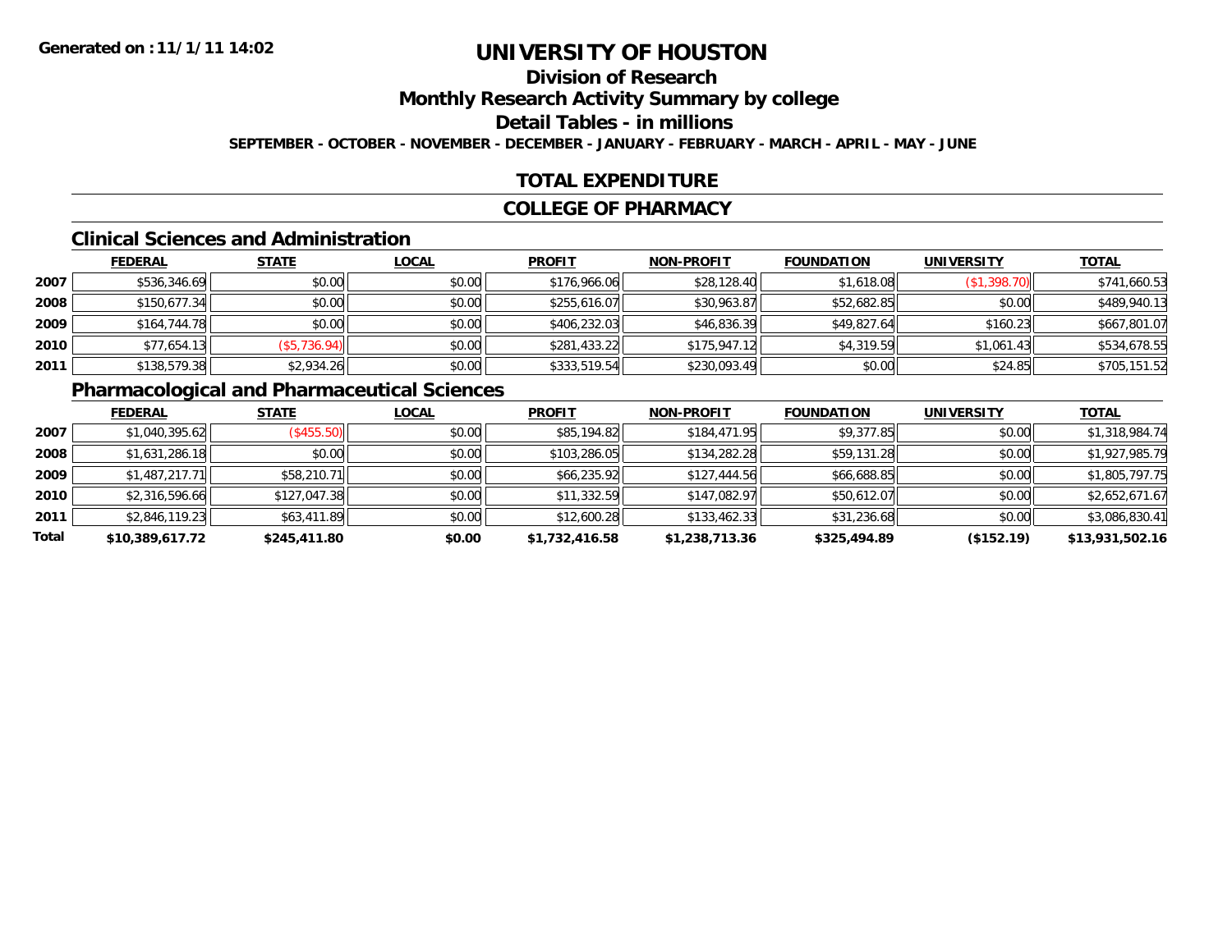Generated on :11/1/11 14:02

# UNIVERSITY OF HOUSTON

## Division of Research

## Monthly Research Activity Summary by college

## Detail Tables - in millions

**SEPTEMBER - OCTOBER - NOVEMBER - DECEMBER - JANUARY - FEBRUARY - MARCH - APRIL - MAY - JUNE**

## TOTAL EXPENDITURE

## COLLEGE OF PHARMACY

### Clinical Sciences and Administration

| | FEDERAL | STATE | LOCAL | PROFIT | NON-PROFIT | FOUNDATION | UNIVERSITY | TOTAL |
|---|---|---|---|---|---|---|---|---|
| 2007 | $536,346.69 | $0.00 | $0.00 | $176,966.06 | $28,128.40 | $1,618.08 | ($1,398.70) | $741,660.53 |
| 2008 | $150,677.34 | $0.00 | $0.00 | $255,616.07 | $30,963.87 | $52,682.85 | $0.00 | $489,940.13 |
| 2009 | $164,744.78 | $0.00 | $0.00 | $406,232.03 | $46,836.39 | $49,827.64 | $160.23 | $667,801.07 |
| 2010 | $77,654.13 | ($5,736.94) | $0.00 | $281,433.22 | $175,947.12 | $4,319.59 | $1,061.43 | $534,678.55 |
| 2011 | $138,579.38 | $2,934.26 | $0.00 | $333,519.54 | $230,093.49 | $0.00 | $24.85 | $705,151.52 |

### Pharmacological and Pharmaceutical Sciences

| | FEDERAL | STATE | LOCAL | PROFIT | NON-PROFIT | FOUNDATION | UNIVERSITY | TOTAL |
|---|---|---|---|---|---|---|---|---|
| 2007 | $1,040,395.62 | ($455.50) | $0.00 | $85,194.82 | $184,471.95 | $9,377.85 | $0.00 | $1,318,984.74 |
| 2008 | $1,631,286.18 | $0.00 | $0.00 | $103,286.05 | $134,282.28 | $59,131.28 | $0.00 | $1,927,985.79 |
| 2009 | $1,487,217.71 | $58,210.71 | $0.00 | $66,235.92 | $127,444.56 | $66,688.85 | $0.00 | $1,805,797.75 |
| 2010 | $2,316,596.66 | $127,047.38 | $0.00 | $11,332.59 | $147,082.97 | $50,612.07 | $0.00 | $2,652,671.67 |
| 2011 | $2,846,119.23 | $63,411.89 | $0.00 | $12,600.28 | $133,462.33 | $31,236.68 | $0.00 | $3,086,830.41 |
| **Total** | **$10,389,617.72** | **$245,411.80** | **$0.00** | **$1,732,416.58** | **$1,238,713.36** | **$325,494.89** | **($152.19)** | **$13,931,502.16** |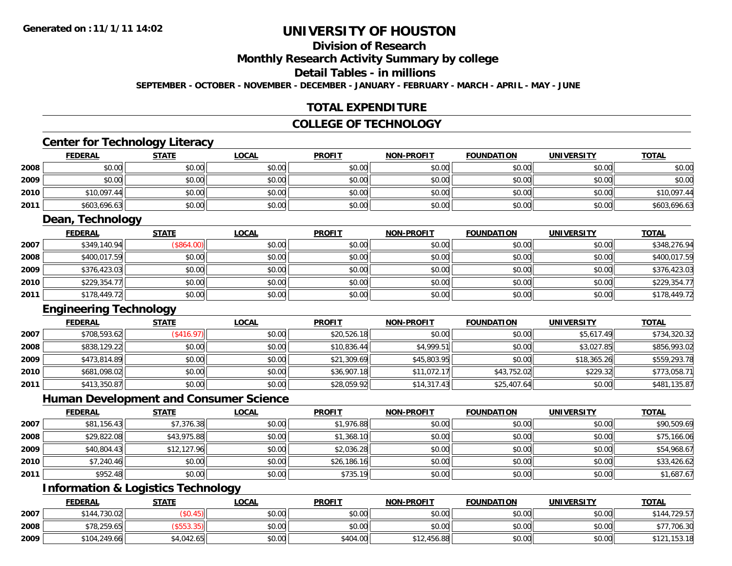**Generated on :11/1/11 14:02**

# UNIVERSITY OF HOUSTON

## Division of Research

## Monthly Research Activity Summary by college

## Detail Tables - in millions

SEPTEMBER - OCTOBER - NOVEMBER - DECEMBER - JANUARY - FEBRUARY - MARCH - APRIL - MAY - JUNE

## TOTAL EXPENDITURE

## COLLEGE OF TECHNOLOGY

### Center for Technology Literacy

| | FEDERAL | STATE | LOCAL | PROFIT | NON-PROFIT | FOUNDATION | UNIVERSITY | TOTAL |
|---|---|---|---|---|---|---|---|---|
| 2008 | $0.00 | $0.00 | $0.00 | $0.00 | $0.00 | $0.00 | $0.00 | $0.00 |
| 2009 | $0.00 | $0.00 | $0.00 | $0.00 | $0.00 | $0.00 | $0.00 | $0.00 |
| 2010 | $10,097.44 | $0.00 | $0.00 | $0.00 | $0.00 | $0.00 | $0.00 | $10,097.44 |
| 2011 | $603,696.63 | $0.00 | $0.00 | $0.00 | $0.00 | $0.00 | $0.00 | $603,696.63 |

### Dean, Technology

| | FEDERAL | STATE | LOCAL | PROFIT | NON-PROFIT | FOUNDATION | UNIVERSITY | TOTAL |
|---|---|---|---|---|---|---|---|---|
| 2007 | $349,140.94 | ($864.00) | $0.00 | $0.00 | $0.00 | $0.00 | $0.00 | $348,276.94 |
| 2008 | $400,017.59 | $0.00 | $0.00 | $0.00 | $0.00 | $0.00 | $0.00 | $400,017.59 |
| 2009 | $376,423.03 | $0.00 | $0.00 | $0.00 | $0.00 | $0.00 | $0.00 | $376,423.03 |
| 2010 | $229,354.77 | $0.00 | $0.00 | $0.00 | $0.00 | $0.00 | $0.00 | $229,354.77 |
| 2011 | $178,449.72 | $0.00 | $0.00 | $0.00 | $0.00 | $0.00 | $0.00 | $178,449.72 |

### Engineering Technology

| | FEDERAL | STATE | LOCAL | PROFIT | NON-PROFIT | FOUNDATION | UNIVERSITY | TOTAL |
|---|---|---|---|---|---|---|---|---|
| 2007 | $708,593.62 | ($416.97) | $0.00 | $20,526.18 | $0.00 | $0.00 | $5,617.49 | $734,320.32 |
| 2008 | $838,129.22 | $0.00 | $0.00 | $10,836.44 | $4,999.51 | $0.00 | $3,027.85 | $856,993.02 |
| 2009 | $473,814.89 | $0.00 | $0.00 | $21,309.69 | $45,803.95 | $0.00 | $18,365.26 | $559,293.78 |
| 2010 | $681,098.02 | $0.00 | $0.00 | $36,907.18 | $11,072.17 | $43,752.02 | $229.32 | $773,058.71 |
| 2011 | $413,350.87 | $0.00 | $0.00 | $28,059.92 | $14,317.43 | $25,407.64 | $0.00 | $481,135.87 |

### Human Development and Consumer Science

| | FEDERAL | STATE | LOCAL | PROFIT | NON-PROFIT | FOUNDATION | UNIVERSITY | TOTAL |
|---|---|---|---|---|---|---|---|---|
| 2007 | $81,156.43 | $7,376.38 | $0.00 | $1,976.88 | $0.00 | $0.00 | $0.00 | $90,509.69 |
| 2008 | $29,822.08 | $43,975.88 | $0.00 | $1,368.10 | $0.00 | $0.00 | $0.00 | $75,166.06 |
| 2009 | $40,804.43 | $12,127.96 | $0.00 | $2,036.28 | $0.00 | $0.00 | $0.00 | $54,968.67 |
| 2010 | $7,240.46 | $0.00 | $0.00 | $26,186.16 | $0.00 | $0.00 | $0.00 | $33,426.62 |
| 2011 | $952.48 | $0.00 | $0.00 | $735.19 | $0.00 | $0.00 | $0.00 | $1,687.67 |

### Information & Logistics Technology

| | FEDERAL | STATE | LOCAL | PROFIT | NON-PROFIT | FOUNDATION | UNIVERSITY | TOTAL |
|---|---|---|---|---|---|---|---|---|
| 2007 | $144,730.02 | ($0.45) | $0.00 | $0.00 | $0.00 | $0.00 | $0.00 | $144,729.57 |
| 2008 | $78,259.65 | ($553.35) | $0.00 | $0.00 | $0.00 | $0.00 | $0.00 | $77,706.30 |
| 2009 | $104,249.66 | $4,042.65 | $0.00 | $404.00 | $12,456.88 | $0.00 | $0.00 | $121,153.18 |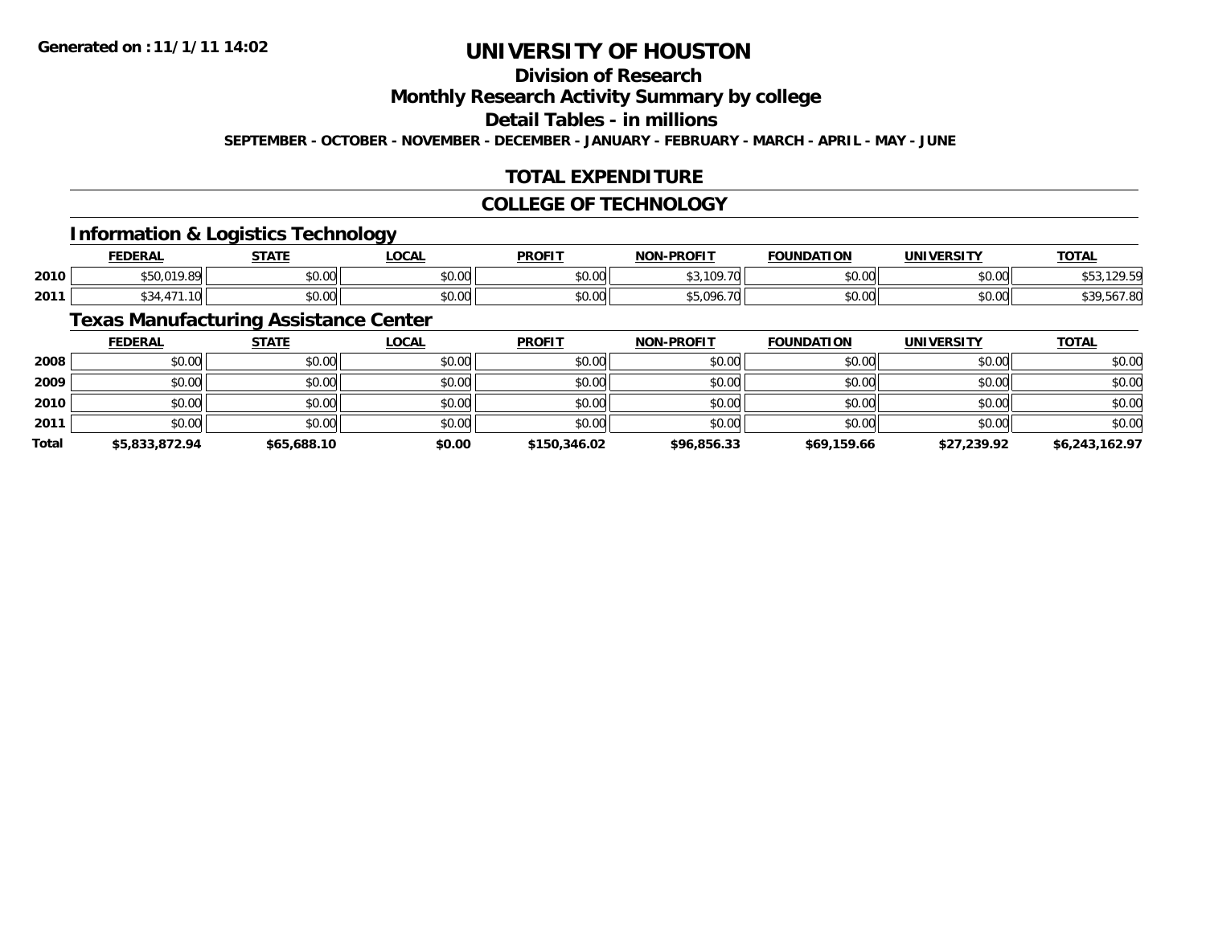# UNIVERSITY OF HOUSTON

**Generated on :11/1/11 14:02**

## Division of Research

## Monthly Research Activity Summary by college

## Detail Tables - in millions

**SEPTEMBER - OCTOBER - NOVEMBER - DECEMBER - JANUARY - FEBRUARY - MARCH - APRIL - MAY - JUNE**

## TOTAL EXPENDITURE

## COLLEGE OF TECHNOLOGY

### Information & Logistics Technology

| | FEDERAL | STATE | LOCAL | PROFIT | NON-PROFIT | FOUNDATION | UNIVERSITY | TOTAL |
|---|---|---|---|---|---|---|---|---|
| 2010 | $50,019.89 | $0.00 | $0.00 | $0.00 | $3,109.70 | $0.00 | $0.00 | $53,129.59 |
| 2011 | $34,471.10 | $0.00 | $0.00 | $0.00 | $5,096.70 | $0.00 | $0.00 | $39,567.80 |

### Texas Manufacturing Assistance Center

| | FEDERAL | STATE | LOCAL | PROFIT | NON-PROFIT | FOUNDATION | UNIVERSITY | TOTAL |
|---|---|---|---|---|---|---|---|---|
| 2008 | $0.00 | $0.00 | $0.00 | $0.00 | $0.00 | $0.00 | $0.00 | $0.00 |
| 2009 | $0.00 | $0.00 | $0.00 | $0.00 | $0.00 | $0.00 | $0.00 | $0.00 |
| 2010 | $0.00 | $0.00 | $0.00 | $0.00 | $0.00 | $0.00 | $0.00 | $0.00 |
| 2011 | $0.00 | $0.00 | $0.00 | $0.00 | $0.00 | $0.00 | $0.00 | $0.00 |
| **Total** | **$5,833,872.94** | **$65,688.10** | **$0.00** | **$150,346.02** | **$96,856.33** | **$69,159.66** | **$27,239.92** | **$6,243,162.97** |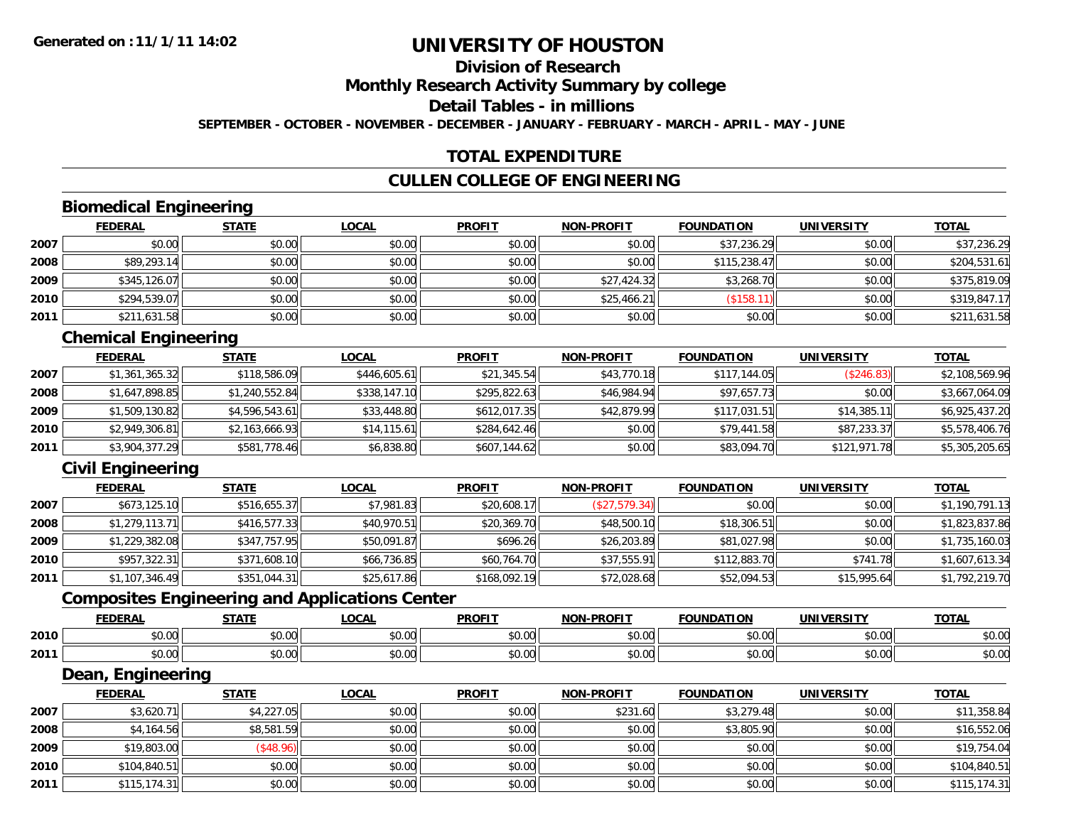Generated on :11/1/11 14:02

# UNIVERSITY OF HOUSTON

## Division of Research

## Monthly Research Activity Summary by college

## Detail Tables - in millions

SEPTEMBER - OCTOBER - NOVEMBER - DECEMBER - JANUARY - FEBRUARY - MARCH - APRIL - MAY - JUNE

## TOTAL EXPENDITURE

## CULLEN COLLEGE OF ENGINEERING

### Biomedical Engineering

| | FEDERAL | STATE | LOCAL | PROFIT | NON-PROFIT | FOUNDATION | UNIVERSITY | TOTAL |
|---|---|---|---|---|---|---|---|---|
| 2007 | $0.00 | $0.00 | $0.00 | $0.00 | $0.00 | $37,236.29 | $0.00 | $37,236.29 |
| 2008 | $89,293.14 | $0.00 | $0.00 | $0.00 | $0.00 | $115,238.47 | $0.00 | $204,531.61 |
| 2009 | $345,126.07 | $0.00 | $0.00 | $0.00 | $27,424.32 | $3,268.70 | $0.00 | $375,819.09 |
| 2010 | $294,539.07 | $0.00 | $0.00 | $0.00 | $25,466.21 | ($158.11) | $0.00 | $319,847.17 |
| 2011 | $211,631.58 | $0.00 | $0.00 | $0.00 | $0.00 | $0.00 | $0.00 | $211,631.58 |

### Chemical Engineering

| | FEDERAL | STATE | LOCAL | PROFIT | NON-PROFIT | FOUNDATION | UNIVERSITY | TOTAL |
|---|---|---|---|---|---|---|---|---|
| 2007 | $1,361,365.32 | $118,586.09 | $446,605.61 | $21,345.54 | $43,770.18 | $117,144.05 | ($246.83) | $2,108,569.96 |
| 2008 | $1,647,898.85 | $1,240,552.84 | $338,147.10 | $295,822.63 | $46,984.94 | $97,657.73 | $0.00 | $3,667,064.09 |
| 2009 | $1,509,130.82 | $4,596,543.61 | $33,448.80 | $612,017.35 | $42,879.99 | $117,031.51 | $14,385.11 | $6,925,437.20 |
| 2010 | $2,949,306.81 | $2,163,666.93 | $14,115.61 | $284,642.46 | $0.00 | $79,441.58 | $87,233.37 | $5,578,406.76 |
| 2011 | $3,904,377.29 | $581,778.46 | $6,838.80 | $607,144.62 | $0.00 | $83,094.70 | $121,971.78 | $5,305,205.65 |

### Civil Engineering

| | FEDERAL | STATE | LOCAL | PROFIT | NON-PROFIT | FOUNDATION | UNIVERSITY | TOTAL |
|---|---|---|---|---|---|---|---|---|
| 2007 | $673,125.10 | $516,655.37 | $7,981.83 | $20,608.17 | ($27,579.34) | $0.00 | $0.00 | $1,190,791.13 |
| 2008 | $1,279,113.71 | $416,577.33 | $40,970.51 | $20,369.70 | $48,500.10 | $18,306.51 | $0.00 | $1,823,837.86 |
| 2009 | $1,229,382.08 | $347,757.95 | $50,091.87 | $696.26 | $26,203.89 | $81,027.98 | $0.00 | $1,735,160.03 |
| 2010 | $957,322.31 | $371,608.10 | $66,736.85 | $60,764.70 | $37,555.91 | $112,883.70 | $741.78 | $1,607,613.34 |
| 2011 | $1,107,346.49 | $351,044.31 | $25,617.86 | $168,092.19 | $72,028.68 | $52,094.53 | $15,995.64 | $1,792,219.70 |

### Composites Engineering and Applications Center

| | FEDERAL | STATE | LOCAL | PROFIT | NON-PROFIT | FOUNDATION | UNIVERSITY | TOTAL |
|---|---|---|---|---|---|---|---|---|
| 2010 | $0.00 | $0.00 | $0.00 | $0.00 | $0.00 | $0.00 | $0.00 | $0.00 |
| 2011 | $0.00 | $0.00 | $0.00 | $0.00 | $0.00 | $0.00 | $0.00 | $0.00 |

### Dean, Engineering

| | FEDERAL | STATE | LOCAL | PROFIT | NON-PROFIT | FOUNDATION | UNIVERSITY | TOTAL |
|---|---|---|---|---|---|---|---|---|
| 2007 | $3,620.71 | $4,227.05 | $0.00 | $0.00 | $231.60 | $3,279.48 | $0.00 | $11,358.84 |
| 2008 | $4,164.56 | $8,581.59 | $0.00 | $0.00 | $0.00 | $3,805.90 | $0.00 | $16,552.06 |
| 2009 | $19,803.00 | ($48.96) | $0.00 | $0.00 | $0.00 | $0.00 | $0.00 | $19,754.04 |
| 2010 | $104,840.51 | $0.00 | $0.00 | $0.00 | $0.00 | $0.00 | $0.00 | $104,840.51 |
| 2011 | $115,174.31 | $0.00 | $0.00 | $0.00 | $0.00 | $0.00 | $0.00 | $115,174.31 |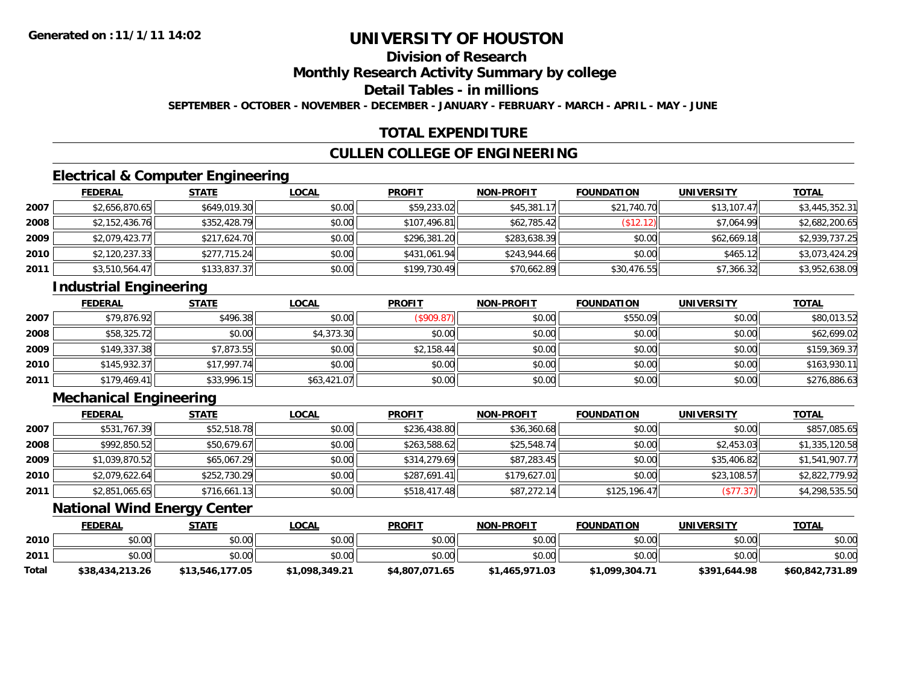**Generated on :11/1/11 14:02**

# UNIVERSITY OF HOUSTON

## Division of Research

## Monthly Research Activity Summary by college

## Detail Tables - in millions

**SEPTEMBER - OCTOBER - NOVEMBER - DECEMBER - JANUARY - FEBRUARY - MARCH - APRIL - MAY - JUNE**

## TOTAL EXPENDITURE

## CULLEN COLLEGE OF ENGINEERING

### Electrical & Computer Engineering

| | FEDERAL | STATE | LOCAL | PROFIT | NON-PROFIT | FOUNDATION | UNIVERSITY | TOTAL |
|---|---|---|---|---|---|---|---|---|
| 2007 | $2,656,870.65 | $649,019.30 | $0.00 | $59,233.02 | $45,381.17 | $21,740.70 | $13,107.47 | $3,445,352.31 |
| 2008 | $2,152,436.76 | $352,428.79 | $0.00 | $107,496.81 | $62,785.42 | ($12.12) | $7,064.99 | $2,682,200.65 |
| 2009 | $2,079,423.77 | $217,624.70 | $0.00 | $296,381.20 | $283,638.39 | $0.00 | $62,669.18 | $2,939,737.25 |
| 2010 | $2,120,237.33 | $277,715.24 | $0.00 | $431,061.94 | $243,944.66 | $0.00 | $465.12 | $3,073,424.29 |
| 2011 | $3,510,564.47 | $133,837.37 | $0.00 | $199,730.49 | $70,662.89 | $30,476.55 | $7,366.32 | $3,952,638.09 |

### Industrial Engineering

| | FEDERAL | STATE | LOCAL | PROFIT | NON-PROFIT | FOUNDATION | UNIVERSITY | TOTAL |
|---|---|---|---|---|---|---|---|---|
| 2007 | $79,876.92 | $496.38 | $0.00 | ($909.87) | $0.00 | $550.09 | $0.00 | $80,013.52 |
| 2008 | $58,325.72 | $0.00 | $4,373.30 | $0.00 | $0.00 | $0.00 | $0.00 | $62,699.02 |
| 2009 | $149,337.38 | $7,873.55 | $0.00 | $2,158.44 | $0.00 | $0.00 | $0.00 | $159,369.37 |
| 2010 | $145,932.37 | $17,997.74 | $0.00 | $0.00 | $0.00 | $0.00 | $0.00 | $163,930.11 |
| 2011 | $179,469.41 | $33,996.15 | $63,421.07 | $0.00 | $0.00 | $0.00 | $0.00 | $276,886.63 |

### Mechanical Engineering

| | FEDERAL | STATE | LOCAL | PROFIT | NON-PROFIT | FOUNDATION | UNIVERSITY | TOTAL |
|---|---|---|---|---|---|---|---|---|
| 2007 | $531,767.39 | $52,518.78 | $0.00 | $236,438.80 | $36,360.68 | $0.00 | $0.00 | $857,085.65 |
| 2008 | $992,850.52 | $50,679.67 | $0.00 | $263,588.62 | $25,548.74 | $0.00 | $2,453.03 | $1,335,120.58 |
| 2009 | $1,039,870.52 | $65,067.29 | $0.00 | $314,279.69 | $87,283.45 | $0.00 | $35,406.82 | $1,541,907.77 |
| 2010 | $2,079,622.64 | $252,730.29 | $0.00 | $287,691.41 | $179,627.01 | $0.00 | $23,108.57 | $2,822,779.92 |
| 2011 | $2,851,065.65 | $716,661.13 | $0.00 | $518,417.48 | $87,272.14 | $125,196.47 | ($77.37) | $4,298,535.50 |

### National Wind Energy Center

| | FEDERAL | STATE | LOCAL | PROFIT | NON-PROFIT | FOUNDATION | UNIVERSITY | TOTAL |
|---|---|---|---|---|---|---|---|---|
| 2010 | $0.00 | $0.00 | $0.00 | $0.00 | $0.00 | $0.00 | $0.00 | $0.00 |
| 2011 | $0.00 | $0.00 | $0.00 | $0.00 | $0.00 | $0.00 | $0.00 | $0.00 |
| **Total** | **$38,434,213.26** | **$13,546,177.05** | **$1,098,349.21** | **$4,807,071.65** | **$1,465,971.03** | **$1,099,304.71** | **$391,644.98** | **$60,842,731.89** |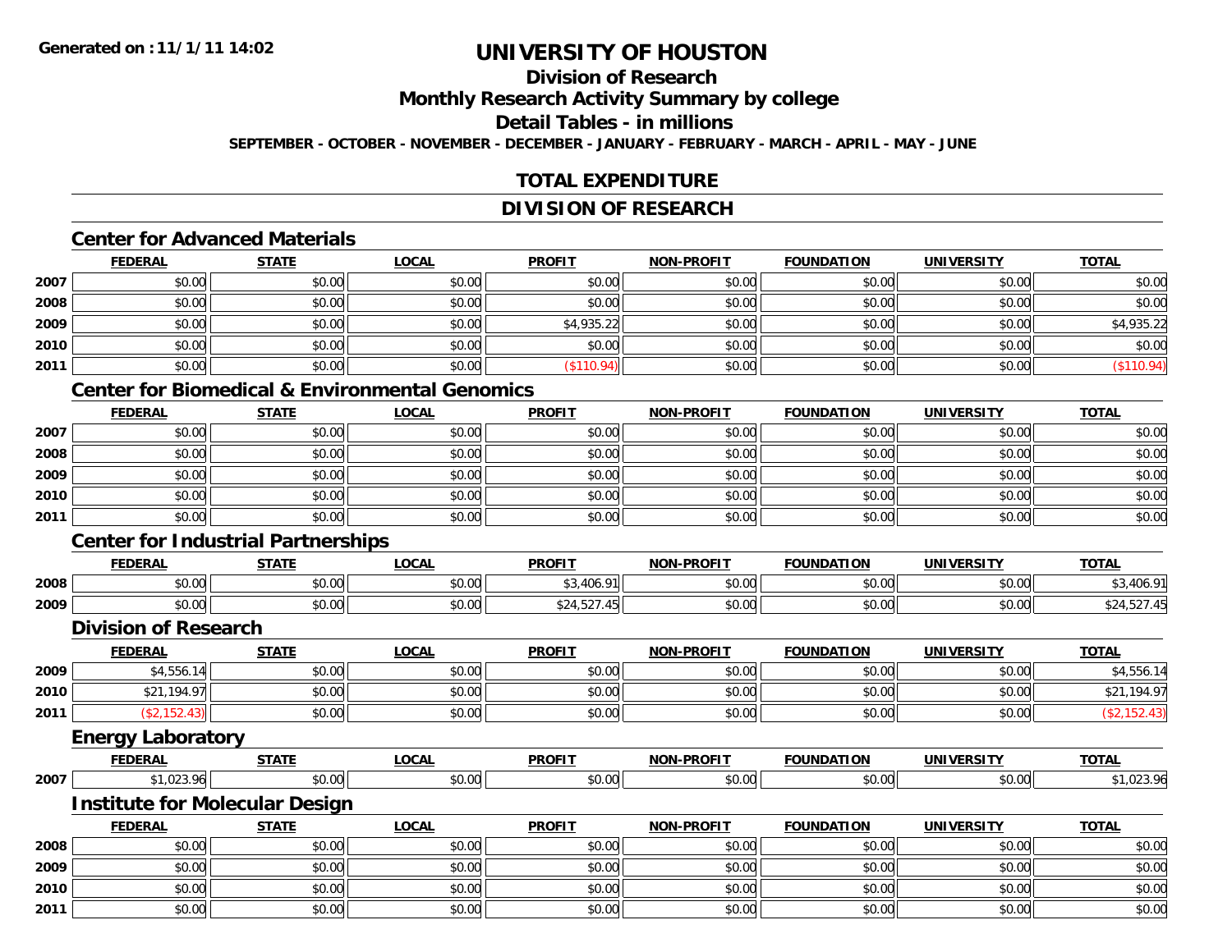Generated on :11/1/11 14:02

# UNIVERSITY OF HOUSTON

## Division of Research

## Monthly Research Activity Summary by college

## Detail Tables - in millions

SEPTEMBER - OCTOBER - NOVEMBER - DECEMBER - JANUARY - FEBRUARY - MARCH - APRIL - MAY - JUNE

## TOTAL EXPENDITURE

## DIVISION OF RESEARCH

### Center for Advanced Materials

| | FEDERAL | STATE | LOCAL | PROFIT | NON-PROFIT | FOUNDATION | UNIVERSITY | TOTAL |
|---|---|---|---|---|---|---|---|---|
| 2007 | $0.00 | $0.00 | $0.00 | $0.00 | $0.00 | $0.00 | $0.00 | $0.00 |
| 2008 | $0.00 | $0.00 | $0.00 | $0.00 | $0.00 | $0.00 | $0.00 | $0.00 |
| 2009 | $0.00 | $0.00 | $0.00 | $4,935.22 | $0.00 | $0.00 | $0.00 | $4,935.22 |
| 2010 | $0.00 | $0.00 | $0.00 | $0.00 | $0.00 | $0.00 | $0.00 | $0.00 |
| 2011 | $0.00 | $0.00 | $0.00 | ($110.94) | $0.00 | $0.00 | $0.00 | ($110.94) |

### Center for Biomedical & Environmental Genomics

| | FEDERAL | STATE | LOCAL | PROFIT | NON-PROFIT | FOUNDATION | UNIVERSITY | TOTAL |
|---|---|---|---|---|---|---|---|---|
| 2007 | $0.00 | $0.00 | $0.00 | $0.00 | $0.00 | $0.00 | $0.00 | $0.00 |
| 2008 | $0.00 | $0.00 | $0.00 | $0.00 | $0.00 | $0.00 | $0.00 | $0.00 |
| 2009 | $0.00 | $0.00 | $0.00 | $0.00 | $0.00 | $0.00 | $0.00 | $0.00 |
| 2010 | $0.00 | $0.00 | $0.00 | $0.00 | $0.00 | $0.00 | $0.00 | $0.00 |
| 2011 | $0.00 | $0.00 | $0.00 | $0.00 | $0.00 | $0.00 | $0.00 | $0.00 |

### Center for Industrial Partnerships

| | FEDERAL | STATE | LOCAL | PROFIT | NON-PROFIT | FOUNDATION | UNIVERSITY | TOTAL |
|---|---|---|---|---|---|---|---|---|
| 2008 | $0.00 | $0.00 | $0.00 | $3,406.91 | $0.00 | $0.00 | $0.00 | $3,406.91 |
| 2009 | $0.00 | $0.00 | $0.00 | $24,527.45 | $0.00 | $0.00 | $0.00 | $24,527.45 |

### Division of Research

| | FEDERAL | STATE | LOCAL | PROFIT | NON-PROFIT | FOUNDATION | UNIVERSITY | TOTAL |
|---|---|---|---|---|---|---|---|---|
| 2009 | $4,556.14 | $0.00 | $0.00 | $0.00 | $0.00 | $0.00 | $0.00 | $4,556.14 |
| 2010 | $21,194.97 | $0.00 | $0.00 | $0.00 | $0.00 | $0.00 | $0.00 | $21,194.97 |
| 2011 | ($2,152.43) | $0.00 | $0.00 | $0.00 | $0.00 | $0.00 | $0.00 | ($2,152.43) |

### Energy Laboratory

| | FEDERAL | STATE | LOCAL | PROFIT | NON-PROFIT | FOUNDATION | UNIVERSITY | TOTAL |
|---|---|---|---|---|---|---|---|---|
| 2007 | $1,023.96 | $0.00 | $0.00 | $0.00 | $0.00 | $0.00 | $0.00 | $1,023.96 |

### Institute for Molecular Design

| | FEDERAL | STATE | LOCAL | PROFIT | NON-PROFIT | FOUNDATION | UNIVERSITY | TOTAL |
|---|---|---|---|---|---|---|---|---|
| 2008 | $0.00 | $0.00 | $0.00 | $0.00 | $0.00 | $0.00 | $0.00 | $0.00 |
| 2009 | $0.00 | $0.00 | $0.00 | $0.00 | $0.00 | $0.00 | $0.00 | $0.00 |
| 2010 | $0.00 | $0.00 | $0.00 | $0.00 | $0.00 | $0.00 | $0.00 | $0.00 |
| 2011 | $0.00 | $0.00 | $0.00 | $0.00 | $0.00 | $0.00 | $0.00 | $0.00 |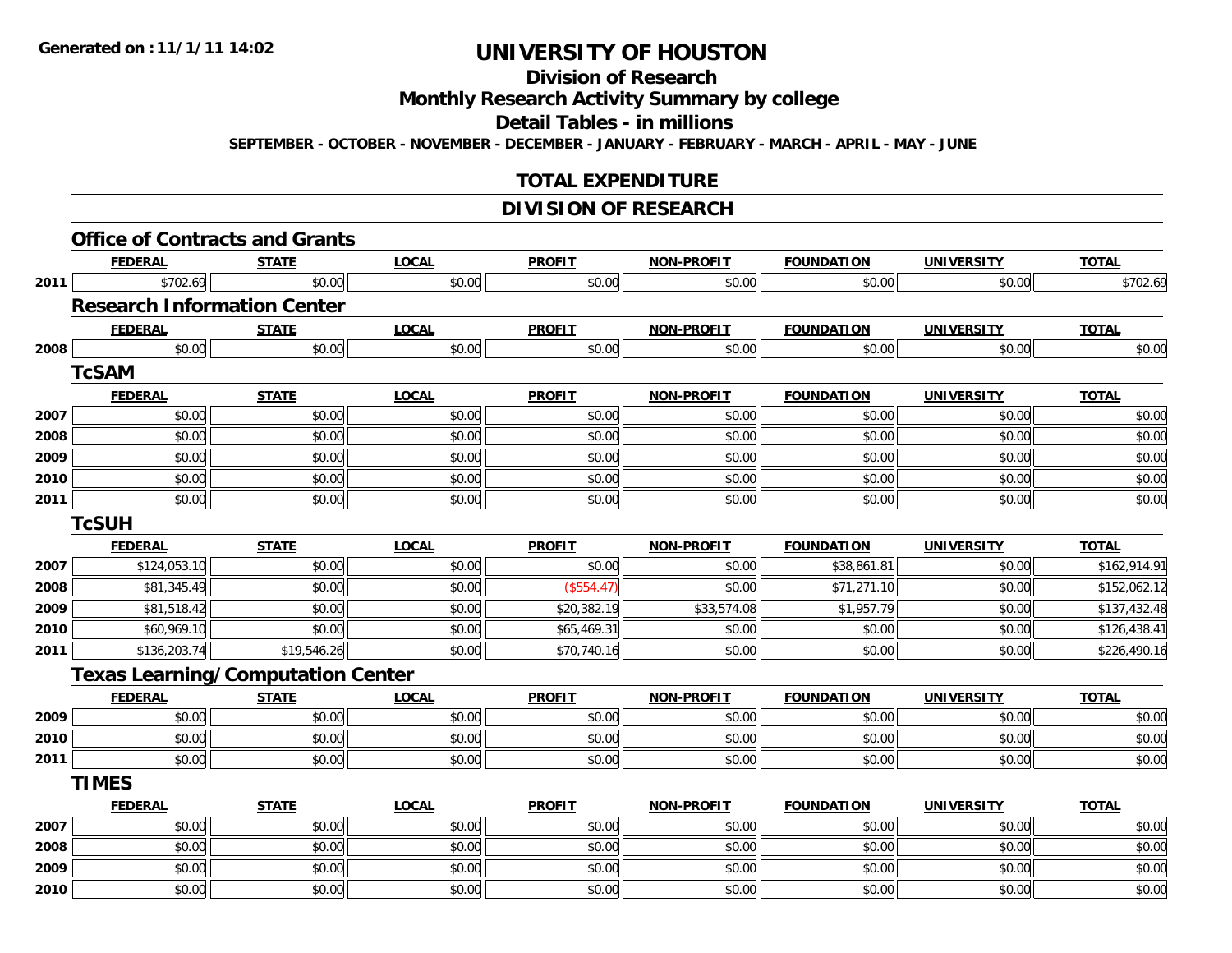# UNIVERSITY OF HOUSTON

## Division of Research

## Monthly Research Activity Summary by college

## Detail Tables - in millions

**SEPTEMBER - OCTOBER - NOVEMBER - DECEMBER - JANUARY - FEBRUARY - MARCH - APRIL - MAY - JUNE**

Generated on : 11/1/11 14:02

## TOTAL EXPENDITURE

## DIVISION OF RESEARCH

### Office of Contracts and Grants

| | FEDERAL | STATE | LOCAL | PROFIT | NON-PROFIT | FOUNDATION | UNIVERSITY | TOTAL |
|---|---|---|---|---|---|---|---|---|
| 2011 | $702.69 | $0.00 | $0.00 | $0.00 | $0.00 | $0.00 | $0.00 | $702.69 |

### Research Information Center

| | FEDERAL | STATE | LOCAL | PROFIT | NON-PROFIT | FOUNDATION | UNIVERSITY | TOTAL |
|---|---|---|---|---|---|---|---|---|
| 2008 | $0.00 | $0.00 | $0.00 | $0.00 | $0.00 | $0.00 | $0.00 | $0.00 |

### TcSAM

| | FEDERAL | STATE | LOCAL | PROFIT | NON-PROFIT | FOUNDATION | UNIVERSITY | TOTAL |
|---|---|---|---|---|---|---|---|---|
| 2007 | $0.00 | $0.00 | $0.00 | $0.00 | $0.00 | $0.00 | $0.00 | $0.00 |
| 2008 | $0.00 | $0.00 | $0.00 | $0.00 | $0.00 | $0.00 | $0.00 | $0.00 |
| 2009 | $0.00 | $0.00 | $0.00 | $0.00 | $0.00 | $0.00 | $0.00 | $0.00 |
| 2010 | $0.00 | $0.00 | $0.00 | $0.00 | $0.00 | $0.00 | $0.00 | $0.00 |
| 2011 | $0.00 | $0.00 | $0.00 | $0.00 | $0.00 | $0.00 | $0.00 | $0.00 |

### TcSUH

| | FEDERAL | STATE | LOCAL | PROFIT | NON-PROFIT | FOUNDATION | UNIVERSITY | TOTAL |
|---|---|---|---|---|---|---|---|---|
| 2007 | $124,053.10 | $0.00 | $0.00 | $0.00 | $0.00 | $38,861.81 | $0.00 | $162,914.91 |
| 2008 | $81,345.49 | $0.00 | $0.00 | ($554.47) | $0.00 | $71,271.10 | $0.00 | $152,062.12 |
| 2009 | $81,518.42 | $0.00 | $0.00 | $20,382.19 | $33,574.08 | $1,957.79 | $0.00 | $137,432.48 |
| 2010 | $60,969.10 | $0.00 | $0.00 | $65,469.31 | $0.00 | $0.00 | $0.00 | $126,438.41 |
| 2011 | $136,203.74 | $19,546.26 | $0.00 | $70,740.16 | $0.00 | $0.00 | $0.00 | $226,490.16 |

### Texas Learning/Computation Center

| | FEDERAL | STATE | LOCAL | PROFIT | NON-PROFIT | FOUNDATION | UNIVERSITY | TOTAL |
|---|---|---|---|---|---|---|---|---|
| 2009 | $0.00 | $0.00 | $0.00 | $0.00 | $0.00 | $0.00 | $0.00 | $0.00 |
| 2010 | $0.00 | $0.00 | $0.00 | $0.00 | $0.00 | $0.00 | $0.00 | $0.00 |
| 2011 | $0.00 | $0.00 | $0.00 | $0.00 | $0.00 | $0.00 | $0.00 | $0.00 |

### TIMES

| | FEDERAL | STATE | LOCAL | PROFIT | NON-PROFIT | FOUNDATION | UNIVERSITY | TOTAL |
|---|---|---|---|---|---|---|---|---|
| 2007 | $0.00 | $0.00 | $0.00 | $0.00 | $0.00 | $0.00 | $0.00 | $0.00 |
| 2008 | $0.00 | $0.00 | $0.00 | $0.00 | $0.00 | $0.00 | $0.00 | $0.00 |
| 2009 | $0.00 | $0.00 | $0.00 | $0.00 | $0.00 | $0.00 | $0.00 | $0.00 |
| 2010 | $0.00 | $0.00 | $0.00 | $0.00 | $0.00 | $0.00 | $0.00 | $0.00 |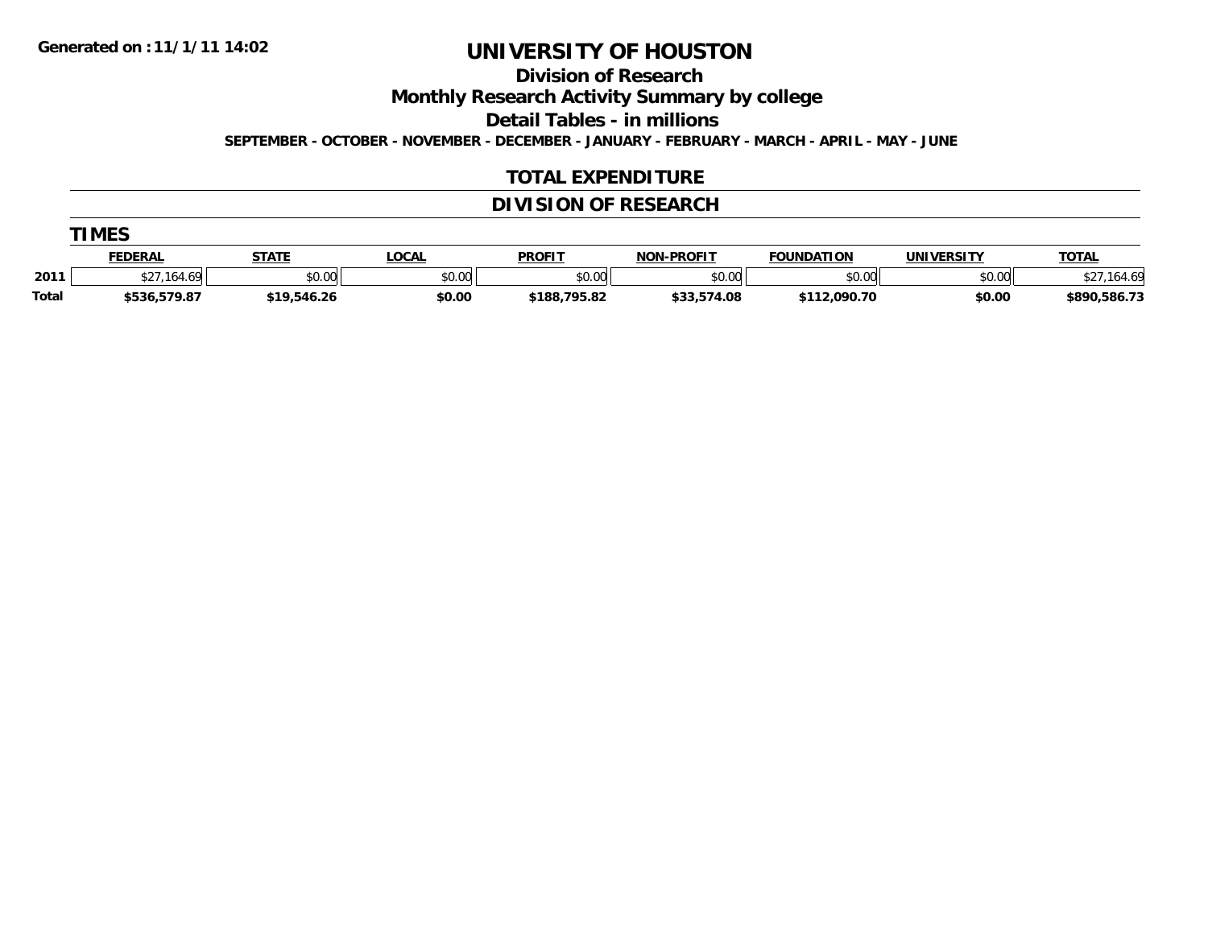Generated on :11/1/11 14:02

# UNIVERSITY OF HOUSTON

## Division of Research

## Monthly Research Activity Summary by college

## Detail Tables - in millions

**SEPTEMBER - OCTOBER - NOVEMBER - DECEMBER - JANUARY - FEBRUARY - MARCH - APRIL - MAY - JUNE**

## TOTAL EXPENDITURE

## DIVISION OF RESEARCH

### TIMES

| | FEDERAL | STATE | LOCAL | PROFIT | NON-PROFIT | FOUNDATION | UNIVERSITY | TOTAL |
|---|---|---|---|---|---|---|---|---|
| 2011 | $27,164.69 | $0.00 | $0.00 | $0.00 | $0.00 | $0.00 | $0.00 | $27,164.69 |
| **Total** | **$536,579.87** | **$19,546.26** | **$0.00** | **$188,795.82** | **$33,574.08** | **$112,090.70** | **$0.00** | **$890,586.73** |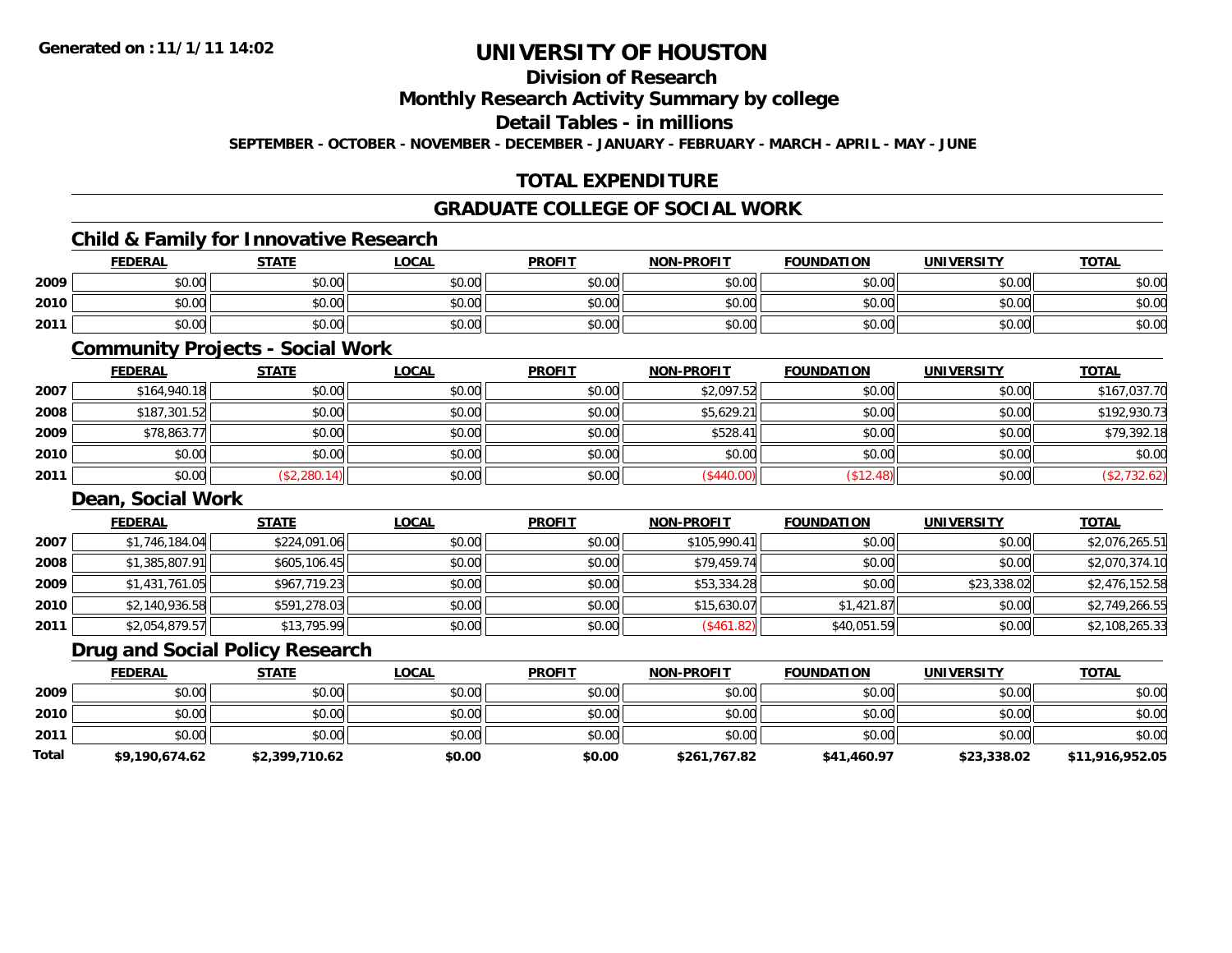Generated on :11/1/11 14:02

# UNIVERSITY OF HOUSTON

## Division of Research

## Monthly Research Activity Summary by college

## Detail Tables - in millions

**SEPTEMBER - OCTOBER - NOVEMBER - DECEMBER - JANUARY - FEBRUARY - MARCH - APRIL - MAY - JUNE**

## TOTAL EXPENDITURE

## GRADUATE COLLEGE OF SOCIAL WORK

### Child & Family for Innovative Research

| | FEDERAL | STATE | LOCAL | PROFIT | NON-PROFIT | FOUNDATION | UNIVERSITY | TOTAL |
|---|---|---|---|---|---|---|---|---|
| 2009 | $0.00 | $0.00 | $0.00 | $0.00 | $0.00 | $0.00 | $0.00 | $0.00 |
| 2010 | $0.00 | $0.00 | $0.00 | $0.00 | $0.00 | $0.00 | $0.00 | $0.00 |
| 2011 | $0.00 | $0.00 | $0.00 | $0.00 | $0.00 | $0.00 | $0.00 | $0.00 |

### Community Projects - Social Work

| | FEDERAL | STATE | LOCAL | PROFIT | NON-PROFIT | FOUNDATION | UNIVERSITY | TOTAL |
|---|---|---|---|---|---|---|---|---|
| 2007 | $164,940.18 | $0.00 | $0.00 | $0.00 | $2,097.52 | $0.00 | $0.00 | $167,037.70 |
| 2008 | $187,301.52 | $0.00 | $0.00 | $0.00 | $5,629.21 | $0.00 | $0.00 | $192,930.73 |
| 2009 | $78,863.77 | $0.00 | $0.00 | $0.00 | $528.41 | $0.00 | $0.00 | $79,392.18 |
| 2010 | $0.00 | $0.00 | $0.00 | $0.00 | $0.00 | $0.00 | $0.00 | $0.00 |
| 2011 | $0.00 | ($2,280.14) | $0.00 | $0.00 | ($440.00) | ($12.48) | $0.00 | ($2,732.62) |

### Dean, Social Work

| | FEDERAL | STATE | LOCAL | PROFIT | NON-PROFIT | FOUNDATION | UNIVERSITY | TOTAL |
|---|---|---|---|---|---|---|---|---|
| 2007 | $1,746,184.04 | $224,091.06 | $0.00 | $0.00 | $105,990.41 | $0.00 | $0.00 | $2,076,265.51 |
| 2008 | $1,385,807.91 | $605,106.45 | $0.00 | $0.00 | $79,459.74 | $0.00 | $0.00 | $2,070,374.10 |
| 2009 | $1,431,761.05 | $967,719.23 | $0.00 | $0.00 | $53,334.28 | $0.00 | $23,338.02 | $2,476,152.58 |
| 2010 | $2,140,936.58 | $591,278.03 | $0.00 | $0.00 | $15,630.07 | $1,421.87 | $0.00 | $2,749,266.55 |
| 2011 | $2,054,879.57 | $13,795.99 | $0.00 | $0.00 | ($461.82) | $40,051.59 | $0.00 | $2,108,265.33 |

### Drug and Social Policy Research

| | FEDERAL | STATE | LOCAL | PROFIT | NON-PROFIT | FOUNDATION | UNIVERSITY | TOTAL |
|---|---|---|---|---|---|---|---|---|
| 2009 | $0.00 | $0.00 | $0.00 | $0.00 | $0.00 | $0.00 | $0.00 | $0.00 |
| 2010 | $0.00 | $0.00 | $0.00 | $0.00 | $0.00 | $0.00 | $0.00 | $0.00 |
| 2011 | $0.00 | $0.00 | $0.00 | $0.00 | $0.00 | $0.00 | $0.00 | $0.00 |
| **Total** | **$9,190,674.62** | **$2,399,710.62** | **$0.00** | **$0.00** | **$261,767.82** | **$41,460.97** | **$23,338.02** | **$11,916,952.05** |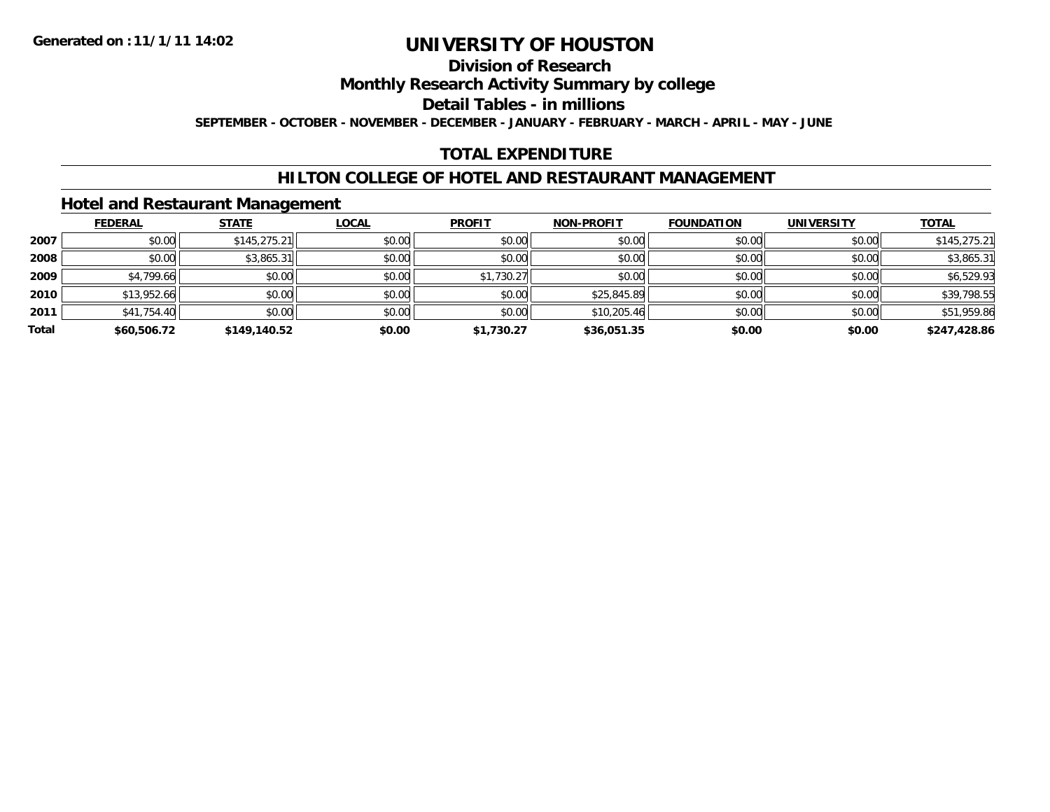Generated on :11/1/11 14:02

# UNIVERSITY OF HOUSTON

## Division of Research

## Monthly Research Activity Summary by college

## Detail Tables - in millions

**SEPTEMBER - OCTOBER - NOVEMBER - DECEMBER - JANUARY - FEBRUARY - MARCH - APRIL - MAY - JUNE**

## TOTAL EXPENDITURE

## HILTON COLLEGE OF HOTEL AND RESTAURANT MANAGEMENT

### Hotel and Restaurant Management

| | FEDERAL | STATE | LOCAL | PROFIT | NON-PROFIT | FOUNDATION | UNIVERSITY | TOTAL |
|---|---|---|---|---|---|---|---|---|
| 2007 | $0.00 | $145,275.21 | $0.00 | $0.00 | $0.00 | $0.00 | $0.00 | $145,275.21 |
| 2008 | $0.00 | $3,865.31 | $0.00 | $0.00 | $0.00 | $0.00 | $0.00 | $3,865.31 |
| 2009 | $4,799.66 | $0.00 | $0.00 | $1,730.27 | $0.00 | $0.00 | $0.00 | $6,529.93 |
| 2010 | $13,952.66 | $0.00 | $0.00 | $0.00 | $25,845.89 | $0.00 | $0.00 | $39,798.55 |
| 2011 | $41,754.40 | $0.00 | $0.00 | $0.00 | $10,205.46 | $0.00 | $0.00 | $51,959.86 |
| **Total** | **$60,506.72** | **$149,140.52** | **$0.00** | **$1,730.27** | **$36,051.35** | **$0.00** | **$0.00** | **$247,428.86** |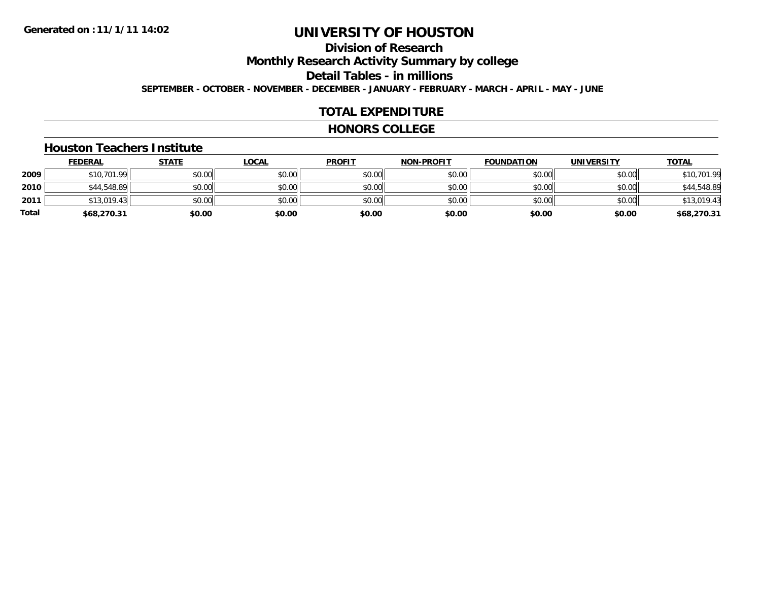Generated on :11/1/11 14:02

# UNIVERSITY OF HOUSTON

## Division of Research

## Monthly Research Activity Summary by college

## Detail Tables - in millions

**SEPTEMBER - OCTOBER - NOVEMBER - DECEMBER - JANUARY - FEBRUARY - MARCH - APRIL - MAY - JUNE**

## TOTAL EXPENDITURE

## HONORS COLLEGE

### Houston Teachers Institute

| | FEDERAL | STATE | LOCAL | PROFIT | NON-PROFIT | FOUNDATION | UNIVERSITY | TOTAL |
|---|---|---|---|---|---|---|---|---|
| 2009 | $10,701.99 | $0.00 | $0.00 | $0.00 | $0.00 | $0.00 | $0.00 | $10,701.99 |
| 2010 | $44,548.89 | $0.00 | $0.00 | $0.00 | $0.00 | $0.00 | $0.00 | $44,548.89 |
| 2011 | $13,019.43 | $0.00 | $0.00 | $0.00 | $0.00 | $0.00 | $0.00 | $13,019.43 |
| **Total** | **$68,270.31** | **$0.00** | **$0.00** | **$0.00** | **$0.00** | **$0.00** | **$0.00** | **$68,270.31** |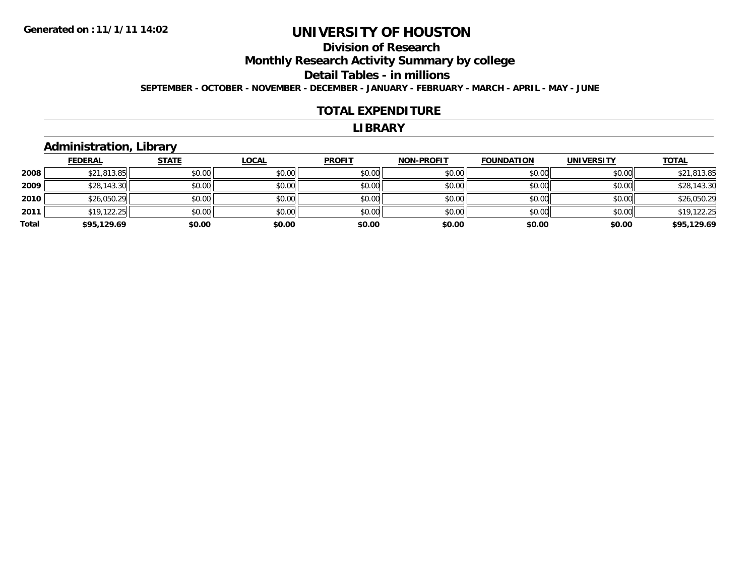Generated on :11/1/11 14:02

# UNIVERSITY OF HOUSTON

## Division of Research

## Monthly Research Activity Summary by college

## Detail Tables - in millions

**SEPTEMBER - OCTOBER - NOVEMBER - DECEMBER - JANUARY - FEBRUARY - MARCH - APRIL - MAY - JUNE**

## TOTAL EXPENDITURE

## LIBRARY

### Administration, Library

| | FEDERAL | STATE | LOCAL | PROFIT | NON-PROFIT | FOUNDATION | UNIVERSITY | TOTAL |
|---|---|---|---|---|---|---|---|---|
| 2008 | $21,813.85 | $0.00 | $0.00 | $0.00 | $0.00 | $0.00 | $0.00 | $21,813.85 |
| 2009 | $28,143.30 | $0.00 | $0.00 | $0.00 | $0.00 | $0.00 | $0.00 | $28,143.30 |
| 2010 | $26,050.29 | $0.00 | $0.00 | $0.00 | $0.00 | $0.00 | $0.00 | $26,050.29 |
| 2011 | $19,122.25 | $0.00 | $0.00 | $0.00 | $0.00 | $0.00 | $0.00 | $19,122.25 |
| **Total** | **$95,129.69** | **$0.00** | **$0.00** | **$0.00** | **$0.00** | **$0.00** | **$0.00** | **$95,129.69** |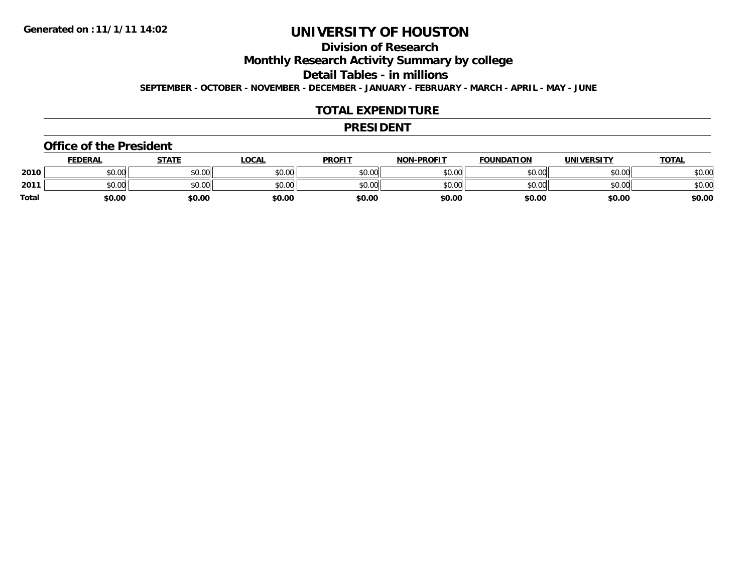**Generated on :11/1/11 14:02**

# UNIVERSITY OF HOUSTON

## Division of Research

## Monthly Research Activity Summary by college

## Detail Tables - in millions

**SEPTEMBER - OCTOBER - NOVEMBER - DECEMBER - JANUARY - FEBRUARY - MARCH - APRIL - MAY - JUNE**

## TOTAL EXPENDITURE

## PRESIDENT

### Office of the President

| | FEDERAL | STATE | LOCAL | PROFIT | NON-PROFIT | FOUNDATION | UNIVERSITY | TOTAL |
|---|---|---|---|---|---|---|---|---|
| 2010 | $0.00 | $0.00 | $0.00 | $0.00 | $0.00 | $0.00 | $0.00 | $0.00 |
| 2011 | $0.00 | $0.00 | $0.00 | $0.00 | $0.00 | $0.00 | $0.00 | $0.00 |
| **Total** | **$0.00** | **$0.00** | **$0.00** | **$0.00** | **$0.00** | **$0.00** | **$0.00** | **$0.00** |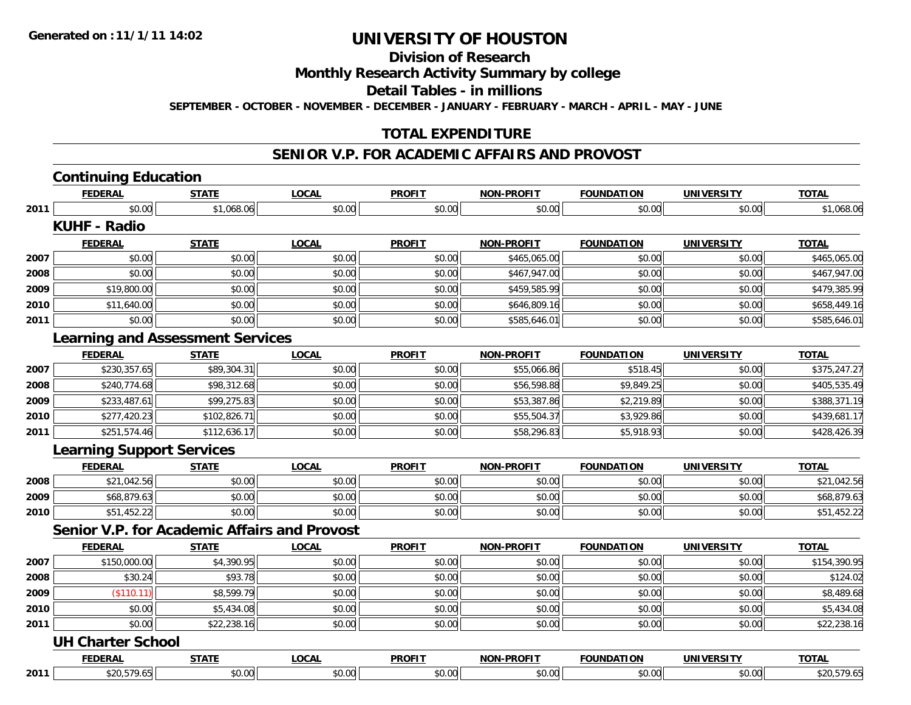Generated on :11/1/11 14:02

# UNIVERSITY OF HOUSTON

## Division of Research

## Monthly Research Activity Summary by college

## Detail Tables - in millions

SEPTEMBER - OCTOBER - NOVEMBER - DECEMBER - JANUARY - FEBRUARY - MARCH - APRIL - MAY - JUNE

## TOTAL EXPENDITURE

## SENIOR V.P. FOR ACADEMIC AFFAIRS AND PROVOST

### Continuing Education

| | FEDERAL | STATE | LOCAL | PROFIT | NON-PROFIT | FOUNDATION | UNIVERSITY | TOTAL |
|---|---|---|---|---|---|---|---|---|
| 2011 | $0.00 | $1,068.06 | $0.00 | $0.00 | $0.00 | $0.00 | $0.00 | $1,068.06 |

### KUHF - Radio

| | FEDERAL | STATE | LOCAL | PROFIT | NON-PROFIT | FOUNDATION | UNIVERSITY | TOTAL |
|---|---|---|---|---|---|---|---|---|
| 2007 | $0.00 | $0.00 | $0.00 | $0.00 | $465,065.00 | $0.00 | $0.00 | $465,065.00 |
| 2008 | $0.00 | $0.00 | $0.00 | $0.00 | $467,947.00 | $0.00 | $0.00 | $467,947.00 |
| 2009 | $19,800.00 | $0.00 | $0.00 | $0.00 | $459,585.99 | $0.00 | $0.00 | $479,385.99 |
| 2010 | $11,640.00 | $0.00 | $0.00 | $0.00 | $646,809.16 | $0.00 | $0.00 | $658,449.16 |
| 2011 | $0.00 | $0.00 | $0.00 | $0.00 | $585,646.01 | $0.00 | $0.00 | $585,646.01 |

### Learning and Assessment Services

| | FEDERAL | STATE | LOCAL | PROFIT | NON-PROFIT | FOUNDATION | UNIVERSITY | TOTAL |
|---|---|---|---|---|---|---|---|---|
| 2007 | $230,357.65 | $89,304.31 | $0.00 | $0.00 | $55,066.86 | $518.45 | $0.00 | $375,247.27 |
| 2008 | $240,774.68 | $98,312.68 | $0.00 | $0.00 | $56,598.88 | $9,849.25 | $0.00 | $405,535.49 |
| 2009 | $233,487.61 | $99,275.83 | $0.00 | $0.00 | $53,387.86 | $2,219.89 | $0.00 | $388,371.19 |
| 2010 | $277,420.23 | $102,826.71 | $0.00 | $0.00 | $55,504.37 | $3,929.86 | $0.00 | $439,681.17 |
| 2011 | $251,574.46 | $112,636.17 | $0.00 | $0.00 | $58,296.83 | $5,918.93 | $0.00 | $428,426.39 |

### Learning Support Services

| | FEDERAL | STATE | LOCAL | PROFIT | NON-PROFIT | FOUNDATION | UNIVERSITY | TOTAL |
|---|---|---|---|---|---|---|---|---|
| 2008 | $21,042.56 | $0.00 | $0.00 | $0.00 | $0.00 | $0.00 | $0.00 | $21,042.56 |
| 2009 | $68,879.63 | $0.00 | $0.00 | $0.00 | $0.00 | $0.00 | $0.00 | $68,879.63 |
| 2010 | $51,452.22 | $0.00 | $0.00 | $0.00 | $0.00 | $0.00 | $0.00 | $51,452.22 |

### Senior V.P. for Academic Affairs and Provost

| | FEDERAL | STATE | LOCAL | PROFIT | NON-PROFIT | FOUNDATION | UNIVERSITY | TOTAL |
|---|---|---|---|---|---|---|---|---|
| 2007 | $150,000.00 | $4,390.95 | $0.00 | $0.00 | $0.00 | $0.00 | $0.00 | $154,390.95 |
| 2008 | $30.24 | $93.78 | $0.00 | $0.00 | $0.00 | $0.00 | $0.00 | $124.02 |
| 2009 | ($110.11) | $8,599.79 | $0.00 | $0.00 | $0.00 | $0.00 | $0.00 | $8,489.68 |
| 2010 | $0.00 | $5,434.08 | $0.00 | $0.00 | $0.00 | $0.00 | $0.00 | $5,434.08 |
| 2011 | $0.00 | $22,238.16 | $0.00 | $0.00 | $0.00 | $0.00 | $0.00 | $22,238.16 |

### UH Charter School

| | FEDERAL | STATE | LOCAL | PROFIT | NON-PROFIT | FOUNDATION | UNIVERSITY | TOTAL |
|---|---|---|---|---|---|---|---|---|
| 2011 | $20,579.65 | $0.00 | $0.00 | $0.00 | $0.00 | $0.00 | $0.00 | $20,579.65 |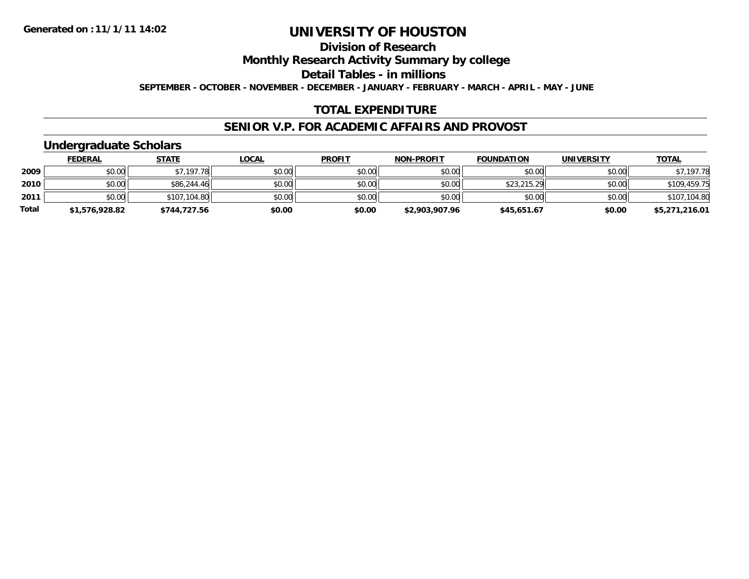Generated on :11/1/11 14:02

# UNIVERSITY OF HOUSTON

## Division of Research

## Monthly Research Activity Summary by college

## Detail Tables - in millions

SEPTEMBER - OCTOBER - NOVEMBER - DECEMBER - JANUARY - FEBRUARY - MARCH - APRIL - MAY - JUNE

## TOTAL EXPENDITURE

## SENIOR V.P. FOR ACADEMIC AFFAIRS AND PROVOST

### Undergraduate Scholars

| | FEDERAL | STATE | LOCAL | PROFIT | NON-PROFIT | FOUNDATION | UNIVERSITY | TOTAL |
|---|---|---|---|---|---|---|---|---|
| 2009 | $0.00 | $7,197.78 | $0.00 | $0.00 | $0.00 | $0.00 | $0.00 | $7,197.78 |
| 2010 | $0.00 | $86,244.46 | $0.00 | $0.00 | $0.00 | $23,215.29 | $0.00 | $109,459.75 |
| 2011 | $0.00 | $107,104.80 | $0.00 | $0.00 | $0.00 | $0.00 | $0.00 | $107,104.80 |
| **Total** | **$1,576,928.82** | **$744,727.56** | **$0.00** | **$0.00** | **$2,903,907.96** | **$45,651.67** | **$0.00** | **$5,271,216.01** |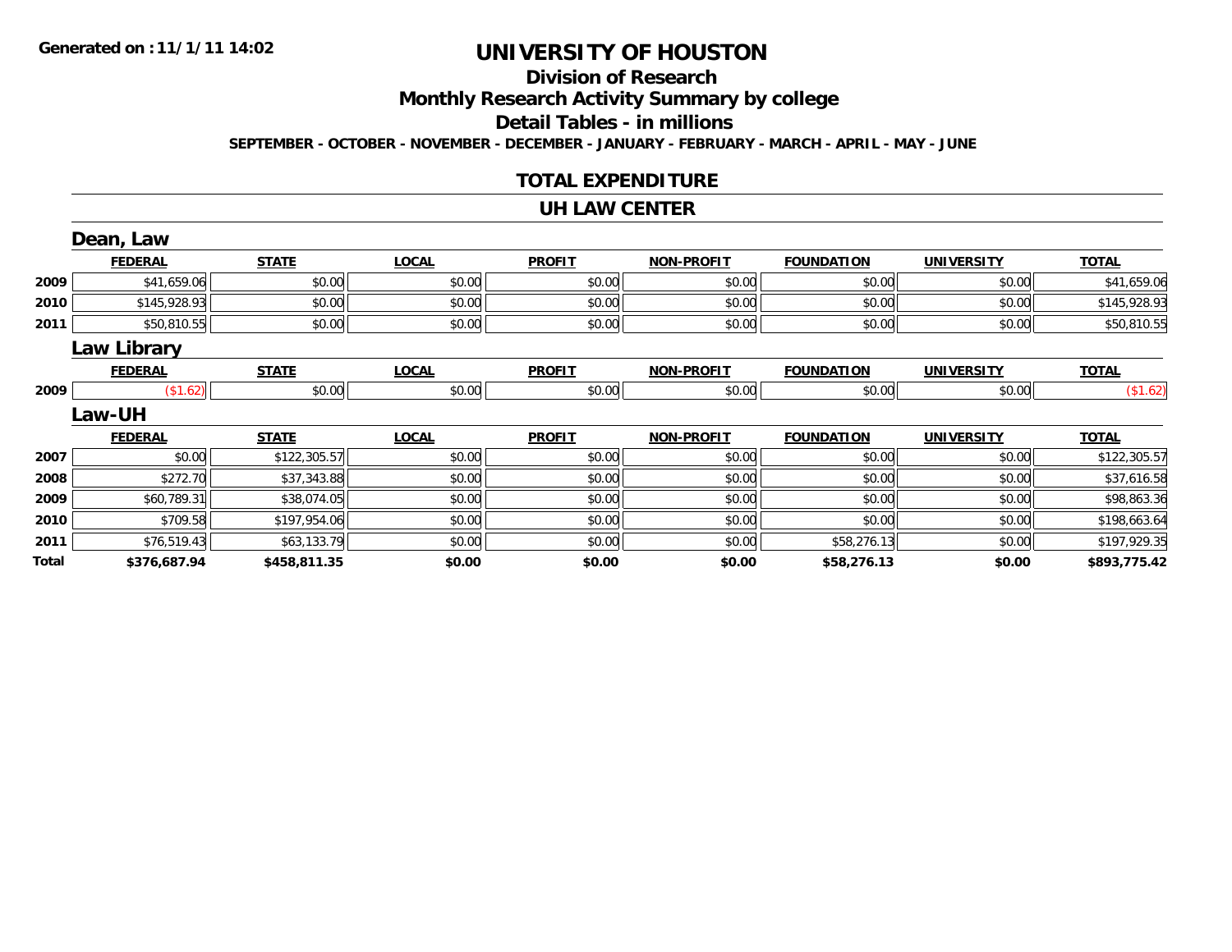Generated on :11/1/11 14:02

# UNIVERSITY OF HOUSTON

## Division of Research

## Monthly Research Activity Summary by college

## Detail Tables - in millions

SEPTEMBER - OCTOBER - NOVEMBER - DECEMBER - JANUARY - FEBRUARY - MARCH - APRIL - MAY - JUNE

## TOTAL EXPENDITURE

## UH LAW CENTER

### Dean, Law

| | FEDERAL | STATE | LOCAL | PROFIT | NON-PROFIT | FOUNDATION | UNIVERSITY | TOTAL |
|---|---|---|---|---|---|---|---|---|
| 2009 | $41,659.06 | $0.00 | $0.00 | $0.00 | $0.00 | $0.00 | $0.00 | $41,659.06 |
| 2010 | $145,928.93 | $0.00 | $0.00 | $0.00 | $0.00 | $0.00 | $0.00 | $145,928.93 |
| 2011 | $50,810.55 | $0.00 | $0.00 | $0.00 | $0.00 | $0.00 | $0.00 | $50,810.55 |

### Law Library

| | FEDERAL | STATE | LOCAL | PROFIT | NON-PROFIT | FOUNDATION | UNIVERSITY | TOTAL |
|---|---|---|---|---|---|---|---|---|
| 2009 | ($1.62) | $0.00 | $0.00 | $0.00 | $0.00 | $0.00 | $0.00 | ($1.62) |

### Law-UH

| | FEDERAL | STATE | LOCAL | PROFIT | NON-PROFIT | FOUNDATION | UNIVERSITY | TOTAL |
|---|---|---|---|---|---|---|---|---|
| 2007 | $0.00 | $122,305.57 | $0.00 | $0.00 | $0.00 | $0.00 | $0.00 | $122,305.57 |
| 2008 | $272.70 | $37,343.88 | $0.00 | $0.00 | $0.00 | $0.00 | $0.00 | $37,616.58 |
| 2009 | $60,789.31 | $38,074.05 | $0.00 | $0.00 | $0.00 | $0.00 | $0.00 | $98,863.36 |
| 2010 | $709.58 | $197,954.06 | $0.00 | $0.00 | $0.00 | $0.00 | $0.00 | $198,663.64 |
| 2011 | $76,519.43 | $63,133.79 | $0.00 | $0.00 | $0.00 | $58,276.13 | $0.00 | $197,929.35 |
| **Total** | **$376,687.94** | **$458,811.35** | **$0.00** | **$0.00** | **$0.00** | **$58,276.13** | **$0.00** | **$893,775.42** |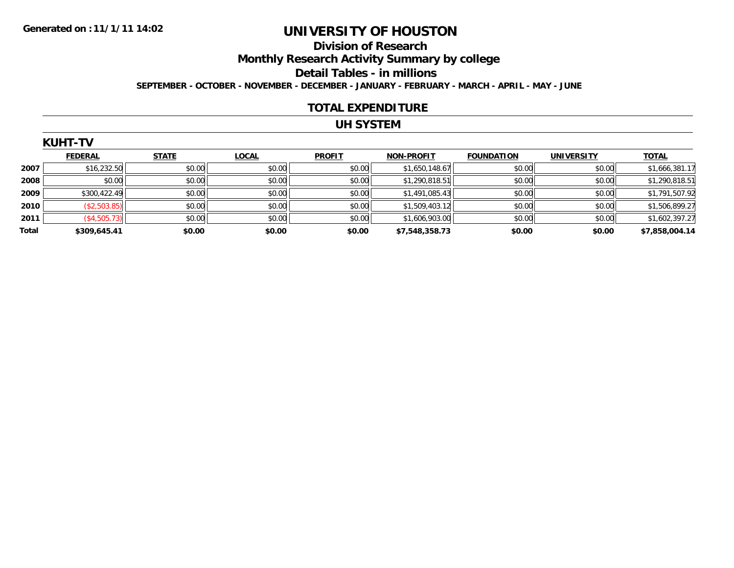Generated on :11/1/11 14:02

# UNIVERSITY OF HOUSTON

## Division of Research

## Monthly Research Activity Summary by college

## Detail Tables - in millions

SEPTEMBER - OCTOBER - NOVEMBER - DECEMBER - JANUARY - FEBRUARY - MARCH - APRIL - MAY - JUNE

## TOTAL EXPENDITURE

## UH SYSTEM

### KUHT-TV

| | FEDERAL | STATE | LOCAL | PROFIT | NON-PROFIT | FOUNDATION | UNIVERSITY | TOTAL |
|---|---|---|---|---|---|---|---|---|
| 2007 | $16,232.50 | $0.00 | $0.00 | $0.00 | $1,650,148.67 | $0.00 | $0.00 | $1,666,381.17 |
| 2008 | $0.00 | $0.00 | $0.00 | $0.00 | $1,290,818.51 | $0.00 | $0.00 | $1,290,818.51 |
| 2009 | $300,422.49 | $0.00 | $0.00 | $0.00 | $1,491,085.43 | $0.00 | $0.00 | $1,791,507.92 |
| 2010 | ($2,503.85) | $0.00 | $0.00 | $0.00 | $1,509,403.12 | $0.00 | $0.00 | $1,506,899.27 |
| 2011 | ($4,505.73) | $0.00 | $0.00 | $0.00 | $1,606,903.00 | $0.00 | $0.00 | $1,602,397.27 |
| **Total** | **$309,645.41** | **$0.00** | **$0.00** | **$0.00** | **$7,548,358.73** | **$0.00** | **$0.00** | **$7,858,004.14** |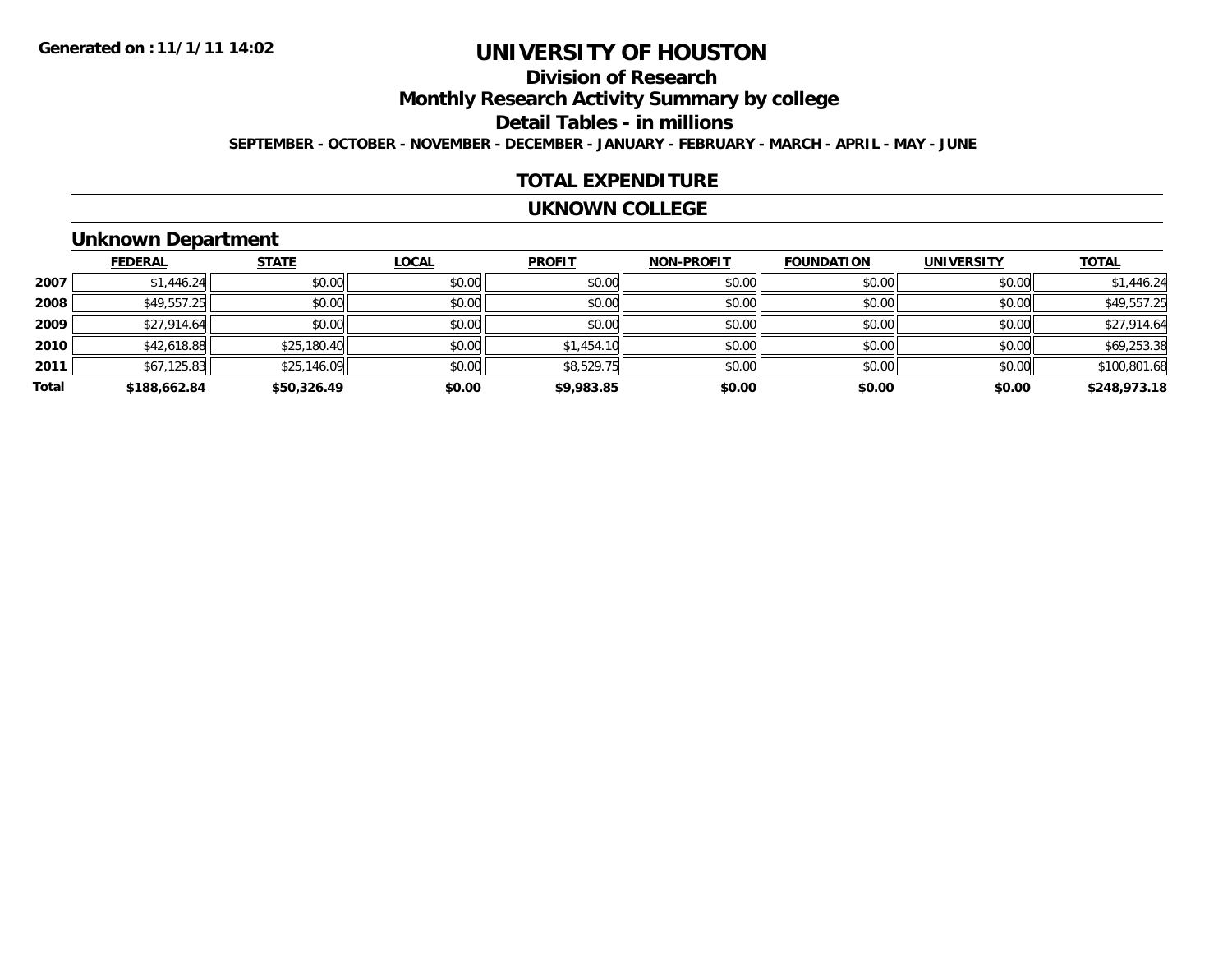Generated on :11/1/11 14:02

# UNIVERSITY OF HOUSTON

## Division of Research

## Monthly Research Activity Summary by college

## Detail Tables - in millions

**SEPTEMBER - OCTOBER - NOVEMBER - DECEMBER - JANUARY - FEBRUARY - MARCH - APRIL - MAY - JUNE**

## TOTAL EXPENDITURE

## UKNOWN COLLEGE

### Unknown Department

| | FEDERAL | STATE | LOCAL | PROFIT | NON-PROFIT | FOUNDATION | UNIVERSITY | TOTAL |
|---|---|---|---|---|---|---|---|---|
| 2007 | $1,446.24 | $0.00 | $0.00 | $0.00 | $0.00 | $0.00 | $0.00 | $1,446.24 |
| 2008 | $49,557.25 | $0.00 | $0.00 | $0.00 | $0.00 | $0.00 | $0.00 | $49,557.25 |
| 2009 | $27,914.64 | $0.00 | $0.00 | $0.00 | $0.00 | $0.00 | $0.00 | $27,914.64 |
| 2010 | $42,618.88 | $25,180.40 | $0.00 | $1,454.10 | $0.00 | $0.00 | $0.00 | $69,253.38 |
| 2011 | $67,125.83 | $25,146.09 | $0.00 | $8,529.75 | $0.00 | $0.00 | $0.00 | $100,801.68 |
| **Total** | **$188,662.84** | **$50,326.49** | **$0.00** | **$9,983.85** | **$0.00** | **$0.00** | **$0.00** | **$248,973.18** |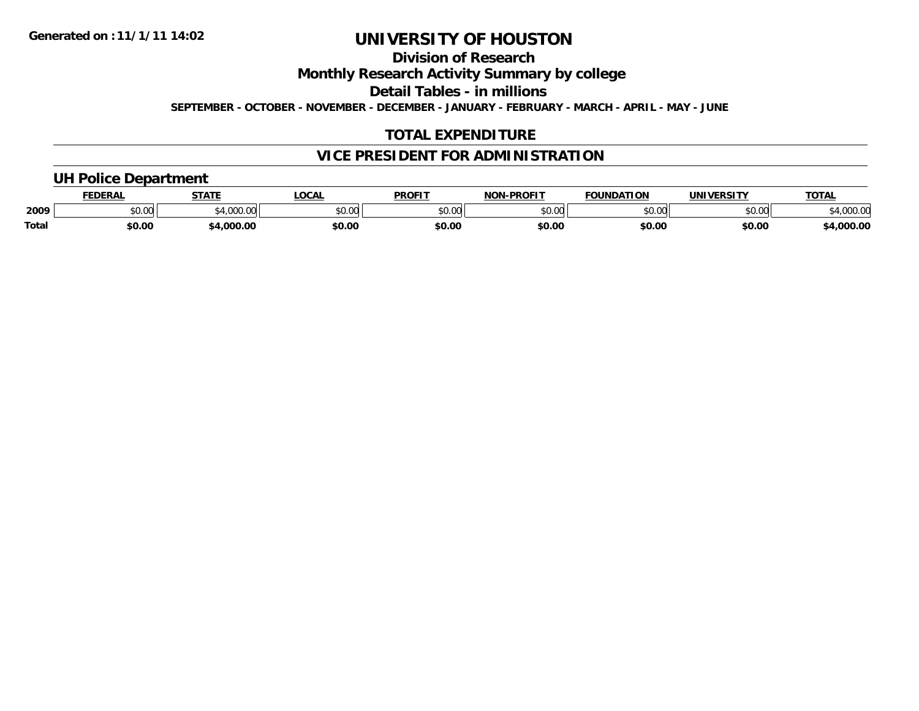Generated on :11/1/11 14:02

# UNIVERSITY OF HOUSTON

## Division of Research

## Monthly Research Activity Summary by college

## Detail Tables - in millions

**SEPTEMBER - OCTOBER - NOVEMBER - DECEMBER - JANUARY - FEBRUARY - MARCH - APRIL - MAY - JUNE**

## TOTAL EXPENDITURE

## VICE PRESIDENT FOR ADMINISTRATION

### UH Police Department

| | FEDERAL | STATE | LOCAL | PROFIT | NON-PROFIT | FOUNDATION | UNIVERSITY | TOTAL |
|---|---|---|---|---|---|---|---|---|
| 2009 | $0.00 | $4,000.00 | $0.00 | $0.00 | $0.00 | $0.00 | $0.00 | $4,000.00 |
| **Total** | **$0.00** | **$4,000.00** | **$0.00** | **$0.00** | **$0.00** | **$0.00** | **$0.00** | **$4,000.00** |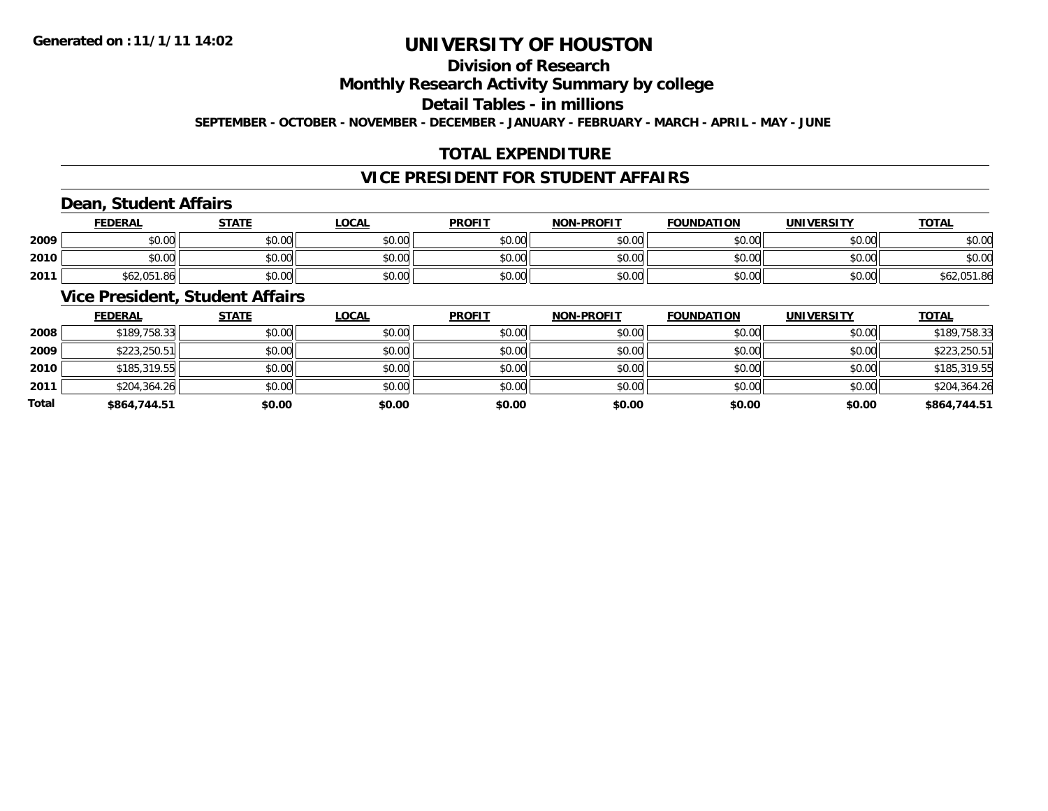**Generated on :11/1/11 14:02**

# UNIVERSITY OF HOUSTON

## Division of Research

## Monthly Research Activity Summary by college

## Detail Tables - in millions

**SEPTEMBER - OCTOBER - NOVEMBER - DECEMBER - JANUARY - FEBRUARY - MARCH - APRIL - MAY - JUNE**

## TOTAL EXPENDITURE

## VICE PRESIDENT FOR STUDENT AFFAIRS

### Dean, Student Affairs

| | FEDERAL | STATE | LOCAL | PROFIT | NON-PROFIT | FOUNDATION | UNIVERSITY | TOTAL |
|---|---|---|---|---|---|---|---|---|
| 2009 | $0.00 | $0.00 | $0.00 | $0.00 | $0.00 | $0.00 | $0.00 | $0.00 |
| 2010 | $0.00 | $0.00 | $0.00 | $0.00 | $0.00 | $0.00 | $0.00 | $0.00 |
| 2011 | $62,051.86 | $0.00 | $0.00 | $0.00 | $0.00 | $0.00 | $0.00 | $62,051.86 |

### Vice President, Student Affairs

| | FEDERAL | STATE | LOCAL | PROFIT | NON-PROFIT | FOUNDATION | UNIVERSITY | TOTAL |
|---|---|---|---|---|---|---|---|---|
| 2008 | $189,758.33 | $0.00 | $0.00 | $0.00 | $0.00 | $0.00 | $0.00 | $189,758.33 |
| 2009 | $223,250.51 | $0.00 | $0.00 | $0.00 | $0.00 | $0.00 | $0.00 | $223,250.51 |
| 2010 | $185,319.55 | $0.00 | $0.00 | $0.00 | $0.00 | $0.00 | $0.00 | $185,319.55 |
| 2011 | $204,364.26 | $0.00 | $0.00 | $0.00 | $0.00 | $0.00 | $0.00 | $204,364.26 |
| **Total** | **$864,744.51** | **$0.00** | **$0.00** | **$0.00** | **$0.00** | **$0.00** | **$0.00** | **$864,744.51** |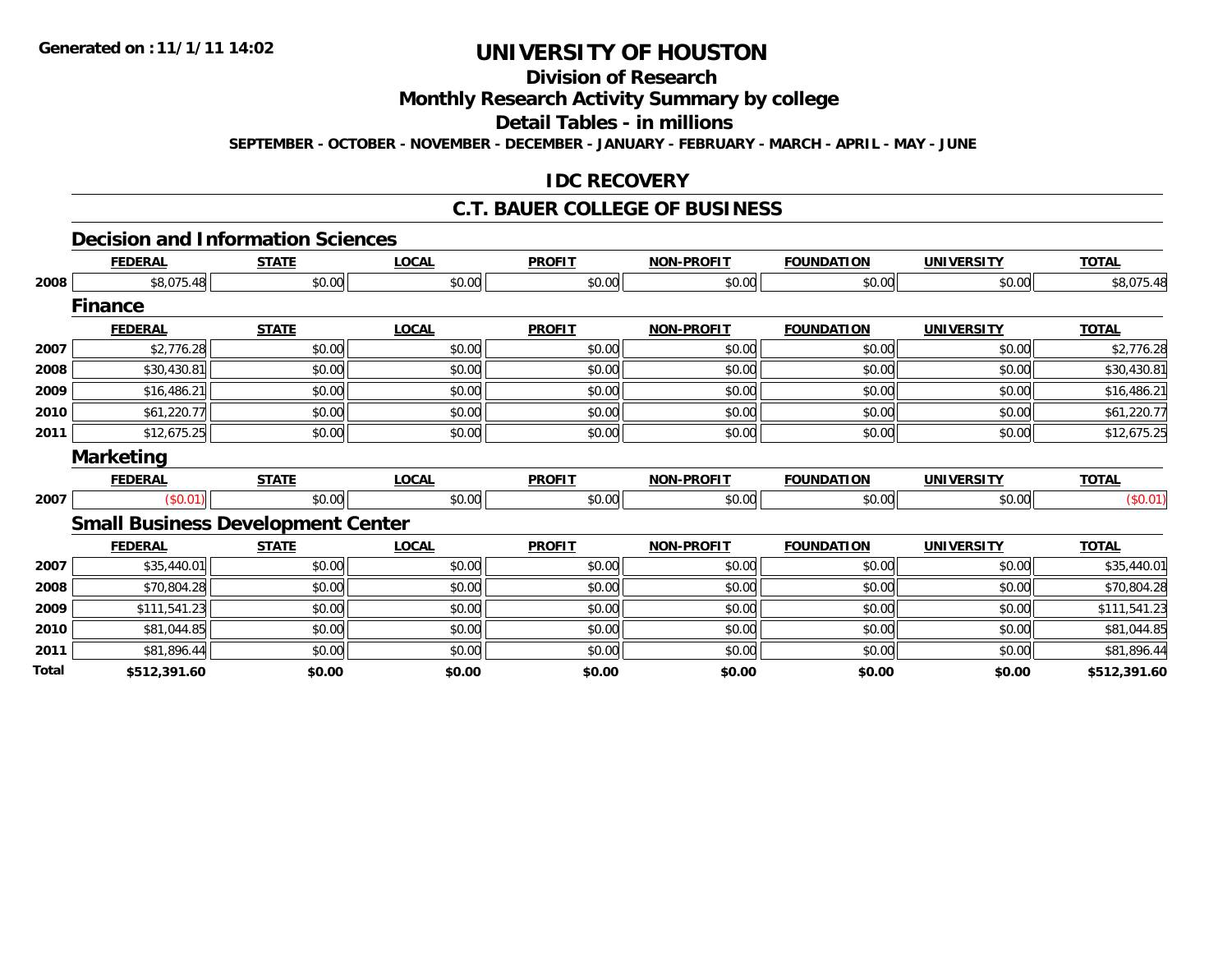# UNIVERSITY OF HOUSTON

## Division of Research

## Monthly Research Activity Summary by college

## Detail Tables - in millions

**SEPTEMBER - OCTOBER - NOVEMBER - DECEMBER - JANUARY - FEBRUARY - MARCH - APRIL - MAY - JUNE**

Generated on : 11/1/11 14:02

## IDC RECOVERY

## C.T. BAUER COLLEGE OF BUSINESS

### Decision and Information Sciences

| | FEDERAL | STATE | LOCAL | PROFIT | NON-PROFIT | FOUNDATION | UNIVERSITY | TOTAL |
|---|---|---|---|---|---|---|---|---|
| 2008 | $8,075.48 | $0.00 | $0.00 | $0.00 | $0.00 | $0.00 | $0.00 | $8,075.48 |

### Finance

| | FEDERAL | STATE | LOCAL | PROFIT | NON-PROFIT | FOUNDATION | UNIVERSITY | TOTAL |
|---|---|---|---|---|---|---|---|---|
| 2007 | $2,776.28 | $0.00 | $0.00 | $0.00 | $0.00 | $0.00 | $0.00 | $2,776.28 |
| 2008 | $30,430.81 | $0.00 | $0.00 | $0.00 | $0.00 | $0.00 | $0.00 | $30,430.81 |
| 2009 | $16,486.21 | $0.00 | $0.00 | $0.00 | $0.00 | $0.00 | $0.00 | $16,486.21 |
| 2010 | $61,220.77 | $0.00 | $0.00 | $0.00 | $0.00 | $0.00 | $0.00 | $61,220.77 |
| 2011 | $12,675.25 | $0.00 | $0.00 | $0.00 | $0.00 | $0.00 | $0.00 | $12,675.25 |

### Marketing

| | FEDERAL | STATE | LOCAL | PROFIT | NON-PROFIT | FOUNDATION | UNIVERSITY | TOTAL |
|---|---|---|---|---|---|---|---|---|
| 2007 | ($0.01) | $0.00 | $0.00 | $0.00 | $0.00 | $0.00 | $0.00 | ($0.01) |

### Small Business Development Center

| | FEDERAL | STATE | LOCAL | PROFIT | NON-PROFIT | FOUNDATION | UNIVERSITY | TOTAL |
|---|---|---|---|---|---|---|---|---|
| 2007 | $35,440.01 | $0.00 | $0.00 | $0.00 | $0.00 | $0.00 | $0.00 | $35,440.01 |
| 2008 | $70,804.28 | $0.00 | $0.00 | $0.00 | $0.00 | $0.00 | $0.00 | $70,804.28 |
| 2009 | $111,541.23 | $0.00 | $0.00 | $0.00 | $0.00 | $0.00 | $0.00 | $111,541.23 |
| 2010 | $81,044.85 | $0.00 | $0.00 | $0.00 | $0.00 | $0.00 | $0.00 | $81,044.85 |
| 2011 | $81,896.44 | $0.00 | $0.00 | $0.00 | $0.00 | $0.00 | $0.00 | $81,896.44 |
| **Total** | **$512,391.60** | **$0.00** | **$0.00** | **$0.00** | **$0.00** | **$0.00** | **$0.00** | **$512,391.60** |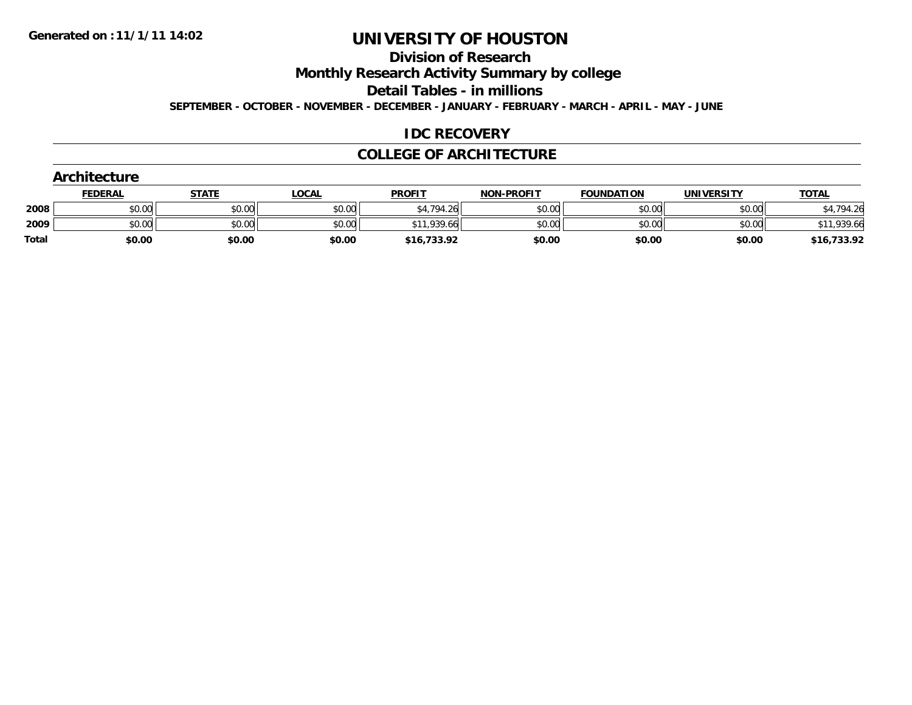Generated on :11/1/11 14:02

# UNIVERSITY OF HOUSTON

## Division of Research

## Monthly Research Activity Summary by college

## Detail Tables - in millions

**SEPTEMBER - OCTOBER - NOVEMBER - DECEMBER - JANUARY - FEBRUARY - MARCH - APRIL - MAY - JUNE**

## IDC RECOVERY

## COLLEGE OF ARCHITECTURE

### Architecture

| | FEDERAL | STATE | LOCAL | PROFIT | NON-PROFIT | FOUNDATION | UNIVERSITY | TOTAL |
|---|---|---|---|---|---|---|---|---|
| 2008 | $0.00 | $0.00 | $0.00 | $4,794.26 | $0.00 | $0.00 | $0.00 | $4,794.26 |
| 2009 | $0.00 | $0.00 | $0.00 | $11,939.66 | $0.00 | $0.00 | $0.00 | $11,939.66 |
| **Total** | **$0.00** | **$0.00** | **$0.00** | **$16,733.92** | **$0.00** | **$0.00** | **$0.00** | **$16,733.92** |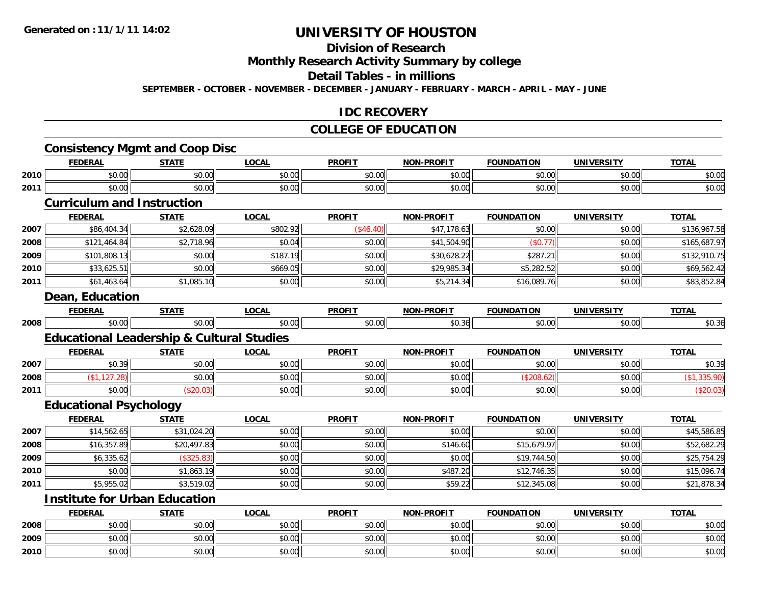**Generated on :11/1/11 14:02**

# UNIVERSITY OF HOUSTON

## Division of Research

## Monthly Research Activity Summary by college

## Detail Tables - in millions

**SEPTEMBER - OCTOBER - NOVEMBER - DECEMBER - JANUARY - FEBRUARY - MARCH - APRIL - MAY - JUNE**

## IDC RECOVERY

## COLLEGE OF EDUCATION

### Consistency Mgmt and Coop Disc

| | FEDERAL | STATE | LOCAL | PROFIT | NON-PROFIT | FOUNDATION | UNIVERSITY | TOTAL |
|---|---|---|---|---|---|---|---|---|
| 2010 | $0.00 | $0.00 | $0.00 | $0.00 | $0.00 | $0.00 | $0.00 | $0.00 |
| 2011 | $0.00 | $0.00 | $0.00 | $0.00 | $0.00 | $0.00 | $0.00 | $0.00 |

### Curriculum and Instruction

| | FEDERAL | STATE | LOCAL | PROFIT | NON-PROFIT | FOUNDATION | UNIVERSITY | TOTAL |
|---|---|---|---|---|---|---|---|---|
| 2007 | $86,404.34 | $2,628.09 | $802.92 | ($46.40) | $47,178.63 | $0.00 | $0.00 | $136,967.58 |
| 2008 | $121,464.84 | $2,718.96 | $0.04 | $0.00 | $41,504.90 | ($0.77) | $0.00 | $165,687.97 |
| 2009 | $101,808.13 | $0.00 | $187.19 | $0.00 | $30,628.22 | $287.21 | $0.00 | $132,910.75 |
| 2010 | $33,625.51 | $0.00 | $669.05 | $0.00 | $29,985.34 | $5,282.52 | $0.00 | $69,562.42 |
| 2011 | $61,463.64 | $1,085.10 | $0.00 | $0.00 | $5,214.34 | $16,089.76 | $0.00 | $83,852.84 |

### Dean, Education

| | FEDERAL | STATE | LOCAL | PROFIT | NON-PROFIT | FOUNDATION | UNIVERSITY | TOTAL |
|---|---|---|---|---|---|---|---|---|
| 2008 | $0.00 | $0.00 | $0.00 | $0.00 | $0.36 | $0.00 | $0.00 | $0.36 |

### Educational Leadership & Cultural Studies

| | FEDERAL | STATE | LOCAL | PROFIT | NON-PROFIT | FOUNDATION | UNIVERSITY | TOTAL |
|---|---|---|---|---|---|---|---|---|
| 2007 | $0.39 | $0.00 | $0.00 | $0.00 | $0.00 | $0.00 | $0.00 | $0.39 |
| 2008 | ($1,127.28) | $0.00 | $0.00 | $0.00 | $0.00 | ($208.62) | $0.00 | ($1,335.90) |
| 2011 | $0.00 | ($20.03) | $0.00 | $0.00 | $0.00 | $0.00 | $0.00 | ($20.03) |

### Educational Psychology

| | FEDERAL | STATE | LOCAL | PROFIT | NON-PROFIT | FOUNDATION | UNIVERSITY | TOTAL |
|---|---|---|---|---|---|---|---|---|
| 2007 | $14,562.65 | $31,024.20 | $0.00 | $0.00 | $0.00 | $0.00 | $0.00 | $45,586.85 |
| 2008 | $16,357.89 | $20,497.83 | $0.00 | $0.00 | $146.60 | $15,679.97 | $0.00 | $52,682.29 |
| 2009 | $6,335.62 | ($325.83) | $0.00 | $0.00 | $0.00 | $19,744.50 | $0.00 | $25,754.29 |
| 2010 | $0.00 | $1,863.19 | $0.00 | $0.00 | $487.20 | $12,746.35 | $0.00 | $15,096.74 |
| 2011 | $5,955.02 | $3,519.02 | $0.00 | $0.00 | $59.22 | $12,345.08 | $0.00 | $21,878.34 |

### Institute for Urban Education

| | FEDERAL | STATE | LOCAL | PROFIT | NON-PROFIT | FOUNDATION | UNIVERSITY | TOTAL |
|---|---|---|---|---|---|---|---|---|
| 2008 | $0.00 | $0.00 | $0.00 | $0.00 | $0.00 | $0.00 | $0.00 | $0.00 |
| 2009 | $0.00 | $0.00 | $0.00 | $0.00 | $0.00 | $0.00 | $0.00 | $0.00 |
| 2010 | $0.00 | $0.00 | $0.00 | $0.00 | $0.00 | $0.00 | $0.00 | $0.00 |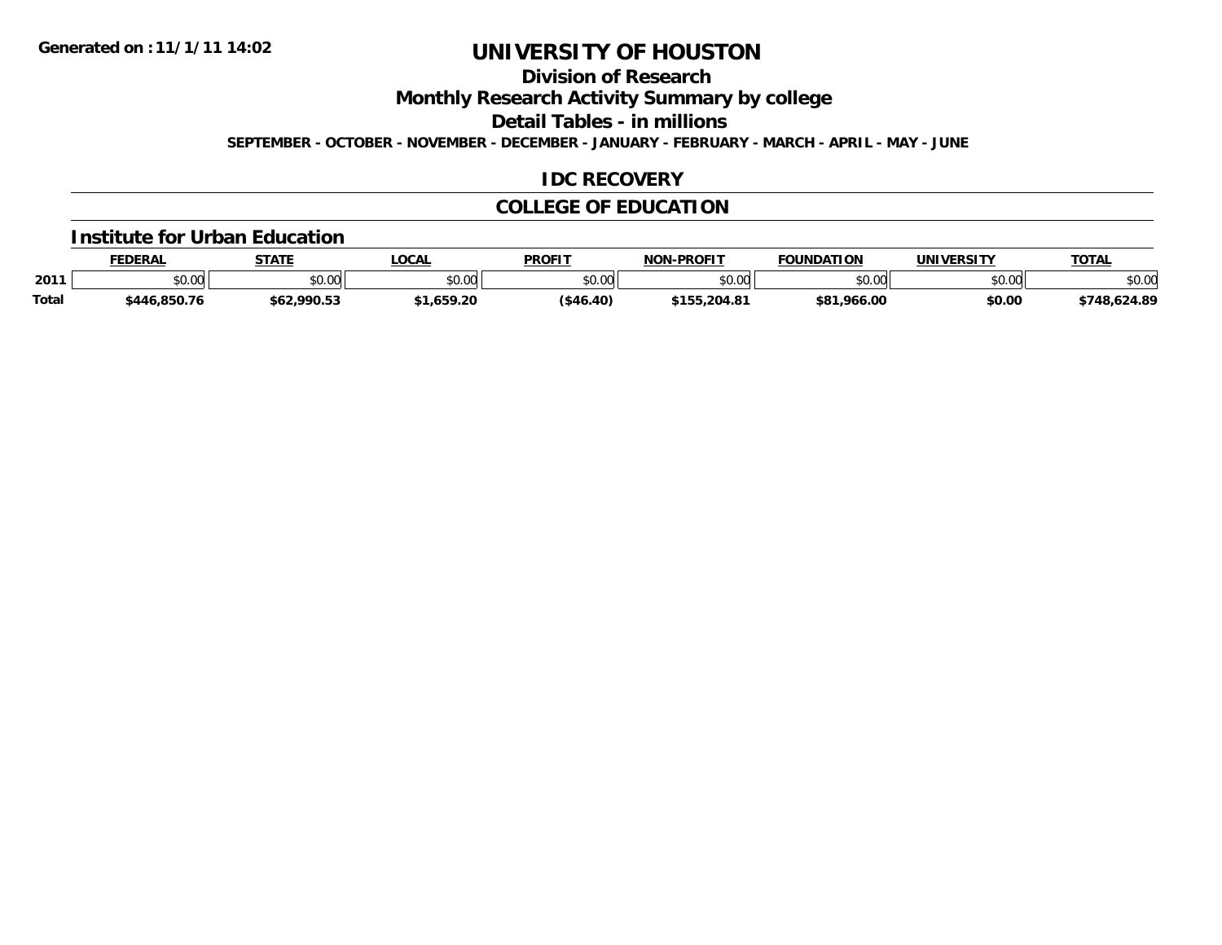Generated on :11/1/11 14:02

# UNIVERSITY OF HOUSTON

## Division of Research

## Monthly Research Activity Summary by college

## Detail Tables - in millions

**SEPTEMBER - OCTOBER - NOVEMBER - DECEMBER - JANUARY - FEBRUARY - MARCH - APRIL - MAY - JUNE**

## IDC RECOVERY

## COLLEGE OF EDUCATION

### Institute for Urban Education

| | FEDERAL | STATE | LOCAL | PROFIT | NON-PROFIT | FOUNDATION | UNIVERSITY | TOTAL |
|---|---|---|---|---|---|---|---|---|
| 2011 | $0.00 | $0.00 | $0.00 | $0.00 | $0.00 | $0.00 | $0.00 | $0.00 |
| Total | $446,850.76 | $62,990.53 | $1,659.20 | ($46.40) | $155,204.81 | $81,966.00 | $0.00 | $748,624.89 |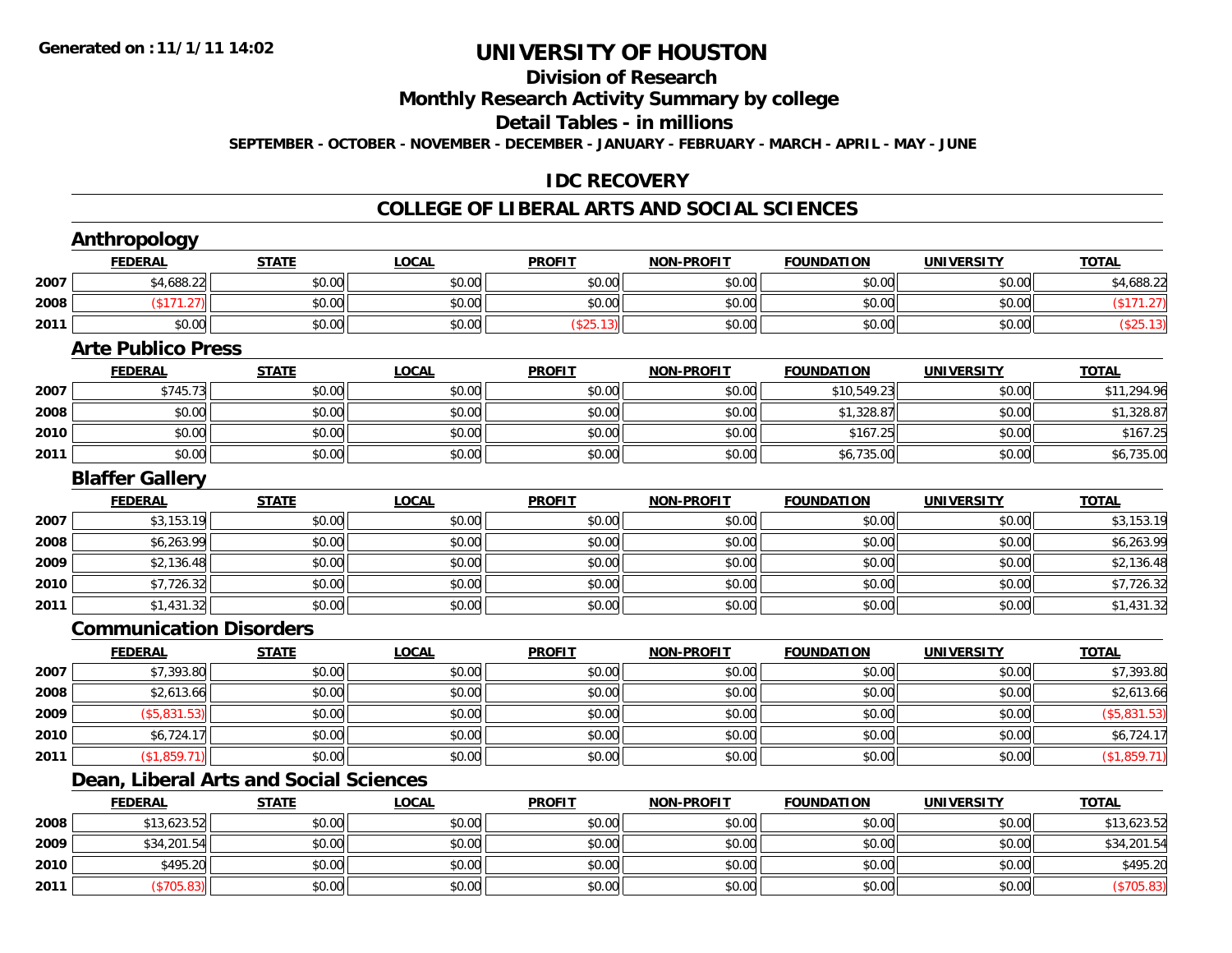Generated on :11/1/11 14:02

# UNIVERSITY OF HOUSTON

## Division of Research

## Monthly Research Activity Summary by college

## Detail Tables - in millions

SEPTEMBER - OCTOBER - NOVEMBER - DECEMBER - JANUARY - FEBRUARY - MARCH - APRIL - MAY - JUNE

## IDC RECOVERY

## COLLEGE OF LIBERAL ARTS AND SOCIAL SCIENCES

### Anthropology

| | FEDERAL | STATE | LOCAL | PROFIT | NON-PROFIT | FOUNDATION | UNIVERSITY | TOTAL |
|---|---|---|---|---|---|---|---|---|
| 2007 | $4,688.22 | $0.00 | $0.00 | $0.00 | $0.00 | $0.00 | $0.00 | $4,688.22 |
| 2008 | ($171.27) | $0.00 | $0.00 | $0.00 | $0.00 | $0.00 | $0.00 | ($171.27) |
| 2011 | $0.00 | $0.00 | $0.00 | ($25.13) | $0.00 | $0.00 | $0.00 | ($25.13) |

### Arte Publico Press

| | FEDERAL | STATE | LOCAL | PROFIT | NON-PROFIT | FOUNDATION | UNIVERSITY | TOTAL |
|---|---|---|---|---|---|---|---|---|
| 2007 | $745.73 | $0.00 | $0.00 | $0.00 | $0.00 | $10,549.23 | $0.00 | $11,294.96 |
| 2008 | $0.00 | $0.00 | $0.00 | $0.00 | $0.00 | $1,328.87 | $0.00 | $1,328.87 |
| 2010 | $0.00 | $0.00 | $0.00 | $0.00 | $0.00 | $167.25 | $0.00 | $167.25 |
| 2011 | $0.00 | $0.00 | $0.00 | $0.00 | $0.00 | $6,735.00 | $0.00 | $6,735.00 |

### Blaffer Gallery

| | FEDERAL | STATE | LOCAL | PROFIT | NON-PROFIT | FOUNDATION | UNIVERSITY | TOTAL |
|---|---|---|---|---|---|---|---|---|
| 2007 | $3,153.19 | $0.00 | $0.00 | $0.00 | $0.00 | $0.00 | $0.00 | $3,153.19 |
| 2008 | $6,263.99 | $0.00 | $0.00 | $0.00 | $0.00 | $0.00 | $0.00 | $6,263.99 |
| 2009 | $2,136.48 | $0.00 | $0.00 | $0.00 | $0.00 | $0.00 | $0.00 | $2,136.48 |
| 2010 | $7,726.32 | $0.00 | $0.00 | $0.00 | $0.00 | $0.00 | $0.00 | $7,726.32 |
| 2011 | $1,431.32 | $0.00 | $0.00 | $0.00 | $0.00 | $0.00 | $0.00 | $1,431.32 |

### Communication Disorders

| | FEDERAL | STATE | LOCAL | PROFIT | NON-PROFIT | FOUNDATION | UNIVERSITY | TOTAL |
|---|---|---|---|---|---|---|---|---|
| 2007 | $7,393.80 | $0.00 | $0.00 | $0.00 | $0.00 | $0.00 | $0.00 | $7,393.80 |
| 2008 | $2,613.66 | $0.00 | $0.00 | $0.00 | $0.00 | $0.00 | $0.00 | $2,613.66 |
| 2009 | ($5,831.53) | $0.00 | $0.00 | $0.00 | $0.00 | $0.00 | $0.00 | ($5,831.53) |
| 2010 | $6,724.17 | $0.00 | $0.00 | $0.00 | $0.00 | $0.00 | $0.00 | $6,724.17 |
| 2011 | ($1,859.71) | $0.00 | $0.00 | $0.00 | $0.00 | $0.00 | $0.00 | ($1,859.71) |

### Dean, Liberal Arts and Social Sciences

| | FEDERAL | STATE | LOCAL | PROFIT | NON-PROFIT | FOUNDATION | UNIVERSITY | TOTAL |
|---|---|---|---|---|---|---|---|---|
| 2008 | $13,623.52 | $0.00 | $0.00 | $0.00 | $0.00 | $0.00 | $0.00 | $13,623.52 |
| 2009 | $34,201.54 | $0.00 | $0.00 | $0.00 | $0.00 | $0.00 | $0.00 | $34,201.54 |
| 2010 | $495.20 | $0.00 | $0.00 | $0.00 | $0.00 | $0.00 | $0.00 | $495.20 |
| 2011 | ($705.83) | $0.00 | $0.00 | $0.00 | $0.00 | $0.00 | $0.00 | ($705.83) |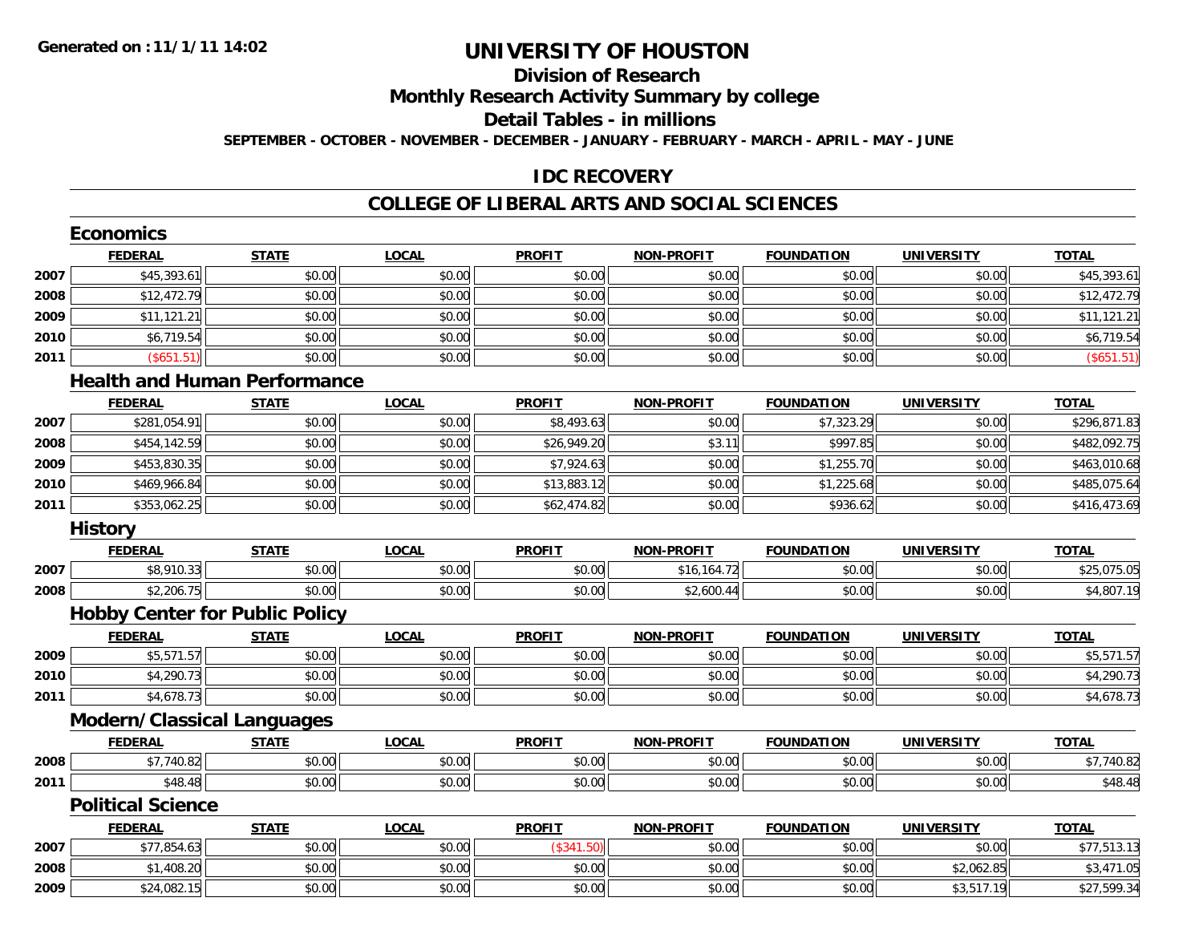Generated on :11/1/11 14:02

# UNIVERSITY OF HOUSTON

## Division of Research

## Monthly Research Activity Summary by college

## Detail Tables - in millions

SEPTEMBER - OCTOBER - NOVEMBER - DECEMBER - JANUARY - FEBRUARY - MARCH - APRIL - MAY - JUNE

## IDC RECOVERY

## COLLEGE OF LIBERAL ARTS AND SOCIAL SCIENCES

### Economics

| | FEDERAL | STATE | LOCAL | PROFIT | NON-PROFIT | FOUNDATION | UNIVERSITY | TOTAL |
|---|---|---|---|---|---|---|---|---|
| 2007 | $45,393.61 | $0.00 | $0.00 | $0.00 | $0.00 | $0.00 | $0.00 | $45,393.61 |
| 2008 | $12,472.79 | $0.00 | $0.00 | $0.00 | $0.00 | $0.00 | $0.00 | $12,472.79 |
| 2009 | $11,121.21 | $0.00 | $0.00 | $0.00 | $0.00 | $0.00 | $0.00 | $11,121.21 |
| 2010 | $6,719.54 | $0.00 | $0.00 | $0.00 | $0.00 | $0.00 | $0.00 | $6,719.54 |
| 2011 | ($651.51) | $0.00 | $0.00 | $0.00 | $0.00 | $0.00 | $0.00 | ($651.51) |

### Health and Human Performance

| | FEDERAL | STATE | LOCAL | PROFIT | NON-PROFIT | FOUNDATION | UNIVERSITY | TOTAL |
|---|---|---|---|---|---|---|---|---|
| 2007 | $281,054.91 | $0.00 | $0.00 | $8,493.63 | $0.00 | $7,323.29 | $0.00 | $296,871.83 |
| 2008 | $454,142.59 | $0.00 | $0.00 | $26,949.20 | $3.11 | $997.85 | $0.00 | $482,092.75 |
| 2009 | $453,830.35 | $0.00 | $0.00 | $7,924.63 | $0.00 | $1,255.70 | $0.00 | $463,010.68 |
| 2010 | $469,966.84 | $0.00 | $0.00 | $13,883.12 | $0.00 | $1,225.68 | $0.00 | $485,075.64 |
| 2011 | $353,062.25 | $0.00 | $0.00 | $62,474.82 | $0.00 | $936.62 | $0.00 | $416,473.69 |

### History

| | FEDERAL | STATE | LOCAL | PROFIT | NON-PROFIT | FOUNDATION | UNIVERSITY | TOTAL |
|---|---|---|---|---|---|---|---|---|
| 2007 | $8,910.33 | $0.00 | $0.00 | $0.00 | $16,164.72 | $0.00 | $0.00 | $25,075.05 |
| 2008 | $2,206.75 | $0.00 | $0.00 | $0.00 | $2,600.44 | $0.00 | $0.00 | $4,807.19 |

### Hobby Center for Public Policy

| | FEDERAL | STATE | LOCAL | PROFIT | NON-PROFIT | FOUNDATION | UNIVERSITY | TOTAL |
|---|---|---|---|---|---|---|---|---|
| 2009 | $5,571.57 | $0.00 | $0.00 | $0.00 | $0.00 | $0.00 | $0.00 | $5,571.57 |
| 2010 | $4,290.73 | $0.00 | $0.00 | $0.00 | $0.00 | $0.00 | $0.00 | $4,290.73 |
| 2011 | $4,678.73 | $0.00 | $0.00 | $0.00 | $0.00 | $0.00 | $0.00 | $4,678.73 |

### Modern/Classical Languages

| | FEDERAL | STATE | LOCAL | PROFIT | NON-PROFIT | FOUNDATION | UNIVERSITY | TOTAL |
|---|---|---|---|---|---|---|---|---|
| 2008 | $7,740.82 | $0.00 | $0.00 | $0.00 | $0.00 | $0.00 | $0.00 | $7,740.82 |
| 2011 | $48.48 | $0.00 | $0.00 | $0.00 | $0.00 | $0.00 | $0.00 | $48.48 |

### Political Science

| | FEDERAL | STATE | LOCAL | PROFIT | NON-PROFIT | FOUNDATION | UNIVERSITY | TOTAL |
|---|---|---|---|---|---|---|---|---|
| 2007 | $77,854.63 | $0.00 | $0.00 | ($341.50) | $0.00 | $0.00 | $0.00 | $77,513.13 |
| 2008 | $1,408.20 | $0.00 | $0.00 | $0.00 | $0.00 | $0.00 | $2,062.85 | $3,471.05 |
| 2009 | $24,082.15 | $0.00 | $0.00 | $0.00 | $0.00 | $0.00 | $3,517.19 | $27,599.34 |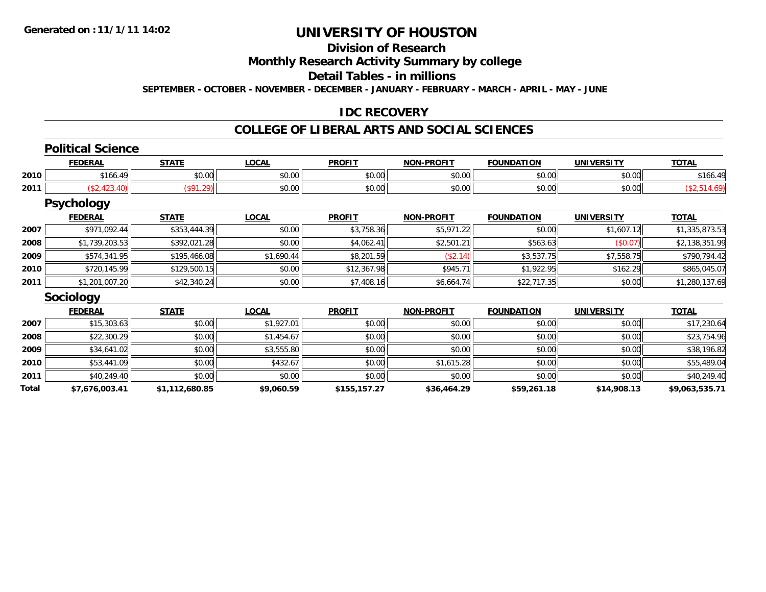**Generated on :11/1/11 14:02**

# UNIVERSITY OF HOUSTON

## Division of Research

## Monthly Research Activity Summary by college

## Detail Tables - in millions

**SEPTEMBER - OCTOBER - NOVEMBER - DECEMBER - JANUARY - FEBRUARY - MARCH - APRIL - MAY - JUNE**

## IDC RECOVERY

## COLLEGE OF LIBERAL ARTS AND SOCIAL SCIENCES

### Political Science

| | FEDERAL | STATE | LOCAL | PROFIT | NON-PROFIT | FOUNDATION | UNIVERSITY | TOTAL |
|---|---|---|---|---|---|---|---|---|
| 2010 | $166.49 | $0.00 | $0.00 | $0.00 | $0.00 | $0.00 | $0.00 | $166.49 |
| 2011 | ($2,423.40) | ($91.29) | $0.00 | $0.00 | $0.00 | $0.00 | $0.00 | ($2,514.69) |

### Psychology

| | FEDERAL | STATE | LOCAL | PROFIT | NON-PROFIT | FOUNDATION | UNIVERSITY | TOTAL |
|---|---|---|---|---|---|---|---|---|
| 2007 | $971,092.44 | $353,444.39 | $0.00 | $3,758.36 | $5,971.22 | $0.00 | $1,607.12 | $1,335,873.53 |
| 2008 | $1,739,203.53 | $392,021.28 | $0.00 | $4,062.41 | $2,501.21 | $563.63 | ($0.07) | $2,138,351.99 |
| 2009 | $574,341.95 | $195,466.08 | $1,690.44 | $8,201.59 | ($2.14) | $3,537.75 | $7,558.75 | $790,794.42 |
| 2010 | $720,145.99 | $129,500.15 | $0.00 | $12,367.98 | $945.71 | $1,922.95 | $162.29 | $865,045.07 |
| 2011 | $1,201,007.20 | $42,340.24 | $0.00 | $7,408.16 | $6,664.74 | $22,717.35 | $0.00 | $1,280,137.69 |

### Sociology

| | FEDERAL | STATE | LOCAL | PROFIT | NON-PROFIT | FOUNDATION | UNIVERSITY | TOTAL |
|---|---|---|---|---|---|---|---|---|
| 2007 | $15,303.63 | $0.00 | $1,927.01 | $0.00 | $0.00 | $0.00 | $0.00 | $17,230.64 |
| 2008 | $22,300.29 | $0.00 | $1,454.67 | $0.00 | $0.00 | $0.00 | $0.00 | $23,754.96 |
| 2009 | $34,641.02 | $0.00 | $3,555.80 | $0.00 | $0.00 | $0.00 | $0.00 | $38,196.82 |
| 2010 | $53,441.09 | $0.00 | $432.67 | $0.00 | $1,615.28 | $0.00 | $0.00 | $55,489.04 |
| 2011 | $40,249.40 | $0.00 | $0.00 | $0.00 | $0.00 | $0.00 | $0.00 | $40,249.40 |
| **Total** | **$7,676,003.41** | **$1,112,680.85** | **$9,060.59** | **$155,157.27** | **$36,464.29** | **$59,261.18** | **$14,908.13** | **$9,063,535.71** |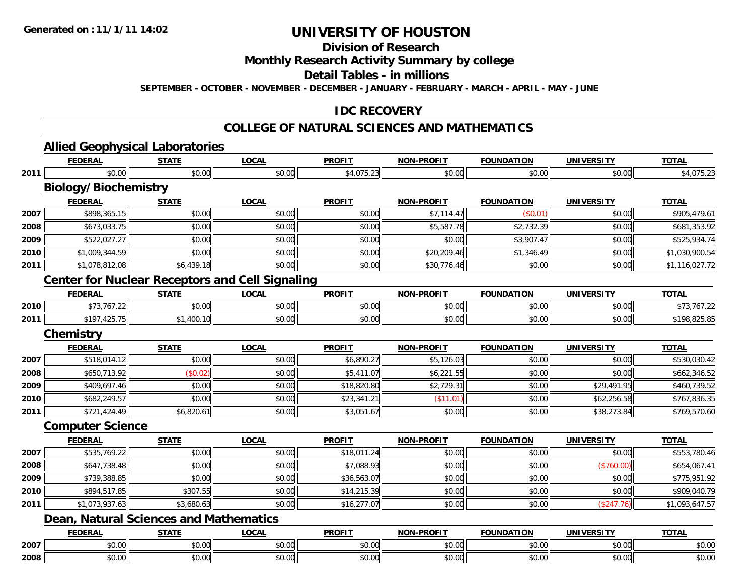Generated on :11/1/11 14:02

# UNIVERSITY OF HOUSTON

## Division of Research

## Monthly Research Activity Summary by college

## Detail Tables - in millions

SEPTEMBER - OCTOBER - NOVEMBER - DECEMBER - JANUARY - FEBRUARY - MARCH - APRIL - MAY - JUNE

## IDC RECOVERY

## COLLEGE OF NATURAL SCIENCES AND MATHEMATICS

### Allied Geophysical Laboratories

| | FEDERAL | STATE | LOCAL | PROFIT | NON-PROFIT | FOUNDATION | UNIVERSITY | TOTAL |
|---|---|---|---|---|---|---|---|---|
| 2011 | $0.00 | $0.00 | $0.00 | $4,075.23 | $0.00 | $0.00 | $0.00 | $4,075.23 |

### Biology/Biochemistry

| | FEDERAL | STATE | LOCAL | PROFIT | NON-PROFIT | FOUNDATION | UNIVERSITY | TOTAL |
|---|---|---|---|---|---|---|---|---|
| 2007 | $898,365.15 | $0.00 | $0.00 | $0.00 | $7,114.47 | ($0.01) | $0.00 | $905,479.61 |
| 2008 | $673,033.75 | $0.00 | $0.00 | $0.00 | $5,587.78 | $2,732.39 | $0.00 | $681,353.92 |
| 2009 | $522,027.27 | $0.00 | $0.00 | $0.00 | $0.00 | $3,907.47 | $0.00 | $525,934.74 |
| 2010 | $1,009,344.59 | $0.00 | $0.00 | $0.00 | $20,209.46 | $1,346.49 | $0.00 | $1,030,900.54 |
| 2011 | $1,078,812.08 | $6,439.18 | $0.00 | $0.00 | $30,776.46 | $0.00 | $0.00 | $1,116,027.72 |

### Center for Nuclear Receptors and Cell Signaling

| | FEDERAL | STATE | LOCAL | PROFIT | NON-PROFIT | FOUNDATION | UNIVERSITY | TOTAL |
|---|---|---|---|---|---|---|---|---|
| 2010 | $73,767.22 | $0.00 | $0.00 | $0.00 | $0.00 | $0.00 | $0.00 | $73,767.22 |
| 2011 | $197,425.75 | $1,400.10 | $0.00 | $0.00 | $0.00 | $0.00 | $0.00 | $198,825.85 |

### Chemistry

| | FEDERAL | STATE | LOCAL | PROFIT | NON-PROFIT | FOUNDATION | UNIVERSITY | TOTAL |
|---|---|---|---|---|---|---|---|---|
| 2007 | $518,014.12 | $0.00 | $0.00 | $6,890.27 | $5,126.03 | $0.00 | $0.00 | $530,030.42 |
| 2008 | $650,713.92 | ($0.02) | $0.00 | $5,411.07 | $6,221.55 | $0.00 | $0.00 | $662,346.52 |
| 2009 | $409,697.46 | $0.00 | $0.00 | $18,820.80 | $2,729.31 | $0.00 | $29,491.95 | $460,739.52 |
| 2010 | $682,249.57 | $0.00 | $0.00 | $23,341.21 | ($11.01) | $0.00 | $62,256.58 | $767,836.35 |
| 2011 | $721,424.49 | $6,820.61 | $0.00 | $3,051.67 | $0.00 | $0.00 | $38,273.84 | $769,570.60 |

### Computer Science

| | FEDERAL | STATE | LOCAL | PROFIT | NON-PROFIT | FOUNDATION | UNIVERSITY | TOTAL |
|---|---|---|---|---|---|---|---|---|
| 2007 | $535,769.22 | $0.00 | $0.00 | $18,011.24 | $0.00 | $0.00 | $0.00 | $553,780.46 |
| 2008 | $647,738.48 | $0.00 | $0.00 | $7,088.93 | $0.00 | $0.00 | ($760.00) | $654,067.41 |
| 2009 | $739,388.85 | $0.00 | $0.00 | $36,563.07 | $0.00 | $0.00 | $0.00 | $775,951.92 |
| 2010 | $894,517.85 | $307.55 | $0.00 | $14,215.39 | $0.00 | $0.00 | $0.00 | $909,040.79 |
| 2011 | $1,073,937.63 | $3,680.63 | $0.00 | $16,277.07 | $0.00 | $0.00 | ($247.76) | $1,093,647.57 |

### Dean, Natural Sciences and Mathematics

| | FEDERAL | STATE | LOCAL | PROFIT | NON-PROFIT | FOUNDATION | UNIVERSITY | TOTAL |
|---|---|---|---|---|---|---|---|---|
| 2007 | $0.00 | $0.00 | $0.00 | $0.00 | $0.00 | $0.00 | $0.00 | $0.00 |
| 2008 | $0.00 | $0.00 | $0.00 | $0.00 | $0.00 | $0.00 | $0.00 | $0.00 |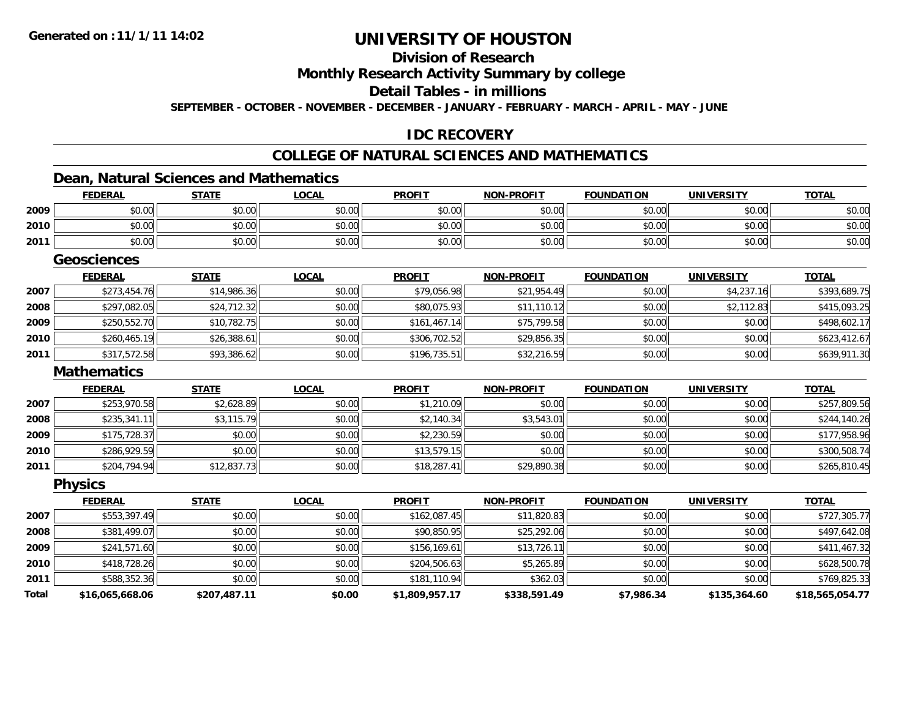# UNIVERSITY OF HOUSTON

## Division of Research

## Monthly Research Activity Summary by college

## Detail Tables - in millions

**SEPTEMBER - OCTOBER - NOVEMBER - DECEMBER - JANUARY - FEBRUARY - MARCH - APRIL - MAY - JUNE**

## IDC RECOVERY

## COLLEGE OF NATURAL SCIENCES AND MATHEMATICS

### Dean, Natural Sciences and Mathematics

| | FEDERAL | STATE | LOCAL | PROFIT | NON-PROFIT | FOUNDATION | UNIVERSITY | TOTAL |
|---|---|---|---|---|---|---|---|---|
| 2009 | $0.00 | $0.00 | $0.00 | $0.00 | $0.00 | $0.00 | $0.00 | $0.00 |
| 2010 | $0.00 | $0.00 | $0.00 | $0.00 | $0.00 | $0.00 | $0.00 | $0.00 |
| 2011 | $0.00 | $0.00 | $0.00 | $0.00 | $0.00 | $0.00 | $0.00 | $0.00 |

### Geosciences

| | FEDERAL | STATE | LOCAL | PROFIT | NON-PROFIT | FOUNDATION | UNIVERSITY | TOTAL |
|---|---|---|---|---|---|---|---|---|
| 2007 | $273,454.76 | $14,986.36 | $0.00 | $79,056.98 | $21,954.49 | $0.00 | $4,237.16 | $393,689.75 |
| 2008 | $297,082.05 | $24,712.32 | $0.00 | $80,075.93 | $11,110.12 | $0.00 | $2,112.83 | $415,093.25 |
| 2009 | $250,552.70 | $10,782.75 | $0.00 | $161,467.14 | $75,799.58 | $0.00 | $0.00 | $498,602.17 |
| 2010 | $260,465.19 | $26,388.61 | $0.00 | $306,702.52 | $29,856.35 | $0.00 | $0.00 | $623,412.67 |
| 2011 | $317,572.58 | $93,386.62 | $0.00 | $196,735.51 | $32,216.59 | $0.00 | $0.00 | $639,911.30 |

### Mathematics

| | FEDERAL | STATE | LOCAL | PROFIT | NON-PROFIT | FOUNDATION | UNIVERSITY | TOTAL |
|---|---|---|---|---|---|---|---|---|
| 2007 | $253,970.58 | $2,628.89 | $0.00 | $1,210.09 | $0.00 | $0.00 | $0.00 | $257,809.56 |
| 2008 | $235,341.11 | $3,115.79 | $0.00 | $2,140.34 | $3,543.01 | $0.00 | $0.00 | $244,140.26 |
| 2009 | $175,728.37 | $0.00 | $0.00 | $2,230.59 | $0.00 | $0.00 | $0.00 | $177,958.96 |
| 2010 | $286,929.59 | $0.00 | $0.00 | $13,579.15 | $0.00 | $0.00 | $0.00 | $300,508.74 |
| 2011 | $204,794.94 | $12,837.73 | $0.00 | $18,287.41 | $29,890.38 | $0.00 | $0.00 | $265,810.45 |

### Physics

| | FEDERAL | STATE | LOCAL | PROFIT | NON-PROFIT | FOUNDATION | UNIVERSITY | TOTAL |
|---|---|---|---|---|---|---|---|---|
| 2007 | $553,397.49 | $0.00 | $0.00 | $162,087.45 | $11,820.83 | $0.00 | $0.00 | $727,305.77 |
| 2008 | $381,499.07 | $0.00 | $0.00 | $90,850.95 | $25,292.06 | $0.00 | $0.00 | $497,642.08 |
| 2009 | $241,571.60 | $0.00 | $0.00 | $156,169.61 | $13,726.11 | $0.00 | $0.00 | $411,467.32 |
| 2010 | $418,728.26 | $0.00 | $0.00 | $204,506.63 | $5,265.89 | $0.00 | $0.00 | $628,500.78 |
| 2011 | $588,352.36 | $0.00 | $0.00 | $181,110.94 | $362.03 | $0.00 | $0.00 | $769,825.33 |
| **Total** | **$16,065,668.06** | **$207,487.11** | **$0.00** | **$1,809,957.17** | **$338,591.49** | **$7,986.34** | **$135,364.60** | **$18,565,054.77** |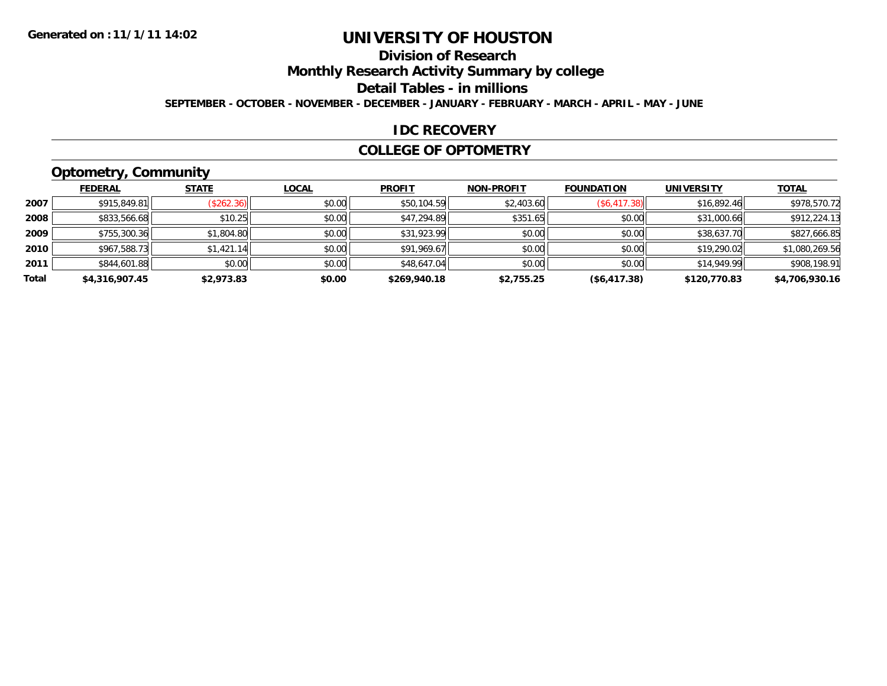Generated on :11/1/11 14:02

# UNIVERSITY OF HOUSTON

## Division of Research

## Monthly Research Activity Summary by college

## Detail Tables - in millions

SEPTEMBER - OCTOBER - NOVEMBER - DECEMBER - JANUARY - FEBRUARY - MARCH - APRIL - MAY - JUNE

## IDC RECOVERY

## COLLEGE OF OPTOMETRY

### Optometry, Community

| | FEDERAL | STATE | LOCAL | PROFIT | NON-PROFIT | FOUNDATION | UNIVERSITY | TOTAL |
|---|---|---|---|---|---|---|---|---|
| 2007 | $915,849.81 | ($262.36) | $0.00 | $50,104.59 | $2,403.60 | ($6,417.38) | $16,892.46 | $978,570.72 |
| 2008 | $833,566.68 | $10.25 | $0.00 | $47,294.89 | $351.65 | $0.00 | $31,000.66 | $912,224.13 |
| 2009 | $755,300.36 | $1,804.80 | $0.00 | $31,923.99 | $0.00 | $0.00 | $38,637.70 | $827,666.85 |
| 2010 | $967,588.73 | $1,421.14 | $0.00 | $91,969.67 | $0.00 | $0.00 | $19,290.02 | $1,080,269.56 |
| 2011 | $844,601.88 | $0.00 | $0.00 | $48,647.04 | $0.00 | $0.00 | $14,949.99 | $908,198.91 |
| **Total** | **$4,316,907.45** | **$2,973.83** | **$0.00** | **$269,940.18** | **$2,755.25** | **($6,417.38)** | **$120,770.83** | **$4,706,930.16** |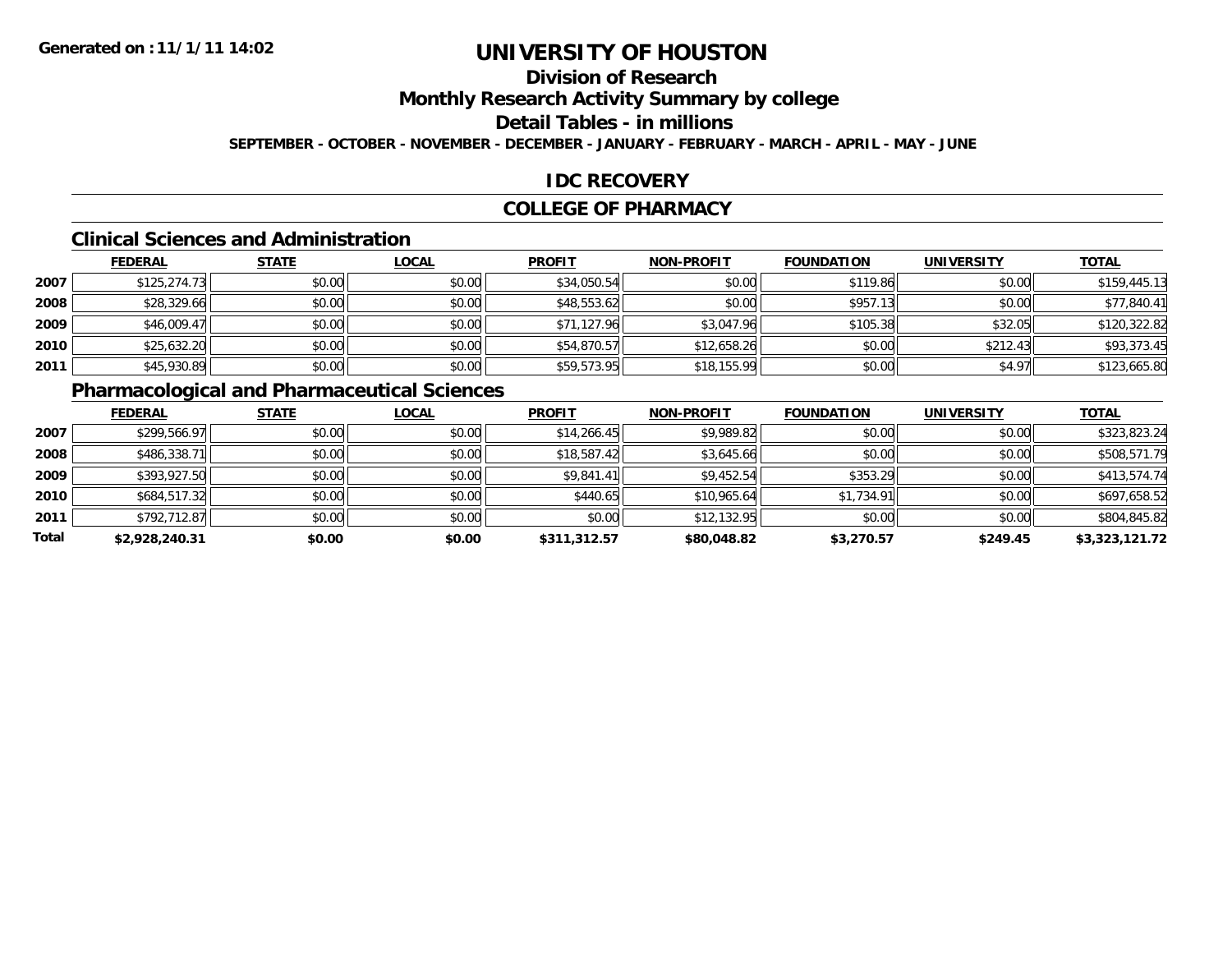Generated on :11/1/11 14:02

# UNIVERSITY OF HOUSTON

## Division of Research

## Monthly Research Activity Summary by college

## Detail Tables - in millions

SEPTEMBER - OCTOBER - NOVEMBER - DECEMBER - JANUARY - FEBRUARY - MARCH - APRIL - MAY - JUNE

## IDC RECOVERY

## COLLEGE OF PHARMACY

### Clinical Sciences and Administration

| | FEDERAL | STATE | LOCAL | PROFIT | NON-PROFIT | FOUNDATION | UNIVERSITY | TOTAL |
|---|---|---|---|---|---|---|---|---|
| 2007 | $125,274.73 | $0.00 | $0.00 | $34,050.54 | $0.00 | $119.86 | $0.00 | $159,445.13 |
| 2008 | $28,329.66 | $0.00 | $0.00 | $48,553.62 | $0.00 | $957.13 | $0.00 | $77,840.41 |
| 2009 | $46,009.47 | $0.00 | $0.00 | $71,127.96 | $3,047.96 | $105.38 | $32.05 | $120,322.82 |
| 2010 | $25,632.20 | $0.00 | $0.00 | $54,870.57 | $12,658.26 | $0.00 | $212.43 | $93,373.45 |
| 2011 | $45,930.89 | $0.00 | $0.00 | $59,573.95 | $18,155.99 | $0.00 | $4.97 | $123,665.80 |

### Pharmacological and Pharmaceutical Sciences

| | FEDERAL | STATE | LOCAL | PROFIT | NON-PROFIT | FOUNDATION | UNIVERSITY | TOTAL |
|---|---|---|---|---|---|---|---|---|
| 2007 | $299,566.97 | $0.00 | $0.00 | $14,266.45 | $9,989.82 | $0.00 | $0.00 | $323,823.24 |
| 2008 | $486,338.71 | $0.00 | $0.00 | $18,587.42 | $3,645.66 | $0.00 | $0.00 | $508,571.79 |
| 2009 | $393,927.50 | $0.00 | $0.00 | $9,841.41 | $9,452.54 | $353.29 | $0.00 | $413,574.74 |
| 2010 | $684,517.32 | $0.00 | $0.00 | $440.65 | $10,965.64 | $1,734.91 | $0.00 | $697,658.52 |
| 2011 | $792,712.87 | $0.00 | $0.00 | $0.00 | $12,132.95 | $0.00 | $0.00 | $804,845.82 |
| **Total** | **$2,928,240.31** | **$0.00** | **$0.00** | **$311,312.57** | **$80,048.82** | **$3,270.57** | **$249.45** | **$3,323,121.72** |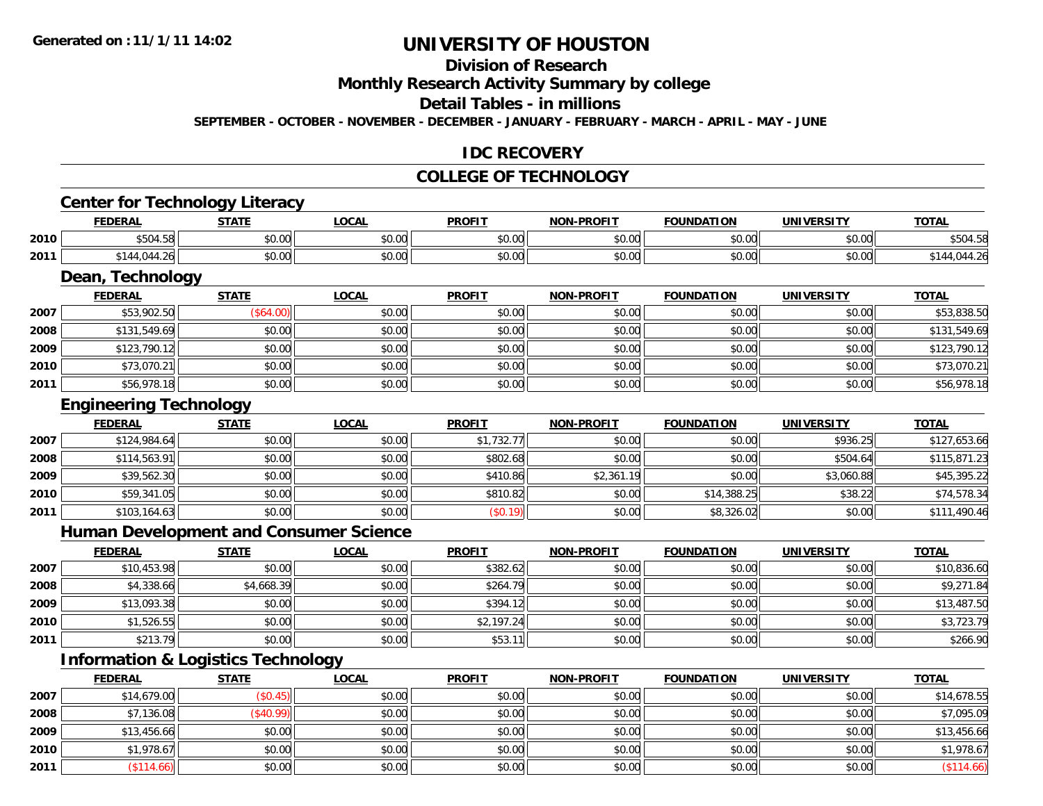Generated on :11/1/11 14:02

# UNIVERSITY OF HOUSTON

## Division of Research

## Monthly Research Activity Summary by college

## Detail Tables - in millions

SEPTEMBER - OCTOBER - NOVEMBER - DECEMBER - JANUARY - FEBRUARY - MARCH - APRIL - MAY - JUNE

## IDC RECOVERY

## COLLEGE OF TECHNOLOGY

### Center for Technology Literacy

| | FEDERAL | STATE | LOCAL | PROFIT | NON-PROFIT | FOUNDATION | UNIVERSITY | TOTAL |
|---|---|---|---|---|---|---|---|---|
| 2010 | $504.58 | $0.00 | $0.00 | $0.00 | $0.00 | $0.00 | $0.00 | $504.58 |
| 2011 | $144,044.26 | $0.00 | $0.00 | $0.00 | $0.00 | $0.00 | $0.00 | $144,044.26 |

### Dean, Technology

| | FEDERAL | STATE | LOCAL | PROFIT | NON-PROFIT | FOUNDATION | UNIVERSITY | TOTAL |
|---|---|---|---|---|---|---|---|---|
| 2007 | $53,902.50 | ($64.00) | $0.00 | $0.00 | $0.00 | $0.00 | $0.00 | $53,838.50 |
| 2008 | $131,549.69 | $0.00 | $0.00 | $0.00 | $0.00 | $0.00 | $0.00 | $131,549.69 |
| 2009 | $123,790.12 | $0.00 | $0.00 | $0.00 | $0.00 | $0.00 | $0.00 | $123,790.12 |
| 2010 | $73,070.21 | $0.00 | $0.00 | $0.00 | $0.00 | $0.00 | $0.00 | $73,070.21 |
| 2011 | $56,978.18 | $0.00 | $0.00 | $0.00 | $0.00 | $0.00 | $0.00 | $56,978.18 |

### Engineering Technology

| | FEDERAL | STATE | LOCAL | PROFIT | NON-PROFIT | FOUNDATION | UNIVERSITY | TOTAL |
|---|---|---|---|---|---|---|---|---|
| 2007 | $124,984.64 | $0.00 | $0.00 | $1,732.77 | $0.00 | $0.00 | $936.25 | $127,653.66 |
| 2008 | $114,563.91 | $0.00 | $0.00 | $802.68 | $0.00 | $0.00 | $504.64 | $115,871.23 |
| 2009 | $39,562.30 | $0.00 | $0.00 | $410.86 | $2,361.19 | $0.00 | $3,060.88 | $45,395.22 |
| 2010 | $59,341.05 | $0.00 | $0.00 | $810.82 | $0.00 | $14,388.25 | $38.22 | $74,578.34 |
| 2011 | $103,164.63 | $0.00 | $0.00 | ($0.19) | $0.00 | $8,326.02 | $0.00 | $111,490.46 |

### Human Development and Consumer Science

| | FEDERAL | STATE | LOCAL | PROFIT | NON-PROFIT | FOUNDATION | UNIVERSITY | TOTAL |
|---|---|---|---|---|---|---|---|---|
| 2007 | $10,453.98 | $0.00 | $0.00 | $382.62 | $0.00 | $0.00 | $0.00 | $10,836.60 |
| 2008 | $4,338.66 | $4,668.39 | $0.00 | $264.79 | $0.00 | $0.00 | $0.00 | $9,271.84 |
| 2009 | $13,093.38 | $0.00 | $0.00 | $394.12 | $0.00 | $0.00 | $0.00 | $13,487.50 |
| 2010 | $1,526.55 | $0.00 | $0.00 | $2,197.24 | $0.00 | $0.00 | $0.00 | $3,723.79 |
| 2011 | $213.79 | $0.00 | $0.00 | $53.11 | $0.00 | $0.00 | $0.00 | $266.90 |

### Information & Logistics Technology

| | FEDERAL | STATE | LOCAL | PROFIT | NON-PROFIT | FOUNDATION | UNIVERSITY | TOTAL |
|---|---|---|---|---|---|---|---|---|
| 2007 | $14,679.00 | ($0.45) | $0.00 | $0.00 | $0.00 | $0.00 | $0.00 | $14,678.55 |
| 2008 | $7,136.08 | ($40.99) | $0.00 | $0.00 | $0.00 | $0.00 | $0.00 | $7,095.09 |
| 2009 | $13,456.66 | $0.00 | $0.00 | $0.00 | $0.00 | $0.00 | $0.00 | $13,456.66 |
| 2010 | $1,978.67 | $0.00 | $0.00 | $0.00 | $0.00 | $0.00 | $0.00 | $1,978.67 |
| 2011 | ($114.66) | $0.00 | $0.00 | $0.00 | $0.00 | $0.00 | $0.00 | ($114.66) |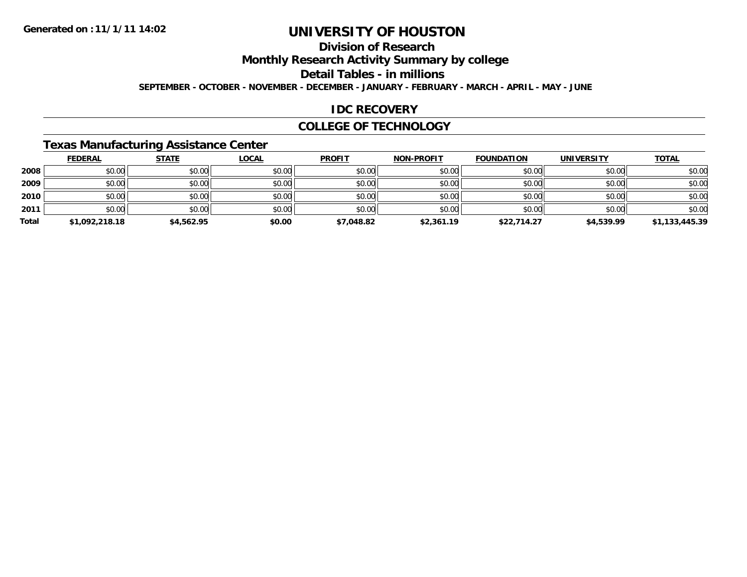**Generated on :11/1/11 14:02**

# UNIVERSITY OF HOUSTON

## Division of Research

## Monthly Research Activity Summary by college

## Detail Tables - in millions

**SEPTEMBER - OCTOBER - NOVEMBER - DECEMBER - JANUARY - FEBRUARY - MARCH - APRIL - MAY - JUNE**

## IDC RECOVERY

## COLLEGE OF TECHNOLOGY

### Texas Manufacturing Assistance Center

| | FEDERAL | STATE | LOCAL | PROFIT | NON-PROFIT | FOUNDATION | UNIVERSITY | TOTAL |
|---|---|---|---|---|---|---|---|---|
| 2008 | $0.00 | $0.00 | $0.00 | $0.00 | $0.00 | $0.00 | $0.00 | $0.00 |
| 2009 | $0.00 | $0.00 | $0.00 | $0.00 | $0.00 | $0.00 | $0.00 | $0.00 |
| 2010 | $0.00 | $0.00 | $0.00 | $0.00 | $0.00 | $0.00 | $0.00 | $0.00 |
| 2011 | $0.00 | $0.00 | $0.00 | $0.00 | $0.00 | $0.00 | $0.00 | $0.00 |
| **Total** | **$1,092,218.18** | **$4,562.95** | **$0.00** | **$7,048.82** | **$2,361.19** | **$22,714.27** | **$4,539.99** | **$1,133,445.39** |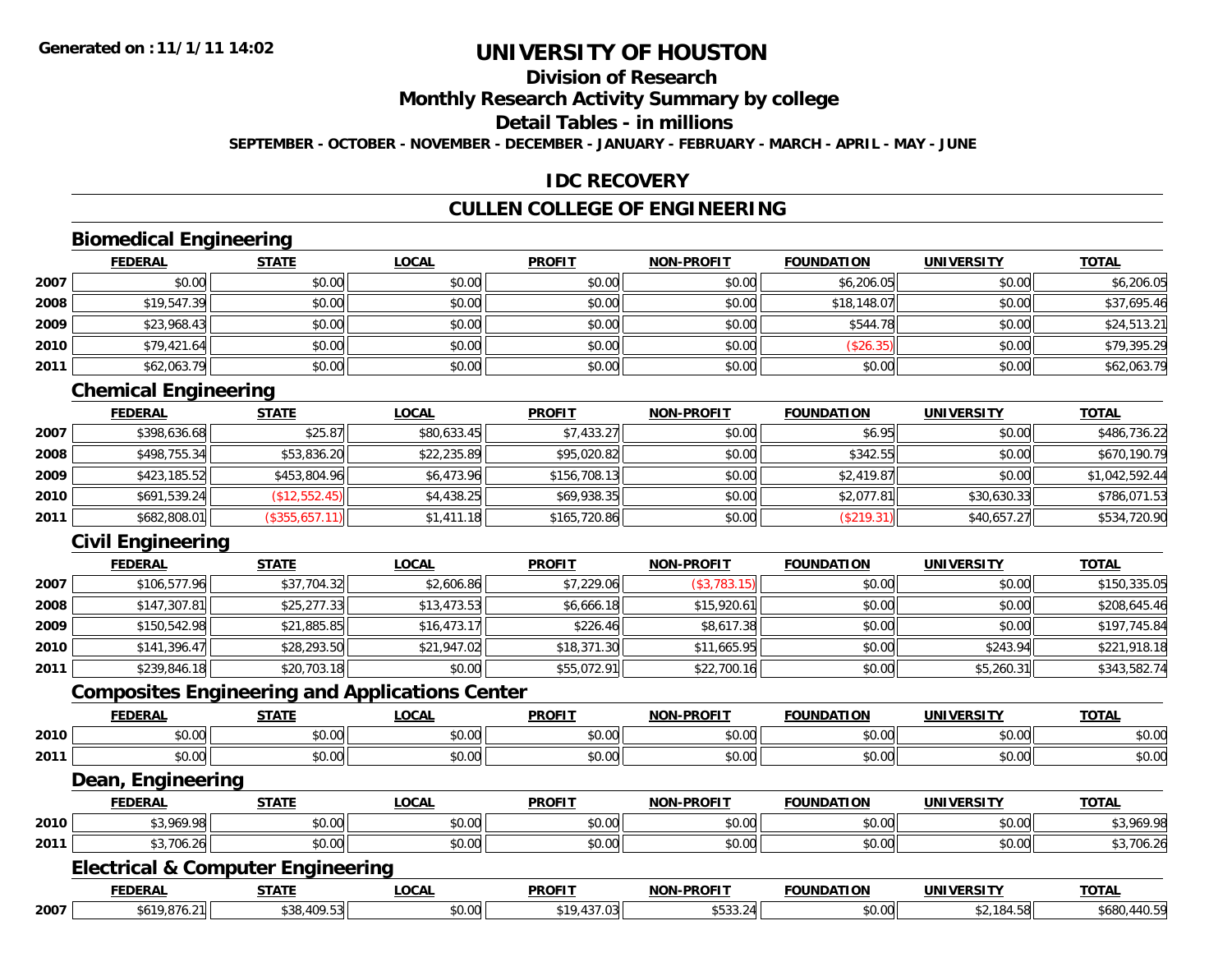Generated on :11/1/11 14:02

# UNIVERSITY OF HOUSTON

## Division of Research

## Monthly Research Activity Summary by college

## Detail Tables - in millions

SEPTEMBER - OCTOBER - NOVEMBER - DECEMBER - JANUARY - FEBRUARY - MARCH - APRIL - MAY - JUNE

## IDC RECOVERY

## CULLEN COLLEGE OF ENGINEERING

### Biomedical Engineering

| | FEDERAL | STATE | LOCAL | PROFIT | NON-PROFIT | FOUNDATION | UNIVERSITY | TOTAL |
|---|---|---|---|---|---|---|---|---|
| 2007 | $0.00 | $0.00 | $0.00 | $0.00 | $0.00 | $6,206.05 | $0.00 | $6,206.05 |
| 2008 | $19,547.39 | $0.00 | $0.00 | $0.00 | $0.00 | $18,148.07 | $0.00 | $37,695.46 |
| 2009 | $23,968.43 | $0.00 | $0.00 | $0.00 | $0.00 | $544.78 | $0.00 | $24,513.21 |
| 2010 | $79,421.64 | $0.00 | $0.00 | $0.00 | $0.00 | ($26.35) | $0.00 | $79,395.29 |
| 2011 | $62,063.79 | $0.00 | $0.00 | $0.00 | $0.00 | $0.00 | $0.00 | $62,063.79 |

### Chemical Engineering

| | FEDERAL | STATE | LOCAL | PROFIT | NON-PROFIT | FOUNDATION | UNIVERSITY | TOTAL |
|---|---|---|---|---|---|---|---|---|
| 2007 | $398,636.68 | $25.87 | $80,633.45 | $7,433.27 | $0.00 | $6.95 | $0.00 | $486,736.22 |
| 2008 | $498,755.34 | $53,836.20 | $22,235.89 | $95,020.82 | $0.00 | $342.55 | $0.00 | $670,190.79 |
| 2009 | $423,185.52 | $453,804.96 | $6,473.96 | $156,708.13 | $0.00 | $2,419.87 | $0.00 | $1,042,592.44 |
| 2010 | $691,539.24 | ($12,552.45) | $4,438.25 | $69,938.35 | $0.00 | $2,077.81 | $30,630.33 | $786,071.53 |
| 2011 | $682,808.01 | ($355,657.11) | $1,411.18 | $165,720.86 | $0.00 | ($219.31) | $40,657.27 | $534,720.90 |

### Civil Engineering

| | FEDERAL | STATE | LOCAL | PROFIT | NON-PROFIT | FOUNDATION | UNIVERSITY | TOTAL |
|---|---|---|---|---|---|---|---|---|
| 2007 | $106,577.96 | $37,704.32 | $2,606.86 | $7,229.06 | ($3,783.15) | $0.00 | $0.00 | $150,335.05 |
| 2008 | $147,307.81 | $25,277.33 | $13,473.53 | $6,666.18 | $15,920.61 | $0.00 | $0.00 | $208,645.46 |
| 2009 | $150,542.98 | $21,885.85 | $16,473.17 | $226.46 | $8,617.38 | $0.00 | $0.00 | $197,745.84 |
| 2010 | $141,396.47 | $28,293.50 | $21,947.02 | $18,371.30 | $11,665.95 | $0.00 | $243.94 | $221,918.18 |
| 2011 | $239,846.18 | $20,703.18 | $0.00 | $55,072.91 | $22,700.16 | $0.00 | $5,260.31 | $343,582.74 |

### Composites Engineering and Applications Center

| | FEDERAL | STATE | LOCAL | PROFIT | NON-PROFIT | FOUNDATION | UNIVERSITY | TOTAL |
|---|---|---|---|---|---|---|---|---|
| 2010 | $0.00 | $0.00 | $0.00 | $0.00 | $0.00 | $0.00 | $0.00 | $0.00 |
| 2011 | $0.00 | $0.00 | $0.00 | $0.00 | $0.00 | $0.00 | $0.00 | $0.00 |

### Dean, Engineering

| | FEDERAL | STATE | LOCAL | PROFIT | NON-PROFIT | FOUNDATION | UNIVERSITY | TOTAL |
|---|---|---|---|---|---|---|---|---|
| 2010 | $3,969.98 | $0.00 | $0.00 | $0.00 | $0.00 | $0.00 | $0.00 | $3,969.98 |
| 2011 | $3,706.26 | $0.00 | $0.00 | $0.00 | $0.00 | $0.00 | $0.00 | $3,706.26 |

### Electrical & Computer Engineering

| | FEDERAL | STATE | LOCAL | PROFIT | NON-PROFIT | FOUNDATION | UNIVERSITY | TOTAL |
|---|---|---|---|---|---|---|---|---|
| 2007 | $619,876.21 | $38,409.53 | $0.00 | $19,437.03 | $533.24 | $0.00 | $2,184.58 | $680,440.59 |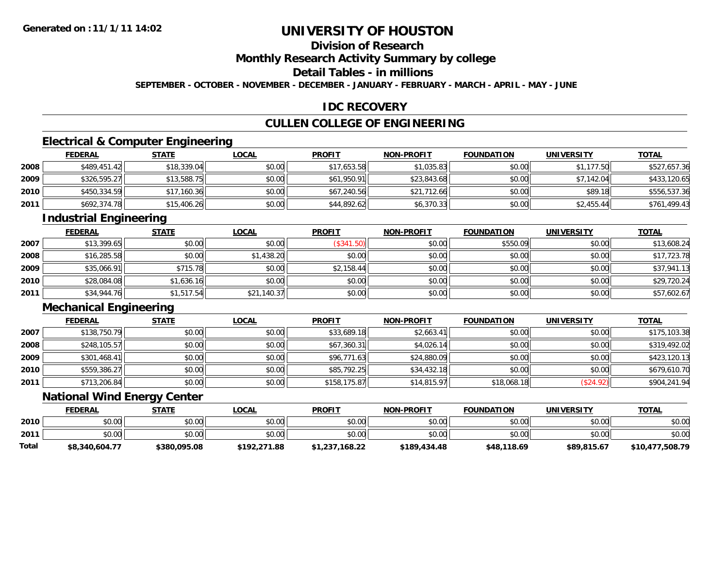# UNIVERSITY OF HOUSTON

## Division of Research

## Monthly Research Activity Summary by college

## Detail Tables - in millions

SEPTEMBER - OCTOBER - NOVEMBER - DECEMBER - JANUARY - FEBRUARY - MARCH - APRIL - MAY - JUNE

Generated on : 11/1/11 14:02

## IDC RECOVERY

## CULLEN COLLEGE OF ENGINEERING

### Electrical & Computer Engineering

| | FEDERAL | STATE | LOCAL | PROFIT | NON-PROFIT | FOUNDATION | UNIVERSITY | TOTAL |
|---|---|---|---|---|---|---|---|---|
| 2008 | $489,451.42 | $18,339.04 | $0.00 | $17,653.58 | $1,035.83 | $0.00 | $1,177.50 | $527,657.36 |
| 2009 | $326,595.27 | $13,588.75 | $0.00 | $61,950.91 | $23,843.68 | $0.00 | $7,142.04 | $433,120.65 |
| 2010 | $450,334.59 | $17,160.36 | $0.00 | $67,240.56 | $21,712.66 | $0.00 | $89.18 | $556,537.36 |
| 2011 | $692,374.78 | $15,406.26 | $0.00 | $44,892.62 | $6,370.33 | $0.00 | $2,455.44 | $761,499.43 |

### Industrial Engineering

| | FEDERAL | STATE | LOCAL | PROFIT | NON-PROFIT | FOUNDATION | UNIVERSITY | TOTAL |
|---|---|---|---|---|---|---|---|---|
| 2007 | $13,399.65 | $0.00 | $0.00 | ($341.50) | $0.00 | $550.09 | $0.00 | $13,608.24 |
| 2008 | $16,285.58 | $0.00 | $1,438.20 | $0.00 | $0.00 | $0.00 | $0.00 | $17,723.78 |
| 2009 | $35,066.91 | $715.78 | $0.00 | $2,158.44 | $0.00 | $0.00 | $0.00 | $37,941.13 |
| 2010 | $28,084.08 | $1,636.16 | $0.00 | $0.00 | $0.00 | $0.00 | $0.00 | $29,720.24 |
| 2011 | $34,944.76 | $1,517.54 | $21,140.37 | $0.00 | $0.00 | $0.00 | $0.00 | $57,602.67 |

### Mechanical Engineering

| | FEDERAL | STATE | LOCAL | PROFIT | NON-PROFIT | FOUNDATION | UNIVERSITY | TOTAL |
|---|---|---|---|---|---|---|---|---|
| 2007 | $138,750.79 | $0.00 | $0.00 | $33,689.18 | $2,663.41 | $0.00 | $0.00 | $175,103.38 |
| 2008 | $248,105.57 | $0.00 | $0.00 | $67,360.31 | $4,026.14 | $0.00 | $0.00 | $319,492.02 |
| 2009 | $301,468.41 | $0.00 | $0.00 | $96,771.63 | $24,880.09 | $0.00 | $0.00 | $423,120.13 |
| 2010 | $559,386.27 | $0.00 | $0.00 | $85,792.25 | $34,432.18 | $0.00 | $0.00 | $679,610.70 |
| 2011 | $713,206.84 | $0.00 | $0.00 | $158,175.87 | $14,815.97 | $18,068.18 | ($24.92) | $904,241.94 |

### National Wind Energy Center

| | FEDERAL | STATE | LOCAL | PROFIT | NON-PROFIT | FOUNDATION | UNIVERSITY | TOTAL |
|---|---|---|---|---|---|---|---|---|
| 2010 | $0.00 | $0.00 | $0.00 | $0.00 | $0.00 | $0.00 | $0.00 | $0.00 |
| 2011 | $0.00 | $0.00 | $0.00 | $0.00 | $0.00 | $0.00 | $0.00 | $0.00 |
| **Total** | **$8,340,604.77** | **$380,095.08** | **$192,271.88** | **$1,237,168.22** | **$189,434.48** | **$48,118.69** | **$89,815.67** | **$10,477,508.79** |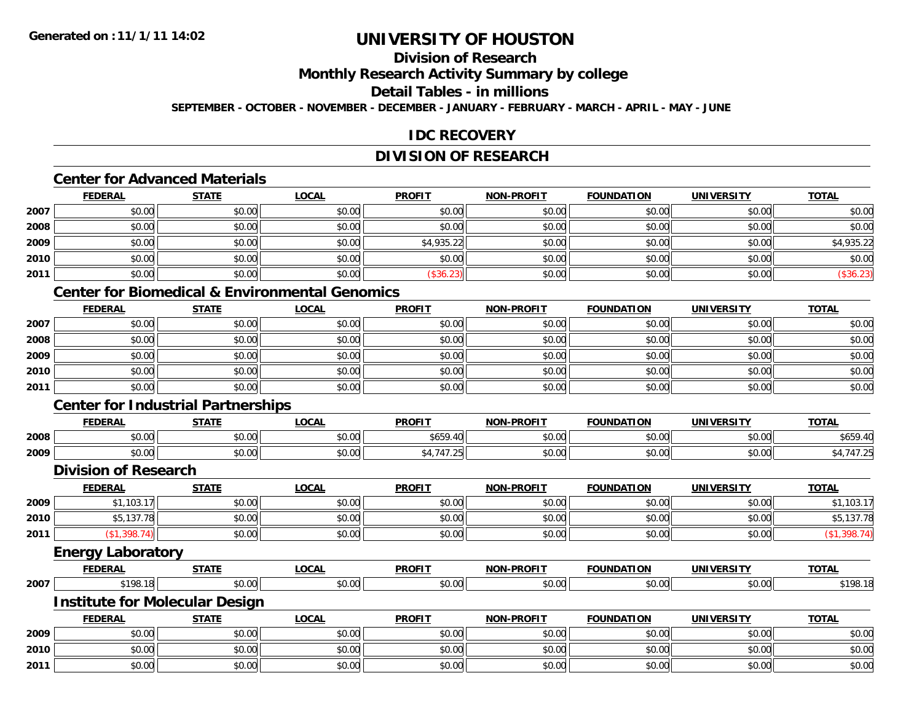**Generated on :11/1/11 14:02**

# UNIVERSITY OF HOUSTON

## Division of Research

## Monthly Research Activity Summary by college

## Detail Tables - in millions

**SEPTEMBER - OCTOBER - NOVEMBER - DECEMBER - JANUARY - FEBRUARY - MARCH - APRIL - MAY - JUNE**

## IDC RECOVERY

## DIVISION OF RESEARCH

### Center for Advanced Materials

| | FEDERAL | STATE | LOCAL | PROFIT | NON-PROFIT | FOUNDATION | UNIVERSITY | TOTAL |
|---|---|---|---|---|---|---|---|---|
| 2007 | $0.00 | $0.00 | $0.00 | $0.00 | $0.00 | $0.00 | $0.00 | $0.00 |
| 2008 | $0.00 | $0.00 | $0.00 | $0.00 | $0.00 | $0.00 | $0.00 | $0.00 |
| 2009 | $0.00 | $0.00 | $0.00 | $4,935.22 | $0.00 | $0.00 | $0.00 | $4,935.22 |
| 2010 | $0.00 | $0.00 | $0.00 | $0.00 | $0.00 | $0.00 | $0.00 | $0.00 |
| 2011 | $0.00 | $0.00 | $0.00 | ($36.23) | $0.00 | $0.00 | $0.00 | ($36.23) |

### Center for Biomedical & Environmental Genomics

| | FEDERAL | STATE | LOCAL | PROFIT | NON-PROFIT | FOUNDATION | UNIVERSITY | TOTAL |
|---|---|---|---|---|---|---|---|---|
| 2007 | $0.00 | $0.00 | $0.00 | $0.00 | $0.00 | $0.00 | $0.00 | $0.00 |
| 2008 | $0.00 | $0.00 | $0.00 | $0.00 | $0.00 | $0.00 | $0.00 | $0.00 |
| 2009 | $0.00 | $0.00 | $0.00 | $0.00 | $0.00 | $0.00 | $0.00 | $0.00 |
| 2010 | $0.00 | $0.00 | $0.00 | $0.00 | $0.00 | $0.00 | $0.00 | $0.00 |
| 2011 | $0.00 | $0.00 | $0.00 | $0.00 | $0.00 | $0.00 | $0.00 | $0.00 |

### Center for Industrial Partnerships

| | FEDERAL | STATE | LOCAL | PROFIT | NON-PROFIT | FOUNDATION | UNIVERSITY | TOTAL |
|---|---|---|---|---|---|---|---|---|
| 2008 | $0.00 | $0.00 | $0.00 | $659.40 | $0.00 | $0.00 | $0.00 | $659.40 |
| 2009 | $0.00 | $0.00 | $0.00 | $4,747.25 | $0.00 | $0.00 | $0.00 | $4,747.25 |

### Division of Research

| | FEDERAL | STATE | LOCAL | PROFIT | NON-PROFIT | FOUNDATION | UNIVERSITY | TOTAL |
|---|---|---|---|---|---|---|---|---|
| 2009 | $1,103.17 | $0.00 | $0.00 | $0.00 | $0.00 | $0.00 | $0.00 | $1,103.17 |
| 2010 | $5,137.78 | $0.00 | $0.00 | $0.00 | $0.00 | $0.00 | $0.00 | $5,137.78 |
| 2011 | ($1,398.74) | $0.00 | $0.00 | $0.00 | $0.00 | $0.00 | $0.00 | ($1,398.74) |

### Energy Laboratory

| | FEDERAL | STATE | LOCAL | PROFIT | NON-PROFIT | FOUNDATION | UNIVERSITY | TOTAL |
|---|---|---|---|---|---|---|---|---|
| 2007 | $198.18 | $0.00 | $0.00 | $0.00 | $0.00 | $0.00 | $0.00 | $198.18 |

### Institute for Molecular Design

| | FEDERAL | STATE | LOCAL | PROFIT | NON-PROFIT | FOUNDATION | UNIVERSITY | TOTAL |
|---|---|---|---|---|---|---|---|---|
| 2009 | $0.00 | $0.00 | $0.00 | $0.00 | $0.00 | $0.00 | $0.00 | $0.00 |
| 2010 | $0.00 | $0.00 | $0.00 | $0.00 | $0.00 | $0.00 | $0.00 | $0.00 |
| 2011 | $0.00 | $0.00 | $0.00 | $0.00 | $0.00 | $0.00 | $0.00 | $0.00 |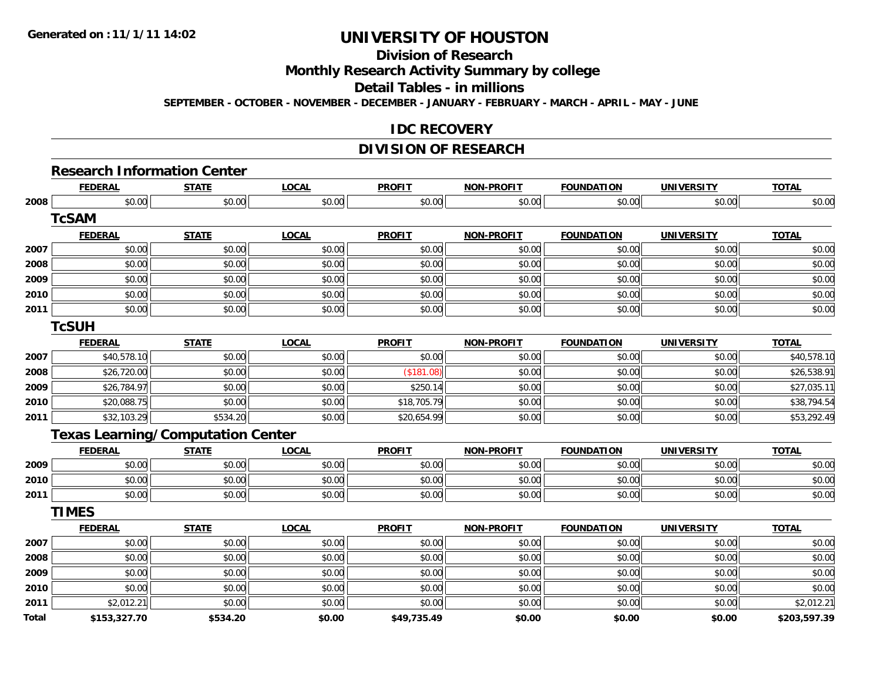**Generated on :11/1/11 14:02**

# UNIVERSITY OF HOUSTON

## Division of Research

## Monthly Research Activity Summary by college

## Detail Tables - in millions

**SEPTEMBER - OCTOBER - NOVEMBER - DECEMBER - JANUARY - FEBRUARY - MARCH - APRIL - MAY - JUNE**

## IDC RECOVERY

## DIVISION OF RESEARCH

### Research Information Center

| | FEDERAL | STATE | LOCAL | PROFIT | NON-PROFIT | FOUNDATION | UNIVERSITY | TOTAL |
|---|---|---|---|---|---|---|---|---|
| 2008 | $0.00 | $0.00 | $0.00 | $0.00 | $0.00 | $0.00 | $0.00 | $0.00 |

### TcSAM

| | FEDERAL | STATE | LOCAL | PROFIT | NON-PROFIT | FOUNDATION | UNIVERSITY | TOTAL |
|---|---|---|---|---|---|---|---|---|
| 2007 | $0.00 | $0.00 | $0.00 | $0.00 | $0.00 | $0.00 | $0.00 | $0.00 |
| 2008 | $0.00 | $0.00 | $0.00 | $0.00 | $0.00 | $0.00 | $0.00 | $0.00 |
| 2009 | $0.00 | $0.00 | $0.00 | $0.00 | $0.00 | $0.00 | $0.00 | $0.00 |
| 2010 | $0.00 | $0.00 | $0.00 | $0.00 | $0.00 | $0.00 | $0.00 | $0.00 |
| 2011 | $0.00 | $0.00 | $0.00 | $0.00 | $0.00 | $0.00 | $0.00 | $0.00 |

### TcSUH

| | FEDERAL | STATE | LOCAL | PROFIT | NON-PROFIT | FOUNDATION | UNIVERSITY | TOTAL |
|---|---|---|---|---|---|---|---|---|
| 2007 | $40,578.10 | $0.00 | $0.00 | $0.00 | $0.00 | $0.00 | $0.00 | $40,578.10 |
| 2008 | $26,720.00 | $0.00 | $0.00 | ($181.08) | $0.00 | $0.00 | $0.00 | $26,538.91 |
| 2009 | $26,784.97 | $0.00 | $0.00 | $250.14 | $0.00 | $0.00 | $0.00 | $27,035.11 |
| 2010 | $20,088.75 | $0.00 | $0.00 | $18,705.79 | $0.00 | $0.00 | $0.00 | $38,794.54 |
| 2011 | $32,103.29 | $534.20 | $0.00 | $20,654.99 | $0.00 | $0.00 | $0.00 | $53,292.49 |

### Texas Learning/Computation Center

| | FEDERAL | STATE | LOCAL | PROFIT | NON-PROFIT | FOUNDATION | UNIVERSITY | TOTAL |
|---|---|---|---|---|---|---|---|---|
| 2009 | $0.00 | $0.00 | $0.00 | $0.00 | $0.00 | $0.00 | $0.00 | $0.00 |
| 2010 | $0.00 | $0.00 | $0.00 | $0.00 | $0.00 | $0.00 | $0.00 | $0.00 |
| 2011 | $0.00 | $0.00 | $0.00 | $0.00 | $0.00 | $0.00 | $0.00 | $0.00 |

### TIMES

| | FEDERAL | STATE | LOCAL | PROFIT | NON-PROFIT | FOUNDATION | UNIVERSITY | TOTAL |
|---|---|---|---|---|---|---|---|---|
| 2007 | $0.00 | $0.00 | $0.00 | $0.00 | $0.00 | $0.00 | $0.00 | $0.00 |
| 2008 | $0.00 | $0.00 | $0.00 | $0.00 | $0.00 | $0.00 | $0.00 | $0.00 |
| 2009 | $0.00 | $0.00 | $0.00 | $0.00 | $0.00 | $0.00 | $0.00 | $0.00 |
| 2010 | $0.00 | $0.00 | $0.00 | $0.00 | $0.00 | $0.00 | $0.00 | $0.00 |
| 2011 | $2,012.21 | $0.00 | $0.00 | $0.00 | $0.00 | $0.00 | $0.00 | $2,012.21 |
| **Total** | **$153,327.70** | **$534.20** | **$0.00** | **$49,735.49** | **$0.00** | **$0.00** | **$0.00** | **$203,597.39** |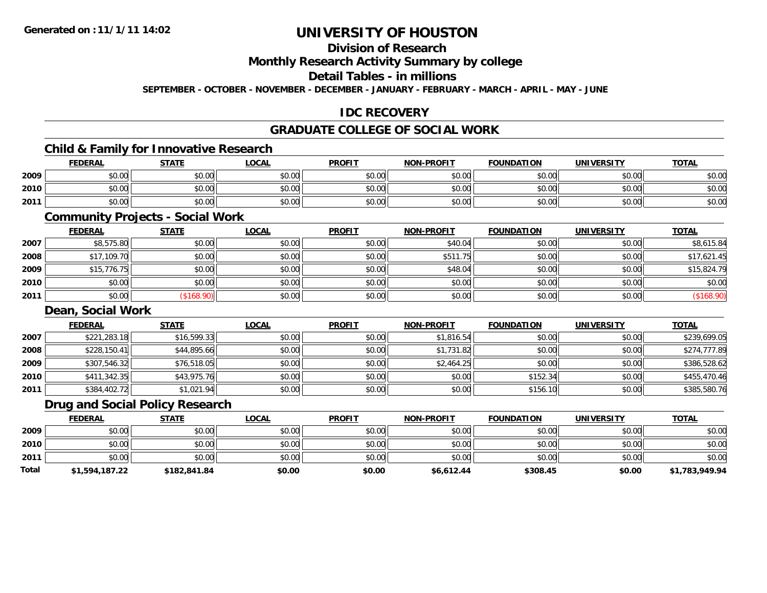**Generated on :11/1/11 14:02**

# UNIVERSITY OF HOUSTON

## Division of Research

## Monthly Research Activity Summary by college

## Detail Tables - in millions

**SEPTEMBER - OCTOBER - NOVEMBER - DECEMBER - JANUARY - FEBRUARY - MARCH - APRIL - MAY - JUNE**

## IDC RECOVERY

## GRADUATE COLLEGE OF SOCIAL WORK

### Child & Family for Innovative Research

| | FEDERAL | STATE | LOCAL | PROFIT | NON-PROFIT | FOUNDATION | UNIVERSITY | TOTAL |
|---|---|---|---|---|---|---|---|---|
| 2009 | $0.00 | $0.00 | $0.00 | $0.00 | $0.00 | $0.00 | $0.00 | $0.00 |
| 2010 | $0.00 | $0.00 | $0.00 | $0.00 | $0.00 | $0.00 | $0.00 | $0.00 |
| 2011 | $0.00 | $0.00 | $0.00 | $0.00 | $0.00 | $0.00 | $0.00 | $0.00 |

### Community Projects - Social Work

| | FEDERAL | STATE | LOCAL | PROFIT | NON-PROFIT | FOUNDATION | UNIVERSITY | TOTAL |
|---|---|---|---|---|---|---|---|---|
| 2007 | $8,575.80 | $0.00 | $0.00 | $0.00 | $40.04 | $0.00 | $0.00 | $8,615.84 |
| 2008 | $17,109.70 | $0.00 | $0.00 | $0.00 | $511.75 | $0.00 | $0.00 | $17,621.45 |
| 2009 | $15,776.75 | $0.00 | $0.00 | $0.00 | $48.04 | $0.00 | $0.00 | $15,824.79 |
| 2010 | $0.00 | $0.00 | $0.00 | $0.00 | $0.00 | $0.00 | $0.00 | $0.00 |
| 2011 | $0.00 | ($168.90) | $0.00 | $0.00 | $0.00 | $0.00 | $0.00 | ($168.90) |

### Dean, Social Work

| | FEDERAL | STATE | LOCAL | PROFIT | NON-PROFIT | FOUNDATION | UNIVERSITY | TOTAL |
|---|---|---|---|---|---|---|---|---|
| 2007 | $221,283.18 | $16,599.33 | $0.00 | $0.00 | $1,816.54 | $0.00 | $0.00 | $239,699.05 |
| 2008 | $228,150.41 | $44,895.66 | $0.00 | $0.00 | $1,731.82 | $0.00 | $0.00 | $274,777.89 |
| 2009 | $307,546.32 | $76,518.05 | $0.00 | $0.00 | $2,464.25 | $0.00 | $0.00 | $386,528.62 |
| 2010 | $411,342.35 | $43,975.76 | $0.00 | $0.00 | $0.00 | $152.34 | $0.00 | $455,470.46 |
| 2011 | $384,402.72 | $1,021.94 | $0.00 | $0.00 | $0.00 | $156.10 | $0.00 | $385,580.76 |

### Drug and Social Policy Research

| | FEDERAL | STATE | LOCAL | PROFIT | NON-PROFIT | FOUNDATION | UNIVERSITY | TOTAL |
|---|---|---|---|---|---|---|---|---|
| 2009 | $0.00 | $0.00 | $0.00 | $0.00 | $0.00 | $0.00 | $0.00 | $0.00 |
| 2010 | $0.00 | $0.00 | $0.00 | $0.00 | $0.00 | $0.00 | $0.00 | $0.00 |
| 2011 | $0.00 | $0.00 | $0.00 | $0.00 | $0.00 | $0.00 | $0.00 | $0.00 |
| **Total** | **$1,594,187.22** | **$182,841.84** | **$0.00** | **$0.00** | **$6,612.44** | **$308.45** | **$0.00** | **$1,783,949.94** |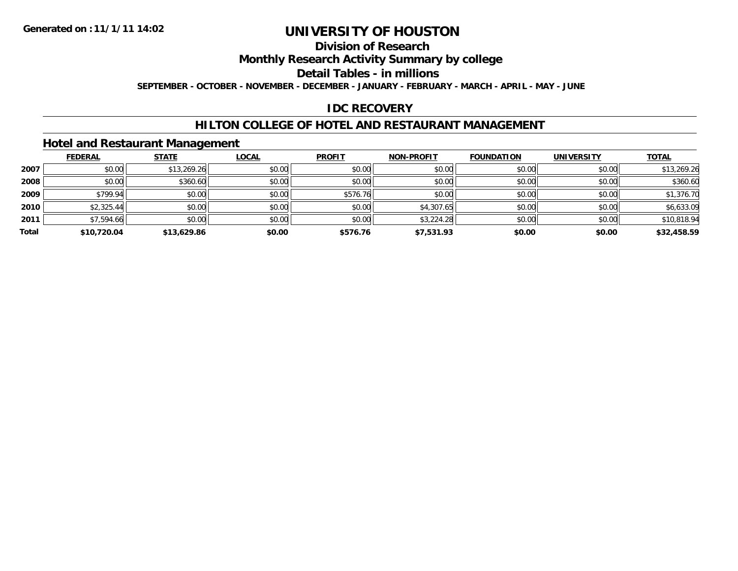Generated on :11/1/11 14:02

# UNIVERSITY OF HOUSTON

## Division of Research

## Monthly Research Activity Summary by college

## Detail Tables - in millions

**SEPTEMBER - OCTOBER - NOVEMBER - DECEMBER - JANUARY - FEBRUARY - MARCH - APRIL - MAY - JUNE**

## IDC RECOVERY

## HILTON COLLEGE OF HOTEL AND RESTAURANT MANAGEMENT

### Hotel and Restaurant Management

| | FEDERAL | STATE | LOCAL | PROFIT | NON-PROFIT | FOUNDATION | UNIVERSITY | TOTAL |
|---|---|---|---|---|---|---|---|---|
| 2007 | $0.00 | $13,269.26 | $0.00 | $0.00 | $0.00 | $0.00 | $0.00 | $13,269.26 |
| 2008 | $0.00 | $360.60 | $0.00 | $0.00 | $0.00 | $0.00 | $0.00 | $360.60 |
| 2009 | $799.94 | $0.00 | $0.00 | $576.76 | $0.00 | $0.00 | $0.00 | $1,376.70 |
| 2010 | $2,325.44 | $0.00 | $0.00 | $0.00 | $4,307.65 | $0.00 | $0.00 | $6,633.09 |
| 2011 | $7,594.66 | $0.00 | $0.00 | $0.00 | $3,224.28 | $0.00 | $0.00 | $10,818.94 |
| **Total** | **$10,720.04** | **$13,629.86** | **$0.00** | **$576.76** | **$7,531.93** | **$0.00** | **$0.00** | **$32,458.59** |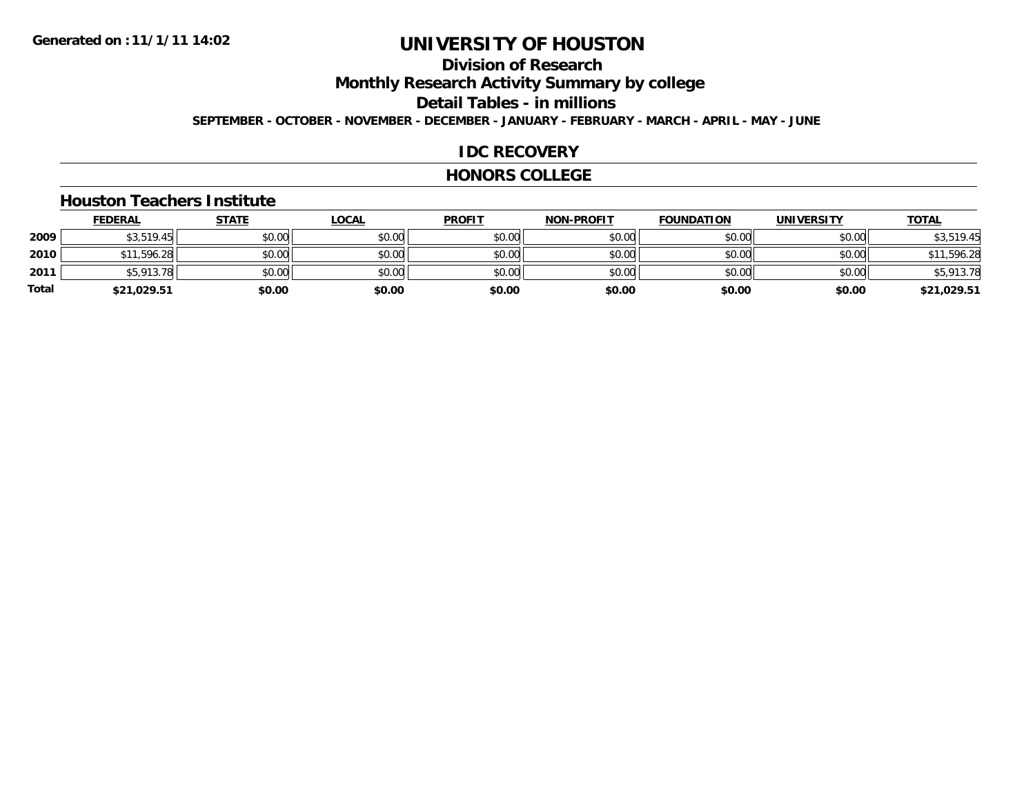**Generated on :11/1/11 14:02**

# UNIVERSITY OF HOUSTON

## Division of Research

## Monthly Research Activity Summary by college

## Detail Tables - in millions

**SEPTEMBER - OCTOBER - NOVEMBER - DECEMBER - JANUARY - FEBRUARY - MARCH - APRIL - MAY - JUNE**

## IDC RECOVERY

## HONORS COLLEGE

### Houston Teachers Institute

| | FEDERAL | STATE | LOCAL | PROFIT | NON-PROFIT | FOUNDATION | UNIVERSITY | TOTAL |
|---|---|---|---|---|---|---|---|---|
| 2009 | $3,519.45 | $0.00 | $0.00 | $0.00 | $0.00 | $0.00 | $0.00 | $3,519.45 |
| 2010 | $11,596.28 | $0.00 | $0.00 | $0.00 | $0.00 | $0.00 | $0.00 | $11,596.28 |
| 2011 | $5,913.78 | $0.00 | $0.00 | $0.00 | $0.00 | $0.00 | $0.00 | $5,913.78 |
| **Total** | **$21,029.51** | **$0.00** | **$0.00** | **$0.00** | **$0.00** | **$0.00** | **$0.00** | **$21,029.51** |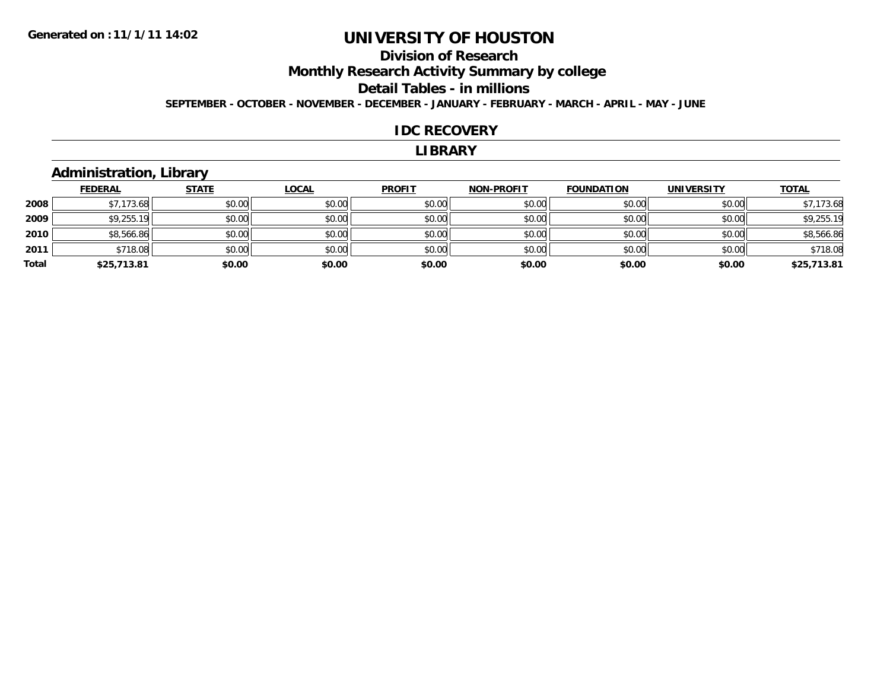Generated on :11/1/11 14:02

# UNIVERSITY OF HOUSTON

## Division of Research

## Monthly Research Activity Summary by college

## Detail Tables - in millions

**SEPTEMBER - OCTOBER - NOVEMBER - DECEMBER - JANUARY - FEBRUARY - MARCH - APRIL - MAY - JUNE**

## IDC RECOVERY

## LIBRARY

### Administration, Library

| | FEDERAL | STATE | LOCAL | PROFIT | NON-PROFIT | FOUNDATION | UNIVERSITY | TOTAL |
|---|---|---|---|---|---|---|---|---|
| 2008 | $7,173.68 | $0.00 | $0.00 | $0.00 | $0.00 | $0.00 | $0.00 | $7,173.68 |
| 2009 | $9,255.19 | $0.00 | $0.00 | $0.00 | $0.00 | $0.00 | $0.00 | $9,255.19 |
| 2010 | $8,566.86 | $0.00 | $0.00 | $0.00 | $0.00 | $0.00 | $0.00 | $8,566.86 |
| 2011 | $718.08 | $0.00 | $0.00 | $0.00 | $0.00 | $0.00 | $0.00 | $718.08 |
| **Total** | **$25,713.81** | **$0.00** | **$0.00** | **$0.00** | **$0.00** | **$0.00** | **$0.00** | **$25,713.81** |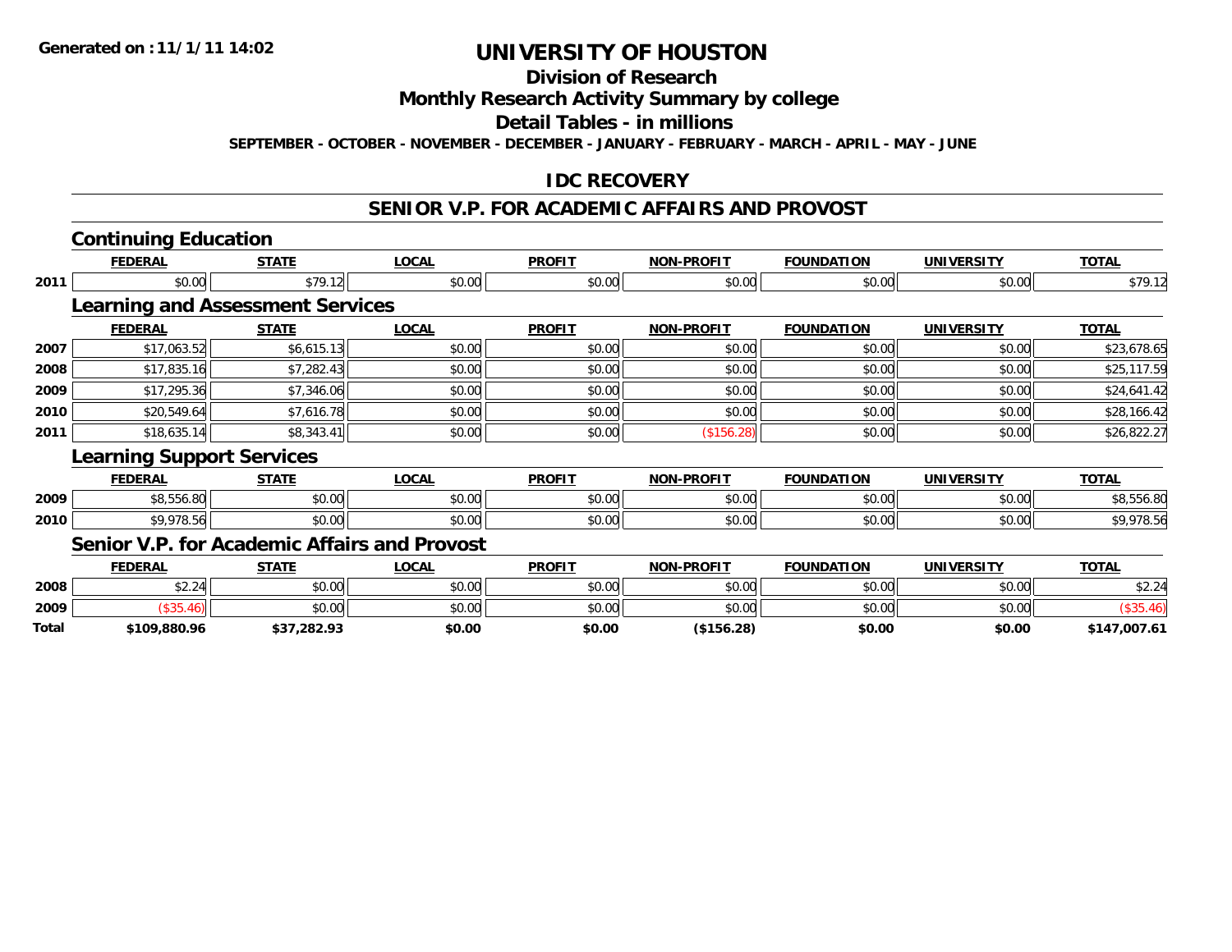**Generated on :11/1/11 14:02**

# UNIVERSITY OF HOUSTON

## Division of Research

## Monthly Research Activity Summary by college

## Detail Tables - in millions

**SEPTEMBER - OCTOBER - NOVEMBER - DECEMBER - JANUARY - FEBRUARY - MARCH - APRIL - MAY - JUNE**

## IDC RECOVERY

## SENIOR V.P. FOR ACADEMIC AFFAIRS AND PROVOST

### Continuing Education

| | FEDERAL | STATE | LOCAL | PROFIT | NON-PROFIT | FOUNDATION | UNIVERSITY | TOTAL |
|---|---|---|---|---|---|---|---|---|
| 2011 | $0.00 | $79.12 | $0.00 | $0.00 | $0.00 | $0.00 | $0.00 | $79.12 |

### Learning and Assessment Services

| | FEDERAL | STATE | LOCAL | PROFIT | NON-PROFIT | FOUNDATION | UNIVERSITY | TOTAL |
|---|---|---|---|---|---|---|---|---|
| 2007 | $17,063.52 | $6,615.13 | $0.00 | $0.00 | $0.00 | $0.00 | $0.00 | $23,678.65 |
| 2008 | $17,835.16 | $7,282.43 | $0.00 | $0.00 | $0.00 | $0.00 | $0.00 | $25,117.59 |
| 2009 | $17,295.36 | $7,346.06 | $0.00 | $0.00 | $0.00 | $0.00 | $0.00 | $24,641.42 |
| 2010 | $20,549.64 | $7,616.78 | $0.00 | $0.00 | $0.00 | $0.00 | $0.00 | $28,166.42 |
| 2011 | $18,635.14 | $8,343.41 | $0.00 | $0.00 | ($156.28) | $0.00 | $0.00 | $26,822.27 |

### Learning Support Services

| | FEDERAL | STATE | LOCAL | PROFIT | NON-PROFIT | FOUNDATION | UNIVERSITY | TOTAL |
|---|---|---|---|---|---|---|---|---|
| 2009 | $8,556.80 | $0.00 | $0.00 | $0.00 | $0.00 | $0.00 | $0.00 | $8,556.80 |
| 2010 | $9,978.56 | $0.00 | $0.00 | $0.00 | $0.00 | $0.00 | $0.00 | $9,978.56 |

### Senior V.P. for Academic Affairs and Provost

| | FEDERAL | STATE | LOCAL | PROFIT | NON-PROFIT | FOUNDATION | UNIVERSITY | TOTAL |
|---|---|---|---|---|---|---|---|---|
| 2008 | $2.24 | $0.00 | $0.00 | $0.00 | $0.00 | $0.00 | $0.00 | $2.24 |
| 2009 | ($35.46) | $0.00 | $0.00 | $0.00 | $0.00 | $0.00 | $0.00 | ($35.46) |
| **Total** | **$109,880.96** | **$37,282.93** | **$0.00** | **$0.00** | **($156.28)** | **$0.00** | **$0.00** | **$147,007.61** |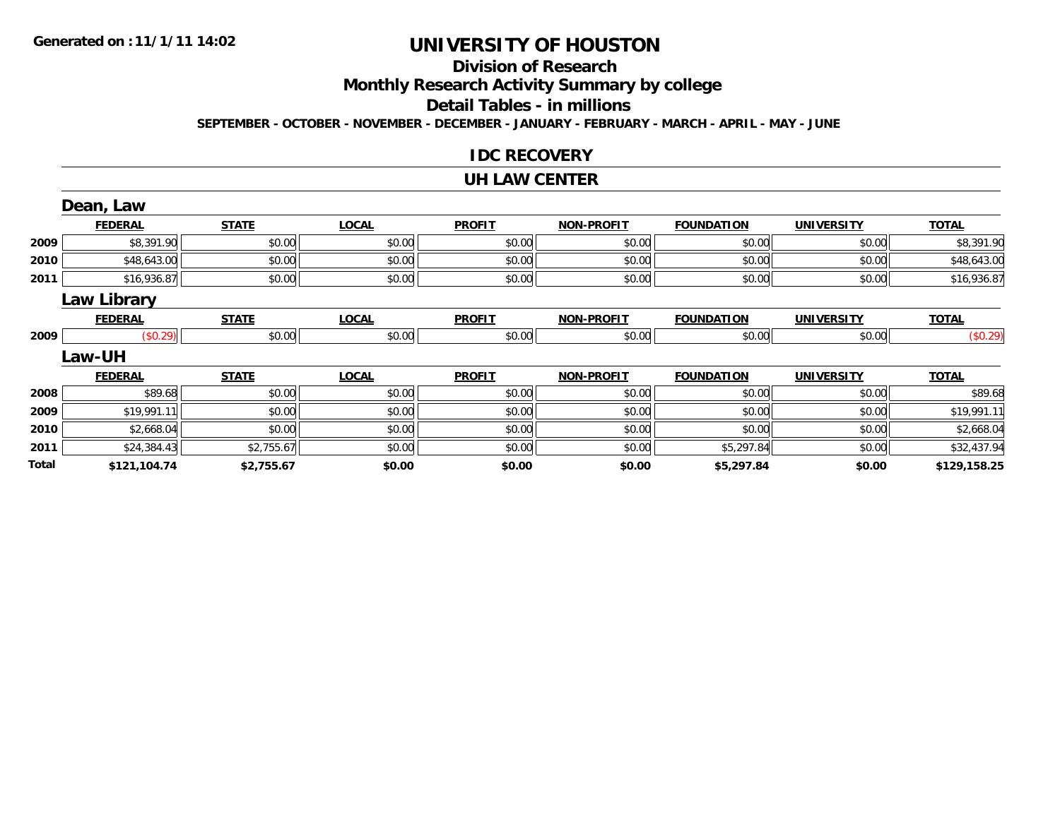Generated on :11/1/11 14:02

# UNIVERSITY OF HOUSTON

## Division of Research

## Monthly Research Activity Summary by college

## Detail Tables - in millions

**SEPTEMBER - OCTOBER - NOVEMBER - DECEMBER - JANUARY - FEBRUARY - MARCH - APRIL - MAY - JUNE**

### IDC RECOVERY

### UH LAW CENTER

#### Dean, Law

| | FEDERAL | STATE | LOCAL | PROFIT | NON-PROFIT | FOUNDATION | UNIVERSITY | TOTAL |
|---|---|---|---|---|---|---|---|---|
| 2009 | $8,391.90 | $0.00 | $0.00 | $0.00 | $0.00 | $0.00 | $0.00 | $8,391.90 |
| 2010 | $48,643.00 | $0.00 | $0.00 | $0.00 | $0.00 | $0.00 | $0.00 | $48,643.00 |
| 2011 | $16,936.87 | $0.00 | $0.00 | $0.00 | $0.00 | $0.00 | $0.00 | $16,936.87 |

#### Law Library

| | FEDERAL | STATE | LOCAL | PROFIT | NON-PROFIT | FOUNDATION | UNIVERSITY | TOTAL |
|---|---|---|---|---|---|---|---|---|
| 2009 | ($0.29) | $0.00 | $0.00 | $0.00 | $0.00 | $0.00 | $0.00 | ($0.29) |

#### Law-UH

| | FEDERAL | STATE | LOCAL | PROFIT | NON-PROFIT | FOUNDATION | UNIVERSITY | TOTAL |
|---|---|---|---|---|---|---|---|---|
| 2008 | $89.68 | $0.00 | $0.00 | $0.00 | $0.00 | $0.00 | $0.00 | $89.68 |
| 2009 | $19,991.11 | $0.00 | $0.00 | $0.00 | $0.00 | $0.00 | $0.00 | $19,991.11 |
| 2010 | $2,668.04 | $0.00 | $0.00 | $0.00 | $0.00 | $0.00 | $0.00 | $2,668.04 |
| 2011 | $24,384.43 | $2,755.67 | $0.00 | $0.00 | $0.00 | $5,297.84 | $0.00 | $32,437.94 |
| **Total** | **$121,104.74** | **$2,755.67** | **$0.00** | **$0.00** | **$0.00** | **$5,297.84** | **$0.00** | **$129,158.25** |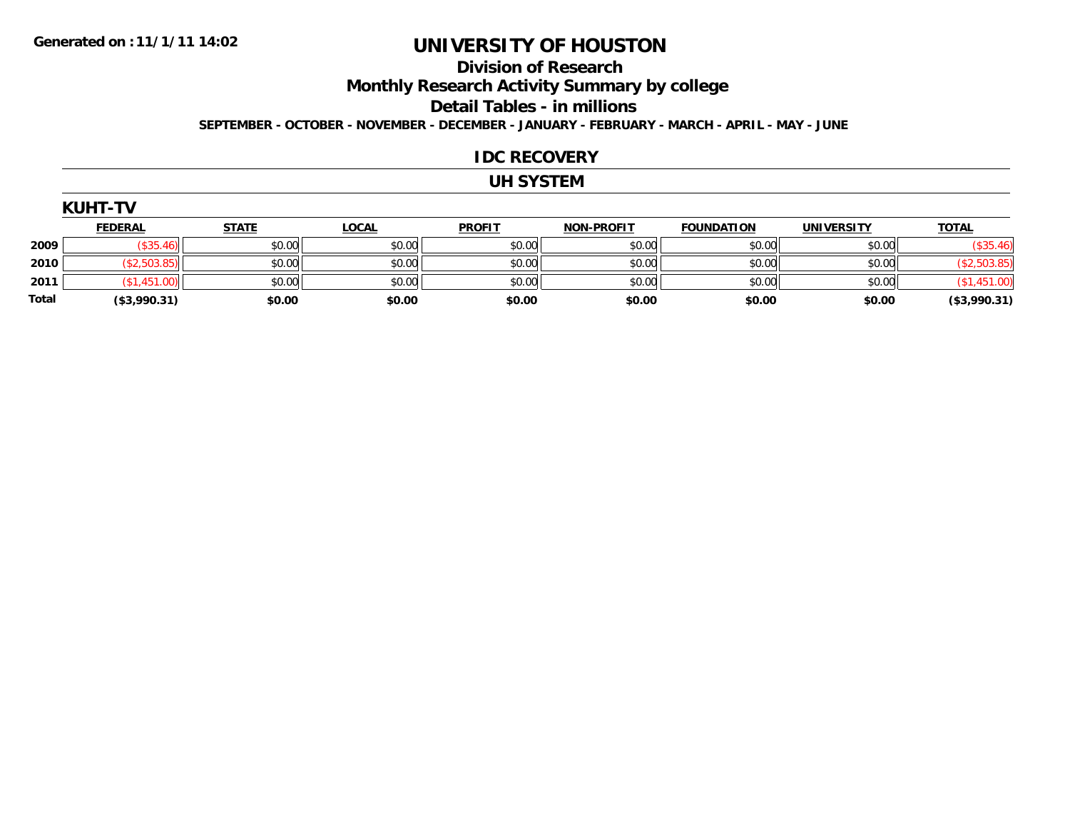Generated on :11/1/11 14:02

# UNIVERSITY OF HOUSTON

## Division of Research

## Monthly Research Activity Summary by college

## Detail Tables - in millions

**SEPTEMBER - OCTOBER - NOVEMBER - DECEMBER - JANUARY - FEBRUARY - MARCH - APRIL - MAY - JUNE**

## IDC RECOVERY

## UH SYSTEM

### KUHT-TV

| | FEDERAL | STATE | LOCAL | PROFIT | NON-PROFIT | FOUNDATION | UNIVERSITY | TOTAL |
|---|---|---|---|---|---|---|---|---|
| 2009 | ($35.46) | $0.00 | $0.00 | $0.00 | $0.00 | $0.00 | $0.00 | ($35.46) |
| 2010 | ($2,503.85) | $0.00 | $0.00 | $0.00 | $0.00 | $0.00 | $0.00 | ($2,503.85) |
| 2011 | ($1,451.00) | $0.00 | $0.00 | $0.00 | $0.00 | $0.00 | $0.00 | ($1,451.00) |
| **Total** | **($3,990.31)** | **$0.00** | **$0.00** | **$0.00** | **$0.00** | **$0.00** | **$0.00** | **($3,990.31)** |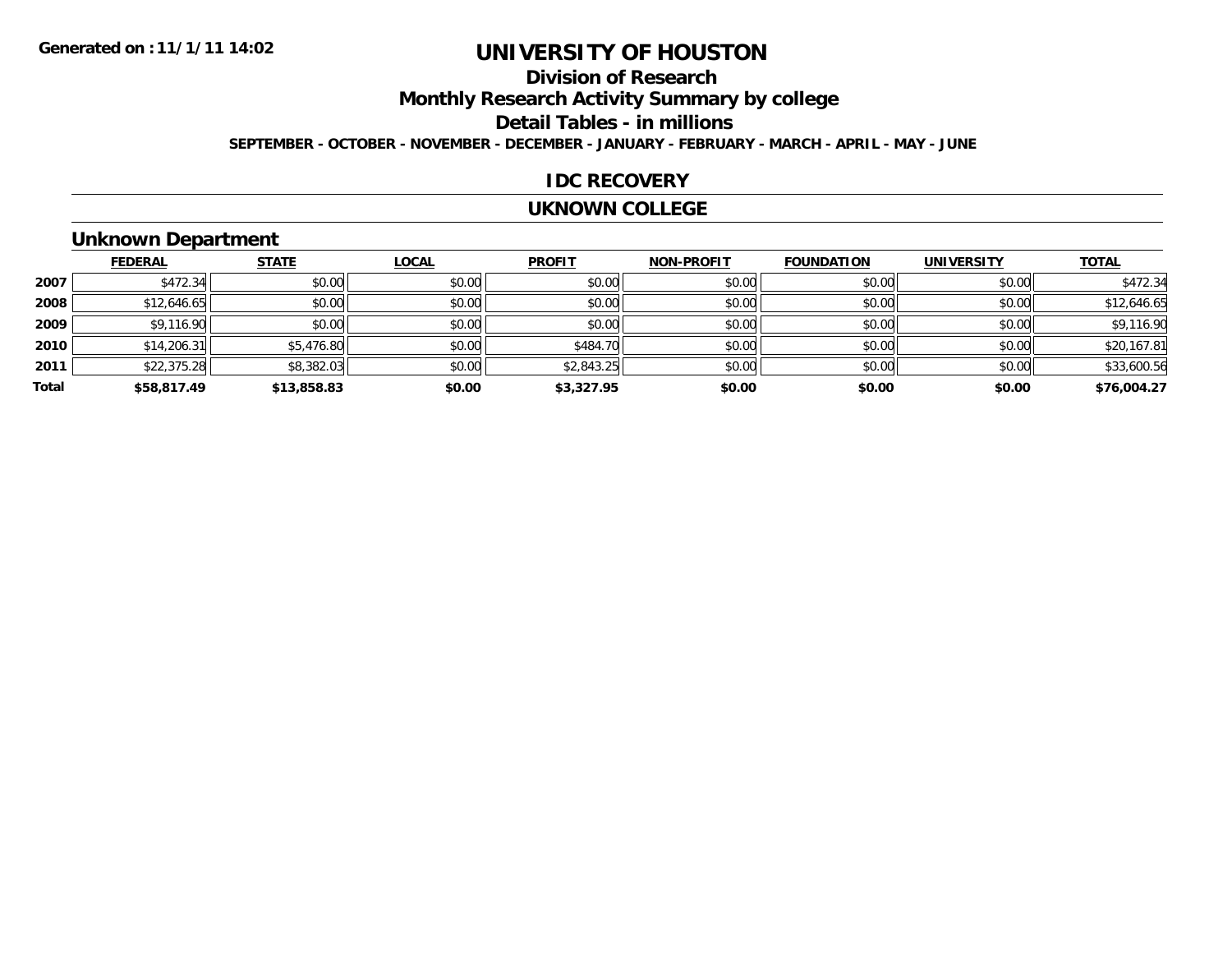Generated on :11/1/11 14:02

# UNIVERSITY OF HOUSTON

## Division of Research

## Monthly Research Activity Summary by college

## Detail Tables - in millions

**SEPTEMBER - OCTOBER - NOVEMBER - DECEMBER - JANUARY - FEBRUARY - MARCH - APRIL - MAY - JUNE**

## IDC RECOVERY

## UKNOWN COLLEGE

### Unknown Department

| | FEDERAL | STATE | LOCAL | PROFIT | NON-PROFIT | FOUNDATION | UNIVERSITY | TOTAL |
|---|---|---|---|---|---|---|---|---|
| 2007 | $472.34 | $0.00 | $0.00 | $0.00 | $0.00 | $0.00 | $0.00 | $472.34 |
| 2008 | $12,646.65 | $0.00 | $0.00 | $0.00 | $0.00 | $0.00 | $0.00 | $12,646.65 |
| 2009 | $9,116.90 | $0.00 | $0.00 | $0.00 | $0.00 | $0.00 | $0.00 | $9,116.90 |
| 2010 | $14,206.31 | $5,476.80 | $0.00 | $484.70 | $0.00 | $0.00 | $0.00 | $20,167.81 |
| 2011 | $22,375.28 | $8,382.03 | $0.00 | $2,843.25 | $0.00 | $0.00 | $0.00 | $33,600.56 |
| **Total** | **$58,817.49** | **$13,858.83** | **$0.00** | **$3,327.95** | **$0.00** | **$0.00** | **$0.00** | **$76,004.27** |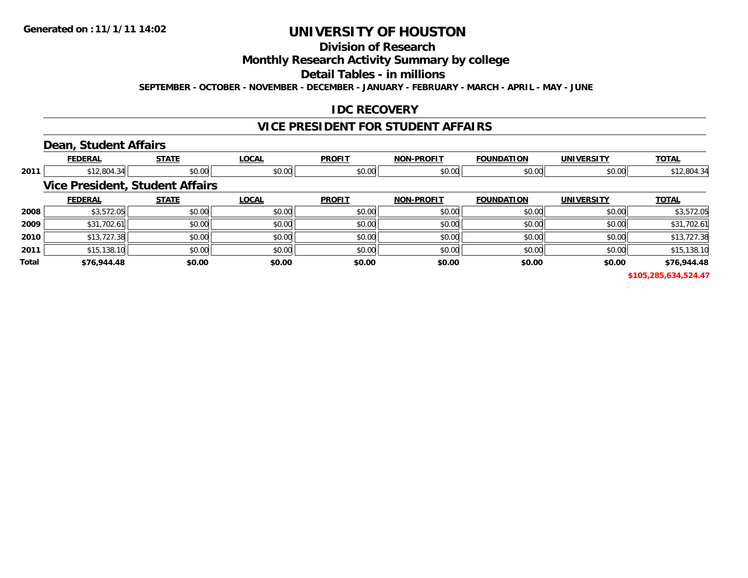**Generated on :11/1/11 14:02**

# UNIVERSITY OF HOUSTON

## Division of Research

## Monthly Research Activity Summary by college

## Detail Tables - in millions

**SEPTEMBER - OCTOBER - NOVEMBER - DECEMBER - JANUARY - FEBRUARY - MARCH - APRIL - MAY - JUNE**

## IDC RECOVERY

## VICE PRESIDENT FOR STUDENT AFFAIRS

### Dean, Student Affairs

| | FEDERAL | STATE | LOCAL | PROFIT | NON-PROFIT | FOUNDATION | UNIVERSITY | TOTAL |
|---|---|---|---|---|---|---|---|---|
| 2011 | $12,804.34 | $0.00 | $0.00 | $0.00 | $0.00 | $0.00 | $0.00 | $12,804.34 |

### Vice President, Student Affairs

| | FEDERAL | STATE | LOCAL | PROFIT | NON-PROFIT | FOUNDATION | UNIVERSITY | TOTAL |
|---|---|---|---|---|---|---|---|---|
| 2008 | $3,572.05 | $0.00 | $0.00 | $0.00 | $0.00 | $0.00 | $0.00 | $3,572.05 |
| 2009 | $31,702.61 | $0.00 | $0.00 | $0.00 | $0.00 | $0.00 | $0.00 | $31,702.61 |
| 2010 | $13,727.38 | $0.00 | $0.00 | $0.00 | $0.00 | $0.00 | $0.00 | $13,727.38 |
| 2011 | $15,138.10 | $0.00 | $0.00 | $0.00 | $0.00 | $0.00 | $0.00 | $15,138.10 |
| **Total** | **$76,944.48** | **$0.00** | **$0.00** | **$0.00** | **$0.00** | **$0.00** | **$0.00** | **$76,944.48** |

**$105,285,634,524.47**